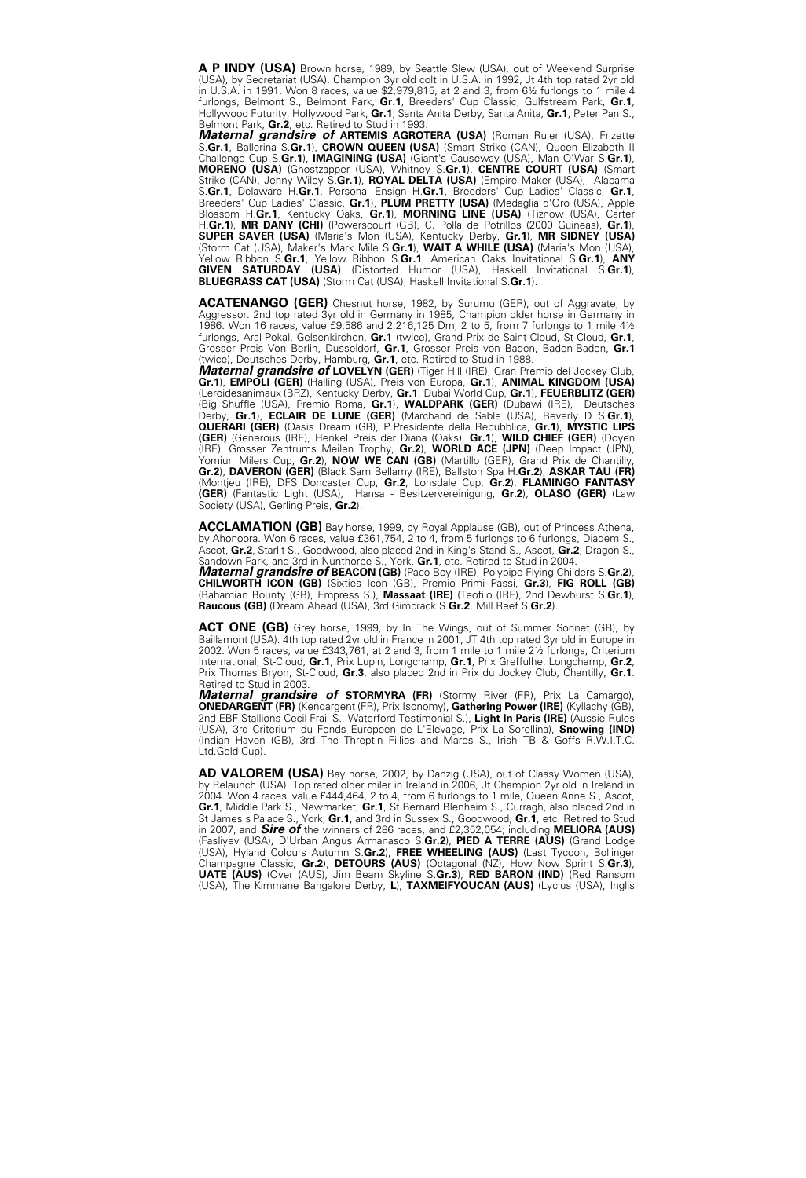**A P INDY (USA)** Brown horse, 1989, by Seattle Slew (USA), out of Weekend Surprise (USA), by Secretariat (USA). Champion 3yr old colt in U.S.A. in 1992, Jt 4th top rated 2yr old in U.S.A. in 1991. Won 8 races, value $2,979,815, at 2 and 3, from 6½ furlongs to 1 mile 4 furlongs, Belmont S., Belmont Park, **Gr.1**, Breeders' Cup Classic, Gulfstream Park, **Gr.1**, Hollywood Futurity, Hollywood Park, **Gr.1**, Santa Anita Derby, Santa Anita, **Gr.1**, Peter Pan S., Belmont Park, **Gr.2**, etc. Retired to Stud in 1993.
***Maternal grandsire of*** **ARTEMIS AGROTERA (USA)** (Roman Ruler (USA), Frizette S.**Gr.1**, Ballerina S.**Gr.1**), **CROWN QUEEN (USA)** (Smart Strike (CAN), Queen Elizabeth II Challenge Cup S.**Gr.1**), **IMAGINING (USA)** (Giant's Causeway (USA), Man O'War S.**Gr.1**), **MORENO (USA)** (Ghostzapper (USA), Whitney S.**Gr.1**), **CENTRE COURT (USA)** (Smart Strike (CAN), Jenny Wiley S.**Gr.1**), **ROYAL DELTA (USA)** (Empire Maker (USA), Alabama S.**Gr.1**, Delaware H.**Gr.1**, Personal Ensign H.**Gr.1**, Breeders' Cup Ladies' Classic, **Gr.1**, Breeders' Cup Ladies' Classic, **Gr.1**), **PLUM PRETTY (USA)** (Medaglia d'Oro (USA), Apple Blossom H.**Gr.1**, Kentucky Oaks, **Gr.1**), **MORNING LINE (USA)** (Tiznow (USA), Carter H.**Gr.1**), **MR DANY (CHI)** (Powerscourt (GB), C. Polla de Potrillos (2000 Guineas), **Gr.1**), **SUPER SAVER (USA)** (Maria's Mon (USA), Kentucky Derby, **Gr.1**), **MR SIDNEY (USA)** (Storm Cat (USA), Maker's Mark Mile S.**Gr.1**), **WAIT A WHILE (USA)** (Maria's Mon (USA), Yellow Ribbon S.**Gr.1**, Yellow Ribbon S.**Gr.1**, American Oaks Invitational S.**Gr.1**), **ANY GIVEN SATURDAY (USA)** (Distorted Humor (USA), Haskell Invitational S.**Gr.1**), **BLUEGRASS CAT (USA)** (Storm Cat (USA), Haskell Invitational S.**Gr.1**).

**ACATENANGO (GER)** Chesnut horse, 1982, by Surumu (GER), out of Aggravate, by Aggressor. 2nd top rated 3yr old in Germany in 1985, Champion older horse in Germany in 1986. Won 16 races, value £9,586 and 2,216,125 Dm, 2 to 5, from 7 furlongs to 1 mile 4½ furlongs, Aral-Pokal, Gelsenkirchen, **Gr.1** (twice), Grand Prix de Saint-Cloud, St-Cloud, **Gr.1**, Grosser Preis Von Berlin, Dusseldorf, **Gr.1**, Grosser Preis von Baden, Baden-Baden, **Gr.1** (twice), Deutsches Derby, Hamburg, **Gr.1**, etc. Retired to Stud in 1988.
***Maternal grandsire of*** **LOVELYN (GER)** (Tiger Hill (IRE), Gran Premio del Jockey Club, **Gr.1**), **EMPOLI (GER)** (Halling (USA), Preis von Europa, **Gr.1**), **ANIMAL KINGDOM (USA)** (Leroidesanimaux (BRZ), Kentucky Derby, **Gr.1**, Dubai World Cup, **Gr.1**), **FEUERBLITZ (GER)** (Big Shuffle (USA), Premio Roma, **Gr.1**), **WALDPARK (GER)** (Dubawi (IRE), Deutsches Derby, **Gr.1**), **ECLAIR DE LUNE (GER)** (Marchand de Sable (USA), Beverly D S.**Gr.1**), **QUERARI (GER)** (Oasis Dream (GB), P.Presidente della Repubblica, **Gr.1**), **MYSTIC LIPS (GER)** (Generous (IRE), Henkel Preis der Diana (Oaks), **Gr.1**), **WILD CHIEF (GER)** (Doyen (IRE), Grosser Zentrums Meilen Trophy, **Gr.2**), **WORLD ACE (JPN)** (Deep Impact (JPN), Yomiuri Milers Cup, **Gr.2**), **NOW WE CAN (GB)** (Martillo (GER), Grand Prix de Chantilly, **Gr.2**), **DAVERON (GER)** (Black Sam Bellamy (IRE), Ballston Spa H.**Gr.2**), **ASKAR TAU (FR)** (Montjeu (IRE), DFS Doncaster Cup, **Gr.2**, Lonsdale Cup, **Gr.2**), **FLAMINGO FANTASY (GER)** (Fantastic Light (USA), Hansa - Besitzervereinigung, **Gr.2**), **OLASO (GER)** (Law Society (USA), Gerling Preis, **Gr.2**).

**ACCLAMATION (GB)** Bay horse, 1999, by Royal Applause (GB), out of Princess Athena, by Ahonoora. Won 6 races, value £361,754, 2 to 4, from 5 furlongs to 6 furlongs, Diadem S., Ascot, **Gr.2**, Starlit S., Goodwood, also placed 2nd in King's Stand S., Ascot, **Gr.2**, Dragon S., Sandown Park, and 3rd in Nunthorpe S., York, **Gr.1**, etc. Retired to Stud in 2004.
***Maternal grandsire of*** **BEACON (GB)** (Paco Boy (IRE), Polypipe Flying Childers S.**Gr.2**), **CHILWORTH ICON (GB)** (Sixties Icon (GB), Premio Primi Passi, **Gr.3**), **FIG ROLL (GB)** (Bahamian Bounty (GB), Empress S.), **Massaat (IRE)** (Teofilo (IRE), 2nd Dewhurst S.**Gr.1**), **Raucous (GB)** (Dream Ahead (USA), 3rd Gimcrack S.**Gr.2**, Mill Reef S.**Gr.2**).

**ACT ONE (GB)** Grey horse, 1999, by In The Wings, out of Summer Sonnet (GB), by Baillamont (USA). 4th top rated 2yr old in France in 2001, JT 4th top rated 3yr old in Europe in 2002. Won 5 races, value £343,761, at 2 and 3, from 1 mile to 1 mile 2½ furlongs, Criterium International, St-Cloud, **Gr.1**, Prix Lupin, Longchamp, **Gr.1**, Prix Greffulhe, Longchamp, **Gr.2**, Prix Thomas Bryon, St-Cloud, **Gr.3**, also placed 2nd in Prix du Jockey Club, Chantilly, **Gr.1**. Retired to Stud in 2003.
***Maternal grandsire of*** **STORMYRA (FR)** (Stormy River (FR), Prix La Camargo), **ONEDARGENT (FR)** (Kendargent (FR), Prix Isonomy), **Gathering Power (IRE)** (Kyllachy (GB), 2nd EBF Stallions Cecil Frail S., Waterford Testimonial S.), **Light In Paris (IRE)** (Aussie Rules (USA), 3rd Criterium du Fonds Europeen de L'Elevage, Prix La Sorellina), **Snowing (IND)** (Indian Haven (GB), 3rd The Threptin Fillies and Mares S., Irish TB & Goffs R.W.I.T.C. Ltd.Gold Cup).

**AD VALOREM (USA)** Bay horse, 2002, by Danzig (USA), out of Classy Women (USA), by Relaunch (USA). Top rated older miler in Ireland in 2006, Jt Champion 2yr old in Ireland in 2004. Won 4 races, value £444,464, 2 to 4, from 6 furlongs to 1 mile, Queen Anne S., Ascot, **Gr.1**, Middle Park S., Newmarket, **Gr.1**, St Bernard Blenheim S., Curragh, also placed 2nd in St James's Palace S., York, **Gr.1**, and 3rd in Sussex S., Goodwood, **Gr.1**, etc. Retired to Stud in 2007, and ***Sire of*** the winners of 286 races, and £2,352,054; including **MELIORA (AUS)** (Fasliyev (USA), D'Urban Angus Armanasco S.**Gr.2**), **PIED A TERRE (AUS)** (Grand Lodge (USA), Hyland Colours Autumn S.**Gr.2**), **FREE WHEELING (AUS)** (Last Tycoon, Bollinger Champagne Classic, **Gr.2**), **DETOURS (AUS)** (Octagonal (NZ), How Now Sprint S.**Gr.3**), **UATE (AUS)** (Over (AUS), Jim Beam Skyline S.**Gr.3**), **RED BARON (IND)** (Red Ransom (USA), The Kimmane Bangalore Derby, **L**), **TAXMEIFYOUCAN (AUS)** (Lycius (USA), Inglis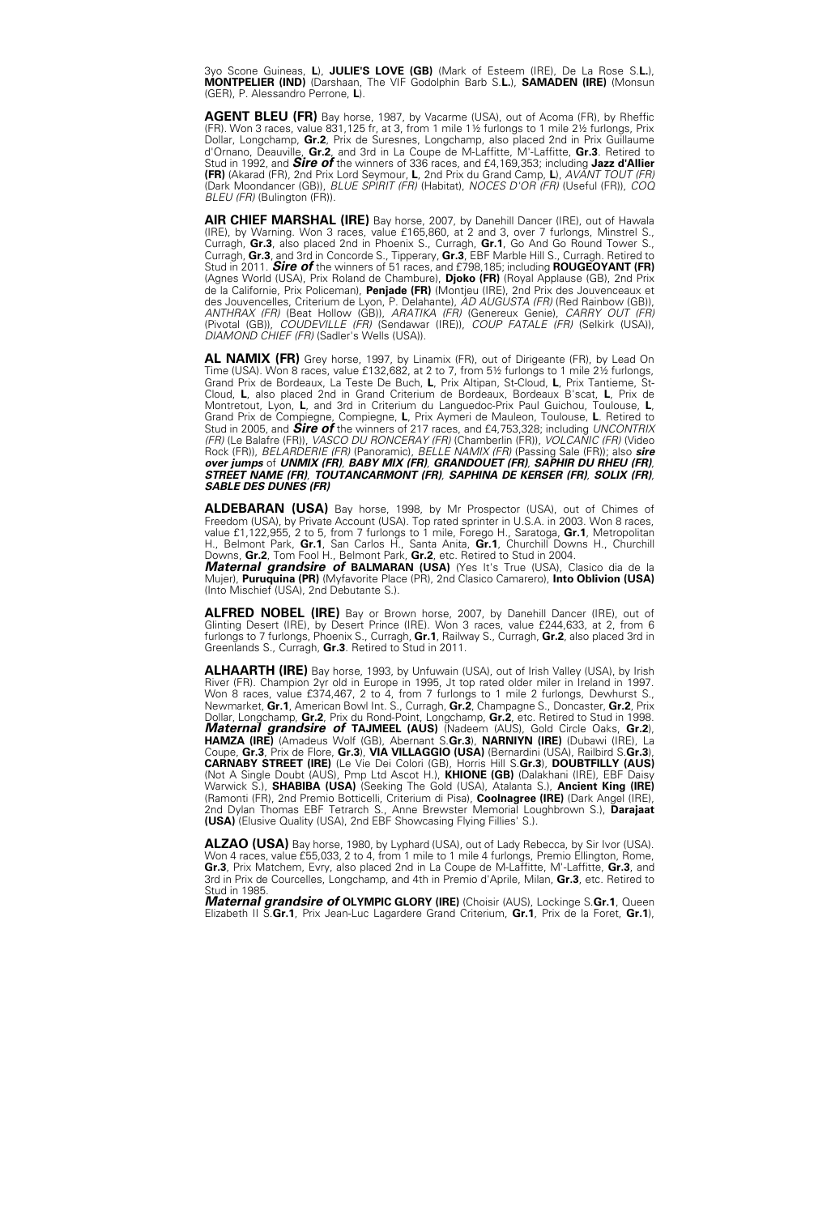3yo Scone Guineas, **L**), **JULIE'S LOVE (GB)** (Mark of Esteem (IRE), De La Rose S.**L**.), **MONTPELIER (IND)** (Darshaan, The VIF Godolphin Barb S.**L**.), **SAMADEN (IRE)** (Monsun (GER), P. Alessandro Perrone, **L**).

**AGENT BLEU (FR)** Bay horse, 1987, by Vacarme (USA), out of Acoma (FR), by Rheffic (FR). Won 3 races, value 831,125 fr, at 3, from 1 mile 1½ furlongs to 1 mile 2½ furlongs, Prix Dollar, Longchamp, **Gr.2**, Prix de Suresnes, Longchamp, also placed 2nd in Prix Guillaume d'Ornano, Deauville, **Gr.2**, and 3rd in La Coupe de M-Laffitte, M'-Laffitte, **Gr.3**. Retired to Stud in 1992, and ***Sire of*** the winners of 336 races, and £4,169,353; including **Jazz d'Allier (FR)** (Akarad (FR), 2nd Prix Lord Seymour, **L**, 2nd Prix du Grand Camp, **L**), *AVANT TOUT (FR)* (Dark Moondancer (GB)), *BLUE SPIRIT (FR)* (Habitat), *NOCES D'OR (FR)* (Useful (FR)), *COQ BLEU (FR)* (Bulington (FR)).

**AIR CHIEF MARSHAL (IRE)** Bay horse, 2007, by Danehill Dancer (IRE), out of Hawala (IRE), by Warning. Won 3 races, value £165,860, at 2 and 3, over 7 furlongs, Minstrel S., Curragh, **Gr.3**, also placed 2nd in Phoenix S., Curragh, **Gr.1**, Go And Go Round Tower S., Curragh, **Gr.3**, and 3rd in Concorde S., Tipperary, **Gr.3**, EBF Marble Hill S., Curragh. Retired to Stud in 2011. ***Sire of*** the winners of 51 races, and £798,185; including **ROUGEOYANT (FR)** (Agnes World (USA), Prix Roland de Chambure), **Djoko (FR)** (Royal Applause (GB), 2nd Prix de la Californie, Prix Policeman), **Penjade (FR)** (Montjeu (IRE), 2nd Prix des Jouvenceaux et des Jouvencelles, Criterium de Lyon, P. Delahante), *AD AUGUSTA (FR)* (Red Rainbow (GB)), *ANTHRAX (FR)* (Beat Hollow (GB)), *ARATIKA (FR)* (Genereux Genie), *CARRY OUT (FR)* (Pivotal (GB)), *COUDEVILLE (FR)* (Sendawar (IRE)), *COUP FATALE (FR)* (Selkirk (USA)), *DIAMOND CHIEF (FR)* (Sadler's Wells (USA)).

**AL NAMIX (FR)** Grey horse, 1997, by Linamix (FR), out of Dirigeante (FR), by Lead On Time (USA). Won 8 races, value £132,682, at 2 to 7, from 5½ furlongs to 1 mile 2½ furlongs, Grand Prix de Bordeaux, La Teste De Buch, **L**, Prix Altipan, St-Cloud, **L**, Prix Tantieme, St-Cloud, **L**, also placed 2nd in Grand Criterium de Bordeaux, Bordeaux B'scat, **L**, Prix de Montretout, Lyon, **L**, and 3rd in Criterium du Languedoc-Prix Paul Guichou, Toulouse, **L**, Grand Prix de Compiegne, Compiegne, **L**, Prix Aymeri de Mauleon, Toulouse, **L**. Retired to Stud in 2005, and ***Sire of*** the winners of 217 races, and £4,753,328; including *UNCONTRIX (FR)* (Le Balafre (FR)), *VASCO DU RONCERAY (FR)* (Chamberlin (FR)), *VOLCANIC (FR)* (Video Rock (FR)), *BELARDERIE (FR)* (Panoramic), *BELLE NAMIX (FR)* (Passing Sale (FR)); also ***sire over jumps*** of ***UNMIX (FR)***, ***BABY MIX (FR)***, ***GRANDOUET (FR)***, ***SAPHIR DU RHEU (FR)***, ***STREET NAME (FR)***, ***TOUTANCARMONT (FR)***, ***SAPHINA DE KERSER (FR)***, ***SOLIX (FR)***, ***SABLE DES DUNES (FR)***

**ALDEBARAN (USA)** Bay horse, 1998, by Mr Prospector (USA), out of Chimes of Freedom (USA), by Private Account (USA). Top rated sprinter in U.S.A. in 2003. Won 8 races, value £1,122,955, 2 to 5, from 7 furlongs to 1 mile, Forego H., Saratoga, **Gr.1**, Metropolitan H., Belmont Park, **Gr.1**, San Carlos H., Santa Anita, **Gr.1**, Churchill Downs H., Churchill Downs, **Gr.2**, Tom Fool H., Belmont Park, **Gr.2**, etc. Retired to Stud in 2004.
***Maternal grandsire of*** **BALMARAN (USA)** (Yes It's True (USA), Clasico dia de la Mujer), **Puruquina (PR)** (Myfavorite Place (PR), 2nd Clasico Camarero), **Into Oblivion (USA)** (Into Mischief (USA), 2nd Debutante S.).

**ALFRED NOBEL (IRE)** Bay or Brown horse, 2007, by Danehill Dancer (IRE), out of Glinting Desert (IRE), by Desert Prince (IRE). Won 3 races, value £244,633, at 2, from 6 furlongs to 7 furlongs, Phoenix S., Curragh, **Gr.1**, Railway S., Curragh, **Gr.2**, also placed 3rd in Greenlands S., Curragh, **Gr.3**. Retired to Stud in 2011.

**ALHAARTH (IRE)** Bay horse, 1993, by Unfuwain (USA), out of Irish Valley (USA), by Irish River (FR). Champion 2yr old in Europe in 1995, Jt top rated older miler in Ireland in 1997. Won 8 races, value £374,467, 2 to 4, from 7 furlongs to 1 mile 2 furlongs, Dewhurst S., Newmarket, **Gr.1**, American Bowl Int. S., Curragh, **Gr.2**, Champagne S., Doncaster, **Gr.2**, Prix Dollar, Longchamp, **Gr.2**, Prix du Rond-Point, Longchamp, **Gr.2**, etc. Retired to Stud in 1998.
***Maternal grandsire of*** **TAJMEEL (AUS)** (Nadeem (AUS), Gold Circle Oaks, **Gr.2**), **HAMZA (IRE)** (Amadeus Wolf (GB), Abernant S.**Gr.3**), **NARNIYN (IRE)** (Dubawi (IRE), La Coupe, **Gr.3**, Prix de Flore, **Gr.3**), **VIA VILLAGGIO (USA)** (Bernardini (USA), Railbird S.**Gr.3**), **CARNABY STREET (IRE)** (Le Vie Dei Colori (GB), Horris Hill S.**Gr.3**), **DOUBTFILLY (AUS)** (Not A Single Doubt (AUS), Pmp Ltd Ascot H.), **KHIONE (GB)** (Dalakhani (IRE), EBF Daisy Warwick S.), **SHABIBA (USA)** (Seeking The Gold (USA), Atalanta S.), **Ancient King (IRE)** (Ramonti (FR), 2nd Premio Botticelli, Criterium di Pisa), **Coolnagree (IRE)** (Dark Angel (IRE), 2nd Dylan Thomas EBF Tetrarch S., Anne Brewster Memorial Loughbrown S.), **Darajaat (USA)** (Elusive Quality (USA), 2nd EBF Showcasing Flying Fillies' S.).

**ALZAO (USA)** Bay horse, 1980, by Lyphard (USA), out of Lady Rebecca, by Sir Ivor (USA). Won 4 races, value £55,033, 2 to 4, from 1 mile to 1 mile 4 furlongs, Premio Ellington, Rome, **Gr.3**, Prix Matchem, Evry, also placed 2nd in La Coupe de M-Laffitte, M'-Laffitte, **Gr.3**, and 3rd in Prix de Courcelles, Longchamp, and 4th in Premio d'Aprile, Milan, **Gr.3**, etc. Retired to Stud in 1985.
***Maternal grandsire of*** **OLYMPIC GLORY (IRE)** (Choisir (AUS), Lockinge S.**Gr.1**, Queen Elizabeth II S.**Gr.1**, Prix Jean-Luc Lagardere Grand Criterium, **Gr.1**, Prix de la Foret, **Gr.1**),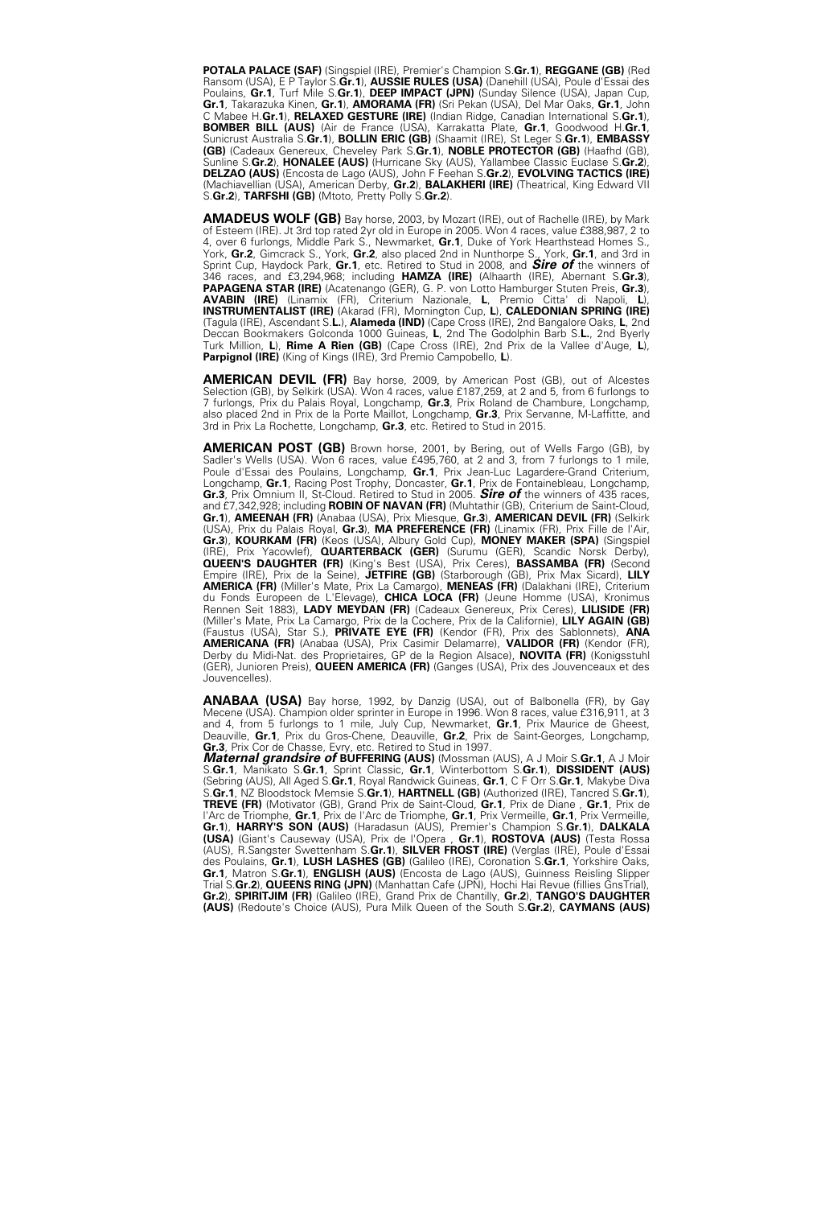**POTALA PALACE (SAF)** (Singspiel (IRE), Premier's Champion S.**Gr.1**), **REGGANE (GB)** (Red Ransom (USA), E P Taylor S.**Gr.1**), **AUSSIE RULES (USA)** (Danehill (USA), Poule d'Essai des Poulains, **Gr.1**, Turf Mile S.**Gr.1**), **DEEP IMPACT (JPN)** (Sunday Silence (USA), Japan Cup, **Gr.1**, Takarazuka Kinen, **Gr.1**), **AMORAMA (FR)** (Sri Pekan (USA), Del Mar Oaks, **Gr.1**, John C Mabee H.**Gr.1**), **RELAXED GESTURE (IRE)** (Indian Ridge, Canadian International S.**Gr.1**), **BOMBER BILL (AUS)** (Air de France (USA), Karrakatta Plate, **Gr.1**, Goodwood H.**Gr.1**, Sunicrust Australia S.**Gr.1**), **BOLLIN ERIC (GB)** (Shaamit (IRE), St Leger S.**Gr.1**), **EMBASSY (GB)** (Cadeaux Genereux, Cheveley Park S.**Gr.1**), **NOBLE PROTECTOR (GB)** (Haafhd (GB), Sunline S.**Gr.2**), **HONALEE (AUS)** (Hurricane Sky (AUS), Yallambee Classic Euclase S.**Gr.2**), **DELZAO (AUS)** (Encosta de Lago (AUS), John F Feehan S.**Gr.2**), **EVOLVING TACTICS (IRE)** (Machiavellian (USA), American Derby, **Gr.2**), **BALAKHERI (IRE)** (Theatrical, King Edward VII S.**Gr.2**), **TARFSHI (GB)** (Mtoto, Pretty Polly S.**Gr.2**).

**AMADEUS WOLF (GB)** Bay horse, 2003, by Mozart (IRE), out of Rachelle (IRE), by Mark of Esteem (IRE). Jt 3rd top rated 2yr old in Europe in 2005. Won 4 races, value £388,987, 2 to 4, over 6 furlongs, Middle Park S., Newmarket, **Gr.1**, Duke of York Hearthstead Homes S., York, **Gr.2**, Gimcrack S., York, **Gr.2**, also placed 2nd in Nunthorpe S., York, **Gr.1**, and 3rd in Sprint Cup, Haydock Park, **Gr.1**, etc. Retired to Stud in 2008, and ***Sire of*** the winners of 346 races, and £3,294,968; including **HAMZA (IRE)** (Alhaarth (IRE), Abernant S.**Gr.3**), **PAPAGENA STAR (IRE)** (Acatenango (GER), G. P. von Lotto Hamburger Stuten Preis, **Gr.3**), **AVABIN (IRE)** (Linamix (FR), Criterium Nazionale, **L**, Premio Citta' di Napoli, **L**), **INSTRUMENTALIST (IRE)** (Akarad (FR), Mornington Cup, **L**), **CALEDONIAN SPRING (IRE)** (Tagula (IRE), Ascendant S.**L.**), **Alameda (IND)** (Cape Cross (IRE), 2nd Bangalore Oaks, **L**, 2nd Deccan Bookmakers Golconda 1000 Guineas, **L**, 2nd The Godolphin Barb S.**L.**, 2nd Byerly Turk Million, **L**), **Rime A Rien (GB)** (Cape Cross (IRE), 2nd Prix de la Vallee d'Auge, **L**), **Parpignol (IRE)** (King of Kings (IRE), 3rd Premio Campobello, **L**).

**AMERICAN DEVIL (FR)** Bay horse, 2009, by American Post (GB), out of Alcestes Selection (GB), by Selkirk (USA). Won 4 races, value £187,259, at 2 and 5, from 6 furlongs to 7 furlongs, Prix du Palais Royal, Longchamp, **Gr.3**, Prix Roland de Chambure, Longchamp, also placed 2nd in Prix de la Porte Maillot, Longchamp, **Gr.3**, Prix Servanne, M-Laffitte, and 3rd in Prix La Rochette, Longchamp, **Gr.3**, etc. Retired to Stud in 2015.

**AMERICAN POST (GB)** Brown horse, 2001, by Bering, out of Wells Fargo (GB), by Sadler's Wells (USA). Won 6 races, value £495,760, at 2 and 3, from 7 furlongs to 1 mile, Poule d'Essai des Poulains, Longchamp, **Gr.1**, Prix Jean-Luc Lagardere-Grand Criterium, Longchamp, **Gr.1**, Racing Post Trophy, Doncaster, **Gr.1**, Prix de Fontainebleau, Longchamp, **Gr.3**, Prix Omnium II, St-Cloud. Retired to Stud in 2005. ***Sire of*** the winners of 435 races, and £7,342,928; including **ROBIN OF NAVAN (FR)** (Muhtathir (GB), Criterium de Saint-Cloud, **Gr.1**), **AMEENAH (FR)** (Anabaa (USA), Prix Miesque, **Gr.3**), **AMERICAN DEVIL (FR)** (Selkirk (USA), Prix du Palais Royal, **Gr.3**), **MA PREFERENCE (FR)** (Linamix (FR), Prix Fille de l'Air, **Gr.3**), **KOURKAM (FR)** (Keos (USA), Albury Gold Cup), **MONEY MAKER (SPA)** (Singspiel (IRE), Prix Yacowlef), **QUARTERBACK (GER)** (Surumu (GER), Scandic Norsk Derby), **QUEEN'S DAUGHTER (FR)** (King's Best (USA), Prix Ceres), **BASSAMBA (FR)** (Second Empire (IRE), Prix de la Seine), **JETFIRE (GB)** (Starborough (GB), Prix Max Sicard), **LILY AMERICA (FR)** (Miller's Mate, Prix La Camargo), **MENEAS (FR)** (Dalakhani (IRE), Criterium du Fonds Europeen de L'Elevage), **CHICA LOCA (FR)** (Jeune Homme (USA), Kronimus Rennen Seit 1883), **LADY MEYDAN (FR)** (Cadeaux Genereux, Prix Ceres), **LILISIDE (FR)** (Miller's Mate, Prix La Camargo, Prix de la Cochere, Prix de la Californie), **LILY AGAIN (GB)** (Faustus (USA), Star S.), **PRIVATE EYE (FR)** (Kendor (FR), Prix des Sablonnets), **ANA AMERICANA (FR)** (Anabaa (USA), Prix Casimir Delamarre), **VALIDOR (FR)** (Kendor (FR), Derby du Midi-Nat. des Proprietaires, GP de la Region Alsace), **NOVITA (FR)** (Konigsstuhl (GER), Junioren Preis), **QUEEN AMERICA (FR)** (Ganges (USA), Prix des Jouvenceaux et des Jouvencelles).

**ANABAA (USA)** Bay horse, 1992, by Danzig (USA), out of Balbonella (FR), by Gay Mecene (USA). Champion older sprinter in Europe in 1996. Won 8 races, value £316,911, at 3 and 4, from 5 furlongs to 1 mile, July Cup, Newmarket, **Gr.1**, Prix Maurice de Gheest, Deauville, **Gr.1**, Prix du Gros-Chene, Deauville, **Gr.2**, Prix de Saint-Georges, Longchamp, **Gr.3**, Prix Cor de Chasse, Evry, etc. Retired to Stud in 1997.
***Maternal grandsire of*** **BUFFERING (AUS)** (Mossman (AUS), A J Moir S.**Gr.1**, A J Moir S.**Gr.1**, Manikato S.**Gr.1**, Sprint Classic, **Gr.1**, Winterbottom S.**Gr.1**), **DISSIDENT (AUS)** (Sebring (AUS), All Aged S.**Gr.1**, Royal Randwick Guineas, **Gr.1**, C F Orr S.**Gr.1**, Makybe Diva S.**Gr.1**, NZ Bloodstock Memsie S.**Gr.1**), **HARTNELL (GB)** (Authorized (IRE), Tancred S.**Gr.1**), **TREVE (FR)** (Motivator (GB), Grand Prix de Saint-Cloud, **Gr.1**, Prix de Diane , **Gr.1**, Prix de l'Arc de Triomphe, **Gr.1**, Prix de l'Arc de Triomphe, **Gr.1**, Prix Vermeille, **Gr.1**, Prix Vermeille, **Gr.1**), **HARRY'S SON (AUS)** (Haradasun (AUS), Premier's Champion S.**Gr.1**), **DALKALA (USA)** (Giant's Causeway (USA), Prix de l'Opera , **Gr.1**), **ROSTOVA (AUS)** (Testa Rossa (AUS), R.Sangster Swettenham S.**Gr.1**), **SILVER FROST (IRE)** (Verglas (IRE), Poule d'Essai des Poulains, **Gr.1**), **LUSH LASHES (GB)** (Galileo (IRE), Coronation S.**Gr.1**, Yorkshire Oaks, **Gr.1**, Matron S.**Gr.1**), **ENGLISH (AUS)** (Encosta de Lago (AUS), Guinness Reisling Slipper Trial S.**Gr.2**), **QUEENS RING (JPN)** (Manhattan Cafe (JPN), Hochi Hai Revue (fillies GnsTrial), **Gr.2**), **SPIRITJIM (FR)** (Galileo (IRE), Grand Prix de Chantilly, **Gr.2**), **TANGO'S DAUGHTER (AUS)** (Redoute's Choice (AUS), Pura Milk Queen of the South S.**Gr.2**), **CAYMANS (AUS)**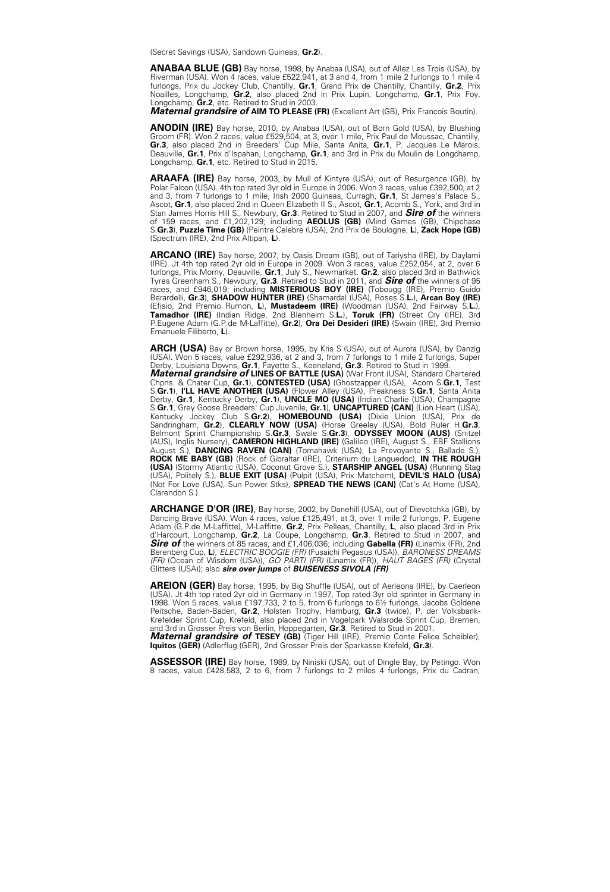(Secret Savings (USA), Sandown Guineas, **Gr.2**).

**ANABAA BLUE (GB)** Bay horse, 1998, by Anabaa (USA), out of Allez Les Trois (USA), by Riverman (USA). Won 4 races, value £522,941, at 3 and 4, from 1 mile 2 furlongs to 1 mile 4 furlongs, Prix du Jockey Club, Chantilly, **Gr.1**, Grand Prix de Chantilly, Chantilly, **Gr.2**, Prix Noailles, Longchamp, **Gr.2**, also placed 2nd in Prix Lupin, Longchamp, **Gr.1**, Prix Foy, Longchamp, **Gr.2**, etc. Retired to Stud in 2003.
***Maternal grandsire of*** **AIM TO PLEASE (FR)** (Excellent Art (GB), Prix Francois Boutin).

**ANODIN (IRE)** Bay horse, 2010, by Anabaa (USA), out of Born Gold (USA), by Blushing Groom (FR). Won 2 races, value £529,504, at 3, over 1 mile, Prix Paul de Moussac, Chantilly, **Gr.3**, also placed 2nd in Breeders' Cup Mile, Santa Anita, **Gr.1**, P. Jacques Le Marois, Deauville, **Gr.1**, Prix d'Ispahan, Longchamp, **Gr.1**, and 3rd in Prix du Moulin de Longchamp, Longchamp, **Gr.1**, etc. Retired to Stud in 2015.

**ARAAFA (IRE)** Bay horse, 2003, by Mull of Kintyre (USA), out of Resurgence (GB), by Polar Falcon (USA). 4th top rated 3yr old in Europe in 2006. Won 3 races, value £392,500, at 2 and 3, from 7 furlongs to 1 mile, Irish 2000 Guineas, Curragh, **Gr.1**, St James's Palace S., Ascot, **Gr.1**, also placed 2nd in Queen Elizabeth II S., Ascot, **Gr.1**, Acomb S., York, and 3rd in Stan James Horris Hill S., Newbury, **Gr.3**. Retired to Stud in 2007, and ***Sire of*** the winners of 159 races, and £1,202,129; including **AEOLUS (GB)** (Mind Games (GB), Chipchase S.**Gr.3**), **Puzzle Time (GB)** (Peintre Celebre (USA), 2nd Prix de Boulogne, **L**), **Zack Hope (GB)** (Spectrum (IRE), 2nd Prix Altipan, **L**).

**ARCANO (IRE)** Bay horse, 2007, by Oasis Dream (GB), out of Tariysha (IRE), by Daylami (IRE). Jt 4th top rated 2yr old in Europe in 2009. Won 3 races, value £252,054, at 2, over 6 furlongs, Prix Morny, Deauville, **Gr.1**, July S., Newmarket, **Gr.2**, also placed 3rd in Bathwick Tyres Greenham S., Newbury, **Gr.3**. Retired to Stud in 2011, and ***Sire of*** the winners of 95 races, and £946,019; including **MISTERIOUS BOY (IRE)** (Tobougg (IRE), Premio Guido Berardelli, **Gr.3**), **SHADOW HUNTER (IRE)** (Shamardal (USA), Roses S.**L.**), **Arcan Boy (IRE)** (Efisio, 2nd Premio Rumon, **L**), **Mustadeem (IRE)** (Woodman (USA), 2nd Fairway S.**L.**), **Tamadhor (IRE)** (Indian Ridge, 2nd Blenheim S.**L.**), **Toruk (FR)** (Street Cry (IRE), 3rd P.Eugene Adam (G.P.de M-Laffitte), **Gr.2**), **Ora Dei Desideri (IRE)** (Swain (IRE), 3rd Premio Emanuele Filiberto, **L**).

**ARCH (USA)** Bay or Brown horse, 1995, by Kris S (USA), out of Aurora (USA), by Danzig (USA). Won 5 races, value £292,936, at 2 and 3, from 7 furlongs to 1 mile 2 furlongs, Super Derby, Louisiana Downs, **Gr.1**, Fayette S., Keeneland, **Gr.3**. Retired to Stud in 1999.
***Maternal grandsire of*** **LINES OF BATTLE (USA)** (War Front (USA), Standard Chartered Chpns. & Chater Cup, **Gr.1**), **CONTESTED (USA)** (Ghostzapper (USA), Acorn S.**Gr.1**, Test S.**Gr.1**), **I'LL HAVE ANOTHER (USA)** (Flower Alley (USA), Preakness S.**Gr.1**, Santa Anita Derby, **Gr.1**, Kentucky Derby, **Gr.1**), **UNCLE MO (USA)** (Indian Charlie (USA), Champagne S.**Gr.1**, Grey Goose Breeders' Cup Juvenile, **Gr.1**), **UNCAPTURED (CAN)** (Lion Heart (USA), Kentucky Jockey Club S.**Gr.2**), **HOMEBOUND (USA)** (Dixie Union (USA), Prix de Sandringham, **Gr.2**), **CLEARLY NOW (USA)** (Horse Greeley (USA), Bold Ruler H.**Gr.3**, Belmont Sprint Championship S.**Gr.3**, Swale S.**Gr.3**), **ODYSSEY MOON (AUS)** (Snitzel (AUS), Inglis Nursery), **CAMERON HIGHLAND (IRE)** (Galileo (IRE), August S., EBF Stallions August S.), **DANCING RAVEN (CAN)** (Tomahawk (USA), La Prevoyante S., Ballade S.), **ROCK ME BABY (GB)** (Rock of Gibraltar (IRE), Criterium du Languedoc), **IN THE ROUGH (USA)** (Stormy Atlantic (USA), Coconut Grove S.), **STARSHIP ANGEL (USA)** (Running Stag (USA), Politely S.), **BLUE EXIT (USA)** (Pulpit (USA), Prix Matchem), **DEVIL'S HALO (USA)** (Not For Love (USA), Sun Power Stks), **SPREAD THE NEWS (CAN)** (Cat's At Home (USA), Clarendon S.).

**ARCHANGE D'OR (IRE)**, Bay horse, 2002, by Danehill (USA), out of Dievotchka (GB), by Dancing Brave (USA). Won 4 races, value £125,491, at 3, over 1 mile 2 furlongs, P. Eugene Adam (G.P.de M-Laffitte), M-Laffitte, **Gr.2**, Prix Pelleas, Chantilly, **L**, also placed 3rd in Prix d'Harcourt, Longchamp, **Gr.2**, La Coupe, Longchamp, **Gr.3**. Retired to Stud in 2007, and ***Sire of*** the winners of 85 races, and £1,406,036; including **Gabella (FR)** (Linamix (FR), 2nd Berenberg Cup, **L**), *ELECTRIC BOOGIE (FR)* (Fusaichi Pegasus (USA)), *BARONESS DREAMS (FR)* (Ocean of Wisdom (USA)), *GO PARTI (FR)* (Linamix (FR)), *HAUT BAGES (FR)* (Crystal Glitters (USA)); also ***sire over jumps*** of ***BUISENESS SIVOLA (FR)***

**AREION (GER)** Bay horse, 1995, by Big Shuffle (USA), out of Aerleona (IRE), by Caerleon (USA). Jt 4th top rated 2yr old in Germany in 1997, Top rated 3yr old sprinter in Germany in 1998. Won 5 races, value £197,733, 2 to 5, from 6 furlongs to 6½ furlongs, Jacobs Goldene Peitsche, Baden-Baden, **Gr.2**, Holsten Trophy, Hamburg, **Gr.3** (twice), P. der Volksbank-Krefelder Sprint Cup, Krefeld, also placed 2nd in Vogelpark Walsrode Sprint Cup, Bremen, and 3rd in Grosser Preis von Berlin, Hoppegarten, **Gr.3**. Retired to Stud in 2001.
***Maternal grandsire of*** **TESEY (GB)** (Tiger Hill (IRE), Premio Conte Felice Scheibler), **Iquitos (GER)** (Adlerflug (GER), 2nd Grosser Preis der Sparkasse Krefeld, **Gr.3**).

**ASSESSOR (IRE)** Bay horse, 1989, by Niniski (USA), out of Dingle Bay, by Petingo. Won 8 races, value £428,583, 2 to 6, from 7 furlongs to 2 miles 4 furlongs, Prix du Cadran,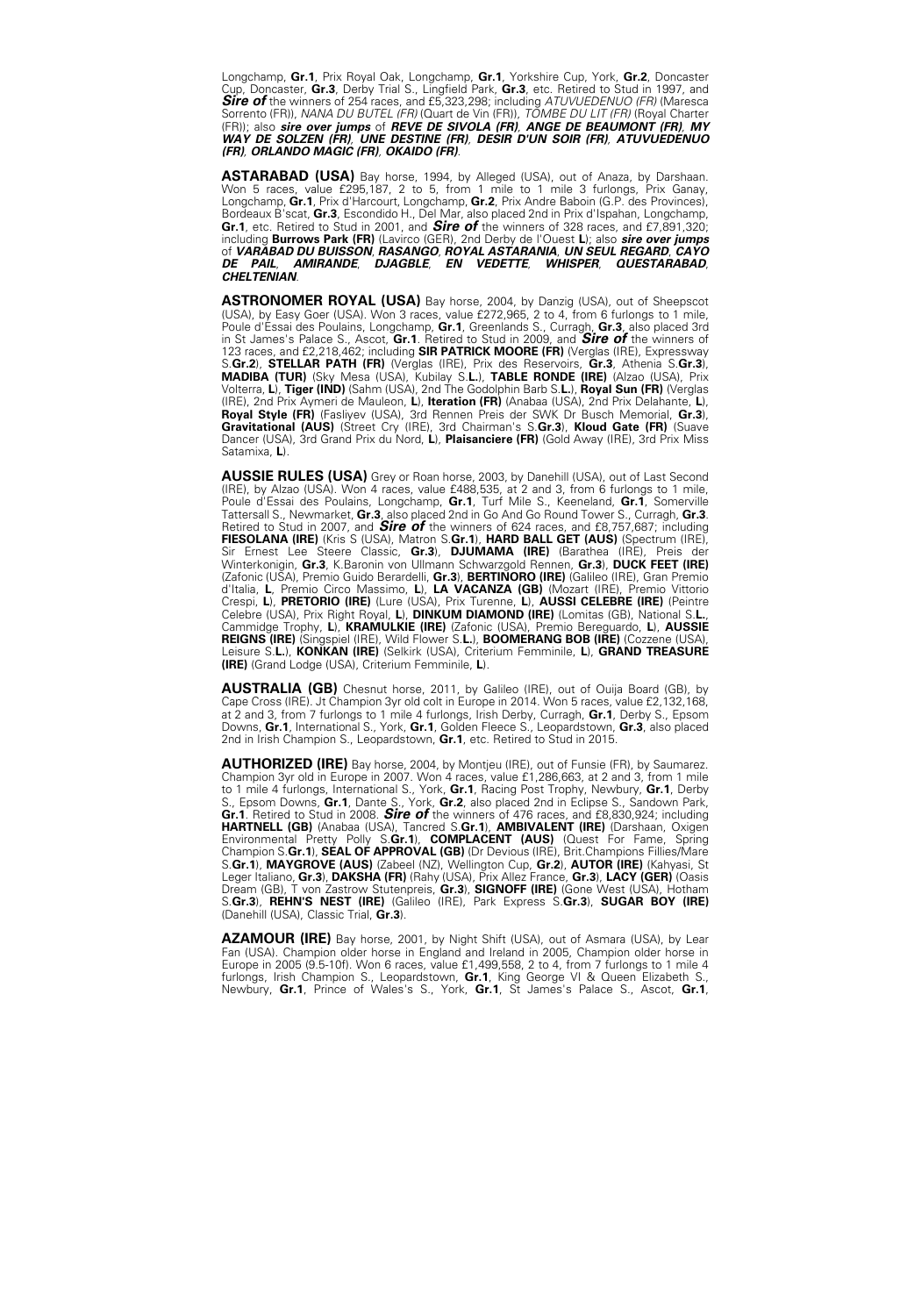Longchamp, **Gr.1**, Prix Royal Oak, Longchamp, **Gr.1**, Yorkshire Cup, York, **Gr.2**, Doncaster Cup, Doncaster, **Gr.3**, Derby Trial S., Lingfield Park, **Gr.3**, etc. Retired to Stud in 1997, and ***Sire of*** the winners of 254 races, and £5,323,298; including *ATUVUEDENUO (FR)* (Maresca Sorrento (FR)), *NANA DU BUTEL (FR)* (Quart de Vin (FR)), *TOMBE DU LIT (FR)* (Royal Charter (FR)); also ***sire over jumps*** of ***REVE DE SIVOLA (FR)***, ***ANGE DE BEAUMONT (FR)***, ***MY WAY DE SOLZEN (FR)***, ***UNE DESTINE (FR)***, ***DESIR D'UN SOIR (FR)***, ***ATUVUEDENUO (FR)***, ***ORLANDO MAGIC (FR)***, ***OKAIDO (FR)***.

**ASTARABAD (USA)** Bay horse, 1994, by Alleged (USA), out of Anaza, by Darshaan. Won 5 races, value £295,187, 2 to 5, from 1 mile to 1 mile 3 furlongs, Prix Ganay, Longchamp, **Gr.1**, Prix d'Harcourt, Longchamp, **Gr.2**, Prix Andre Baboin (G.P. des Provinces), Bordeaux B'scat, **Gr.3**, Escondido H., Del Mar, also placed 2nd in Prix d'Ispahan, Longchamp, **Gr.1**, etc. Retired to Stud in 2001, and ***Sire of*** the winners of 328 races, and £7,891,320; including **Burrows Park (FR)** (Lavirco (GER), 2nd Derby de l'Ouest **L**); also ***sire over jumps*** of ***VARABAD DU BUISSON***, ***RASANGO***, ***ROYAL ASTARANIA***, ***UN SEUL REGARD***, ***CAYO DE PAIL***, ***AMIRANDE***, ***DJAGBLE***, ***EN VEDETTE***, ***WHISPER***, ***QUESTARABAD***, ***CHELTENIAN***.

**ASTRONOMER ROYAL (USA)** Bay horse, 2004, by Danzig (USA), out of Sheepscot (USA), by Easy Goer (USA). Won 3 races, value £272,965, 2 to 4, from 6 furlongs to 1 mile, Poule d'Essai des Poulains, Longchamp, **Gr.1**, Greenlands S., Curragh, **Gr.3**, also placed 3rd in St James's Palace S., Ascot, **Gr.1**. Retired to Stud in 2009, and ***Sire of*** the winners of 123 races, and £2,218,462; including **SIR PATRICK MOORE (FR)** (Verglas (IRE), Expressway S.**Gr.2**), **STELLAR PATH (FR)** (Verglas (IRE), Prix des Reservoirs, **Gr.3**, Athenia S.**Gr.3**), **MADIBA (TUR)** (Sky Mesa (USA), Kubilay S.**L.**), **TABLE RONDE (IRE)** (Alzao (USA), Prix Volterra, **L**), **Tiger (IND)** (Sahm (USA), 2nd The Godolphin Barb S.**L.**), **Royal Sun (FR)** (Verglas (IRE), 2nd Prix Aymeri de Mauleon, **L**), **Iteration (FR)** (Anabaa (USA), 2nd Prix Delahante, **L**), **Royal Style (FR)** (Fasliyev (USA), 3rd Rennen Preis der SWK Dr Busch Memorial, **Gr.3**), **Gravitational (AUS)** (Street Cry (IRE), 3rd Chairman's S.**Gr.3**), **Kloud Gate (FR)** (Suave Dancer (USA), 3rd Grand Prix du Nord, **L**), **Plaisanciere (FR)** (Gold Away (IRE), 3rd Prix Miss Satamixa, **L**).

**AUSSIE RULES (USA)** Grey or Roan horse, 2003, by Danehill (USA), out of Last Second (IRE), by Alzao (USA). Won 4 races, value £488,535, at 2 and 3, from 6 furlongs to 1 mile, Poule d'Essai des Poulains, Longchamp, **Gr.1**, Turf Mile S., Keeneland, **Gr.1**, Somerville Tattersall S., Newmarket, **Gr.3**, also placed 2nd in Go And Go Round Tower S., Curragh, **Gr.3**. Retired to Stud in 2007, and ***Sire of*** the winners of 624 races, and £8,757,687; including **FIESOLANA (IRE)** (Kris S (USA), Matron S.**Gr.1**), **HARD BALL GET (AUS)** (Spectrum (IRE), Sir Ernest Lee Steere Classic, **Gr.3**), **DJUMAMA (IRE)** (Barathea (IRE), Preis der Winterkonigin, **Gr.3**, K.Baronin von Ullmann Schwarzgold Rennen, **Gr.3**), **DUCK FEET (IRE)** (Zafonic (USA), Premio Guido Berardelli, **Gr.3**), **BERTINORO (IRE)** (Galileo (IRE), Gran Premio d'Italia, **L**, Premio Circo Massimo, **L**), **LA VACANZA (GB)** (Mozart (IRE), Premio Vittorio Crespi, **L**), **PRETORIO (IRE)** (Lure (USA), Prix Turenne, **L**), **AUSSI CELEBRE (IRE)** (Peintre Celebre (USA), Prix Right Royal, **L**), **DINKUM DIAMOND (IRE)** (Lomitas (GB), National S.**L.**, Cammidge Trophy, **L**), **KRAMULKIE (IRE)** (Zafonic (USA), Premio Bereguardo, **L**), **AUSSIE REIGNS (IRE)** (Singspiel (IRE), Wild Flower S.**L.**), **BOOMERANG BOB (IRE)** (Cozzene (USA), Leisure S.**L.**), **KONKAN (IRE)** (Selkirk (USA), Criterium Femminile, **L**), **GRAND TREASURE (IRE)** (Grand Lodge (USA), Criterium Femminile, **L**).

**AUSTRALIA (GB)** Chesnut horse, 2011, by Galileo (IRE), out of Ouija Board (GB), by Cape Cross (IRE). Jt Champion 3yr old colt in Europe in 2014. Won 5 races, value £2,132,168, at 2 and 3, from 7 furlongs to 1 mile 4 furlongs, Irish Derby, Curragh, **Gr.1**, Derby S., Epsom Downs, **Gr.1**, International S., York, **Gr.1**, Golden Fleece S., Leopardstown, **Gr.3**, also placed 2nd in Irish Champion S., Leopardstown, **Gr.1**, etc. Retired to Stud in 2015.

**AUTHORIZED (IRE)** Bay horse, 2004, by Montjeu (IRE), out of Funsie (FR), by Saumarez. Champion 3yr old in Europe in 2007. Won 4 races, value £1,286,663, at 2 and 3, from 1 mile to 1 mile 4 furlongs, International S., York, **Gr.1**, Racing Post Trophy, Newbury, **Gr.1**, Derby S., Epsom Downs, **Gr.1**, Dante S., York, **Gr.2**, also placed 2nd in Eclipse S., Sandown Park, **Gr.1**. Retired to Stud in 2008. ***Sire of*** the winners of 476 races, and £8,830,924; including **HARTNELL (GB)** (Anabaa (USA), Tancred S.**Gr.1**), **AMBIVALENT (IRE)** (Darshaan, Oxigen Environmental Pretty Polly S.**Gr.1**), **COMPLACENT (AUS)** (Quest For Fame, Spring Champion S.**Gr.1**), **SEAL OF APPROVAL (GB)** (Dr Devious (IRE), Brit.Champions Fillies/Mare S.**Gr.1**), **MAYGROVE (AUS)** (Zabeel (NZ), Wellington Cup, **Gr.2**), **AUTOR (IRE)** (Kahyasi, St Leger Italiano, **Gr.3**), **DAKSHA (FR)** (Rahy (USA), Prix Allez France, **Gr.3**), **LACY (GER)** (Oasis Dream (GB), T von Zastrow Stutenpreis, **Gr.3**), **SIGNOFF (IRE)** (Gone West (USA), Hotham S.**Gr.3**), **REHN'S NEST (IRE)** (Galileo (IRE), Park Express S.**Gr.3**), **SUGAR BOY (IRE)** (Danehill (USA), Classic Trial, **Gr.3**).

**AZAMOUR (IRE)** Bay horse, 2001, by Night Shift (USA), out of Asmara (USA), by Lear Fan (USA). Champion older horse in England and Ireland in 2005, Champion older horse in Europe in 2005 (9.5-10f). Won 6 races, value £1,499,558, 2 to 4, from 7 furlongs to 1 mile 4 furlongs, Irish Champion S., Leopardstown, **Gr.1**, King George VI & Queen Elizabeth S., Newbury, **Gr.1**, Prince of Wales's S., York, **Gr.1**, St James's Palace S., Ascot, **Gr.1**,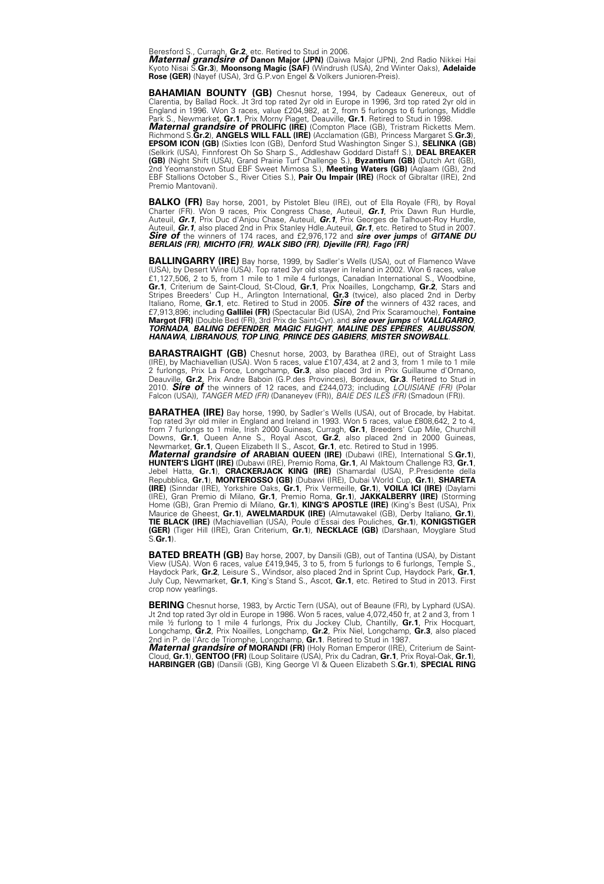Beresford S., Curragh, **Gr.2**, etc. Retired to Stud in 2006.
***Maternal grandsire of*** **Danon Major (JPN)** (Daiwa Major (JPN), 2nd Radio Nikkei Hai Kyoto Nisai S.**Gr.3**), **Moonsong Magic (SAF)** (Windrush (USA), 2nd Winter Oaks), **Adelaide Rose (GER)** (Nayef (USA), 3rd G.P.von Engel & Volkers Junioren-Preis).

**BAHAMIAN BOUNTY (GB)** Chesnut horse, 1994, by Cadeaux Genereux, out of Clarentia, by Ballad Rock. Jt 3rd top rated 2yr old in Europe in 1996, 3rd top rated 2yr old in England in 1996. Won 3 races, value £204,982, at 2, from 5 furlongs to 6 furlongs, Middle Park S., Newmarket, **Gr.1**, Prix Morny Piaget, Deauville, **Gr.1**. Retired to Stud in 1998.
***Maternal grandsire of*** **PROLIFIC (IRE)** (Compton Place (GB), Tristram Ricketts Mem. Richmond S.**Gr.2**), **ANGELS WILL FALL (IRE)** (Acclamation (GB), Princess Margaret S.**Gr.3**), **EPSOM ICON (GB)** (Sixties Icon (GB), Denford Stud Washington Singer S.), **SELINKA (GB)** (Selkirk (USA), Finnforest Oh So Sharp S., Addleshaw Goddard Distaff S.), **DEAL BREAKER (GB)** (Night Shift (USA), Grand Prairie Turf Challenge S.), **Byzantium (GB)** (Dutch Art (GB), 2nd Yeomanstown Stud EBF Sweet Mimosa S.), **Meeting Waters (GB)** (Aqlaam (GB), 2nd EBF Stallions October S., River Cities S.), **Pair Ou Impair (IRE)** (Rock of Gibraltar (IRE), 2nd Premio Mantovani).

**BALKO (FR)** Bay horse, 2001, by Pistolet Bleu (IRE), out of Ella Royale (FR), by Royal Charter (FR). Won 9 races, Prix Congress Chase, Auteuil, ***Gr.1***, Prix Dawn Run Hurdle, Auteuil, ***Gr.1***, Prix Duc d'Anjou Chase, Auteuil, ***Gr.1***, Prix Georges de Talhouet-Roy Hurdle, Auteuil, ***Gr.1***, also placed 2nd in Prix Stanley Hdle.Auteuil, ***Gr.1***, etc. Retired to Stud in 2007.
***Sire of*** the winners of 174 races, and £2,976,172 and ***sire over jumps*** of ***GITANE DU BERLAIS (FR)***, ***MICHTO (FR)***, ***WALK SIBO (FR)***, ***Djeville (FR)***, ***Fago (FR)***

**BALLINGARRY (IRE)** Bay horse, 1999, by Sadler's Wells (USA), out of Flamenco Wave (USA), by Desert Wine (USA). Top rated 3yr old stayer in Ireland in 2002. Won 6 races, value £1,127,506, 2 to 5, from 1 mile to 1 mile 4 furlongs, Canadian International S., Woodbine, **Gr.1**, Criterium de Saint-Cloud, St-Cloud, **Gr.1**, Prix Noailles, Longchamp, **Gr.2**, Stars and Stripes Breeders' Cup H., Arlington International, **Gr.3** (twice), also placed 2nd in Derby Italiano, Rome, **Gr.1**, etc. Retired to Stud in 2005. ***Sire of*** the winners of 432 races, and £7,913,896; including **Gallilei (FR)** (Spectacular Bid (USA), 2nd Prix Scaramouche), **Fontaine Margot (FR)** (Double Bed (FR), 3rd Prix de Saint-Cyr). and ***sire over jumps*** of ***VALLIGARRO***, ***TORNADA***, ***BALING DEFENDER***, ***MAGIC FLIGHT***, ***MALINE DES EPEIRES***, ***AUBUSSON***, ***HANAWA***, ***LIBRANOUS***, ***TOP LING***, ***PRINCE DES GABIERS***, ***MISTER SNOWBALL***.

**BARASTRAIGHT (GB)** Chesnut horse, 2003, by Barathea (IRE), out of Straight Lass (IRE), by Machiavellian (USA). Won 5 races, value £107,434, at 2 and 3, from 1 mile to 1 mile 2 furlongs, Prix La Force, Longchamp, **Gr.3**, also placed 3rd in Prix Guillaume d'Ornano, Deauville, **Gr.2**, Prix Andre Baboin (G.P.des Provinces), Bordeaux, **Gr.3**. Retired to Stud in 2010. ***Sire of*** the winners of 12 races, and £244,073; including *LOUISIANE (FR)* (Polar Falcon (USA)), *TANGER MED (FR)* (Dananeyev (FR)), *BAIE DES ILES (FR)* (Smadoun (FR)).

**BARATHEA (IRE)** Bay horse, 1990, by Sadler's Wells (USA), out of Brocade, by Habitat. Top rated 3yr old miler in England and Ireland in 1993. Won 5 races, value £808,642, 2 to 4, from 7 furlongs to 1 mile, Irish 2000 Guineas, Curragh, **Gr.1**, Breeders' Cup Mile, Churchill Downs, **Gr.1**, Queen Anne S., Royal Ascot, **Gr.2**, also placed 2nd in 2000 Guineas, Newmarket, **Gr.1**, Queen Elizabeth II S., Ascot, **Gr.1**, etc. Retired to Stud in 1995.
***Maternal grandsire of*** **ARABIAN QUEEN (IRE)** (Dubawi (IRE), International S.**Gr.1**), **HUNTER'S LIGHT (IRE)** (Dubawi (IRE), Premio Roma, **Gr.1**, Al Maktoum Challenge R3, **Gr.1**, Jebel Hatta, **Gr.1**), **CRACKERJACK KING (IRE)** (Shamardal (USA), P.Presidente della Repubblica, **Gr.1**), **MONTEROSSO (GB)** (Dubawi (IRE), Dubai World Cup, **Gr.1**), **SHARETA (IRE)** (Sinndar (IRE), Yorkshire Oaks, **Gr.1**, Prix Vermeille, **Gr.1**), **VOILA ICI (IRE)** (Daylami (IRE), Gran Premio di Milano, **Gr.1**, Premio Roma, **Gr.1**), **JAKKALBERRY (IRE)** (Storming Home (GB), Gran Premio di Milano, **Gr.1**), **KING'S APOSTLE (IRE)** (King's Best (USA), Prix Maurice de Gheest, **Gr.1**), **AWELMARDUK (IRE)** (Almutawakel (GB), Derby Italiano, **Gr.1**), **TIE BLACK (IRE)** (Machiavellian (USA), Poule d'Essai des Pouliches, **Gr.1**), **KONIGSTIGER (GER)** (Tiger Hill (IRE), Gran Criterium, **Gr.1**), **NECKLACE (GB)** (Darshaan, Moyglare Stud S.**Gr.1**).

**BATED BREATH (GB)** Bay horse, 2007, by Dansili (GB), out of Tantina (USA), by Distant View (USA). Won 6 races, value £419,945, 3 to 5, from 5 furlongs to 6 furlongs, Temple S., Haydock Park, **Gr.2**, Leisure S., Windsor, also placed 2nd in Sprint Cup, Haydock Park, **Gr.1**, July Cup, Newmarket, **Gr.1**, King's Stand S., Ascot, **Gr.1**, etc. Retired to Stud in 2013. First crop now yearlings.

**BERING** Chesnut horse, 1983, by Arctic Tern (USA), out of Beaune (FR), by Lyphard (USA). Jt 2nd top rated 3yr old in Europe in 1986. Won 5 races, value 4,072,450 fr, at 2 and 3, from 1 mile ½ furlong to 1 mile 4 furlongs, Prix du Jockey Club, Chantilly, **Gr.1**, Prix Hocquart, Longchamp, **Gr.2**, Prix Noailles, Longchamp, **Gr.2**, Prix Niel, Longchamp, **Gr.3**, also placed 2nd in P. de l'Arc de Triomphe, Longchamp, **Gr.1**. Retired to Stud in 1987.
***Maternal grandsire of*** **MORANDI (FR)** (Holy Roman Emperor (IRE), Criterium de Saint-Cloud, **Gr.1**), **GENTOO (FR)** (Loup Solitaire (USA), Prix du Cadran, **Gr.1**, Prix Royal-Oak, **Gr.1**), **HARBINGER (GB)** (Dansili (GB), King George VI & Queen Elizabeth S.**Gr.1**), **SPECIAL RING**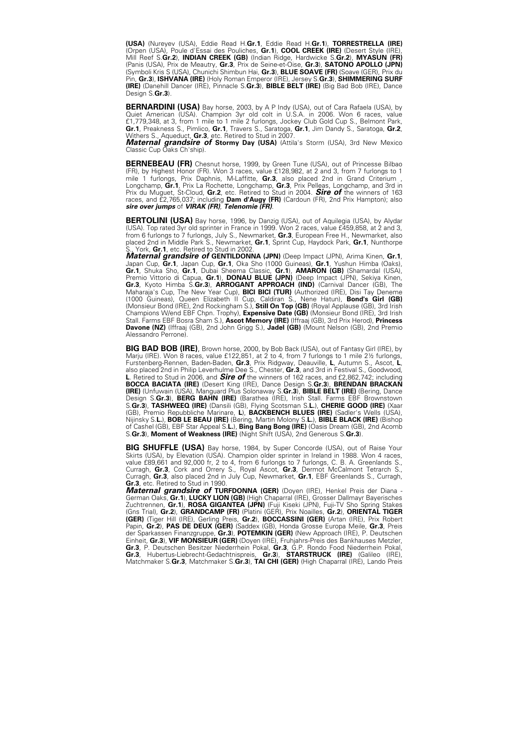**(USA)** (Nureyev (USA), Eddie Read H.**Gr.1**, Eddie Read H.**Gr.1**), **TORRESTRELLA (IRE)** (Orpen (USA), Poule d'Essai des Pouliches, **Gr.1**), **COOL CREEK (IRE)** (Desert Style (IRE), Mill Reef S.**Gr.2**), **INDIAN CREEK (GB)** (Indian Ridge, Hardwicke S.**Gr.2**), **MYASUN (FR)** (Panis (USA), Prix de Meautry, **Gr.3**, Prix de Seine-et-Oise, **Gr.3**), **SATONO APOLLO (JPN)** (Symboli Kris S (USA), Chunichi Shimbun Hai, **Gr.3**), **BLUE SOAVE (FR)** (Soave (GER), Prix du Pin, **Gr.3**), **ISHVANA (IRE)** (Holy Roman Emperor (IRE), Jersey S.**Gr.3**), **SHIMMERING SURF (IRE)** (Danehill Dancer (IRE), Pinnacle S.**Gr.3**), **BIBLE BELT (IRE)** (Big Bad Bob (IRE), Dance Design S.**Gr.3**).

**BERNARDINI (USA)** Bay horse, 2003, by A P Indy (USA), out of Cara Rafaela (USA), by Quiet American (USA). Champion 3yr old colt in U.S.A. in 2006. Won 6 races, value £1,779,348, at 3, from 1 mile to 1 mile 2 furlongs, Jockey Club Gold Cup S., Belmont Park, **Gr.1**, Preakness S., Pimlico, **Gr.1**, Travers S., Saratoga, **Gr.1**, Jim Dandy S., Saratoga, **Gr.2**, Withers S., Aqueduct, **Gr.3**, etc. Retired to Stud in 2007.
***Maternal grandsire of*** **Stormy Day (USA)** (Attila's Storm (USA), 3rd New Mexico Classic Cup Oaks Ch'ship).

**BERNEBEAU (FR)** Chesnut horse, 1999, by Green Tune (USA), out of Princesse Bilbao (FR), by Highest Honor (FR). Won 3 races, value £128,982, at 2 and 3, from 7 furlongs to 1 mile 1 furlongs, Prix Daphnis, M-Laffitte, **Gr.3**, also placed 2nd in Grand Criterium , Longchamp, **Gr.1**, Prix La Rochette, Longchamp, **Gr.3**, Prix Pelleas, Longchamp, and 3rd in Prix du Muguet, St-Cloud, **Gr.2**, etc. Retired to Stud in 2004. ***Sire of*** the winners of 163 races, and £2,765,037; including **Dam d'Augy (FR)** (Cardoun (FR), 2nd Prix Hampton); also ***sire over jumps*** of ***VIRAK (FR)***, ***Telenomie (FR)***.

**BERTOLINI (USA)** Bay horse, 1996, by Danzig (USA), out of Aquilegia (USA), by Alydar (USA). Top rated 3yr old sprinter in France in 1999. Won 2 races, value £459,858, at 2 and 3, from 6 furlongs to 7 furlongs, July S., Newmarket, **Gr.3**, European Free H., Newmarket, also placed 2nd in Middle Park S., Newmarket, **Gr.1**, Sprint Cup, Haydock Park, **Gr.1**, Nunthorpe S., York, **Gr.1**, etc. Retired to Stud in 2002.
***Maternal grandsire of*** **GENTILDONNA (JPN)** (Deep Impact (JPN), Arima Kinen, **Gr.1**, Japan Cup, **Gr.1**, Japan Cup, **Gr.1**, Oka Sho (1000 Guineas), **Gr.1**, Yushun Himba (Oaks), **Gr.1**, Shuka Sho, **Gr.1**, Dubai Sheema Classic, **Gr.1**), **AMARON (GB)** (Shamardal (USA), Premio Vittorio di Capua, **Gr.1**), **DONAU BLUE (JPN)** (Deep Impact (JPN), Sekiya Kinen, **Gr.3**, Kyoto Himba S.**Gr.3**), **ARROGANT APPROACH (IND)** (Carnival Dancer (GB), The Maharaja's Cup, The New Year Cup), **BICI BICI (TUR)** (Authorized (IRE), Disi Tay Deneme (1000 Guineas), Queen Elizabeth II Cup, Caldiran S., Nene Hatun), **Bond's Girl (GB)** (Monsieur Bond (IRE), 2nd Rockingham S.), **Still On Top (GB)** (Royal Applause (GB), 3rd Irish Champions W/end EBF Chpn. Trophy), **Expensive Date (GB)** (Monsieur Bond (IRE), 3rd Irish Stall. Farms EBF Bosra Sham S.), **Ascot Memory (IRE)** (Iffraaj (GB), 3rd Prix Herod), **Princess Davone (NZ)** (Iffraaj (GB), 2nd John Grigg S.), **Jadel (GB)** (Mount Nelson (GB), 2nd Premio Alessandro Perrone).

**BIG BAD BOB (IRE)**, Brown horse, 2000, by Bob Back (USA), out of Fantasy Girl (IRE), by Marju (IRE). Won 8 races, value £122,851, at 2 to 4, from 7 furlongs to 1 mile 2½ furlongs, Furstenberg-Rennen, Baden-Baden, **Gr.3**, Prix Ridgway, Deauville, **L**, Autumn S., Ascot, **L**, also placed 2nd in Philip Leverhulme Dee S., Chester, **Gr.3**, and 3rd in Festival S., Goodwood, **L**. Retired to Stud in 2006, and ***Sire of*** the winners of 162 races, and £2,862,742; including **BOCCA BACIATA (IRE)** (Desert King (IRE), Dance Design S.**Gr.3**), **BRENDAN BRACKAN (IRE)** (Unfuwain (USA), Manguard Plus Solonaway S.**Gr.3**), **BIBLE BELT (IRE)** (Bering, Dance Design S.**Gr.3**), **BERG BAHN (IRE)** (Barathea (IRE), Irish Stall. Farms EBF Brownstown S.**Gr.3**), **TASHWEEQ (IRE)** (Dansili (GB), Flying Scotsman S.**L.**), **CHERIE GOOD (IRE)** (Xaar (GB), Premio Repubbliche Marinare, **L**), **BACKBENCH BLUES (IRE)** (Sadler's Wells (USA), Nijinsky S.**L.**), **BOB LE BEAU (IRE)** (Bering, Martin Molony S.**L.**), **BIBLE BLACK (IRE)** (Bishop of Cashel (GB), EBF Star Appeal S.**L.**), **Bing Bang Bong (IRE)** (Oasis Dream (GB), 2nd Acomb S.**Gr.3**), **Moment of Weakness (IRE)** (Night Shift (USA), 2nd Generous S.**Gr.3**).

**BIG SHUFFLE (USA)** Bay horse, 1984, by Super Concorde (USA), out of Raise Your Skirts (USA), by Elevation (USA). Champion older sprinter in Ireland in 1988. Won 4 races, value £89,661 and 92,000 fr, 2 to 4, from 6 furlongs to 7 furlongs, C. B. A. Greenlands S., Curragh, **Gr.3**, Cork and Orrery S., Royal Ascot, **Gr.3**, Dermot McCalmont Tetrarch S., Curragh, **Gr.3**, also placed 2nd in July Cup, Newmarket, **Gr.1**, EBF Greenlands S., Curragh, **Gr.3**, etc. Retired to Stud in 1990.
***Maternal grandsire of*** **TURFDONNA (GER)** (Doyen (IRE), Henkel Preis der Diana - German Oaks, **Gr.1**), **LUCKY LION (GB)** (High Chaparral (IRE), Grosser Dallmayr Bayerisches Zuchtrennen, **Gr.1**), **ROSA GIGANTEA (JPN)** (Fuji Kiseki (JPN), Fuji-TV Sho Spring Stakes (Gns Trial), **Gr.2**), **GRANDCAMP (FR)** (Platini (GER), Prix Noailles, **Gr.2**), **ORIENTAL TIGER (GER)** (Tiger Hill (IRE), Gerling Preis, **Gr.2**), **BOCCASSINI (GER)** (Artan (IRE), Prix Robert Papin, **Gr.2**), **PAS DE DEUX (GER)** (Saddex (GB), Honda Grosse Europa Meile, **Gr.3**, Preis der Sparkassen Finanzgruppe, **Gr.3**), **POTEMKIN (GER)** (New Approach (IRE), P. Deutschen Einheit, **Gr.3**), **VIF MONSIEUR (GER)** (Doyen (IRE), Fruhjahrs-Preis des Bankhauses Metzler, **Gr.3**, P. Deutschen Besitzer Niederrhein Pokal, **Gr.3**, G.P. Rondo Food Niederrhein Pokal, **Gr.3**, Hubertus-Liebrecht-Gedachtnispreis, **Gr.3**), **STARSTRUCK (IRE)** (Galileo (IRE), Matchmaker S.**Gr.3**, Matchmaker S.**Gr.3**), **TAI CHI (GER)** (High Chaparral (IRE), Lando Preis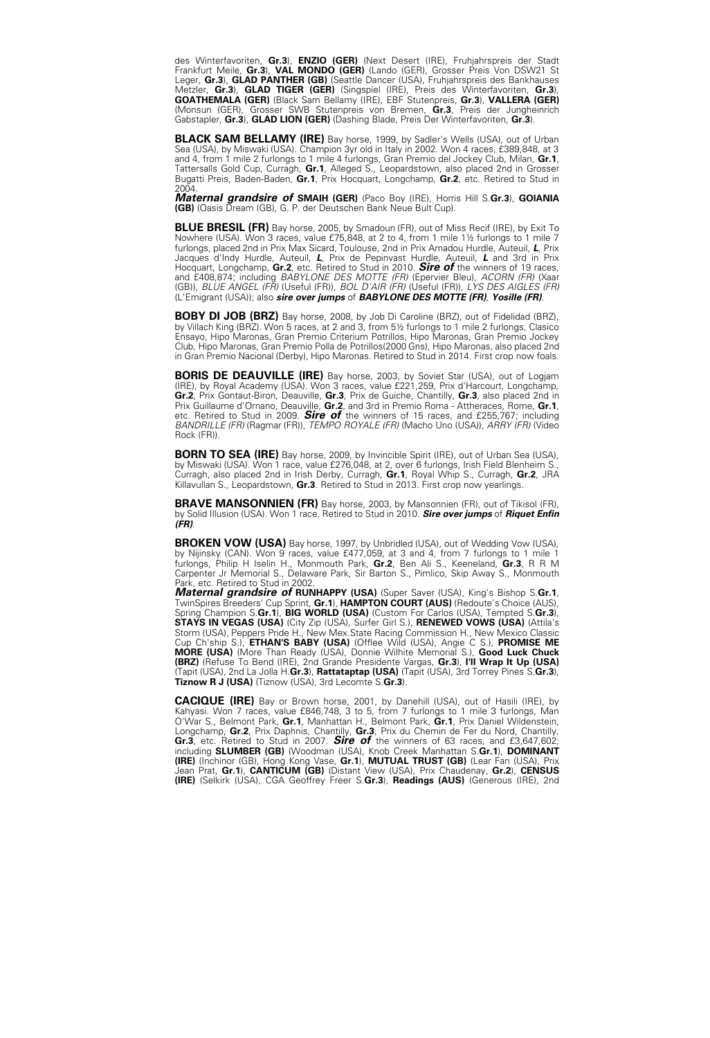des Winterfavoriten, **Gr.3**), **ENZIO (GER)** (Next Desert (IRE), Fruhjahrspreis der Stadt Frankfurt Meile, **Gr.3**), **VAL MONDO (GER)** (Lando (GER), Grosser Preis Von DSW21 St Leger, **Gr.3**), **GLAD PANTHER (GB)** (Seattle Dancer (USA), Fruhjahrspreis des Bankhauses Metzler, **Gr.3**), **GLAD TIGER (GER)** (Singspiel (IRE), Preis des Winterfavoriten, **Gr.3**), **GOATHEMALA (GER)** (Black Sam Bellamy (IRE), EBF Stutenpreis, **Gr.3**), **VALLERA (GER)** (Monsun (GER), Grosser SWB Stutenpreis von Bremen, **Gr.3**, Preis der Jungheinrich Gabstapler, **Gr.3**), **GLAD LION (GER)** (Dashing Blade, Preis Der Winterfavoriten, **Gr.3**).

**BLACK SAM BELLAMY (IRE)** Bay horse, 1999, by Sadler's Wells (USA), out of Urban Sea (USA), by Miswaki (USA). Champion 3yr old in Italy in 2002. Won 4 races, £389,848, at 3 and 4, from 1 mile 2 furlongs to 1 mile 4 furlongs, Gran Premio del Jockey Club, Milan, **Gr.1**, Tattersalls Gold Cup, Curragh, **Gr.1**, Alleged S., Leopardstown, also placed 2nd in Grosser Bugatti Preis, Baden-Baden, **Gr.1**, Prix Hocquart, Longchamp, **Gr.2**, etc. Retired to Stud in 2004.
***Maternal grandsire of*** **SMAIH (GER)** (Paco Boy (IRE), Horris Hill S.**Gr.3**), **GOIANIA (GB)** (Oasis Dream (GB), G. P. der Deutschen Bank Neue Bult Cup).

**BLUE BRESIL (FR)** Bay horse, 2005, by Smadoun (FR), out of Miss Recif (IRE), by Exit To Nowhere (USA). Won 3 races, value £75,848, at 2 to 4, from 1 mile 1½ furlongs to 1 mile 7 furlongs, placed 2nd in Prix Max Sicard, Toulouse, 2nd in Prix Amadou Hurdle, Auteuil, ***L***, Prix Jacques d'Indy Hurdle, Auteuil, ***L***, Prix de Pepinvast Hurdle, Auteuil, ***L*** and 3rd in Prix Hocquart, Longchamp, **Gr.2**, etc. Retired to Stud in 2010. ***Sire of*** the winners of 19 races, and £408,874; including *BABYLONE DES MOTTE (FR)* (Epervier Bleu), *ACORN (FR)* (Xaar (GB)), *BLUE ANGEL (FR)* (Useful (FR)), *BOL D'AIR (FR)* (Useful (FR)), *LYS DES AIGLES (FR)* (L'Emigrant (USA)); also ***sire over jumps*** of ***BABYLONE DES MOTTE (FR), Yosille (FR)***.

**BOBY DI JOB (BRZ)** Bay horse, 2008, by Job Di Caroline (BRZ), out of Fidelidad (BRZ), by Villach King (BRZ). Won 5 races, at 2 and 3, from 5½ furlongs to 1 mile 2 furlongs, Clasico Ensayo, Hipo Maronas, Gran Premio Criterium Potrillos, Hipo Maronas, Gran Premio Jockey Club, Hipo Maronas, Gran Premio Polla de Potrillos(2000 Gns), Hipo Maronas, also placed 2nd in Gran Premio Nacional (Derby), Hipo Maronas. Retired to Stud in 2014. First crop now foals.

**BORIS DE DEAUVILLE (IRE)** Bay horse, 2003, by Soviet Star (USA), out of Logjam (IRE), by Royal Academy (USA). Won 3 races, value £221,259, Prix d'Harcourt, Longchamp, **Gr.2**, Prix Gontaut-Biron, Deauville, **Gr.3**, Prix de Guiche, Chantilly, **Gr.3**, also placed 2nd in Prix Guillaume d'Ornano, Deauville, **Gr.2**, and 3rd in Premio Roma - Attheraces, Rome, **Gr.1**, etc. Retired to Stud in 2009. ***Sire of*** the winners of 15 races, and £255,767; including *BANDRILLE (FR)* (Ragmar (FR)), *TEMPO ROYALE (FR)* (Macho Uno (USA)), *ARRY (FR)* (Video Rock (FR)).

**BORN TO SEA (IRE)** Bay horse, 2009, by Invincible Spirit (IRE), out of Urban Sea (USA), by Miswaki (USA). Won 1 race, value £276,048, at 2, over 6 furlongs, Irish Field Blenheim S., Curragh, also placed 2nd in Irish Derby, Curragh, **Gr.1**, Royal Whip S., Curragh, **Gr.2**, JRA Killavullan S., Leopardstown, **Gr.3**. Retired to Stud in 2013. First crop now yearlings.

**BRAVE MANSONNIEN (FR)** Bay horse, 2003, by Mansonnien (FR), out of Tikisol (FR), by Solid Illusion (USA). Won 1 race. Retired to Stud in 2010. ***Sire over jumps*** of ***Riquet Enfin (FR)***.

**BROKEN VOW (USA)** Bay horse, 1997, by Unbridled (USA), out of Wedding Vow (USA), by Nijinsky (CAN). Won 9 races, value £477,059, at 3 and 4, from 7 furlongs to 1 mile 1 furlongs, Philip H Iselin H., Monmouth Park, **Gr.2**, Ben Ali S., Keeneland, **Gr.3**, R R M Carpenter Jr Memorial S., Delaware Park, Sir Barton S., Pimlico, Skip Away S., Monmouth Park, etc. Retired to Stud in 2002.
***Maternal grandsire of*** **RUNHAPPY (USA)** (Super Saver (USA), King's Bishop S.**Gr.1**, TwinSpires Breeders' Cup Sprint, **Gr.1**), **HAMPTON COURT (AUS)** (Redoute's Choice (AUS), Spring Champion S.**Gr.1**), **BIG WORLD (USA)** (Custom For Carlos (USA), Tempted S.**Gr.3**), **STAYS IN VEGAS (USA)** (City Zip (USA), Surfer Girl S.), **RENEWED VOWS (USA)** (Attila's Storm (USA), Peppers Pride H., New Mex.State Racing Commission H., New Mexico Classic Cup Ch'ship S.), **ETHAN'S BABY (USA)** (Offlee Wild (USA), Angie C S.), **PROMISE ME MORE (USA)** (More Than Ready (USA), Donnie Wilhite Memorial S.), **Good Luck Chuck (BRZ)** (Refuse To Bend (IRE), 2nd Grande Presidente Vargas, **Gr.3**), **I'll Wrap It Up (USA)** (Tapit (USA), 2nd La Jolla H.**Gr.3**), **Rattataptap (USA)** (Tapit (USA), 3rd Torrey Pines S.**Gr.3**), **Tiznow R J (USA)** (Tiznow (USA), 3rd Lecomte S.**Gr.3**).

**CACIQUE (IRE)** Bay or Brown horse, 2001, by Danehill (USA), out of Hasili (IRE), by Kahyasi. Won 7 races, value £846,748, 3 to 5, from 7 furlongs to 1 mile 3 furlongs, Man O'War S., Belmont Park, **Gr.1**, Manhattan H., Belmont Park, **Gr.1**, Prix Daniel Wildenstein, Longchamp, **Gr.2**, Prix Daphnis, Chantilly, **Gr.3**, Prix du Chemin de Fer du Nord, Chantilly, **Gr.3**, etc. Retired to Stud in 2007. ***Sire of*** the winners of 63 races, and £3,647,602; including **SLUMBER (GB)** (Woodman (USA), Knob Creek Manhattan S.**Gr.1**), **DOMINANT (IRE)** (Inchinor (GB), Hong Kong Vase, **Gr.1**), **MUTUAL TRUST (GB)** (Lear Fan (USA), Prix Jean Prat, **Gr.1**), **CANTICUM (GB)** (Distant View (USA), Prix Chaudenay, **Gr.2**), **CENSUS (IRE)** (Selkirk (USA), CGA Geoffrey Freer S.**Gr.3**), **Readings (AUS)** (Generous (IRE), 2nd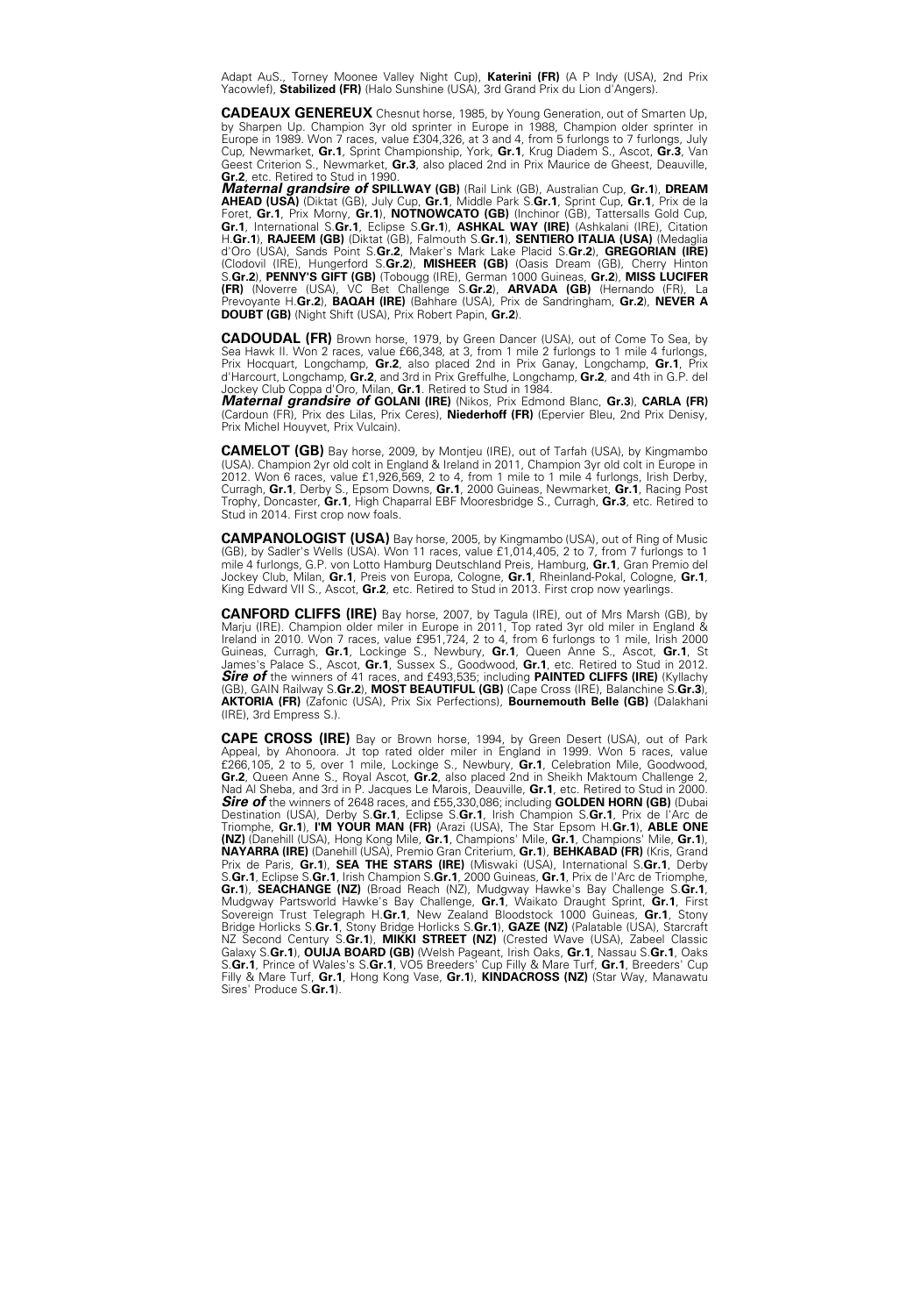Adapt AuS., Torney Moonee Valley Night Cup), **Katerini (FR)** (A P Indy (USA), 2nd Prix Yacowlef), **Stabilized (FR)** (Halo Sunshine (USA), 3rd Grand Prix du Lion d'Angers).

**CADEAUX GENEREUX** Chesnut horse, 1985, by Young Generation, out of Smarten Up, by Sharpen Up. Champion 3yr old sprinter in Europe in 1988, Champion older sprinter in Europe in 1989. Won 7 races, value £304,326, at 3 and 4, from 5 furlongs to 7 furlongs, July Cup, Newmarket, **Gr.1**, Sprint Championship, York, **Gr.1**, Krug Diadem S., Ascot, **Gr.3**, Van Geest Criterion S., Newmarket, **Gr.3**, also placed 2nd in Prix Maurice de Gheest, Deauville, **Gr.2**, etc. Retired to Stud in 1990.
***Maternal grandsire of*** **SPILLWAY (GB)** (Rail Link (GB), Australian Cup, **Gr.1**), **DREAM AHEAD (USA)** (Diktat (GB), July Cup, **Gr.1**, Middle Park S.**Gr.1**, Sprint Cup, **Gr.1**, Prix de la Foret, **Gr.1**, Prix Morny, **Gr.1**), **NOTNOWCATO (GB)** (Inchinor (GB), Tattersalls Gold Cup, **Gr.1**, International S.**Gr.1**, Eclipse S.**Gr.1**), **ASHKAL WAY (IRE)** (Ashkalani (IRE), Citation H.**Gr.1**), **RAJEEM (GB)** (Diktat (GB), Falmouth S.**Gr.1**), **SENTIERO ITALIA (USA)** (Medaglia d'Oro (USA), Sands Point S.**Gr.2**, Maker's Mark Lake Placid S.**Gr.2**), **GREGORIAN (IRE)** (Clodovil (IRE), Hungerford S.**Gr.2**), **MISHEER (GB)** (Oasis Dream (GB), Cherry Hinton S.**Gr.2**), **PENNY'S GIFT (GB)** (Tobougg (IRE), German 1000 Guineas, **Gr.2**), **MISS LUCIFER (FR)** (Noverre (USA), VC Bet Challenge S.**Gr.2**), **ARVADA (GB)** (Hernando (FR), La Prevoyante H.**Gr.2**), **BAQAH (IRE)** (Bahhare (USA), Prix de Sandringham, **Gr.2**), **NEVER A DOUBT (GB)** (Night Shift (USA), Prix Robert Papin, **Gr.2**).

**CADOUDAL (FR)** Brown horse, 1979, by Green Dancer (USA), out of Come To Sea, by Sea Hawk II. Won 2 races, value £66,348, at 3, from 1 mile 2 furlongs to 1 mile 4 furlongs, Prix Hocquart, Longchamp, **Gr.2**, also placed 2nd in Prix Ganay, Longchamp, **Gr.1**, Prix d'Harcourt, Longchamp, **Gr.2**, and 3rd in Prix Greffulhe, Longchamp, **Gr.2**, and 4th in G.P. del Jockey Club Coppa d'Oro, Milan, **Gr.1**. Retired to Stud in 1984.
***Maternal grandsire of*** **GOLANI (IRE)** (Nikos, Prix Edmond Blanc, **Gr.3**), **CARLA (FR)** (Cardoun (FR), Prix des Lilas, Prix Ceres), **Niederhoff (FR)** (Epervier Bleu, 2nd Prix Denisy, Prix Michel Houyvet, Prix Vulcain).

**CAMELOT (GB)** Bay horse, 2009, by Montjeu (IRE), out of Tarfah (USA), by Kingmambo (USA). Champion 2yr old colt in England & Ireland in 2011, Champion 3yr old colt in Europe in 2012. Won 6 races, value £1,926,569, 2 to 4, from 1 mile to 1 mile 4 furlongs, Irish Derby, Curragh, **Gr.1**, Derby S., Epsom Downs, **Gr.1**, 2000 Guineas, Newmarket, **Gr.1**, Racing Post Trophy, Doncaster, **Gr.1**, High Chaparral EBF Mooresbridge S., Curragh, **Gr.3**, etc. Retired to Stud in 2014. First crop now foals.

**CAMPANOLOGIST (USA)** Bay horse, 2005, by Kingmambo (USA), out of Ring of Music (GB), by Sadler's Wells (USA). Won 11 races, value £1,014,405, 2 to 7, from 7 furlongs to 1 mile 4 furlongs, G.P. von Lotto Hamburg Deutschland Preis, Hamburg, **Gr.1**, Gran Premio del Jockey Club, Milan, **Gr.1**, Preis von Europa, Cologne, **Gr.1**, Rheinland-Pokal, Cologne, **Gr.1**, King Edward VII S., Ascot, **Gr.2**, etc. Retired to Stud in 2013. First crop now yearlings.

**CANFORD CLIFFS (IRE)** Bay horse, 2007, by Tagula (IRE), out of Mrs Marsh (GB), by Marju (IRE). Champion older miler in Europe in 2011, Top rated 3yr old miler in England & Ireland in 2010. Won 7 races, value £951,724, 2 to 4, from 6 furlongs to 1 mile, Irish 2000 Guineas, Curragh, **Gr.1**, Lockinge S., Newbury, **Gr.1**, Queen Anne S., Ascot, **Gr.1**, St James's Palace S., Ascot, **Gr.1**, Sussex S., Goodwood, **Gr.1**, etc. Retired to Stud in 2012.
***Sire of*** the winners of 41 races, and £493,535; including **PAINTED CLIFFS (IRE)** (Kyllachy (GB), GAIN Railway S.**Gr.2**), **MOST BEAUTIFUL (GB)** (Cape Cross (IRE), Balanchine S.**Gr.3**), **AKTORIA (FR)** (Zafonic (USA), Prix Six Perfections), **Bournemouth Belle (GB)** (Dalakhani (IRE), 3rd Empress S.).

**CAPE CROSS (IRE)** Bay or Brown horse, 1994, by Green Desert (USA), out of Park Appeal, by Ahonoora. Jt top rated older miler in England in 1999. Won 5 races, value £266,105, 2 to 5, over 1 mile, Lockinge S., Newbury, **Gr.1**, Celebration Mile, Goodwood, **Gr.2**, Queen Anne S., Royal Ascot, **Gr.2**, also placed 2nd in Sheikh Maktoum Challenge 2, Nad Al Sheba, and 3rd in P. Jacques Le Marois, Deauville, **Gr.1**, etc. Retired to Stud in 2000.
***Sire of*** the winners of 2648 races, and £55,330,086; including **GOLDEN HORN (GB)** (Dubai Destination (USA), Derby S.**Gr.1**, Eclipse S.**Gr.1**, Irish Champion S.**Gr.1**, Prix de l'Arc de Triomphe, **Gr.1**), **I'M YOUR MAN (FR)** (Arazi (USA), The Star Epsom H.**Gr.1**), **ABLE ONE (NZ)** (Danehill (USA), Hong Kong Mile, **Gr.1**, Champions' Mile, **Gr.1**, Champions' Mile, **Gr.1**), **NAYARRA (IRE)** (Danehill (USA), Premio Gran Criterium, **Gr.1**), **BEHKABAD (FR)** (Kris, Grand Prix de Paris, **Gr.1**), **SEA THE STARS (IRE)** (Miswaki (USA), International S.**Gr.1**, Derby S.**Gr.1**, Eclipse S.**Gr.1**, Irish Champion S.**Gr.1**, 2000 Guineas, **Gr.1**, Prix de l'Arc de Triomphe, **Gr.1**), **SEACHANGE (NZ)** (Broad Reach (NZ), Mudgway Hawke's Bay Challenge S.**Gr.1**, Mudgway Partsworld Hawke's Bay Challenge, **Gr.1**, Waikato Draught Sprint, **Gr.1**, First Sovereign Trust Telegraph H.**Gr.1**, New Zealand Bloodstock 1000 Guineas, **Gr.1**, Stony Bridge Horlicks S.**Gr.1**, Stony Bridge Horlicks S.**Gr.1**), **GAZE (NZ)** (Palatable (USA), Starcraft NZ Second Century S.**Gr.1**), **MIKKI STREET (NZ)** (Crested Wave (USA), Zabeel Classic Galaxy S.**Gr.1**), **OUIJA BOARD (GB)** (Welsh Pageant, Irish Oaks, **Gr.1**, Nassau S.**Gr.1**, Oaks S.**Gr.1**, Prince of Wales's S.**Gr.1**, VO5 Breeders' Cup Filly & Mare Turf, **Gr.1**, Breeders' Cup Filly & Mare Turf, **Gr.1**, Hong Kong Vase, **Gr.1**), **KINDACROSS (NZ)** (Star Way, Manawatu Sires' Produce S.**Gr.1**).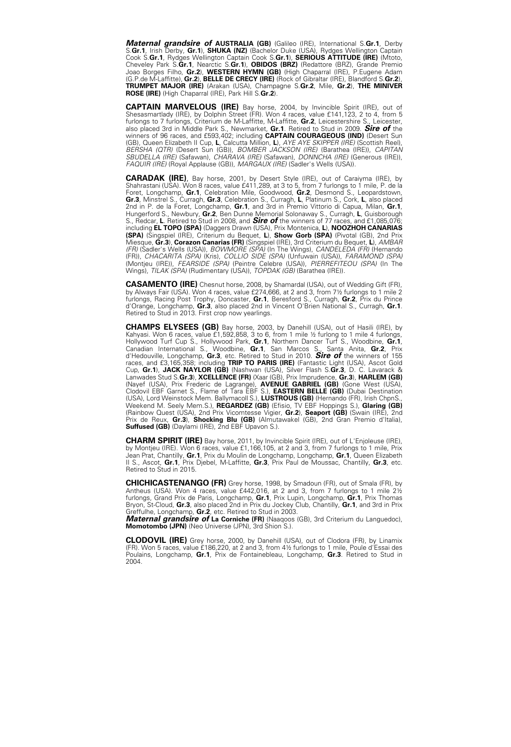***Maternal grandsire of*** **AUSTRALIA (GB)** (Galileo (IRE), International S.**Gr.1**, Derby S.**Gr.1**, Irish Derby, **Gr.1**), **SHUKA (NZ)** (Bachelor Duke (USA), Rydges Wellington Captain Cook S.**Gr.1**, Rydges Wellington Captain Cook S.**Gr.1**), **SERIOUS ATTITUDE (IRE)** (Mtoto, Cheveley Park S.**Gr.1**, Nearctic S.**Gr.1**), **OBIDOS (BRZ)** (Redattore (BRZ), Grande Premio Joao Borges Filho, **Gr.2**), **WESTERN HYMN (GB)** (High Chaparral (IRE), P.Eugene Adam (G.P.de M-Laffitte), **Gr.2**), **BELLE DE CRECY (IRE)** (Rock of Gibraltar (IRE), Blandford S.**Gr.2**), **TRUMPET MAJOR (IRE)** (Arakan (USA), Champagne S.**Gr.2**, Mile, **Gr.2**), **THE MINIVER ROSE (IRE)** (High Chaparral (IRE), Park Hill S.**Gr.2**).

**CAPTAIN MARVELOUS (IRE)** Bay horse, 2004, by Invincible Spirit (IRE), out of Shesasmartlady (IRE), by Dolphin Street (FR). Won 4 races, value £141,123, 2 to 4, from 5 furlongs to 7 furlongs, Criterium de M-Laffitte, M-Laffitte, **Gr.2**, Leicestershire S., Leicester, also placed 3rd in Middle Park S., Newmarket, **Gr.1**. Retired to Stud in 2009. ***Sire of*** the winners of 96 races, and £593,402; including **CAPTAIN COURAGEOUS (IND)** (Desert Sun (GB), Queen Elizabeth II Cup, **L**, Calcutta Million, **L**), *AYE AYE SKIPPER (IRE)* (Scottish Reel), *BERSHA (QTR)* (Desert Sun (GB)), *BOMBER JACKSON (IRE)* (Barathea (IRE)), *CAPITAN SBUDELLA (IRE)* (Safawan), *CHARAVA (IRE)* (Safawan), *DONNCHA (IRE)* (Generous (IRE)), *FAQUIR (IRE)* (Royal Applause (GB)), *MARGAUX (IRE)* (Sadler's Wells (USA)).

**CARADAK (IRE)**, Bay horse, 2001, by Desert Style (IRE), out of Caraiyma (IRE), by Shahrastani (USA). Won 8 races, value £411,289, at 3 to 5, from 7 furlongs to 1 mile, P. de la Foret, Longchamp, **Gr.1**, Celebration Mile, Goodwood, **Gr.2**, Desmond S., Leopardstown, **Gr.3**, Minstrel S., Curragh, **Gr.3**, Celebration S., Curragh, **L**, Platinum S., Cork, **L**, also placed 2nd in P. de la Foret, Longchamp, **Gr.1**, and 3rd in Premio Vittorio di Capua, Milan, **Gr.1**, Hungerford S., Newbury, **Gr.2**, Ben Dunne Memorial Solonaway S., Curragh, **L**, Guisborough S., Redcar, **L**. Retired to Stud in 2008, and ***Sire of*** the winners of 77 races, and £1,085,076; including **EL TOPO (SPA)** (Daggers Drawn (USA), Prix Montenica, **L**), **NOOZHOH CANARIAS (SPA)** (Singspiel (IRE), Criterium du Bequet, **L**), **Show Gorb (SPA)** (Pivotal (GB), 2nd Prix Miesque, **Gr.3**), **Corazon Canarias (FR)** (Singspiel (IRE), 3rd Criterium du Bequet, **L**), *AMBAR (FR)* (Sadler's Wells (USA)), *BOWMORE (SPA)* (In The Wings), *CANDELEDA (FR)* (Hernando (FR)), *CHACARITA (SPA)* (Kris), *COLLIO SIDE (SPA)* (Unfuwain (USA)), *FARAMOND (SPA)* (Montjeu (IRE)), *FEARSIDE (SPA)* (Peintre Celebre (USA)), *PIERREFITEOU (SPA)* (In The Wings), *TILAK (SPA)* (Rudimentary (USA)), *TOPDAK (GB)* (Barathea (IRE)).

**CASAMENTO (IRE)** Chesnut horse, 2008, by Shamardal (USA), out of Wedding Gift (FR), by Always Fair (USA). Won 4 races, value £274,666, at 2 and 3, from 7½ furlongs to 1 mile 2 furlongs, Racing Post Trophy, Doncaster, **Gr.1**, Beresford S., Curragh, **Gr.2**, Prix du Prince d'Orange, Longchamp, **Gr.3**, also placed 2nd in Vincent O'Brien National S., Curragh, **Gr.1**. Retired to Stud in 2013. First crop now yearlings.

**CHAMPS ELYSEES (GB)** Bay horse, 2003, by Danehill (USA), out of Hasili (IRE), by Kahyasi. Won 6 races, value £1,592,858, 3 to 6, from 1 mile ½ furlong to 1 mile 4 furlongs, Hollywood Turf Cup S., Hollywood Park, **Gr.1**, Northern Dancer Turf S., Woodbine, **Gr.1**, Canadian International S., Woodbine, **Gr.1**, San Marcos S., Santa Anita, **Gr.2**, Prix d'Hedouville, Longchamp, **Gr.3**, etc. Retired to Stud in 2010. ***Sire of*** the winners of 155 races, and £3,165,358; including **TRIP TO PARIS (IRE)** (Fantastic Light (USA), Ascot Gold Cup, **Gr.1**), **JACK NAYLOR (GB)** (Nashwan (USA), Silver Flash S.**Gr.3**, D. C. Lavarack & Lanwades Stud S.**Gr.3**), **XCELLENCE (FR)** (Xaar (GB), Prix Imprudence, **Gr.3**), **HARLEM (GB)** (Nayef (USA), Prix Frederic de Lagrange), **AVENUE GABRIEL (GB)** (Gone West (USA), Clodovil EBF Garnet S., Flame of Tara EBF S.), **EASTERN BELLE (GB)** (Dubai Destination (USA), Lord Weinstock Mem. Ballymacoll S.), **LUSTROUS (GB)** (Hernando (FR), Irish ChpnS., Weekend M. Seely Mem.S.), **REGARDEZ (GB)** (Efisio, TV EBF Hoppings S.), **Glaring (GB)** (Rainbow Quest (USA), 2nd Prix Vicomtesse Vigier, **Gr.2**), **Seaport (GB)** (Swain (IRE), 2nd Prix de Reux, **Gr.3**), **Shocking Blu (GB)** (Almutawakel (GB), 2nd Gran Premio d'Italia), **Suffused (GB)** (Daylami (IRE), 2nd EBF Upavon S.).

**CHARM SPIRIT (IRE)** Bay horse, 2011, by Invincible Spirit (IRE), out of L'Enjoleuse (IRE), by Montjeu (IRE). Won 6 races, value £1,166,105, at 2 and 3, from 7 furlongs to 1 mile, Prix Jean Prat, Chantilly, **Gr.1**, Prix du Moulin de Longchamp, Longchamp, **Gr.1**, Queen Elizabeth II S., Ascot, **Gr.1**, Prix Djebel, M-Laffitte, **Gr.3**, Prix Paul de Moussac, Chantilly, **Gr.3**, etc. Retired to Stud in 2015.

**CHICHICASTENANGO (FR)** Grey horse, 1998, by Smadoun (FR), out of Smala (FR), by Antheus (USA). Won 4 races, value £442,016, at 2 and 3, from 7 furlongs to 1 mile 2½ furlongs, Grand Prix de Paris, Longchamp, **Gr.1**, Prix Lupin, Longchamp, **Gr.1**, Prix Thomas Bryon, St-Cloud, **Gr.3**, also placed 2nd in Prix du Jockey Club, Chantilly, **Gr.1**, and 3rd in Prix Greffulhe, Longchamp, **Gr.2**, etc. Retired to Stud in 2003.
***Maternal grandsire of*** **La Corniche (FR)** (Naaqoos (GB), 3rd Criterium du Languedoc), **Momotombo (JPN)** (Neo Universe (JPN), 3rd Shion S.).

**CLODOVIL (IRE)** Grey horse, 2000, by Danehill (USA), out of Clodora (FR), by Linamix (FR). Won 5 races, value £186,220, at 2 and 3, from 4½ furlongs to 1 mile, Poule d'Essai des Poulains, Longchamp, **Gr.1**, Prix de Fontainebleau, Longchamp, **Gr.3**. Retired to Stud in 2004.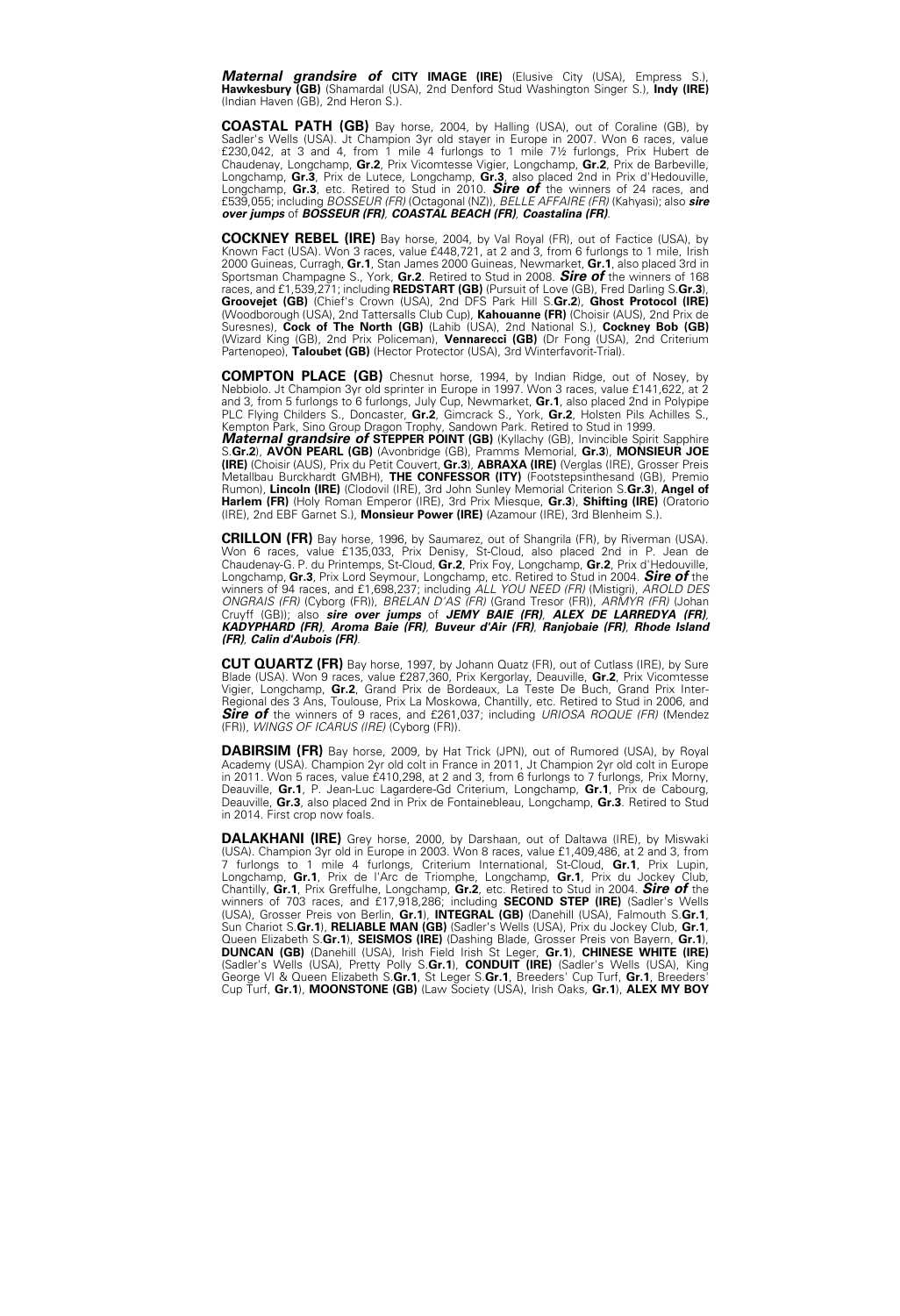***Maternal grandsire of*** **CITY IMAGE (IRE)** (Elusive City (USA), Empress S.), **Hawkesbury (GB)** (Shamardal (USA), 2nd Denford Stud Washington Singer S.), **Indy (IRE)** (Indian Haven (GB), 2nd Heron S.).

**COASTAL PATH (GB)** Bay horse, 2004, by Halling (USA), out of Coraline (GB), by Sadler's Wells (USA). Jt Champion 3yr old stayer in Europe in 2007. Won 6 races, value £230,042, at 3 and 4, from 1 mile 4 furlongs to 1 mile 7½ furlongs, Prix Hubert de Chaudenay, Longchamp, **Gr.2**, Prix Vicomtesse Vigier, Longchamp, **Gr.2**, Prix de Barbeville, Longchamp, **Gr.3**, Prix de Lutece, Longchamp, **Gr.3**, also placed 2nd in Prix d'Hedouville, Longchamp, **Gr.3**, etc. Retired to Stud in 2010. ***Sire of*** the winners of 24 races, and £539,055; including *BOSSEUR (FR)* (Octagonal (NZ)), *BELLE AFFAIRE (FR)* (Kahyasi); also ***sire over jumps*** of ***BOSSEUR (FR)***, ***COASTAL BEACH (FR)***, ***Coastalina (FR)***.

**COCKNEY REBEL (IRE)** Bay horse, 2004, by Val Royal (FR), out of Factice (USA), by Known Fact (USA). Won 3 races, value £448,721, at 2 and 3, from 6 furlongs to 1 mile, Irish 2000 Guineas, Curragh, **Gr.1**, Stan James 2000 Guineas, Newmarket, **Gr.1**, also placed 3rd in Sportsman Champagne S., York, **Gr.2**. Retired to Stud in 2008. ***Sire of*** the winners of 168 races, and £1,539,271; including **REDSTART (GB)** (Pursuit of Love (GB), Fred Darling S.**Gr.3**), **Groovejet (GB)** (Chief's Crown (USA), 2nd DFS Park Hill S.**Gr.2**), **Ghost Protocol (IRE)** (Woodborough (USA), 2nd Tattersalls Club Cup), **Kahouanne (FR)** (Choisir (AUS), 2nd Prix de Suresnes), **Cock of The North (GB)** (Lahib (USA), 2nd National S.), **Cockney Bob (GB)** (Wizard King (GB), 2nd Prix Policeman), **Vennarecci (GB)** (Dr Fong (USA), 2nd Criterium Partenopeo), **Taloubet (GB)** (Hector Protector (USA), 3rd Winterfavorit-Trial).

**COMPTON PLACE (GB)** Chesnut horse, 1994, by Indian Ridge, out of Nosey, by Nebbiolo. Jt Champion 3yr old sprinter in Europe in 1997. Won 3 races, value £141,622, at 2 and 3, from 5 furlongs to 6 furlongs, July Cup, Newmarket, **Gr.1**, also placed 2nd in Polypipe PLC Flying Childers S., Doncaster, **Gr.2**, Gimcrack S., York, **Gr.2**, Holsten Pils Achilles S., Kempton Park, Sino Group Dragon Trophy, Sandown Park. Retired to Stud in 1999.
***Maternal grandsire of*** **STEPPER POINT (GB)** (Kyllachy (GB), Invincible Spirit Sapphire S.**Gr.2**), **AVON PEARL (GB)** (Avonbridge (GB), Pramms Memorial, **Gr.3**), **MONSIEUR JOE (IRE)** (Choisir (AUS), Prix du Petit Couvert, **Gr.3**), **ABRAXA (IRE)** (Verglas (IRE), Grosser Preis Metallbau Burckhardt GMBH), **THE CONFESSOR (ITY)** (Footstepsinthesand (GB), Premio Rumon), **Lincoln (IRE)** (Clodovil (IRE), 3rd John Sunley Memorial Criterion S.**Gr.3**), **Angel of Harlem (FR)** (Holy Roman Emperor (IRE), 3rd Prix Miesque, **Gr.3**), **Shifting (IRE)** (Oratorio (IRE), 2nd EBF Garnet S.), **Monsieur Power (IRE)** (Azamour (IRE), 3rd Blenheim S.).

**CRILLON (FR)** Bay horse, 1996, by Saumarez, out of Shangrila (FR), by Riverman (USA). Won 6 races, value £135,033, Prix Denisy, St-Cloud, also placed 2nd in P. Jean de Chaudenay-G. P. du Printemps, St-Cloud, **Gr.2**, Prix Foy, Longchamp, **Gr.2**, Prix d'Hedouville, Longchamp, **Gr.3**, Prix Lord Seymour, Longchamp, etc. Retired to Stud in 2004. ***Sire of*** the winners of 94 races, and £1,698,237; including *ALL YOU NEED (FR)* (Mistigri), *AROLD DES ONGRAIS (FR)* (Cyborg (FR)), *BRELAN D'AS (FR)* (Grand Tresor (FR)), *ARMYR (FR)* (Johan Cruyff (GB)); also ***sire over jumps*** of ***JEMY BAIE (FR)***, ***ALEX DE LARREDYA (FR)***, ***KADYPHARD (FR)***, ***Aroma Baie (FR)***, ***Buveur d'Air (FR)***, ***Ranjobaie (FR)***, ***Rhode Island (FR)***, ***Calin d'Aubois (FR)***.

**CUT QUARTZ (FR)** Bay horse, 1997, by Johann Quatz (FR), out of Cutlass (IRE), by Sure Blade (USA). Won 9 races, value £287,360, Prix Kergorlay, Deauville, **Gr.2**, Prix Vicomtesse Vigier, Longchamp, **Gr.2**, Grand Prix de Bordeaux, La Teste De Buch, Grand Prix Inter-Regional des 3 Ans, Toulouse, Prix La Moskowa, Chantilly, etc. Retired to Stud in 2006, and ***Sire of*** the winners of 9 races, and £261,037; including *URIOSA ROQUE (FR)* (Mendez (FR)), *WINGS OF ICARUS (IRE)* (Cyborg (FR)).

**DABIRSIM (FR)** Bay horse, 2009, by Hat Trick (JPN), out of Rumored (USA), by Royal Academy (USA). Champion 2yr old colt in France in 2011, Jt Champion 2yr old colt in Europe in 2011. Won 5 races, value £410,298, at 2 and 3, from 6 furlongs to 7 furlongs, Prix Morny, Deauville, **Gr.1**, P. Jean-Luc Lagardere-Gd Criterium, Longchamp, **Gr.1**, Prix de Cabourg, Deauville, **Gr.3**, also placed 2nd in Prix de Fontainebleau, Longchamp, **Gr.3**. Retired to Stud in 2014. First crop now foals.

**DALAKHANI (IRE)** Grey horse, 2000, by Darshaan, out of Daltawa (IRE), by Miswaki (USA). Champion 3yr old in Europe in 2003. Won 8 races, value £1,409,486, at 2 and 3, from 7 furlongs to 1 mile 4 furlongs, Criterium International, St-Cloud, **Gr.1**, Prix Lupin, Longchamp, **Gr.1**, Prix de l'Arc de Triomphe, Longchamp, **Gr.1**, Prix du Jockey Club, Chantilly, **Gr.1**, Prix Greffulhe, Longchamp, **Gr.2**, etc. Retired to Stud in 2004. ***Sire of*** the winners of 703 races, and £17,918,286; including **SECOND STEP (IRE)** (Sadler's Wells (USA), Grosser Preis von Berlin, **Gr.1**), **INTEGRAL (GB)** (Danehill (USA), Falmouth S.**Gr.1**, Sun Chariot S.**Gr.1**), **RELIABLE MAN (GB)** (Sadler's Wells (USA), Prix du Jockey Club, **Gr.1**, Queen Elizabeth S.**Gr.1**), **SEISMOS (IRE)** (Dashing Blade, Grosser Preis von Bayern, **Gr.1**), **DUNCAN (GB)** (Danehill (USA), Irish Field Irish St Leger, **Gr.1**), **CHINESE WHITE (IRE)** (Sadler's Wells (USA), Pretty Polly S.**Gr.1**), **CONDUIT (IRE)** (Sadler's Wells (USA), King George VI & Queen Elizabeth S.**Gr.1**, St Leger S.**Gr.1**, Breeders' Cup Turf, **Gr.1**, Breeders' Cup Turf, **Gr.1**), **MOONSTONE (GB)** (Law Society (USA), Irish Oaks, **Gr.1**), **ALEX MY BOY**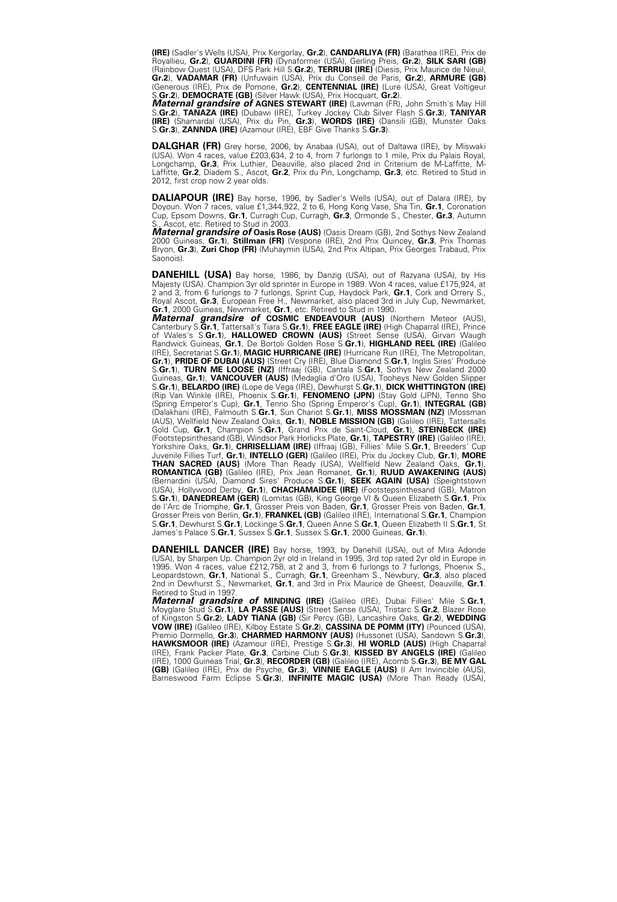**(IRE)** (Sadler's Wells (USA), Prix Kergorlay, **Gr.2**), **CANDARLIYA (FR)** (Barathea (IRE), Prix de Royallieu, **Gr.2**), **GUARDINI (FR)** (Dynaformer (USA), Gerling Preis, **Gr.2**), **SILK SARI (GB)** (Rainbow Quest (USA), DFS Park Hill S.**Gr.2**), **TERRUBI (IRE)** (Diesis, Prix Maurice de Nieuil, **Gr.2**), **VADAMAR (FR)** (Unfuwain (USA), Prix du Conseil de Paris, **Gr.2**), **ARMURE (GB)** (Generous (IRE), Prix de Pomone, **Gr.2**), **CENTENNIAL (IRE)** (Lure (USA), Great Voltigeur S.**Gr.2**), **DEMOCRATE (GB)** (Silver Hawk (USA), Prix Hocquart, **Gr.2**).

***Maternal grandsire of*** **AGNES STEWART (IRE)** (Lawman (FR), John Smith's May Hill S.**Gr.2**), **TANAZA (IRE)** (Dubawi (IRE), Turkey Jockey Club Silver Flash S.**Gr.3**), **TANIYAR (IRE)** (Shamardal (USA), Prix du Pin, **Gr.3**), **WORDS (IRE)** (Dansili (GB), Munster Oaks S.**Gr.3**), **ZANNDA (IRE)** (Azamour (IRE), EBF Give Thanks S.**Gr.3**).

**DALGHAR (FR)** Grey horse, 2006, by Anabaa (USA), out of Daltawa (IRE), by Miswaki (USA). Won 4 races, value £203,634, 2 to 4, from 7 furlongs to 1 mile, Prix du Palais Royal, Longchamp, **Gr.3**, Prix Luthier, Deauville, also placed 2nd in Criterium de M-Laffitte, M-Laffitte, **Gr.2**, Diadem S., Ascot, **Gr.2**, Prix du Pin, Longchamp, **Gr.3**, etc. Retired to Stud in 2012, first crop now 2 year olds.

**DALIAPOUR (IRE)** Bay horse, 1996, by Sadler's Wells (USA), out of Dalara (IRE), by Doyoun. Won 7 races, value £1,344,922, 2 to 6, Hong Kong Vase, Sha Tin, **Gr.1**, Coronation Cup, Epsom Downs, **Gr.1**, Curragh Cup, Curragh, **Gr.3**, Ormonde S., Chester, **Gr.3**, Autumn S., Ascot, etc. Retired to Stud in 2003.

***Maternal grandsire of*** **Oasis Rose (AUS)** (Oasis Dream (GB), 2nd Sothys New Zealand 2000 Guineas, **Gr.1**), **Stillman (FR)** (Vespone (IRE), 2nd Prix Quincey, **Gr.3**, Prix Thomas Bryon, **Gr.3**), **Zuri Chop (FR)** (Muhaymin (USA), 2nd Prix Altipan, Prix Georges Trabaud, Prix Saonois).

**DANEHILL (USA)** Bay horse, 1986, by Danzig (USA), out of Razyana (USA), by His Majesty (USA). Champion 3yr old sprinter in Europe in 1989. Won 4 races, value £175,924, at 2 and 3, from 6 furlongs to 7 furlongs, Sprint Cup, Haydock Park, **Gr.1**, Cork and Orrery S., Royal Ascot, **Gr.3**, European Free H., Newmarket, also placed 3rd in July Cup, Newmarket, **Gr.1**, 2000 Guineas, Newmarket, **Gr.1**, etc. Retired to Stud in 1990.

***Maternal grandsire of*** **COSMIC ENDEAVOUR (AUS)** (Northern Meteor (AUS), Canterbury S.**Gr.1**, Tattersall's Tiara S.**Gr.1**), **FREE EAGLE (IRE)** (High Chaparral (IRE), Prince of Wales's S.**Gr.1**), **HALLOWED CROWN (AUS)** (Street Sense (USA), Girvan Waugh Randwick Guineas, **Gr.1**, De Bortoli Golden Rose S.**Gr.1**), **HIGHLAND REEL (IRE)** (Galileo (IRE), Secretariat S.**Gr.1**), **MAGIC HURRICANE (IRE)** (Hurricane Run (IRE), The Metropolitan, **Gr.1**), **PRIDE OF DUBAI (AUS)** (Street Cry (IRE), Blue Diamond S.**Gr.1**, Inglis Sires' Produce S.**Gr.1**), **TURN ME LOOSE (NZ)** (Iffraaj (GB), Cantala S.**Gr.1**, Sothys New Zealand 2000 Guineas, **Gr.1**), **VANCOUVER (AUS)** (Medaglia d'Oro (USA), Tooheys New Golden Slipper S.**Gr.1**), **BELARDO (IRE)** (Lope de Vega (IRE), Dewhurst S.**Gr.1**), **DICK WHITTINGTON (IRE)** (Rip Van Winkle (IRE), Phoenix S.**Gr.1**), **FENOMENO (JPN)** (Stay Gold (JPN), Tenno Sho (Spring Emperor's Cup), **Gr.1**, Tenno Sho (Spring Emperor's Cup), **Gr.1**), **INTEGRAL (GB)** (Dalakhani (IRE), Falmouth S.**Gr.1**, Sun Chariot S.**Gr.1**), **MISS MOSSMAN (NZ)** (Mossman (AUS), Wellfield New Zealand Oaks, **Gr.1**), **NOBLE MISSION (GB)** (Galileo (IRE), Tattersalls Gold Cup, **Gr.1**, Champion S.**Gr.1**, Grand Prix de Saint-Cloud, **Gr.1**), **STEINBECK (IRE)** (Footstepsinthesand (GB), Windsor Park Horlicks Plate, **Gr.1**), **TAPESTRY (IRE)** (Galileo (IRE), Yorkshire Oaks, **Gr.1**), **CHRISELLIAM (IRE)** (Iffraaj (GB), Fillies' Mile S.**Gr.1**, Breeders' Cup Juvenile Fillies Turf, **Gr.1**), **INTELLO (GER)** (Galileo (IRE), Prix du Jockey Club, **Gr.1**), **MORE THAN SACRED (AUS)** (More Than Ready (USA), Wellfield New Zealand Oaks, **Gr.1**), **ROMANTICA (GB)** (Galileo (IRE), Prix Jean Romanet, **Gr.1**), **RUUD AWAKENING (AUS)** (Bernardini (USA), Diamond Sires' Produce S.**Gr.1**), **SEEK AGAIN (USA)** (Speightstown (USA), Hollywood Derby, **Gr.1**), **CHACHAMAIDEE (IRE)** (Footstepsinthesand (GB), Matron S.**Gr.1**), **DANEDREAM (GER)** (Lomitas (GB), King George VI & Queen Elizabeth S.**Gr.1**, Prix de l'Arc de Triomphe, **Gr.1**, Grosser Preis von Baden, **Gr.1**, Grosser Preis von Baden, **Gr.1**, Grosser Preis von Berlin, **Gr.1**), **FRANKEL (GB)** (Galileo (IRE), International S.**Gr.1**, Champion S.**Gr.1**, Dewhurst S.**Gr.1**, Lockinge S.**Gr.1**, Queen Anne S.**Gr.1**, Queen Elizabeth II S.**Gr.1**, St James's Palace S.**Gr.1**, Sussex S.**Gr.1**, Sussex S.**Gr.1**, 2000 Guineas, **Gr.1**).

**DANEHILL DANCER (IRE)** Bay horse, 1993, by Danehill (USA), out of Mira Adonde (USA), by Sharpen Up. Champion 2yr old in Ireland in 1995, 3rd top rated 2yr old in Europe in 1995. Won 4 races, value £212,758, at 2 and 3, from 6 furlongs to 7 furlongs, Phoenix S., Leopardstown, **Gr.1**, National S., Curragh, **Gr.1**, Greenham S., Newbury, **Gr.3**, also placed 2nd in Dewhurst S., Newmarket, **Gr.1**, and 3rd in Prix Maurice de Gheest, Deauville, **Gr.1**. Retired to Stud in 1997.

***Maternal grandsire of*** **MINDING (IRE)** (Galileo (IRE), Dubai Fillies' Mile S.**Gr.1**, Moyglare Stud S.**Gr.1**), **LA PASSE (AUS)** (Street Sense (USA), Tristarc S.**Gr.2**, Blazer Rose of Kingston S.**Gr.2**), **LADY TIANA (GB)** (Sir Percy (GB), Lancashire Oaks, **Gr.2**), **WEDDING VOW (IRE)** (Galileo (IRE), Kilboy Estate S.**Gr.2**), **CASSINA DE POMM (ITY)** (Pounced (USA), Premio Dormello, **Gr.3**), **CHARMED HARMONY (AUS)** (Hussonet (USA), Sandown S.**Gr.3**), **HAWKSMOOR (IRE)** (Azamour (IRE), Prestige S.**Gr.3**), **HI WORLD (AUS)** (High Chaparral (IRE), Frank Packer Plate, **Gr.3**, Carbine Club S.**Gr.3**), **KISSED BY ANGELS (IRE)** (Galileo (IRE), 1000 Guineas Trial, **Gr.3**), **RECORDER (GB)** (Galileo (IRE), Acomb S.**Gr.3**), **BE MY GAL (GB)** (Galileo (IRE), Prix de Psyche, **Gr.3**), **VINNIE EAGLE (AUS)** (I Am Invincible (AUS), Barneswood Farm Eclipse S.**Gr.3**), **INFINITE MAGIC (USA)** (More Than Ready (USA),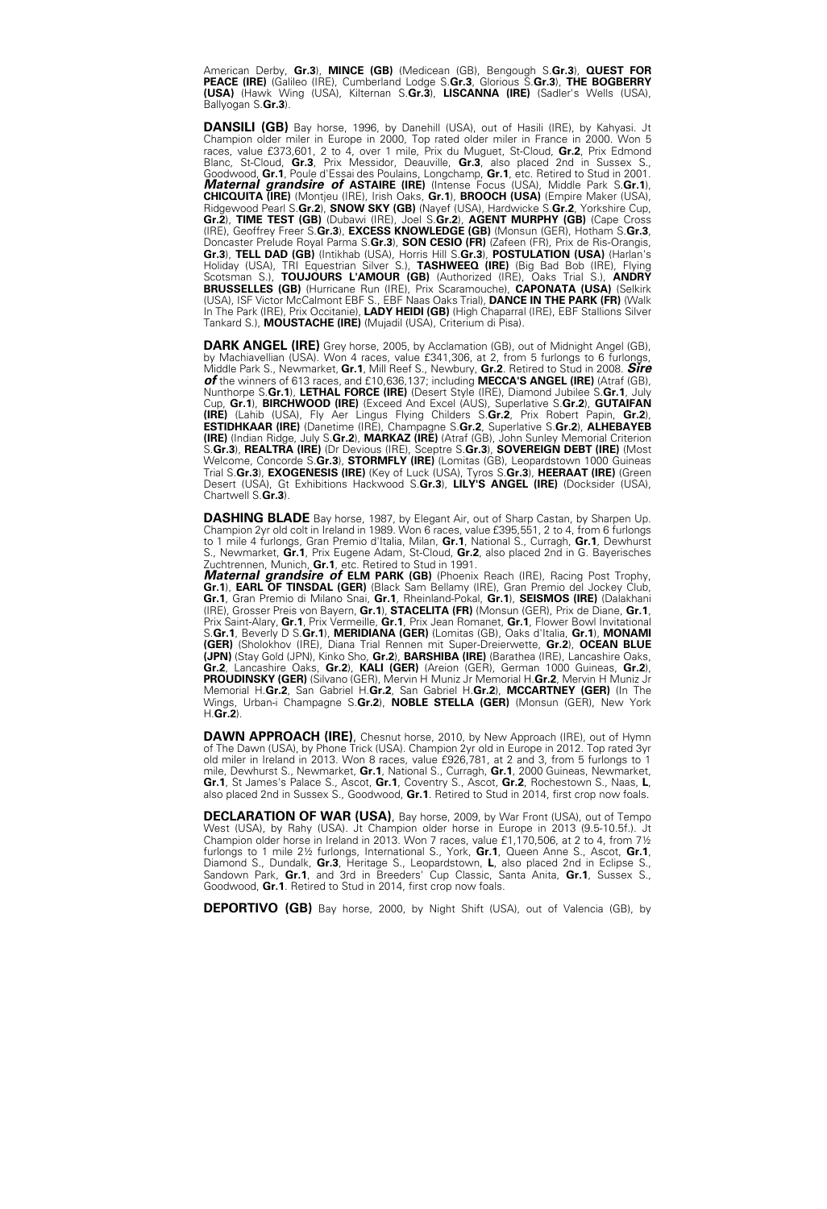American Derby, **Gr.3**), **MINCE (GB)** (Medicean (GB), Bengough S.**Gr.3**), **QUEST FOR PEACE (IRE)** (Galileo (IRE), Cumberland Lodge S.**Gr.3**, Glorious S.**Gr.3**), **THE BOGBERRY (USA)** (Hawk Wing (USA), Kilternan S.**Gr.3**), **LISCANNA (IRE)** (Sadler's Wells (USA), Ballyogan S.**Gr.3**).

**DANSILI (GB)** Bay horse, 1996, by Danehill (USA), out of Hasili (IRE), by Kahyasi. Jt Champion older miler in Europe in 2000, Top rated older miler in France in 2000. Won 5 races, value £373,601, 2 to 4, over 1 mile, Prix du Muguet, St-Cloud, **Gr.2**, Prix Edmond Blanc, St-Cloud, **Gr.3**, Prix Messidor, Deauville, **Gr.3**, also placed 2nd in Sussex S., Goodwood, **Gr.1**, Poule d'Essai des Poulains, Longchamp, **Gr.1**, etc. Retired to Stud in 2001. ***Maternal grandsire of*** **ASTAIRE (IRE)** (Intense Focus (USA), Middle Park S.**Gr.1**), **CHICQUITA (IRE)** (Montjeu (IRE), Irish Oaks, **Gr.1**), **BROOCH (USA)** (Empire Maker (USA), Ridgewood Pearl S.**Gr.2**), **SNOW SKY (GB)** (Nayef (USA), Hardwicke S.**Gr.2**, Yorkshire Cup, **Gr.2**), **TIME TEST (GB)** (Dubawi (IRE), Joel S.**Gr.2**), **AGENT MURPHY (GB)** (Cape Cross (IRE), Geoffrey Freer S.**Gr.3**), **EXCESS KNOWLEDGE (GB)** (Monsun (GER), Hotham S.**Gr.3**, Doncaster Prelude Royal Parma S.**Gr.3**), **SON CESIO (FR)** (Zafeen (FR), Prix de Ris-Orangis, **Gr.3**), **TELL DAD (GB)** (Intikhab (USA), Horris Hill S.**Gr.3**), **POSTULATION (USA)** (Harlan's Holiday (USA), TRI Equestrian Silver S.), **TASHWEEQ (IRE)** (Big Bad Bob (IRE), Flying Scotsman S.), **TOUJOURS L'AMOUR (GB)** (Authorized (IRE), Oaks Trial S.), **ANDRY BRUSSELLES (GB)** (Hurricane Run (IRE), Prix Scaramouche), **CAPONATA (USA)** (Selkirk (USA), ISF Victor McCalmont EBF S., EBF Naas Oaks Trial), **DANCE IN THE PARK (FR)** (Walk In The Park (IRE), Prix Occitanie), **LADY HEIDI (GB)** (High Chaparral (IRE), EBF Stallions Silver Tankard S.), **MOUSTACHE (IRE)** (Mujadil (USA), Criterium di Pisa).

**DARK ANGEL (IRE)** Grey horse, 2005, by Acclamation (GB), out of Midnight Angel (GB), by Machiavellian (USA). Won 4 races, value £341,306, at 2, from 5 furlongs to 6 furlongs, Middle Park S., Newmarket, **Gr.1**, Mill Reef S., Newbury, **Gr.2**. Retired to Stud in 2008. ***Sire of*** the winners of 613 races, and £10,636,137; including **MECCA'S ANGEL (IRE)** (Atraf (GB), Nunthorpe S.**Gr.1**), **LETHAL FORCE (IRE)** (Desert Style (IRE), Diamond Jubilee S.**Gr.1**, July Cup, **Gr.1**), **BIRCHWOOD (IRE)** (Exceed And Excel (AUS), Superlative S.**Gr.2**), **GUTAIFAN (IRE)** (Lahib (USA), Fly Aer Lingus Flying Childers S.**Gr.2**, Prix Robert Papin, **Gr.2**), **ESTIDHKAAR (IRE)** (Danetime (IRE), Champagne S.**Gr.2**, Superlative S.**Gr.2**), **ALHEBAYEB (IRE)** (Indian Ridge, July S.**Gr.2**), **MARKAZ (IRE)** (Atraf (GB), John Sunley Memorial Criterion S.**Gr.3**), **REALTRA (IRE)** (Dr Devious (IRE), Sceptre S.**Gr.3**), **SOVEREIGN DEBT (IRE)** (Most Welcome, Concorde S.**Gr.3**), **STORMFLY (IRE)** (Lomitas (GB), Leopardstown 1000 Guineas Trial S.**Gr.3**), **EXOGENESIS (IRE)** (Key of Luck (USA), Tyros S.**Gr.3**), **HEERAAT (IRE)** (Green Desert (USA), Gt Exhibitions Hackwood S.**Gr.3**), **LILY'S ANGEL (IRE)** (Docksider (USA), Chartwell S.**Gr.3**).

**DASHING BLADE** Bay horse, 1987, by Elegant Air, out of Sharp Castan, by Sharpen Up. Champion 2yr old colt in Ireland in 1989. Won 6 races, value £395,551, 2 to 4, from 6 furlongs to 1 mile 4 furlongs, Gran Premio d'Italia, Milan, **Gr.1**, National S., Curragh, **Gr.1**, Dewhurst S., Newmarket, **Gr.1**, Prix Eugene Adam, St-Cloud, **Gr.2**, also placed 2nd in G. Bayerisches Zuchtrennen, Munich, **Gr.1**, etc. Retired to Stud in 1991.
***Maternal grandsire of*** **ELM PARK (GB)** (Phoenix Reach (IRE), Racing Post Trophy, **Gr.1**), **EARL OF TINSDAL (GER)** (Black Sam Bellamy (IRE), Gran Premio del Jockey Club, **Gr.1**, Gran Premio di Milano Snai, **Gr.1**, Rheinland-Pokal, **Gr.1**), **SEISMOS (IRE)** (Dalakhani (IRE), Grosser Preis von Bayern, **Gr.1**), **STACELITA (FR)** (Monsun (GER), Prix de Diane, **Gr.1**, Prix Saint-Alary, **Gr.1**, Prix Vermeille, **Gr.1**, Prix Jean Romanet, **Gr.1**, Flower Bowl Invitational S.**Gr.1**, Beverly D S.**Gr.1**), **MERIDIANA (GER)** (Lomitas (GB), Oaks d'Italia, **Gr.1**), **MONAMI (GER)** (Sholokhov (IRE), Diana Trial Rennen mit Super-Dreierwette, **Gr.2**), **OCEAN BLUE (JPN)** (Stay Gold (JPN), Kinko Sho, **Gr.2**), **BARSHIBA (IRE)** (Barathea (IRE), Lancashire Oaks, **Gr.2**, Lancashire Oaks, **Gr.2**), **KALI (GER)** (Areion (GER), German 1000 Guineas, **Gr.2**), **PROUDINSKY (GER)** (Silvano (GER), Mervin H Muniz Jr Memorial H.**Gr.2**, Mervin H Muniz Jr Memorial H.**Gr.2**, San Gabriel H.**Gr.2**, San Gabriel H.**Gr.2**), **MCCARTNEY (GER)** (In The Wings, Urban-i Champagne S.**Gr.2**), **NOBLE STELLA (GER)** (Monsun (GER), New York H.**Gr.2**).

**DAWN APPROACH (IRE)**, Chesnut horse, 2010, by New Approach (IRE), out of Hymn of The Dawn (USA), by Phone Trick (USA). Champion 2yr old in Europe in 2012. Top rated 3yr old miler in Ireland in 2013. Won 8 races, value £926,781, at 2 and 3, from 5 furlongs to 1 mile, Dewhurst S., Newmarket, **Gr.1**, National S., Curragh, **Gr.1**, 2000 Guineas, Newmarket, **Gr.1**, St James's Palace S., Ascot, **Gr.1**, Coventry S., Ascot, **Gr.2**, Rochestown S., Naas, **L**, also placed 2nd in Sussex S., Goodwood, **Gr.1**. Retired to Stud in 2014, first crop now foals.

**DECLARATION OF WAR (USA)**, Bay horse, 2009, by War Front (USA), out of Tempo West (USA), by Rahy (USA). Jt Champion older horse in Europe in 2013 (9.5-10.5f.). Jt Champion older horse in Ireland in 2013. Won 7 races, value £1,170,506, at 2 to 4, from 7½ furlongs to 1 mile 2½ furlongs, International S., York, **Gr.1**, Queen Anne S., Ascot, **Gr.1**, Diamond S., Dundalk, **Gr.3**, Heritage S., Leopardstown, **L**, also placed 2nd in Eclipse S., Sandown Park, **Gr.1**, and 3rd in Breeders' Cup Classic, Santa Anita, **Gr.1**, Sussex S., Goodwood, **Gr.1**. Retired to Stud in 2014, first crop now foals.

**DEPORTIVO (GB)** Bay horse, 2000, by Night Shift (USA), out of Valencia (GB), by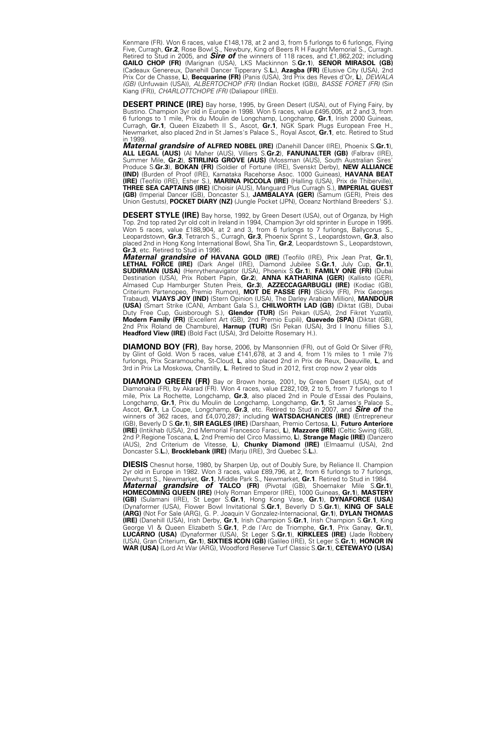Kenmare (FR). Won 6 races, value £148,178, at 2 and 3, from 5 furlongs to 6 furlongs, Flying Five, Curragh, **Gr.2**, Rose Bowl S., Newbury, King of Beers R H Faught Memorial S., Curragh. Retired to Stud in 2005, and ***Sire of*** the winners of 118 races, and £1,862,202; including **GAILO CHOP (FR)** (Marignan (USA), LKS Mackinnon S.**Gr.1**), **SENOR MIRASOL (GB)** (Cadeaux Genereux, Danehill Dancer Tipperary S.**L.**), **Azagba (FR)** (Elusive City (USA), 2nd Prix Cor de Chasse, **L**), **Becquarine (FR)** (Panis (USA), 3rd Prix des Reves d'Or, **L**), *DEWALA (GB)* (Unfuwain (USA)), *ALBERTOCHOP (FR)* (Indian Rocket (GB)), *BASSE FORET (FR)* (Sin Kiang (FR)), *CHARLOTTCHOPE (FR)* (Daliapour (IRE)).

**DESERT PRINCE (IRE)** Bay horse, 1995, by Green Desert (USA), out of Flying Fairy, by Bustino. Champion 3yr old in Europe in 1998. Won 5 races, value £495,005, at 2 and 3, from 6 furlongs to 1 mile, Prix du Moulin de Longchamp, Longchamp, **Gr.1**, Irish 2000 Guineas, Curragh, **Gr.1**, Queen Elizabeth II S., Ascot, **Gr.1**, NGK Spark Plugs European Free H., Newmarket, also placed 2nd in St James's Palace S., Royal Ascot, **Gr.1**, etc. Retired to Stud in 1999.
***Maternal grandsire of*** **ALFRED NOBEL (IRE)** (Danehill Dancer (IRE), Phoenix S.**Gr.1**), **ALL LEGAL (AUS)** (Al Maher (AUS), Villiers S.**Gr.2**), **FANUNALTER (GB)** (Falbrav (IRE), Summer Mile, **Gr.2**), **STIRLING GROVE (AUS)** (Mossman (AUS), South Australian Sires' Produce S.**Gr.3**), **BOKAN (FR)** (Soldier of Fortune (IRE), Svenskt Derby), **NEW ALLIANCE (IND)** (Burden of Proof (IRE), Karnataka Racehorse Asoc. 1000 Guineas), **HAVANA BEAT (IRE)** (Teofilo (IRE), Esher S.), **MARINA PICCOLA (IRE)** (Halling (USA), Prix de Thiberville), **THREE SEA CAPTAINS (IRE)** (Choisir (AUS), Manguard Plus Curragh S.), **IMPERIAL GUEST (GB)** (Imperial Dancer (GB), Doncaster S.), **JAMBALAYA (GER)** (Samum (GER), Preis des Union Gestuts), **POCKET DIARY (NZ)** (Jungle Pocket (JPN), Oceanz Northland Breeders' S.).

**DESERT STYLE (IRE)** Bay horse, 1992, by Green Desert (USA), out of Organza, by High Top. 2nd top rated 2yr old colt in Ireland in 1994, Champion 3yr old sprinter in Europe in 1995. Won 5 races, value £188,904, at 2 and 3, from 6 furlongs to 7 furlongs, Ballycorus S., Leopardstown, **Gr.3**, Tetrarch S., Curragh, **Gr.3**, Phoenix Sprint S., Leopardstown, **Gr.3**, also placed 2nd in Hong Kong International Bowl, Sha Tin, **Gr.2**, Leopardstown S., Leopardstown, **Gr.3**, etc. Retired to Stud in 1996.
***Maternal grandsire of*** **HAVANA GOLD (IRE)** (Teofilo (IRE), Prix Jean Prat, **Gr.1**), **LETHAL FORCE (IRE)** (Dark Angel (IRE), Diamond Jubilee S.**Gr.1**, July Cup, **Gr.1**), **SUDIRMAN (USA)** (Henrythenavigator (USA), Phoenix S.**Gr.1**), **FAMILY ONE (FR)** (Dubai Destination (USA), Prix Robert Papin, **Gr.2**), **ANNA KATHARINA (GER)** (Kallisto (GER), Almased Cup Hamburger Stuten Preis, **Gr.3**), **AZZECCAGARBUGLI (IRE)** (Kodiac (GB), Criterium Partenopeo, Premio Rumon), **MOT DE PASSE (FR)** (Slickly (FR), Prix Georges Trabaud), **VIJAYS JOY (IND)** (Stern Opinion (USA), The Darley Arabian Million), **MANDOUR (USA)** (Smart Strike (CAN), Ambant Gala S.), **CHILWORTH LAD (GB)** (Diktat (GB), Dubai Duty Free Cup, Guisborough S.), **Glendor (TUR)** (Sri Pekan (USA), 2nd Fikret Yuzatli), **Modern Family (FR)** (Excellent Art (GB), 2nd Premio Eupili), **Quevedo (SPA)** (Diktat (GB), 2nd Prix Roland de Chambure), **Harnup (TUR)** (Sri Pekan (USA), 3rd I Inonu fillies S.), **Headford View (IRE)** (Bold Fact (USA), 3rd Deloitte Rosemary H.).

**DIAMOND BOY (FR)**, Bay horse, 2006, by Mansonnien (FR), out of Gold Or Silver (FR), by Glint of Gold. Won 5 races, value £141,678, at 3 and 4, from 1½ miles to 1 mile 7½ furlongs, Prix Scaramouche, St-Cloud, **L**, also placed 2nd in Prix de Reux, Deauville, **L**, and 3rd in Prix La Moskowa, Chantilly, **L**. Retired to Stud in 2012, first crop now 2 year olds

**DIAMOND GREEN (FR)** Bay or Brown horse, 2001, by Green Desert (USA), out of Diamonaka (FR), by Akarad (FR). Won 4 races, value £282,109, 2 to 5, from 7 furlongs to 1 mile, Prix La Rochette, Longchamp, **Gr.3**, also placed 2nd in Poule d'Essai des Poulains, Longchamp, **Gr.1**, Prix du Moulin de Longchamp, Longchamp, **Gr.1**, St James's Palace S., Ascot, **Gr.1**, La Coupe, Longchamp, **Gr.3**, etc. Retired to Stud in 2007, and ***Sire of*** the winners of 362 races, and £4,070,287; including **WATSDACHANCES (IRE)** (Entrepreneur (GB), Beverly D S.**Gr.1**), **SIR EAGLES (IRE)** (Darshaan, Premio Certosa, **L**), **Futuro Anteriore (IRE)** (Intikhab (USA), 2nd Memorial Francesco Faraci, **L**), **Mazzore (IRE)** (Celtic Swing (GB), 2nd P.Regione Toscana, **L**, 2nd Premio del Circo Massimo, **L**), **Strange Magic (IRE)** (Danzero (AUS), 2nd Criterium de Vitesse, **L**), **Chunky Diamond (IRE)** (Elmaamul (USA), 2nd Doncaster S.**L.**), **Brocklebank (IRE)** (Marju (IRE), 3rd Quebec S.**L.**).

**DIESIS** Chesnut horse, 1980, by Sharpen Up, out of Doubly Sure, by Reliance II. Champion 2yr old in Europe in 1982. Won 3 races, value £89,796, at 2, from 6 furlongs to 7 furlongs, Dewhurst S., Newmarket, **Gr.1**, Middle Park S., Newmarket, **Gr.1**. Retired to Stud in 1984.
***Maternal grandsire of*** **TALCO (FR)** (Pivotal (GB), Shoemaker Mile S.**Gr.1**), **HOMECOMING QUEEN (IRE)** (Holy Roman Emperor (IRE), 1000 Guineas, **Gr.1**), **MASTERY (GB)** (Sulamani (IRE), St Leger S.**Gr.1**, Hong Kong Vase, **Gr.1**), **DYNAFORCE (USA)** (Dynaformer (USA), Flower Bowl Invitational S.**Gr.1**, Beverly D S.**Gr.1**), **KING OF SALE (ARG)** (Not For Sale (ARG), G. P. Joaquin V Gonzalez-Internacional, **Gr.1**), **DYLAN THOMAS (IRE)** (Danehill (USA), Irish Derby, **Gr.1**, Irish Champion S.**Gr.1**, Irish Champion S.**Gr.1**, King George VI & Queen Elizabeth S.**Gr.1**, P.de l'Arc de Triomphe, **Gr.1**, Prix Ganay, **Gr.1**), **LUCARNO (USA)** (Dynaformer (USA), St Leger S.**Gr.1**), **KIRKLEES (IRE)** (Jade Robbery (USA), Gran Criterium, **Gr.1**), **SIXTIES ICON (GB)** (Galileo (IRE), St Leger S.**Gr.1**), **HONOR IN WAR (USA)** (Lord At War (ARG), Woodford Reserve Turf Classic S.**Gr.1**), **CETEWAYO (USA)**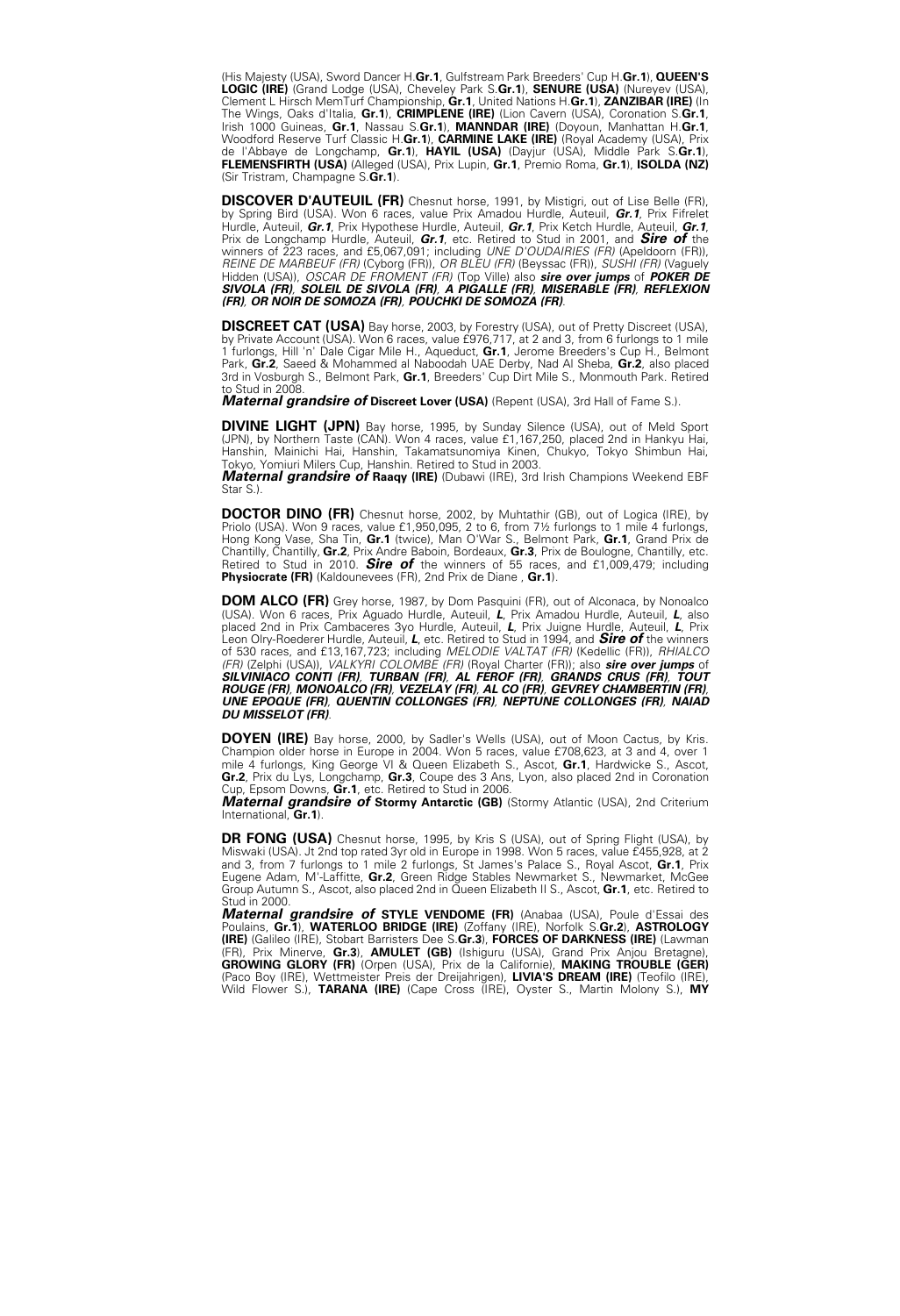(His Majesty (USA), Sword Dancer H.**Gr.1**, Gulfstream Park Breeders' Cup H.**Gr.1**), **QUEEN'S LOGIC (IRE)** (Grand Lodge (USA), Cheveley Park S.**Gr.1**), **SENURE (USA)** (Nureyev (USA), Clement L Hirsch MemTurf Championship, **Gr.1**, United Nations H.**Gr.1**), **ZANZIBAR (IRE)** (In The Wings, Oaks d'Italia, **Gr.1**), **CRIMPLENE (IRE)** (Lion Cavern (USA), Coronation S.**Gr.1**, Irish 1000 Guineas, **Gr.1**, Nassau S.**Gr.1**), **MANNDAR (IRE)** (Doyoun, Manhattan H.**Gr.1**, Woodford Reserve Turf Classic H.**Gr.1**), **CARMINE LAKE (IRE)** (Royal Academy (USA), Prix de l'Abbaye de Longchamp, **Gr.1**), **HAYIL (USA)** (Dayjur (USA), Middle Park S.**Gr.1**), **FLEMENSFIRTH (USA)** (Alleged (USA), Prix Lupin, **Gr.1**, Premio Roma, **Gr.1**), **ISOLDA (NZ)** (Sir Tristram, Champagne S.**Gr.1**).

**DISCOVER D'AUTEUIL (FR)** Chesnut horse, 1991, by Mistigri, out of Lise Belle (FR), by Spring Bird (USA). Won 6 races, value Prix Amadou Hurdle, Auteuil, ***Gr.1***, Prix Fifrelet Hurdle, Auteuil, ***Gr.1***, Prix Hypothese Hurdle, Auteuil, ***Gr.1***, Prix Ketch Hurdle, Auteuil, ***Gr.1***, Prix de Longchamp Hurdle, Auteuil, ***Gr.1***, etc. Retired to Stud in 2001, and ***Sire of*** the winners of 223 races, and £5,067,091; including *UNE D'OUDAIRIES (FR)* (Apeldoorn (FR)), *REINE DE MARBEUF (FR)* (Cyborg (FR)), *OR BLEU (FR)* (Beyssac (FR)), *SUSHI (FR)* (Vaguely Hidden (USA)), *OSCAR DE FROMENT (FR)* (Top Ville) also ***sire over jumps*** of ***POKER DE SIVOLA (FR), SOLEIL DE SIVOLA (FR), A PIGALLE (FR), MISERABLE (FR), REFLEXION (FR), OR NOIR DE SOMOZA (FR), POUCHKI DE SOMOZA (FR)***.

**DISCREET CAT (USA)** Bay horse, 2003, by Forestry (USA), out of Pretty Discreet (USA), by Private Account (USA). Won 6 races, value £976,717, at 2 and 3, from 6 furlongs to 1 mile 1 furlongs, Hill 'n' Dale Cigar Mile H., Aqueduct, **Gr.1**, Jerome Breeders's Cup H., Belmont Park, **Gr.2**, Saeed & Mohammed al Naboodah UAE Derby, Nad Al Sheba, **Gr.2**, also placed 3rd in Vosburgh S., Belmont Park, **Gr.1**, Breeders' Cup Dirt Mile S., Monmouth Park. Retired to Stud in 2008.
***Maternal grandsire of*** **Discreet Lover (USA)** (Repent (USA), 3rd Hall of Fame S.).

**DIVINE LIGHT (JPN)** Bay horse, 1995, by Sunday Silence (USA), out of Meld Sport (JPN), by Northern Taste (CAN). Won 4 races, value £1,167,250, placed 2nd in Hankyu Hai, Hanshin, Mainichi Hai, Hanshin, Takamatsunomiya Kinen, Chukyo, Tokyo Shimbun Hai, Tokyo, Yomiuri Milers Cup, Hanshin. Retired to Stud in 2003.
***Maternal grandsire of*** **Raaqy (IRE)** (Dubawi (IRE), 3rd Irish Champions Weekend EBF Star S.).

**DOCTOR DINO (FR)** Chesnut horse, 2002, by Muhtathir (GB), out of Logica (IRE), by Priolo (USA). Won 9 races, value £1,950,095, 2 to 6, from 7½ furlongs to 1 mile 4 furlongs, Hong Kong Vase, Sha Tin, **Gr.1** (twice), Man O'War S., Belmont Park, **Gr.1**, Grand Prix de Chantilly, Chantilly, **Gr.2**, Prix Andre Baboin, Bordeaux, **Gr.3**, Prix de Boulogne, Chantilly, etc. Retired to Stud in 2010. ***Sire of*** the winners of 55 races, and £1,009,479; including **Physiocrate (FR)** (Kaldounevees (FR), 2nd Prix de Diane , **Gr.1**).

**DOM ALCO (FR)** Grey horse, 1987, by Dom Pasquini (FR), out of Alconaca, by Nonoalco (USA). Won 6 races, Prix Aguado Hurdle, Auteuil, ***L***, Prix Amadou Hurdle, Auteuil, ***L***, also placed 2nd in Prix Cambaceres 3yo Hurdle, Auteuil, ***L***, Prix Juigne Hurdle, Auteuil, ***L***, Prix Leon Olry-Roederer Hurdle, Auteuil, ***L***, etc. Retired to Stud in 1994, and ***Sire of*** the winners of 530 races, and £13,167,723; including *MELODIE VALTAT (FR)* (Kedellic (FR)), *RHIALCO (FR)* (Zelphi (USA)), *VALKYRI COLOMBE (FR)* (Royal Charter (FR)); also ***sire over jumps*** of ***SILVINIACO CONTI (FR), TURBAN (FR), AL FEROF (FR), GRANDS CRUS (FR), TOUT ROUGE (FR), MONOALCO (FR), VEZELAY (FR), AL CO (FR), GEVREY CHAMBERTIN (FR), UNE EPOQUE (FR), QUENTIN COLLONGES (FR), NEPTUNE COLLONGES (FR), NAIAD DU MISSELOT (FR)***.

**DOYEN (IRE)** Bay horse, 2000, by Sadler's Wells (USA), out of Moon Cactus, by Kris. Champion older horse in Europe in 2004. Won 5 races, value £708,623, at 3 and 4, over 1 mile 4 furlongs, King George VI & Queen Elizabeth S., Ascot, **Gr.1**, Hardwicke S., Ascot, **Gr.2**, Prix du Lys, Longchamp, **Gr.3**, Coupe des 3 Ans, Lyon, also placed 2nd in Coronation Cup, Epsom Downs, **Gr.1**, etc. Retired to Stud in 2006.
***Maternal grandsire of*** **Stormy Antarctic (GB)** (Stormy Atlantic (USA), 2nd Criterium International, **Gr.1**).

**DR FONG (USA)** Chesnut horse, 1995, by Kris S (USA), out of Spring Flight (USA), by Miswaki (USA). Jt 2nd top rated 3yr old in Europe in 1998. Won 5 races, value £455,928, at 2 and 3, from 7 furlongs to 1 mile 2 furlongs, St James's Palace S., Royal Ascot, **Gr.1**, Prix Eugene Adam, M'-Laffitte, **Gr.2**, Green Ridge Stables Newmarket S., Newmarket, McGee Group Autumn S., Ascot, also placed 2nd in Queen Elizabeth II S., Ascot, **Gr.1**, etc. Retired to Stud in 2000.
***Maternal grandsire of*** **STYLE VENDOME (FR)** (Anabaa (USA), Poule d'Essai des Poulains, **Gr.1**), **WATERLOO BRIDGE (IRE)** (Zoffany (IRE), Norfolk S.**Gr.2**), **ASTROLOGY (IRE)** (Galileo (IRE), Stobart Barristers Dee S.**Gr.3**), **FORCES OF DARKNESS (IRE)** (Lawman (FR), Prix Minerve, **Gr.3**), **AMULET (GB)** (Ishiguru (USA), Grand Prix Anjou Bretagne), **GROWING GLORY (FR)** (Orpen (USA), Prix de la Californie), **MAKING TROUBLE (GER)** (Paco Boy (IRE), Wettmeister Preis der Dreijahrigen), **LIVIA'S DREAM (IRE)** (Teofilo (IRE), Wild Flower S.), **TARANA (IRE)** (Cape Cross (IRE), Oyster S., Martin Molony S.), **MY**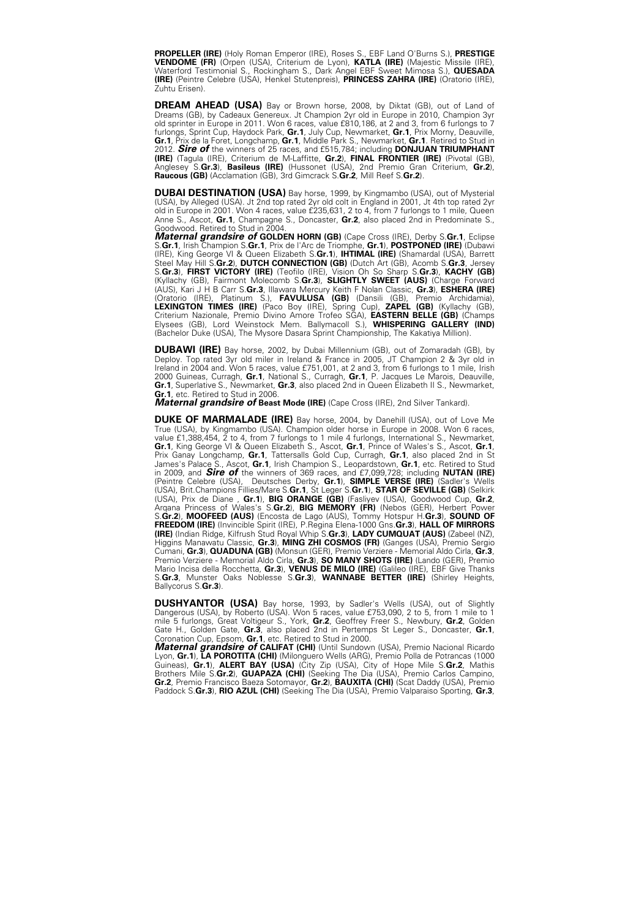**PROPELLER (IRE)** (Holy Roman Emperor (IRE), Roses S., EBF Land O'Burns S.), **PRESTIGE VENDOME (FR)** (Orpen (USA), Criterium de Lyon), **KATLA (IRE)** (Majestic Missile (IRE), Waterford Testimonial S., Rockingham S., Dark Angel EBF Sweet Mimosa S.), **QUESADA (IRE)** (Peintre Celebre (USA), Henkel Stutenpreis), **PRINCESS ZAHRA (IRE)** (Oratorio (IRE), Zuhtu Erisen).

**DREAM AHEAD (USA)** Bay or Brown horse, 2008, by Diktat (GB), out of Land of Dreams (GB), by Cadeaux Genereux. Jt Champion 2yr old in Europe in 2010, Champion 3yr old sprinter in Europe in 2011. Won 6 races, value £810,186, at 2 and 3, from 6 furlongs to 7 furlongs, Sprint Cup, Haydock Park, **Gr.1**, July Cup, Newmarket, **Gr.1**, Prix Morny, Deauville, **Gr.1**, Prix de la Foret, Longchamp, **Gr.1**, Middle Park S., Newmarket, **Gr.1**. Retired to Stud in 2012. ***Sire of*** the winners of 25 races, and £515,784; including **DONJUAN TRIUMPHANT (IRE)** (Tagula (IRE), Criterium de M-Laffitte, **Gr.2**), **FINAL FRONTIER (IRE)** (Pivotal (GB), Anglesey S.**Gr.3**), **Basileus (IRE)** (Hussonet (USA), 2nd Premio Gran Criterium, **Gr.2**), **Raucous (GB)** (Acclamation (GB), 3rd Gimcrack S.**Gr.2**, Mill Reef S.**Gr.2**).

**DUBAI DESTINATION (USA)** Bay horse, 1999, by Kingmambo (USA), out of Mysterial (USA), by Alleged (USA). Jt 2nd top rated 2yr old colt in England in 2001, Jt 4th top rated 2yr old in Europe in 2001. Won 4 races, value £235,631, 2 to 4, from 7 furlongs to 1 mile, Queen Anne S., Ascot, **Gr.1**, Champagne S., Doncaster, **Gr.2**, also placed 2nd in Predominate S., Goodwood. Retired to Stud in 2004.
***Maternal grandsire of*** **GOLDEN HORN (GB)** (Cape Cross (IRE), Derby S.**Gr.1**, Eclipse S.**Gr.1**, Irish Champion S.**Gr.1**, Prix de l'Arc de Triomphe, **Gr.1**), **POSTPONED (IRE)** (Dubawi (IRE), King George VI & Queen Elizabeth S.**Gr.1**), **IHTIMAL (IRE)** (Shamardal (USA), Barrett Steel May Hill S.**Gr.2**), **DUTCH CONNECTION (GB)** (Dutch Art (GB), Acomb S.**Gr.3**, Jersey S.**Gr.3**), **FIRST VICTORY (IRE)** (Teofilo (IRE), Vision Oh So Sharp S.**Gr.3**), **KACHY (GB)** (Kyllachy (GB), Fairmont Molecomb S.**Gr.3**), **SLIGHTLY SWEET (AUS)** (Charge Forward (AUS), Kari J H B Carr S.**Gr.3**, Illawara Mercury Keith F Nolan Classic, **Gr.3**), **ESHERA (IRE)** (Oratorio (IRE), Platinum S.), **FAVULUSA (GB)** (Dansili (GB), Premio Archidamia), **LEXINGTON TIMES (IRE)** (Paco Boy (IRE), Spring Cup), **ZAPEL (GB)** (Kyllachy (GB), Criterium Nazionale, Premio Divino Amore Trofeo SGA), **EASTERN BELLE (GB)** (Champs Elysees (GB), Lord Weinstock Mem. Ballymacoll S.), **WHISPERING GALLERY (IND)** (Bachelor Duke (USA), The Mysore Dasara Sprint Championship, The Kakatiya Million).

**DUBAWI (IRE)** Bay horse, 2002, by Dubai Millennium (GB), out of Zomaradah (GB), by Deploy. Top rated 3yr old miler in Ireland & France in 2005, JT Champion 2 & 3yr old in Ireland in 2004 and. Won 5 races, value £751,001, at 2 and 3, from 6 furlongs to 1 mile, Irish 2000 Guineas, Curragh, **Gr.1**, National S., Curragh, **Gr.1**, P. Jacques Le Marois, Deauville, **Gr.1**, Superlative S., Newmarket, **Gr.3**, also placed 2nd in Queen Elizabeth II S., Newmarket, **Gr.1**, etc. Retired to Stud in 2006.
***Maternal grandsire of*** **Beast Mode (IRE)** (Cape Cross (IRE), 2nd Silver Tankard).

**DUKE OF MARMALADE (IRE)** Bay horse, 2004, by Danehill (USA), out of Love Me True (USA), by Kingmambo (USA). Champion older horse in Europe in 2008. Won 6 races, value £1,388,454, 2 to 4, from 7 furlongs to 1 mile 4 furlongs, International S., Newmarket, **Gr.1**, King George VI & Queen Elizabeth S., Ascot, **Gr.1**, Prince of Wales's S., Ascot, **Gr.1**, Prix Ganay Longchamp, **Gr.1**, Tattersalls Gold Cup, Curragh, **Gr.1**, also placed 2nd in St James's Palace S., Ascot, **Gr.1**, Irish Champion S., Leopardstown, **Gr.1**, etc. Retired to Stud in 2009, and ***Sire of*** the winners of 369 races, and £7,099,728; including **NUTAN (IRE)** (Peintre Celebre (USA), Deutsches Derby, **Gr.1**), **SIMPLE VERSE (IRE)** (Sadler's Wells (USA), Brit.Champions Fillies/Mare S.**Gr.1**, St Leger S.**Gr.1**), **STAR OF SEVILLE (GB)** (Selkirk (USA), Prix de Diane , **Gr.1**), **BIG ORANGE (GB)** (Fasliyev (USA), Goodwood Cup, **Gr.2**, Arqana Princess of Wales's S.**Gr.2**), **BIG MEMORY (FR)** (Nebos (GER), Herbert Power S.**Gr.2**), **MOOFEED (AUS)** (Encosta de Lago (AUS), Tommy Hotspur H.**Gr.3**), **SOUND OF FREEDOM (IRE)** (Invincible Spirit (IRE), P.Regina Elena-1000 Gns.**Gr.3**), **HALL OF MIRRORS (IRE)** (Indian Ridge, Kilfrush Stud Royal Whip S.**Gr.3**), **LADY CUMQUAT (AUS)** (Zabeel (NZ), Higgins Manawatu Classic, **Gr.3**), **MING ZHI COSMOS (FR)** (Ganges (USA), Premio Sergio Cumani, **Gr.3**), **QUADUNA (GB)** (Monsun (GER), Premio Verziere - Memorial Aldo Cirla, **Gr.3**, Premio Verziere - Memorial Aldo Cirla, **Gr.3**), **SO MANY SHOTS (IRE)** (Lando (GER), Premio Mario Incisa della Rocchetta, **Gr.3**), **VENUS DE MILO (IRE)** (Galileo (IRE), EBF Give Thanks S.**Gr.3**, Munster Oaks Noblesse S.**Gr.3**), **WANNABE BETTER (IRE)** (Shirley Heights, Ballycorus S.**Gr.3**).

**DUSHYANTOR (USA)** Bay horse, 1993, by Sadler's Wells (USA), out of Slightly Dangerous (USA), by Roberto (USA). Won 5 races, value £753,090, 2 to 5, from 1 mile to 1 mile 5 furlongs, Great Voltigeur S., York, **Gr.2**, Geoffrey Freer S., Newbury, **Gr.2**, Golden Gate H., Golden Gate, **Gr.3**, also placed 2nd in Pertemps St Leger S., Doncaster, **Gr.1**, Coronation Cup, Epsom, **Gr.1**, etc. Retired to Stud in 2000.
***Maternal grandsire of*** **CALIFAT (CHI)** (Until Sundown (USA), Premio Nacional Ricardo Lyon, **Gr.1**), **LA POROTITA (CHI)** (Milonguero Wells (ARG), Premio Polla de Potrancas (1000 Guineas), **Gr.1**), **ALERT BAY (USA)** (City Zip (USA), City of Hope Mile S.**Gr.2**, Mathis Brothers Mile S.**Gr.2**), **GUAPAZA (CHI)** (Seeking The Dia (USA), Premio Carlos Campino, **Gr.2**, Premio Francisco Baeza Sotomayor, **Gr.2**), **BAUXITA (CHI)** (Scat Daddy (USA), Premio Paddock S.**Gr.3**), **RIO AZUL (CHI)** (Seeking The Dia (USA), Premio Valparaiso Sporting, **Gr.3**,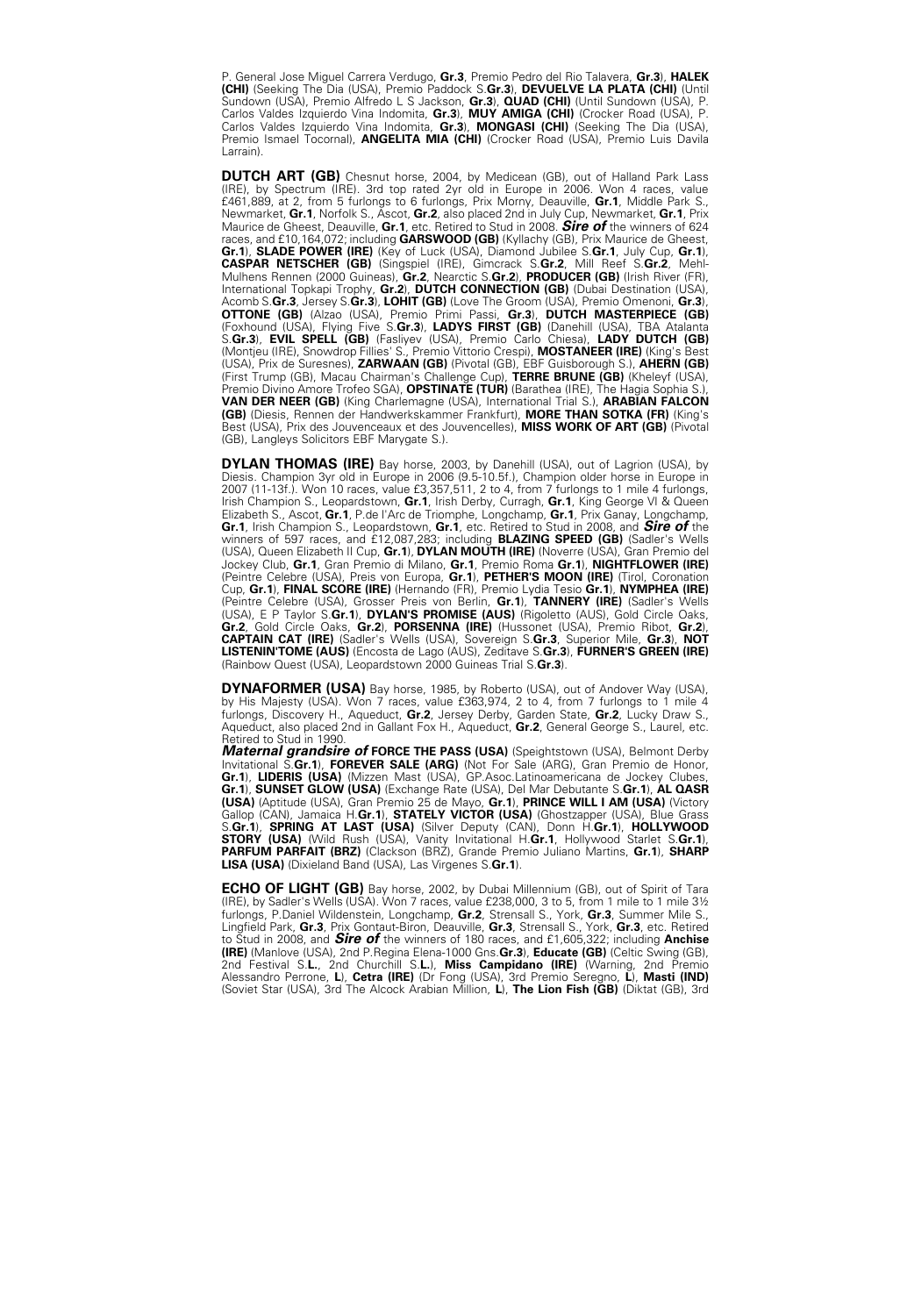P. General Jose Miguel Carrera Verdugo, **Gr.3**, Premio Pedro del Rio Talavera, **Gr.3**), **HALEK (CHI)** (Seeking The Dia (USA), Premio Paddock S.**Gr.3**), **DEVUELVE LA PLATA (CHI)** (Until Sundown (USA), Premio Alfredo L S Jackson, **Gr.3**), **QUAD (CHI)** (Until Sundown (USA), P. Carlos Valdes Izquierdo Vina Indomita, **Gr.3**), **MUY AMIGA (CHI)** (Crocker Road (USA), P. Carlos Valdes Izquierdo Vina Indomita, **Gr.3**), **MONGASI (CHI)** (Seeking The Dia (USA), Premio Ismael Tocornal), **ANGELITA MIA (CHI)** (Crocker Road (USA), Premio Luis Davila Larrain).

**DUTCH ART (GB)** Chesnut horse, 2004, by Medicean (GB), out of Halland Park Lass (IRE), by Spectrum (IRE). 3rd top rated 2yr old in Europe in 2006. Won 4 races, value £461,889, at 2, from 5 furlongs to 6 furlongs, Prix Morny, Deauville, **Gr.1**, Middle Park S., Newmarket, **Gr.1**, Norfolk S., Ascot, **Gr.2**, also placed 2nd in July Cup, Newmarket, **Gr.1**, Prix Maurice de Gheest, Deauville, **Gr.1**, etc. Retired to Stud in 2008. ***Sire of*** the winners of 624 races, and £10,164,072; including **GARSWOOD (GB)** (Kyllachy (GB), Prix Maurice de Gheest, **Gr.1**), **SLADE POWER (IRE)** (Key of Luck (USA), Diamond Jubilee S.**Gr.1**, July Cup, **Gr.1**), **CASPAR NETSCHER (GB)** (Singspiel (IRE), Gimcrack S.**Gr.2**, Mill Reef S.**Gr.2**, Mehl-Mulhens Rennen (2000 Guineas), **Gr.2**, Nearctic S.**Gr.2**), **PRODUCER (GB)** (Irish River (FR), International Topkapi Trophy, **Gr.2**), **DUTCH CONNECTION (GB)** (Dubai Destination (USA), Acomb S.**Gr.3**, Jersey S.**Gr.3**), **LOHIT (GB)** (Love The Groom (USA), Premio Omenoni, **Gr.3**), **OTTONE (GB)** (Alzao (USA), Premio Primi Passi, **Gr.3**), **DUTCH MASTERPIECE (GB)** (Foxhound (USA), Flying Five S.**Gr.3**), **LADYS FIRST (GB)** (Danehill (USA), TBA Atalanta S.**Gr.3**), **EVIL SPELL (GB)** (Fasliyev (USA), Premio Carlo Chiesa), **LADY DUTCH (GB)** (Montjeu (IRE), Snowdrop Fillies' S., Premio Vittorio Crespi), **MOSTANEER (IRE)** (King's Best (USA), Prix de Suresnes), **ZARWAAN (GB)** (Pivotal (GB), EBF Guisborough S.), **AHERN (GB)** (First Trump (GB), Macau Chairman's Challenge Cup), **TERRE BRUNE (GB)** (Kheleyf (USA), Premio Divino Amore Trofeo SGA), **OPSTINATE (TUR)** (Barathea (IRE), The Hagia Sophia S.), **VAN DER NEER (GB)** (King Charlemagne (USA), International Trial S.), **ARABIAN FALCON (GB)** (Diesis, Rennen der Handwerkskammer Frankfurt), **MORE THAN SOTKA (FR)** (King's Best (USA), Prix des Jouvenceaux et des Jouvencelles), **MISS WORK OF ART (GB)** (Pivotal (GB), Langleys Solicitors EBF Marygate S.).

**DYLAN THOMAS (IRE)** Bay horse, 2003, by Danehill (USA), out of Lagrion (USA), by Diesis. Champion 3yr old in Europe in 2006 (9.5-10.5f.), Champion older horse in Europe in 2007 (11-13f.). Won 10 races, value £3,357,511, 2 to 4, from 7 furlongs to 1 mile 4 furlongs, Irish Champion S., Leopardstown, **Gr.1**, Irish Derby, Curragh, **Gr.1**, King George VI & Queen Elizabeth S., Ascot, **Gr.1**, P.de l'Arc de Triomphe, Longchamp, **Gr.1**, Prix Ganay, Longchamp, **Gr.1**, Irish Champion S., Leopardstown, **Gr.1**, etc. Retired to Stud in 2008, and ***Sire of*** the winners of 597 races, and £12,087,283; including **BLAZING SPEED (GB)** (Sadler's Wells (USA), Queen Elizabeth II Cup, **Gr.1**), **DYLAN MOUTH (IRE)** (Noverre (USA), Gran Premio del Jockey Club, **Gr.1**, Gran Premio di Milano, **Gr.1**, Premio Roma **Gr.1**), **NIGHTFLOWER (IRE)** (Peintre Celebre (USA), Preis von Europa, **Gr.1**), **PETHER'S MOON (IRE)** (Tirol, Coronation Cup, **Gr.1**), **FINAL SCORE (IRE)** (Hernando (FR), Premio Lydia Tesio **Gr.1**), **NYMPHEA (IRE)** (Peintre Celebre (USA), Grosser Preis von Berlin, **Gr.1**), **TANNERY (IRE)** (Sadler's Wells (USA), E P Taylor S.**Gr.1**), **DYLAN'S PROMISE (AUS)** (Rigoletto (AUS), Gold Circle Oaks, **Gr.2**, Gold Circle Oaks, **Gr.2**), **PORSENNA (IRE)** (Hussonet (USA), Premio Ribot, **Gr.2**), **CAPTAIN CAT (IRE)** (Sadler's Wells (USA), Sovereign S.**Gr.3**, Superior Mile, **Gr.3**), **NOT LISTENIN'TOME (AUS)** (Encosta de Lago (AUS), Zeditave S.**Gr.3**), **FURNER'S GREEN (IRE)** (Rainbow Quest (USA), Leopardstown 2000 Guineas Trial S.**Gr.3**).

**DYNAFORMER (USA)** Bay horse, 1985, by Roberto (USA), out of Andover Way (USA), by His Majesty (USA). Won 7 races, value £363,974, 2 to 4, from 7 furlongs to 1 mile 4 furlongs, Discovery H., Aqueduct, **Gr.2**, Jersey Derby, Garden State, **Gr.2**, Lucky Draw S., Aqueduct, also placed 2nd in Gallant Fox H., Aqueduct, **Gr.2**, General George S., Laurel, etc. Retired to Stud in 1990.
***Maternal grandsire of*** **FORCE THE PASS (USA)** (Speightstown (USA), Belmont Derby Invitational S.**Gr.1**), **FOREVER SALE (ARG)** (Not For Sale (ARG), Gran Premio de Honor, **Gr.1**), **LIDERIS (USA)** (Mizzen Mast (USA), GP.Asoc.Latinoamericana de Jockey Clubes, **Gr.1**), **SUNSET GLOW (USA)** (Exchange Rate (USA), Del Mar Debutante S.**Gr.1**), **AL QASR (USA)** (Aptitude (USA), Gran Premio 25 de Mayo, **Gr.1**), **PRINCE WILL I AM (USA)** (Victory Gallop (CAN), Jamaica H.**Gr.1**), **STATELY VICTOR (USA)** (Ghostzapper (USA), Blue Grass S.**Gr.1**), **SPRING AT LAST (USA)** (Silver Deputy (CAN), Donn H.**Gr.1**), **HOLLYWOOD STORY (USA)** (Wild Rush (USA), Vanity Invitational H.**Gr.1**, Hollywood Starlet S.**Gr.1**), **PARFUM PARFAIT (BRZ)** (Clackson (BRZ), Grande Premio Juliano Martins, **Gr.1**), **SHARP LISA (USA)** (Dixieland Band (USA), Las Virgenes S.**Gr.1**).

**ECHO OF LIGHT (GB)** Bay horse, 2002, by Dubai Millennium (GB), out of Spirit of Tara (IRE), by Sadler's Wells (USA). Won 7 races, value £238,000, 3 to 5, from 1 mile to 1 mile 3½ furlongs, P.Daniel Wildenstein, Longchamp, **Gr.2**, Strensall S., York, **Gr.3**, Summer Mile S., Lingfield Park, **Gr.3**, Prix Gontaut-Biron, Deauville, **Gr.3**, Strensall S., York, **Gr.3**, etc. Retired to Stud in 2008, and ***Sire of*** the winners of 180 races, and £1,605,322; including **Anchise (IRE)** (Manlove (USA), 2nd P.Regina Elena-1000 Gns.**Gr.3**), **Educate (GB)** (Celtic Swing (GB), 2nd Festival S.**L.**, 2nd Churchill S.**L.**), **Miss Campidano (IRE)** (Warning, 2nd Premio Alessandro Perrone, **L**), **Cetra (IRE)** (Dr Fong (USA), 3rd Premio Seregno, **L**), **Masti (IND)** (Soviet Star (USA), 3rd The Alcock Arabian Million, **L**), **The Lion Fish (GB)** (Diktat (GB), 3rd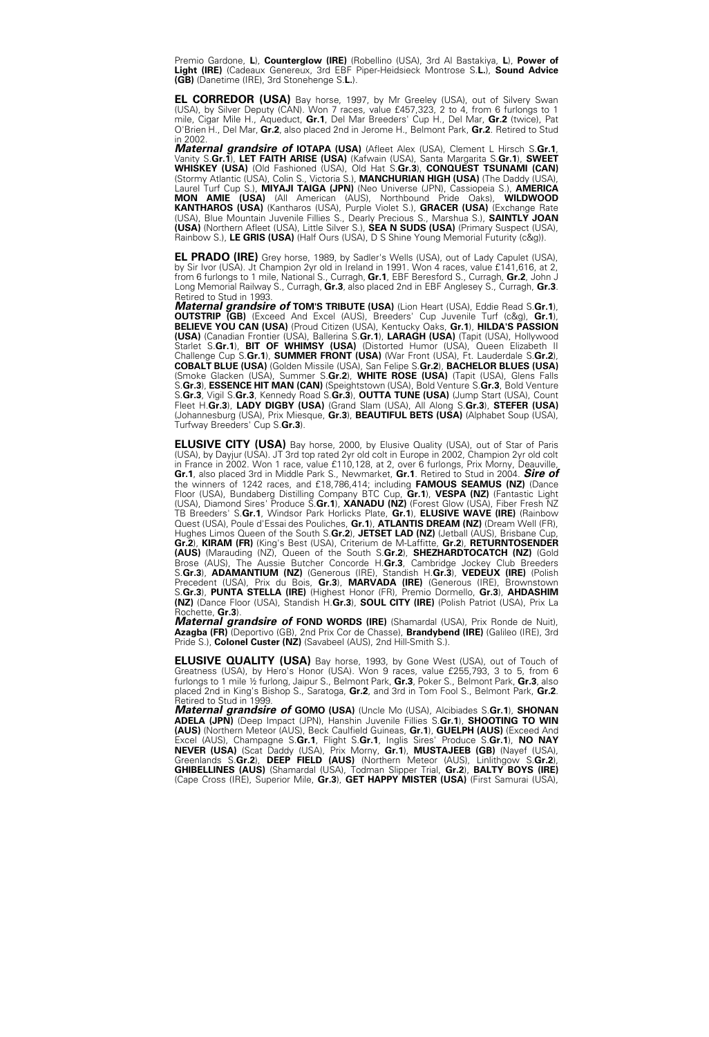Premio Gardone, **L**), **Counterglow (IRE)** (Robellino (USA), 3rd Al Bastakiya, **L**), **Power of Light (IRE)** (Cadeaux Genereux, 3rd EBF Piper-Heidsieck Montrose S.**L.**), **Sound Advice (GB)** (Danetime (IRE), 3rd Stonehenge S.**L.**).

**EL CORREDOR (USA)** Bay horse, 1997, by Mr Greeley (USA), out of Silvery Swan (USA), by Silver Deputy (CAN). Won 7 races, value £457,323, 2 to 4, from 6 furlongs to 1 mile, Cigar Mile H., Aqueduct, **Gr.1**, Del Mar Breeders' Cup H., Del Mar, **Gr.2** (twice), Pat O'Brien H., Del Mar, **Gr.2**, also placed 2nd in Jerome H., Belmont Park, **Gr.2**. Retired to Stud in 2002.
***Maternal grandsire of*** **IOTAPA (USA)** (Afleet Alex (USA), Clement L Hirsch S.**Gr.1**, Vanity S.**Gr.1**), **LET FAITH ARISE (USA)** (Kafwain (USA), Santa Margarita S.**Gr.1**), **SWEET WHISKEY (USA)** (Old Fashioned (USA), Old Hat S.**Gr.3**), **CONQUEST TSUNAMI (CAN)** (Stormy Atlantic (USA), Colin S., Victoria S.), **MANCHURIAN HIGH (USA)** (The Daddy (USA), Laurel Turf Cup S.), **MIYAJI TAIGA (JPN)** (Neo Universe (JPN), Cassiopeia S.), **AMERICA MON AMIE (USA)** (All American (AUS), Northbound Pride Oaks), **WILDWOOD KANTHAROS (USA)** (Kantharos (USA), Purple Violet S.), **GRACER (USA)** (Exchange Rate (USA), Blue Mountain Juvenile Fillies S., Dearly Precious S., Marshua S.), **SAINTLY JOAN (USA)** (Northern Afleet (USA), Little Silver S.), **SEA N SUDS (USA)** (Primary Suspect (USA), Rainbow S.), **LE GRIS (USA)** (Half Ours (USA), D S Shine Young Memorial Futurity (c&g)).

**EL PRADO (IRE)** Grey horse, 1989, by Sadler's Wells (USA), out of Lady Capulet (USA), by Sir Ivor (USA). Jt Champion 2yr old in Ireland in 1991. Won 4 races, value £141,616, at 2, from 6 furlongs to 1 mile, National S., Curragh, **Gr.1**, EBF Beresford S., Curragh, **Gr.2**, John J Long Memorial Railway S., Curragh, **Gr.3**, also placed 2nd in EBF Anglesey S., Curragh, **Gr.3**. Retired to Stud in 1993.
***Maternal grandsire of*** **TOM'S TRIBUTE (USA)** (Lion Heart (USA), Eddie Read S.**Gr.1**), **OUTSTRIP (GB)** (Exceed And Excel (AUS), Breeders' Cup Juvenile Turf (c&g), **Gr.1**), **BELIEVE YOU CAN (USA)** (Proud Citizen (USA), Kentucky Oaks, **Gr.1**), **HILDA'S PASSION (USA)** (Canadian Frontier (USA), Ballerina S.**Gr.1**), **LARAGH (USA)** (Tapit (USA), Hollywood Starlet S.**Gr.1**), **BIT OF WHIMSY (USA)** (Distorted Humor (USA), Queen Elizabeth II Challenge Cup S.**Gr.1**), **SUMMER FRONT (USA)** (War Front (USA), Ft. Lauderdale S.**Gr.2**), **COBALT BLUE (USA)** (Golden Missile (USA), San Felipe S.**Gr.2**), **BACHELOR BLUES (USA)** (Smoke Glacken (USA), Summer S.**Gr.2**), **WHITE ROSE (USA)** (Tapit (USA), Glens Falls S.**Gr.3**), **ESSENCE HIT MAN (CAN)** (Speightstown (USA), Bold Venture S.**Gr.3**, Bold Venture S.**Gr.3**, Vigil S.**Gr.3**, Kennedy Road S.**Gr.3**), **OUTTA TUNE (USA)** (Jump Start (USA), Count Fleet H.**Gr.3**), **LADY DIGBY (USA)** (Grand Slam (USA), All Along S.**Gr.3**), **STEFER (USA)** (Johannesburg (USA), Prix Miesque, **Gr.3**), **BEAUTIFUL BETS (USA)** (Alphabet Soup (USA), Turfway Breeders' Cup S.**Gr.3**).

**ELUSIVE CITY (USA)** Bay horse, 2000, by Elusive Quality (USA), out of Star of Paris (USA), by Dayjur (USA). JT 3rd top rated 2yr old colt in Europe in 2002, Champion 2yr old colt in France in 2002. Won 1 race, value £110,128, at 2, over 6 furlongs, Prix Morny, Deauville, **Gr.1**, also placed 3rd in Middle Park S., Newmarket, **Gr.1**. Retired to Stud in 2004. ***Sire of*** the winners of 1242 races, and £18,786,414; including **FAMOUS SEAMUS (NZ)** (Dance Floor (USA), Bundaberg Distilling Company BTC Cup, **Gr.1**), **VESPA (NZ)** (Fantastic Light (USA), Diamond Sires' Produce S.**Gr.1**), **XANADU (NZ)** (Forest Glow (USA), Fiber Fresh NZ TB Breeders' S.**Gr.1**, Windsor Park Horlicks Plate, **Gr.1**), **ELUSIVE WAVE (IRE)** (Rainbow Quest (USA), Poule d'Essai des Pouliches, **Gr.1**), **ATLANTIS DREAM (NZ)** (Dream Well (FR), Hughes Limos Queen of the South S.**Gr.2**), **JETSET LAD (NZ)** (Jetball (AUS), Brisbane Cup, **Gr.2**), **KIRAM (FR)** (King's Best (USA), Criterium de M-Laffitte, **Gr.2**), **RETURNTOSENDER (AUS)** (Marauding (NZ), Queen of the South S.**Gr.2**), **SHEZHARDTOCATCH (NZ)** (Gold Brose (AUS), The Aussie Butcher Concorde H.**Gr.3**, Cambridge Jockey Club Breeders S.**Gr.3**), **ADAMANTIUM (NZ)** (Generous (IRE), Standish H.**Gr.3**), **VEDEUX (IRE)** (Polish Precedent (USA), Prix du Bois, **Gr.3**), **MARVADA (IRE)** (Generous (IRE), Brownstown S.**Gr.3**), **PUNTA STELLA (IRE)** (Highest Honor (FR), Premio Dormello, **Gr.3**), **AHDASHIM (NZ)** (Dance Floor (USA), Standish H.**Gr.3**), **SOUL CITY (IRE)** (Polish Patriot (USA), Prix La Rochette, **Gr.3**).
***Maternal grandsire of*** **FOND WORDS (IRE)** (Shamardal (USA), Prix Ronde de Nuit), **Azagba (FR)** (Deportivo (GB), 2nd Prix Cor de Chasse), **Brandybend (IRE)** (Galileo (IRE), 3rd Pride S.), **Colonel Custer (NZ)** (Savabeel (AUS), 2nd Hill-Smith S.).

**ELUSIVE QUALITY (USA)** Bay horse, 1993, by Gone West (USA), out of Touch of Greatness (USA), by Hero's Honor (USA). Won 9 races, value £255,793, 3 to 5, from 6 furlongs to 1 mile ½ furlong, Jaipur S., Belmont Park, **Gr.3**, Poker S., Belmont Park, **Gr.3**, also placed 2nd in King's Bishop S., Saratoga, **Gr.2**, and 3rd in Tom Fool S., Belmont Park, **Gr.2**. Retired to Stud in 1999.
***Maternal grandsire of*** **GOMO (USA)** (Uncle Mo (USA), Alcibiades S.**Gr.1**), **SHONAN ADELA (JPN)** (Deep Impact (JPN), Hanshin Juvenile Fillies S.**Gr.1**), **SHOOTING TO WIN (AUS)** (Northern Meteor (AUS), Beck Caulfield Guineas, **Gr.1**), **GUELPH (AUS)** (Exceed And Excel (AUS), Champagne S.**Gr.1**, Flight S.**Gr.1**, Inglis Sires' Produce S.**Gr.1**), **NO NAY NEVER (USA)** (Scat Daddy (USA), Prix Morny, **Gr.1**), **MUSTAJEEB (GB)** (Nayef (USA), Greenlands S.**Gr.2**), **DEEP FIELD (AUS)** (Northern Meteor (AUS), Linlithgow S.**Gr.2**), **GHIBELLINES (AUS)** (Shamardal (USA), Todman Slipper Trial, **Gr.2**), **BALTY BOYS (IRE)** (Cape Cross (IRE), Superior Mile, **Gr.3**), **GET HAPPY MISTER (USA)** (First Samurai (USA),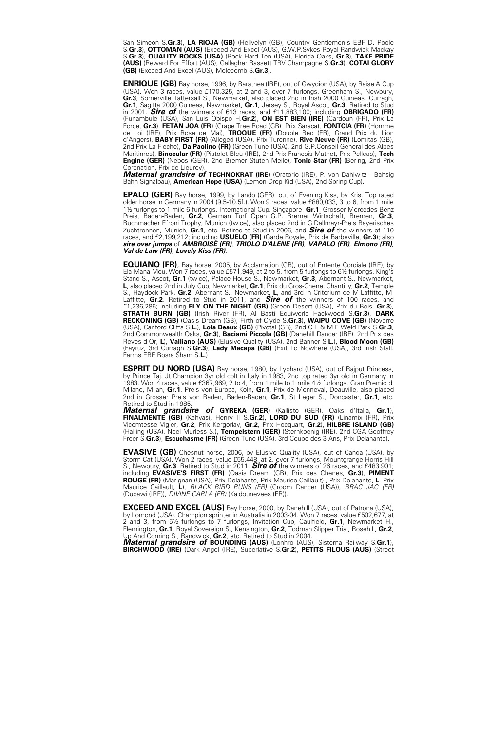San Simeon S.**Gr.3**), **LA RIOJA (GB)** (Hellvelyn (GB), Country Gentlemen's EBF D. Poole S.**Gr.3**), **OTTOMAN (AUS)** (Exceed And Excel (AUS), G.W.P.Sykes Royal Randwick Mackay S.**Gr.3**), **QUALITY ROCKS (USA)** (Rock Hard Ten (USA), Florida Oaks, **Gr.3**), **TAKE PRIDE (AUS)** (Reward For Effort (AUS), Gallagher Bassett TBV Champagne S.**Gr.3**), **COTAI GLORY (GB)** (Exceed And Excel (AUS), Molecomb S.**Gr.3**).

**ENRIQUE (GB)** Bay horse, 1996, by Barathea (IRE), out of Gwydion (USA), by Raise A Cup (USA). Won 3 races, value £170,325, at 2 and 3, over 7 furlongs, Greenham S., Newbury, **Gr.3**, Somerville Tattersall S., Newmarket, also placed 2nd in Irish 2000 Guineas, Curragh, **Gr.1**, Sagitta 2000 Guineas, Newmarket, **Gr.1**, Jersey S., Royal Ascot, **Gr.3**. Retired to Stud in 2001. ***Sire of*** the winners of 613 races, and £11,883,100; including **OBRIGADO (FR)** (Funambule (USA), San Luis Obispo H.**Gr.2**), **ON EST BIEN (IRE)** (Cardoun (FR), Prix La Force, **Gr.3**), **FETAN JOA (FR)** (Grape Tree Road (GB), Prix Saraca), **FONTCIA (FR)** (Homme de Loi (IRE), Prix Rose de Mai), **TROQUE (FR)** (Double Bed (FR), Grand Prix du Lion d'Angers), **BABY FIRST (FR)** (Alleged (USA), Prix Turenne), **Rive Neuve (FR)** (Lomitas (GB), 2nd Prix La Fleche), **Da Paolino (FR)** (Green Tune (USA), 2nd G.P.Conseil General des Alpes Maritimes), **Binocular (FR)** (Pistolet Bleu (IRE), 2nd Prix Francois Mathet, Prix Pelleas), **Tech Engine (GER)** (Nebos (GER), 2nd Bremer Stuten Meile), **Tonic Star (FR)** (Bering, 2nd Prix Coronation, Prix de Lieurey).

***Maternal grandsire of*** **TECHNOKRAT (IRE)** (Oratorio (IRE), P. von Dahlwitz - Bahsig Bahn-Signalbau), **American Hope (USA)** (Lemon Drop Kid (USA), 2nd Spring Cup).

**EPALO (GER)** Bay horse, 1999, by Lando (GER), out of Evening Kiss, by Kris. Top rated older horse in Germany in 2004 (9.5-10.5f.). Won 9 races, value £880,033, 3 to 6, from 1 mile 1½ furlongs to 1 mile 6 furlongs, International Cup, Singapore, **Gr.1**, Grosser Mercedes-Benz Preis, Baden-Baden, **Gr.2**, German Turf Open G.P. Bremer Wirtschaft, Bremen, **Gr.3**, Buchmacher Efroni Trophy, Munich (twice), also placed 2nd in G.Dallmayr-Preis Bayerisches Zuchtrennen, Munich, **Gr.1**, etc. Retired to Stud in 2006, and ***Sire of*** the winners of 110 races, and £2,199,212; including **USUELO (FR)** (Garde Royale, Prix de Barbeville, **Gr.3**); also ***sire over jumps*** of ***AMBROISE (FR)***, ***TRIOLO D'ALENE (FR)***, ***VAPALO (FR)***, ***Elmono (FR)***, ***Val de Law (FR)***, ***Lovely Kiss (FR)***.

**EQUIANO (FR)**, Bay horse, 2005, by Acclamation (GB), out of Entente Cordiale (IRE), by Ela-Mana-Mou. Won 7 races, value £571,949, at 2 to 5, from 5 furlongs to 6½ furlongs, King's Stand S., Ascot, **Gr.1** (twice), Palace House S., Newmarket, **Gr.3**, Abernant S., Newmarket, **L**, also placed 2nd in July Cup, Newmarket, **Gr.1**, Prix du Gros-Chene, Chantilly, **Gr.2**, Temple S., Haydock Park, **Gr.2**, Abernant S., Newmarket, **L**, and 3rd in Criterium de M-Laffitte, M-Laffitte, **Gr.2**. Retired to Stud in 2011, and ***Sire of*** the winners of 100 races, and £1,236,286; including **FLY ON THE NIGHT (GB)** (Green Desert (USA), Prix du Bois, **Gr.3**), **STRATH BURN (GB)** (Irish River (FR), Al Basti Equiworld Hackwood S.**Gr.3**), **DARK RECKONING (GB)** (Oasis Dream (GB), Firth of Clyde S.**Gr.3**), **WAIPU COVE (GB)** (Noverre (USA), Canford Cliffs S.**L.**), **Lola Beaux (GB)** (Pivotal (GB), 2nd C L & M F Weld Park S.**Gr.3**, 2nd Commonwealth Oaks, **Gr.3**), **Baciami Piccola (GB)** (Danehill Dancer (IRE), 2nd Prix des Reves d'Or, **L**), **Valliano (AUS)** (Elusive Quality (USA), 2nd Banner S.**L.**), **Blood Moon (GB)** (Fayruz, 3rd Curragh S.**Gr.3**), **Lady Macapa (GB)** (Exit To Nowhere (USA), 3rd Irish Stall. Farms EBF Bosra Sham S.**L.**)

**ESPRIT DU NORD (USA)** Bay horse, 1980, by Lyphard (USA), out of Rajput Princess, by Prince Taj. Jt Champion 3yr old colt in Italy in 1983, 2nd top rated 3yr old in Germany in 1983. Won 4 races, value £367,969, 2 to 4, from 1 mile to 1 mile 4½ furlongs, Gran Premio di Milano, Milan, **Gr.1**, Preis von Europa, Koln, **Gr.1**, Prix de Menneval, Deauville, also placed 2nd in Grosser Preis von Baden, Baden-Baden, **Gr.1**, St Leger S., Doncaster, **Gr.1**, etc. Retired to Stud in 1985.

***Maternal grandsire of*** **GYREKA (GER)** (Kallisto (GER), Oaks d'Italia, **Gr.1**), **FINALMENTE (GB)** (Kahyasi, Henry II S.**Gr.2**), **LORD DU SUD (FR)** (Linamix (FR), Prix Vicomtesse Vigier, **Gr.2**, Prix Kergorlay, **Gr.2**, Prix Hocquart, **Gr.2**), **HILBRE ISLAND (GB)** (Halling (USA), Noel Murless S.), **Tempelstern (GER)** (Sternkoenig (IRE), 2nd CGA Geoffrey Freer S.**Gr.3**), **Escuchasme (FR)** (Green Tune (USA), 3rd Coupe des 3 Ans, Prix Delahante).

**EVASIVE (GB)** Chesnut horse, 2006, by Elusive Quality (USA), out of Canda (USA), by Storm Cat (USA). Won 2 races, value £55,448, at 2, over 7 furlongs, Mountgrange Horris Hill S., Newbury, **Gr.3**. Retired to Stud in 2011. ***Sire of*** the winners of 26 races, and £483,901; including **EVASIVE'S FIRST (FR)** (Oasis Dream (GB), Prix des Chenes, **Gr.3**), **PIMENT ROUGE (FR)** (Marignan (USA), Prix Delahante, Prix Maurice Caillault) , Prix Delahante, **L**, Prix Maurice Caillault, **L**), *BLACK BIRD RUNS (FR)* (Groom Dancer (USA)), *BRAC JAG (FR)* (Dubawi (IRE)), *DIVINE CARLA (FR)* (Kaldounevees (FR)).

**EXCEED AND EXCEL (AUS)** Bay horse, 2000, by Danehill (USA), out of Patrona (USA), by Lomond (USA). Champion sprinter in Australia in 2003-04. Won 7 races, value £502,677, at 2 and 3, from 5½ furlongs to 7 furlongs, Invitation Cup, Caulfield, **Gr.1**, Newmarket H., Flemington, **Gr.1**, Royal Sovereign S., Kensington, **Gr.2**, Todman Slipper Trial, Rosehill, **Gr.2**, Up And Coming S., Randwick, **Gr.2**, etc. Retired to Stud in 2004.

***Maternal grandsire of*** **BOUNDING (AUS)** (Lonhro (AUS), Sistema Railway S.**Gr.1**), **BIRCHWOOD (IRE)** (Dark Angel (IRE), Superlative S.**Gr.2**), **PETITS FILOUS (AUS)** (Street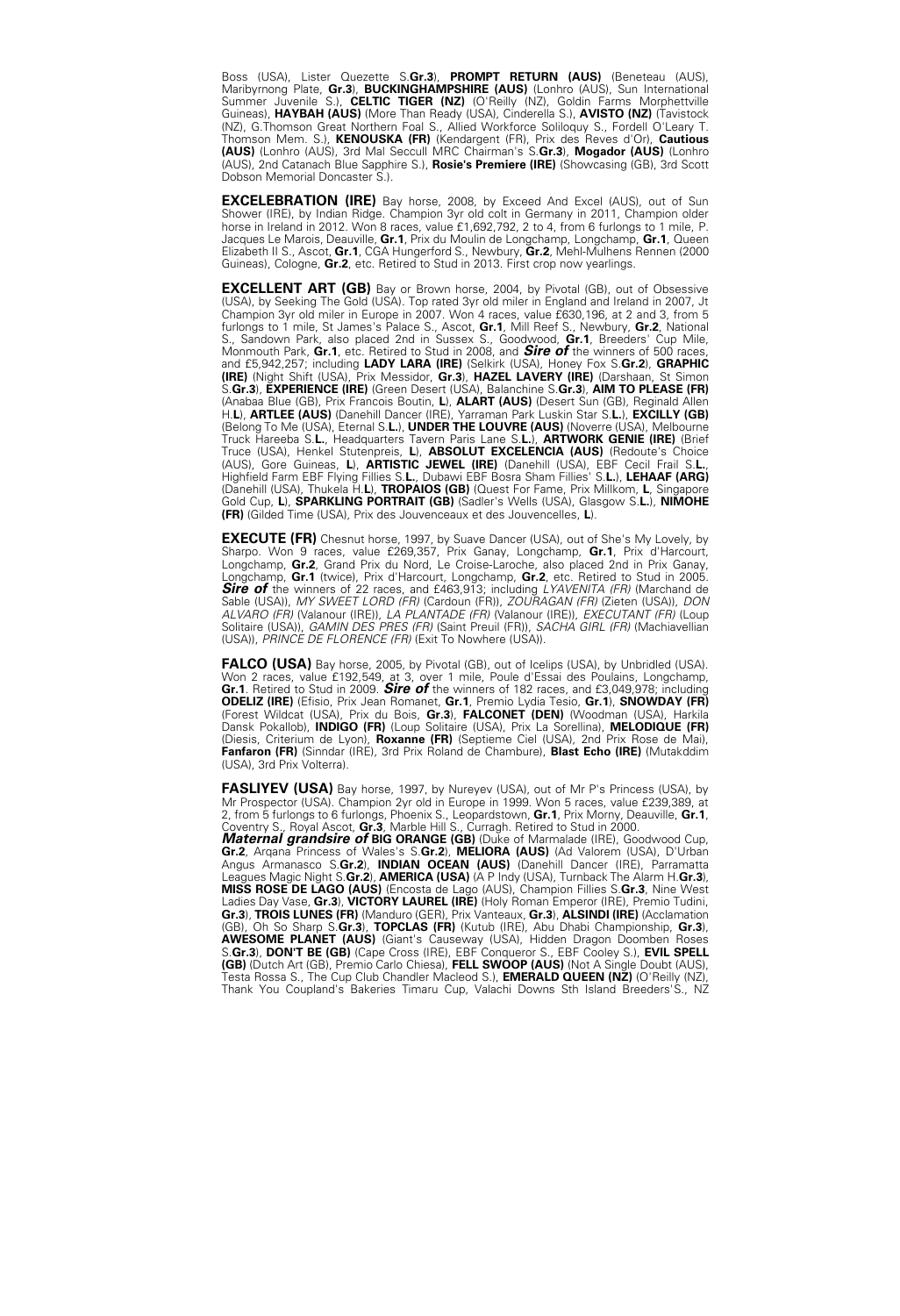Boss (USA), Lister Quezette S.**Gr.3**), **PROMPT RETURN (AUS)** (Beneteau (AUS), Maribyrnong Plate, **Gr.3**), **BUCKINGHAMPSHIRE (AUS)** (Lonhro (AUS), Sun International Summer Juvenile S.), **CELTIC TIGER (NZ)** (O'Reilly (NZ), Goldin Farms Morphettville Guineas), **HAYBAH (AUS)** (More Than Ready (USA), Cinderella S.), **AVISTO (NZ)** (Tavistock (NZ), G.Thomson Great Northern Foal S., Allied Workforce Soliloquy S., Fordell O'Leary T. Thomson Mem. S.), **KENOUSKA (FR)** (Kendargent (FR), Prix des Reves d'Or), **Cautious (AUS)** (Lonhro (AUS), 3rd Mal Seccull MRC Chairman's S.**Gr.3**), **Mogador (AUS)** (Lonhro (AUS), 2nd Catanach Blue Sapphire S.), **Rosie's Premiere (IRE)** (Showcasing (GB), 3rd Scott Dobson Memorial Doncaster S.).

**EXCELEBRATION (IRE)** Bay horse, 2008, by Exceed And Excel (AUS), out of Sun Shower (IRE), by Indian Ridge. Champion 3yr old colt in Germany in 2011, Champion older horse in Ireland in 2012. Won 8 races, value £1,692,792, 2 to 4, from 6 furlongs to 1 mile, P. Jacques Le Marois, Deauville, **Gr.1**, Prix du Moulin de Longchamp, Longchamp, **Gr.1**, Queen Elizabeth II S., Ascot, **Gr.1**, CGA Hungerford S., Newbury, **Gr.2**, Mehl-Mulhens Rennen (2000 Guineas), Cologne, **Gr.2**, etc. Retired to Stud in 2013. First crop now yearlings.

**EXCELLENT ART (GB)** Bay or Brown horse, 2004, by Pivotal (GB), out of Obsessive (USA), by Seeking The Gold (USA). Top rated 3yr old miler in England and Ireland in 2007, Jt Champion 3yr old miler in Europe in 2007. Won 4 races, value £630,196, at 2 and 3, from 5 furlongs to 1 mile, St James's Palace S., Ascot, **Gr.1**, Mill Reef S., Newbury, **Gr.2**, National S., Sandown Park, also placed 2nd in Sussex S., Goodwood, **Gr.1**, Breeders' Cup Mile, Monmouth Park, **Gr.1**, etc. Retired to Stud in 2008, and ***Sire of*** the winners of 500 races, and £5,942,257; including **LADY LARA (IRE)** (Selkirk (USA), Honey Fox S.**Gr.2**), **GRAPHIC (IRE)** (Night Shift (USA), Prix Messidor, **Gr.3**), **HAZEL LAVERY (IRE)** (Darshaan, St Simon S.**Gr.3**), **EXPERIENCE (IRE)** (Green Desert (USA), Balanchine S.**Gr.3**), **AIM TO PLEASE (FR)** (Anabaa Blue (GB), Prix Francois Boutin, **L**), **ALART (AUS)** (Desert Sun (GB), Reginald Allen H.**L**), **ARTLEE (AUS)** (Danehill Dancer (IRE), Yarraman Park Luskin Star S.**L.**), **EXCILLY (GB)** (Belong To Me (USA), Eternal S.**L.**), **UNDER THE LOUVRE (AUS)** (Noverre (USA), Melbourne Truck Hareeba S.**L.**, Headquarters Tavern Paris Lane S.**L.**), **ARTWORK GENIE (IRE)** (Brief Truce (USA), Henkel Stutenpreis, **L**), **ABSOLUT EXCELENCIA (AUS)** (Redoute's Choice (AUS), Gore Guineas, **L**), **ARTISTIC JEWEL (IRE)** (Danehill (USA), EBF Cecil Frail S.**L.**, Highfield Farm EBF Flying Fillies S.**L.**, Dubawi EBF Bosra Sham Fillies' S.**L.**), **LEHAAF (ARG)** (Danehill (USA), Thukela H.**L**), **TROPAIOS (GB)** (Quest For Fame, Prix Millkom, **L**, Singapore Gold Cup, **L**), **SPARKLING PORTRAIT (GB)** (Sadler's Wells (USA), Glasgow S.**L.**), **NIMOHE (FR)** (Gilded Time (USA), Prix des Jouvenceaux et des Jouvencelles, **L**).

**EXECUTE (FR)** Chesnut horse, 1997, by Suave Dancer (USA), out of She's My Lovely, by Sharpo. Won 9 races, value £269,357, Prix Ganay, Longchamp, **Gr.1**, Prix d'Harcourt, Longchamp, **Gr.2**, Grand Prix du Nord, Le Croise-Laroche, also placed 2nd in Prix Ganay, Longchamp, **Gr.1** (twice), Prix d'Harcourt, Longchamp, **Gr.2**, etc. Retired to Stud in 2005. ***Sire of*** the winners of 22 races, and £463,913; including *LYAVENITA (FR)* (Marchand de Sable (USA)), *MY SWEET LORD (FR)* (Cardoun (FR)), *ZOURAGAN (FR)* (Zieten (USA)), *DON ALVARO (FR)* (Valanour (IRE)), *LA PLANTADE (FR)* (Valanour (IRE)), *EXECUTANT (FR)* (Loup Solitaire (USA)), *GAMIN DES PRES (FR)* (Saint Preuil (FR)), *SACHA GIRL (FR)* (Machiavellian (USA)), *PRINCE DE FLORENCE (FR)* (Exit To Nowhere (USA)).

**FALCO (USA)** Bay horse, 2005, by Pivotal (GB), out of Icelips (USA), by Unbridled (USA). Won 2 races, value £192,549, at 3, over 1 mile, Poule d'Essai des Poulains, Longchamp, **Gr.1**. Retired to Stud in 2009. ***Sire of*** the winners of 182 races, and £3,049,978; including **ODELIZ (IRE)** (Efisio, Prix Jean Romanet, **Gr.1**, Premio Lydia Tesio, **Gr.1**), **SNOWDAY (FR)** (Forest Wildcat (USA), Prix du Bois, **Gr.3**), **FALCONET (DEN)** (Woodman (USA), Harkila Dansk Pokallob), **INDIGO (FR)** (Loup Solitaire (USA), Prix La Sorellina), **MELODIQUE (FR)** (Diesis, Criterium de Lyon), **Roxanne (FR)** (Septieme Ciel (USA), 2nd Prix Rose de Mai), **Fanfaron (FR)** (Sinndar (IRE), 3rd Prix Roland de Chambure), **Blast Echo (IRE)** (Mutakddim (USA), 3rd Prix Volterra).

**FASLIYEV (USA)** Bay horse, 1997, by Nureyev (USA), out of Mr P's Princess (USA), by Mr Prospector (USA). Champion 2yr old in Europe in 1999. Won 5 races, value £239,389, at 2, from 5 furlongs to 6 furlongs, Phoenix S., Leopardstown, **Gr.1**, Prix Morny, Deauville, **Gr.1**, Coventry S., Royal Ascot, **Gr.3**, Marble Hill S., Curragh. Retired to Stud in 2000.
***Maternal grandsire of*** **BIG ORANGE (GB)** (Duke of Marmalade (IRE), Goodwood Cup, **Gr.2**, Arqana Princess of Wales's S.**Gr.2**), **MELIORA (AUS)** (Ad Valorem (USA), D'Urban Angus Armanasco S.**Gr.2**), **INDIAN OCEAN (AUS)** (Danehill Dancer (IRE), Parramatta Leagues Magic Night S.**Gr.2**), **AMERICA (USA)** (A P Indy (USA), Turnback The Alarm H.**Gr.3**), **MISS ROSE DE LAGO (AUS)** (Encosta de Lago (AUS), Champion Fillies S.**Gr.3**, Nine West Ladies Day Vase, **Gr.3**), **VICTORY LAUREL (IRE)** (Holy Roman Emperor (IRE), Premio Tudini, **Gr.3**), **TROIS LUNES (FR)** (Manduro (GER), Prix Vanteaux, **Gr.3**), **ALSINDI (IRE)** (Acclamation (GB), Oh So Sharp S.**Gr.3**), **TOPCLAS (FR)** (Kutub (IRE), Abu Dhabi Championship, **Gr.3**), **AWESOME PLANET (AUS)** (Giant's Causeway (USA), Hidden Dragon Doomben Roses S.**Gr.3**), **DON'T BE (GB)** (Cape Cross (IRE), EBF Conqueror S., EBF Cooley S.), **EVIL SPELL (GB)** (Dutch Art (GB), Premio Carlo Chiesa), **FELL SWOOP (AUS)** (Not A Single Doubt (AUS), Testa Rossa S., The Cup Club Chandler Macleod S.), **EMERALD QUEEN (NZ)** (O'Reilly (NZ), Thank You Coupland's Bakeries Timaru Cup, Valachi Downs Sth Island Breeders'S., NZ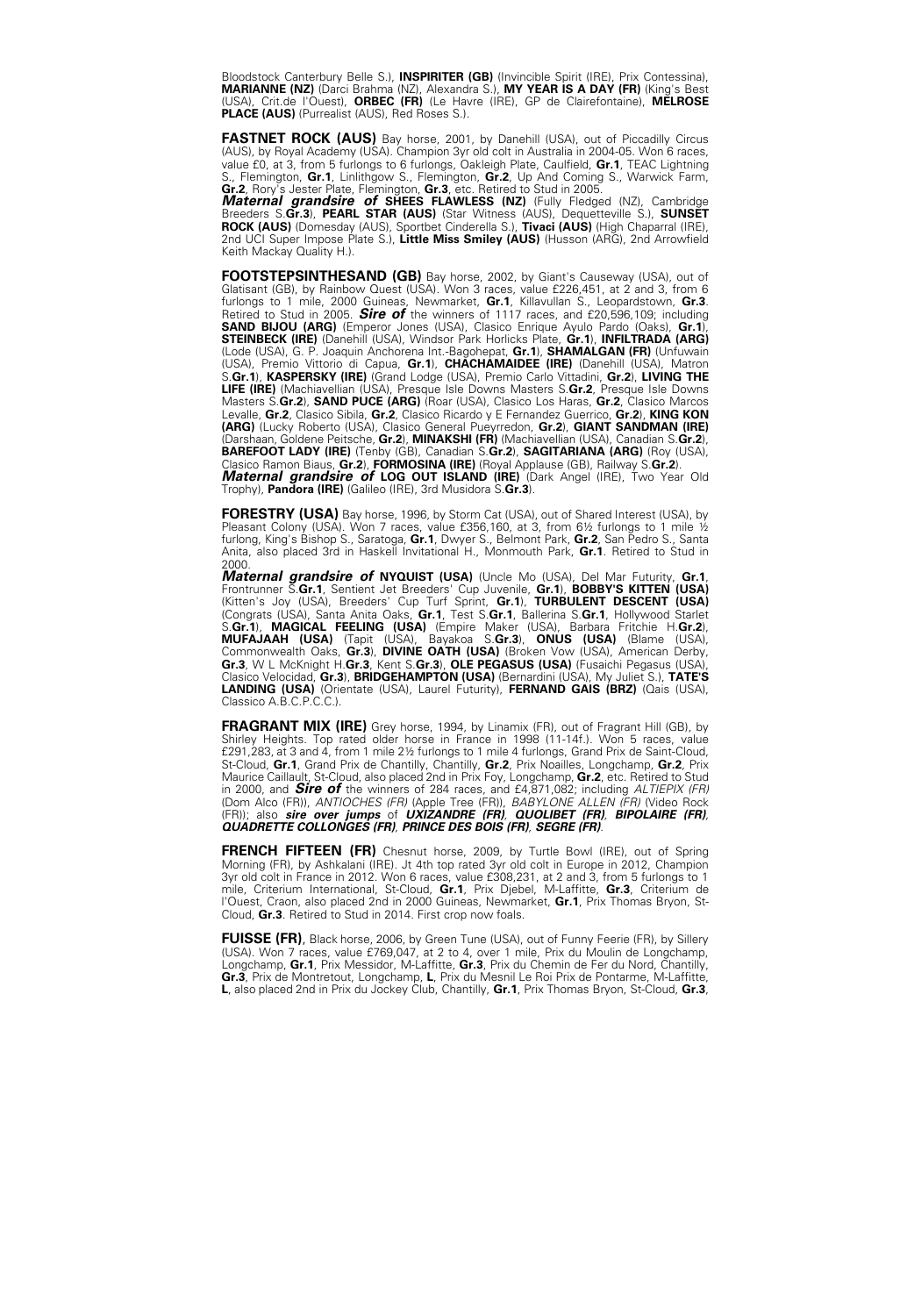Bloodstock Canterbury Belle S.), **INSPIRITER (GB)** (Invincible Spirit (IRE), Prix Contessina), **MARIANNE (NZ)** (Darci Brahma (NZ), Alexandra S.), **MY YEAR IS A DAY (FR)** (King's Best (USA), Crit.de l'Ouest), **ORBEC (FR)** (Le Havre (IRE), GP de Clairefontaine), **MELROSE PLACE (AUS)** (Purrealist (AUS), Red Roses S.).

**FASTNET ROCK (AUS)** Bay horse, 2001, by Danehill (USA), out of Piccadilly Circus (AUS), by Royal Academy (USA). Champion 3yr old colt in Australia in 2004-05. Won 6 races, value £0, at 3, from 5 furlongs to 6 furlongs, Oakleigh Plate, Caulfield, **Gr.1**, TEAC Lightning S., Flemington, **Gr.1**, Linlithgow S., Flemington, **Gr.2**, Up And Coming S., Warwick Farm, **Gr.2**, Rory's Jester Plate, Flemington, **Gr.3**, etc. Retired to Stud in 2005.
***Maternal grandsire of*** **SHEES FLAWLESS (NZ)** (Fully Fledged (NZ), Cambridge Breeders S.**Gr.3**), **PEARL STAR (AUS)** (Star Witness (AUS), Dequetteville S.), **SUNSET ROCK (AUS)** (Domesday (AUS), Sportbet Cinderella S.), **Tivaci (AUS)** (High Chaparral (IRE), 2nd UCI Super Impose Plate S.), **Little Miss Smiley (AUS)** (Husson (ARG), 2nd Arrowfield Keith Mackay Quality H.).

**FOOTSTEPSINTHESAND (GB)** Bay horse, 2002, by Giant's Causeway (USA), out of Glatisant (GB), by Rainbow Quest (USA). Won 3 races, value £226,451, at 2 and 3, from 6 furlongs to 1 mile, 2000 Guineas, Newmarket, **Gr.1**, Killavullan S., Leopardstown, **Gr.3**. Retired to Stud in 2005. ***Sire of*** the winners of 1117 races, and £20,596,109; including **SAND BIJOU (ARG)** (Emperor Jones (USA), Clasico Enrique Ayulo Pardo (Oaks), **Gr.1**), **STEINBECK (IRE)** (Danehill (USA), Windsor Park Horlicks Plate, **Gr.1**), **INFILTRADA (ARG)** (Lode (USA), G. P. Joaquin Anchorena Int.-Bagohepat, **Gr.1**), **SHAMALGAN (FR)** (Unfuwain (USA), Premio Vittorio di Capua, **Gr.1**), **CHACHAMAIDEE (IRE)** (Danehill (USA), Matron S.**Gr.1**), **KASPERSKY (IRE)** (Grand Lodge (USA), Premio Carlo Vittadini, **Gr.2**), **LIVING THE LIFE (IRE)** (Machiavellian (USA), Presque Isle Downs Masters S.**Gr.2**, Presque Isle Downs Masters S.**Gr.2**), **SAND PUCE (ARG)** (Roar (USA), Clasico Los Haras, **Gr.2**, Clasico Marcos Levalle, **Gr.2**, Clasico Sibila, **Gr.2**, Clasico Ricardo y E Fernandez Guerrico, **Gr.2**), **KING KON (ARG)** (Lucky Roberto (USA), Clasico General Pueyrredon, **Gr.2**), **GIANT SANDMAN (IRE)** (Darshaan, Goldene Peitsche, **Gr.2**), **MINAKSHI (FR)** (Machiavellian (USA), Canadian S.**Gr.2**), **BAREFOOT LADY (IRE)** (Tenby (GB), Canadian S.**Gr.2**), **SAGITARIANA (ARG)** (Roy (USA), Clasico Ramon Biaus, **Gr.2**), **FORMOSINA (IRE)** (Royal Applause (GB), Railway S.**Gr.2**).
***Maternal grandsire of*** **LOG OUT ISLAND (IRE)** (Dark Angel (IRE), Two Year Old Trophy), **Pandora (IRE)** (Galileo (IRE), 3rd Musidora S.**Gr.3**).

**FORESTRY (USA)** Bay horse, 1996, by Storm Cat (USA), out of Shared Interest (USA), by Pleasant Colony (USA). Won 7 races, value £356,160, at 3, from 6½ furlongs to 1 mile ½ furlong, King's Bishop S., Saratoga, **Gr.1**, Dwyer S., Belmont Park, **Gr.2**, San Pedro S., Santa Anita, also placed 3rd in Haskell Invitational H., Monmouth Park, **Gr.1**. Retired to Stud in 2000.
***Maternal grandsire of*** **NYQUIST (USA)** (Uncle Mo (USA), Del Mar Futurity, **Gr.1**, Frontrunner S.**Gr.1**, Sentient Jet Breeders' Cup Juvenile, **Gr.1**), **BOBBY'S KITTEN (USA)** (Kitten's Joy (USA), Breeders' Cup Turf Sprint, **Gr.1**), **TURBULENT DESCENT (USA)** (Congrats (USA), Santa Anita Oaks, **Gr.1**, Test S.**Gr.1**, Ballerina S.**Gr.1**, Hollywood Starlet S.**Gr.1**), **MAGICAL FEELING (USA)** (Empire Maker (USA), Barbara Fritchie H.**Gr.2**), **MUFAJAAH (USA)** (Tapit (USA), Bayakoa S.**Gr.3**), **ONUS (USA)** (Blame (USA), Commonwealth Oaks, **Gr.3**), **DIVINE OATH (USA)** (Broken Vow (USA), American Derby, **Gr.3**, W L McKnight H.**Gr.3**, Kent S.**Gr.3**), **OLE PEGASUS (USA)** (Fusaichi Pegasus (USA), Clasico Velocidad, **Gr.3**), **BRIDGEHAMPTON (USA)** (Bernardini (USA), My Juliet S.), **TATE'S LANDING (USA)** (Orientate (USA), Laurel Futurity), **FERNAND GAIS (BRZ)** (Qais (USA), Classico A.B.C.P.C.C.).

**FRAGRANT MIX (IRE)** Grey horse, 1994, by Linamix (FR), out of Fragrant Hill (GB), by Shirley Heights. Top rated older horse in France in 1998 (11-14f.). Won 5 races, value £291,283, at 3 and 4, from 1 mile 2½ furlongs to 1 mile 4 furlongs, Grand Prix de Saint-Cloud, St-Cloud, **Gr.1**, Grand Prix de Chantilly, Chantilly, **Gr.2**, Prix Noailles, Longchamp, **Gr.2**, Prix Maurice Caillault, St-Cloud, also placed 2nd in Prix Foy, Longchamp, **Gr.2**, etc. Retired to Stud in 2000, and ***Sire of*** the winners of 284 races, and £4,871,082; including *ALTIEPIX (FR)* (Dom Alco (FR)), *ANTIOCHES (FR)* (Apple Tree (FR)), *BABYLONE ALLEN (FR)* (Video Rock (FR)); also ***sire over jumps*** of ***UXIZANDRE (FR), QUOLIBET (FR), BIPOLAIRE (FR), QUADRETTE COLLONGES (FR), PRINCE DES BOIS (FR), SEGRE (FR)***.

**FRENCH FIFTEEN (FR)** Chesnut horse, 2009, by Turtle Bowl (IRE), out of Spring Morning (FR), by Ashkalani (IRE). Jt 4th top rated 3yr old colt in Europe in 2012, Champion 3yr old colt in France in 2012. Won 6 races, value £308,231, at 2 and 3, from 5 furlongs to 1 mile, Criterium International, St-Cloud, **Gr.1**, Prix Djebel, M-Laffitte, **Gr.3**, Criterium de l'Ouest, Craon, also placed 2nd in 2000 Guineas, Newmarket, **Gr.1**, Prix Thomas Bryon, St-Cloud, **Gr.3**. Retired to Stud in 2014. First crop now foals.

**FUISSE (FR)**, Black horse, 2006, by Green Tune (USA), out of Funny Feerie (FR), by Sillery (USA). Won 7 races, value £769,047, at 2 to 4, over 1 mile, Prix du Moulin de Longchamp, Longchamp, **Gr.1**, Prix Messidor, M-Laffitte, **Gr.3**, Prix du Chemin de Fer du Nord, Chantilly, **Gr.3**, Prix de Montretout, Longchamp, **L**, Prix du Mesnil Le Roi Prix de Pontarme, M-Laffitte, **L**, also placed 2nd in Prix du Jockey Club, Chantilly, **Gr.1**, Prix Thomas Bryon, St-Cloud, **Gr.3**,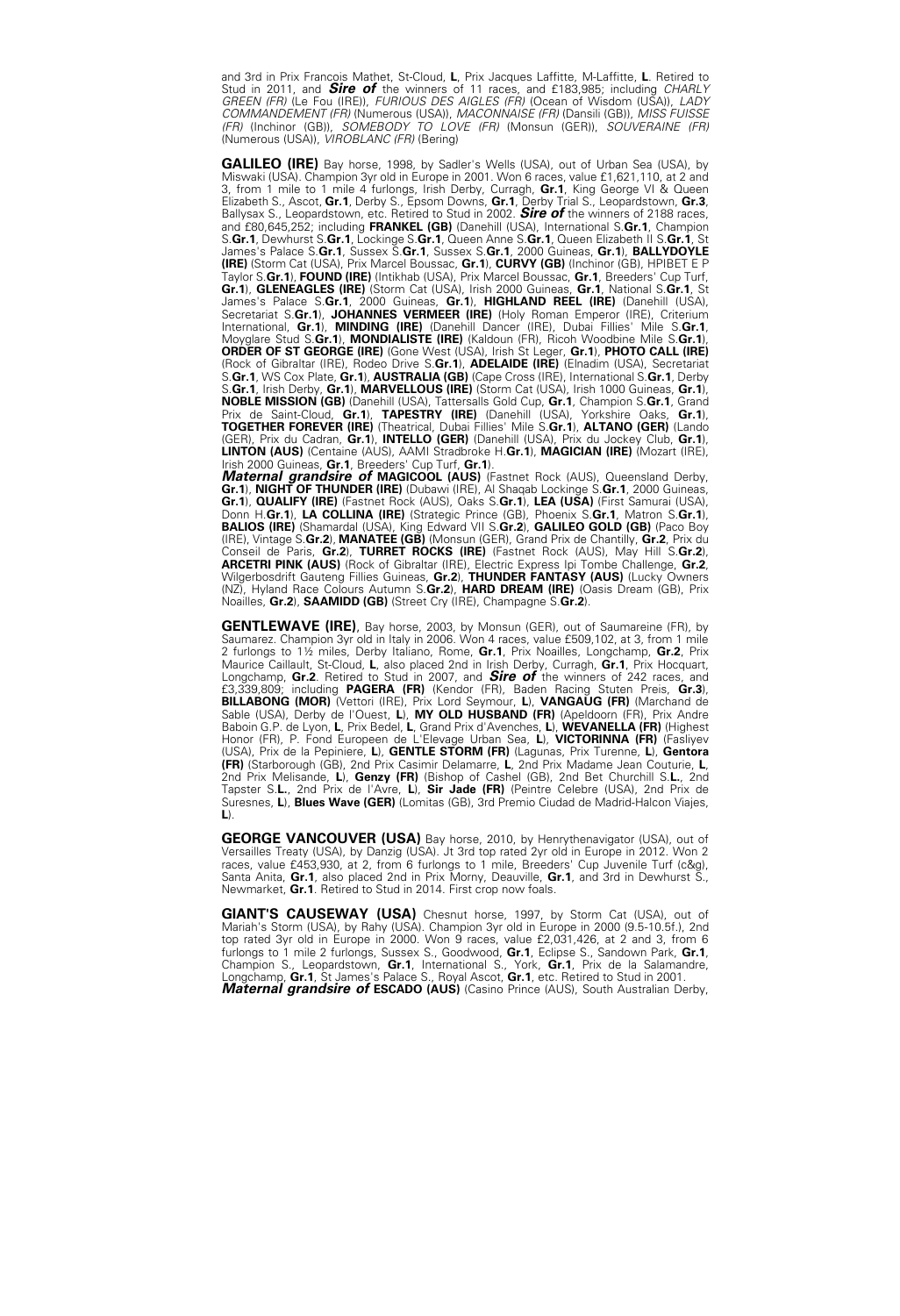and 3rd in Prix Francois Mathet, St-Cloud, **L**, Prix Jacques Laffitte, M-Laffitte, **L**. Retired to Stud in 2011, and ***Sire of*** the winners of 11 races, and £183,985; including *CHARLY GREEN (FR)* (Le Fou (IRE)), *FURIOUS DES AIGLES (FR)* (Ocean of Wisdom (USA)), *LADY COMMANDEMENT (FR)* (Numerous (USA)), *MACONNAISE (FR)* (Dansili (GB)), *MISS FUISSE (FR)* (Inchinor (GB)), *SOMEBODY TO LOVE (FR)* (Monsun (GER)), *SOUVERAINE (FR)* (Numerous (USA)), *VIROBLANC (FR)* (Bering)

**GALILEO (IRE)** Bay horse, 1998, by Sadler's Wells (USA), out of Urban Sea (USA), by Miswaki (USA). Champion 3yr old in Europe in 2001. Won 6 races, value £1,621,110, at 2 and 3, from 1 mile to 1 mile 4 furlongs, Irish Derby, Curragh, **Gr.1**, King George VI & Queen Elizabeth S., Ascot, **Gr.1**, Derby S., Epsom Downs, **Gr.1**, Derby Trial S., Leopardstown, **Gr.3**, Ballysax S., Leopardstown, etc. Retired to Stud in 2002. ***Sire of*** the winners of 2188 races, and £80,645,252; including **FRANKEL (GB)** (Danehill (USA), International S.**Gr.1**, Champion S.**Gr.1**, Dewhurst S.**Gr.1**, Lockinge S.**Gr.1**, Queen Anne S.**Gr.1**, Queen Elizabeth II S.**Gr.1**, St James's Palace S.**Gr.1**, Sussex S.**Gr.1**, Sussex S.**Gr.1**, 2000 Guineas, **Gr.1**), **BALLYDOYLE (IRE)** (Storm Cat (USA), Prix Marcel Boussac, **Gr.1**), **CURVY (GB)** (Inchinor (GB), HPIBET E P Taylor S.**Gr.1**), **FOUND (IRE)** (Intikhab (USA), Prix Marcel Boussac, **Gr.1**, Breeders' Cup Turf, **Gr.1**), **GLENEAGLES (IRE)** (Storm Cat (USA), Irish 2000 Guineas, **Gr.1**, National S.**Gr.1**, St James's Palace S.**Gr.1**, 2000 Guineas, **Gr.1**), **HIGHLAND REEL (IRE)** (Danehill (USA), Secretariat S.**Gr.1**), **JOHANNES VERMEER (IRE)** (Holy Roman Emperor (IRE), Criterium International, **Gr.1**), **MINDING (IRE)** (Danehill Dancer (IRE), Dubai Fillies' Mile S.**Gr.1**, Moyglare Stud S.**Gr.1**), **MONDIALISTE (IRE)** (Kaldoun (FR), Ricoh Woodbine Mile S.**Gr.1**), **ORDER OF ST GEORGE (IRE)** (Gone West (USA), Irish St Leger, **Gr.1**), **PHOTO CALL (IRE)** (Rock of Gibraltar (IRE), Rodeo Drive S.**Gr.1**), **ADELAIDE (IRE)** (Elnadim (USA), Secretariat S.**Gr.1**, WS Cox Plate, **Gr.1**), **AUSTRALIA (GB)** (Cape Cross (IRE), International S.**Gr.1**, Derby S.**Gr.1**, Irish Derby, **Gr.1**), **MARVELLOUS (IRE)** (Storm Cat (USA), Irish 1000 Guineas, **Gr.1**), **NOBLE MISSION (GB)** (Danehill (USA), Tattersalls Gold Cup, **Gr.1**, Champion S.**Gr.1**, Grand Prix de Saint-Cloud, **Gr.1**), **TAPESTRY (IRE)** (Danehill (USA), Yorkshire Oaks, **Gr.1**), **TOGETHER FOREVER (IRE)** (Theatrical, Dubai Fillies' Mile S.**Gr.1**), **ALTANO (GER)** (Lando (GER), Prix du Cadran, **Gr.1**), **INTELLO (GER)** (Danehill (USA), Prix du Jockey Club, **Gr.1**), **LINTON (AUS)** (Centaine (AUS), AAMI Stradbroke H.**Gr.1**), **MAGICIAN (IRE)** (Mozart (IRE), Irish 2000 Guineas, **Gr.1**, Breeders' Cup Turf, **Gr.1**).

***Maternal grandsire of*** **MAGICOOL (AUS)** (Fastnet Rock (AUS), Queensland Derby, **Gr.1**), **NIGHT OF THUNDER (IRE)** (Dubawi (IRE), Al Shaqab Lockinge S.**Gr.1**, 2000 Guineas, **Gr.1**), **QUALIFY (IRE)** (Fastnet Rock (AUS), Oaks S.**Gr.1**), **LEA (USA)** (First Samurai (USA), Donn H.**Gr.1**), **LA COLLINA (IRE)** (Strategic Prince (GB), Phoenix S.**Gr.1**, Matron S.**Gr.1**), **BALIOS (IRE)** (Shamardal (USA), King Edward VII S.**Gr.2**), **GALILEO GOLD (GB)** (Paco Boy (IRE), Vintage S.**Gr.2**), **MANATEE (GB)** (Monsun (GER), Grand Prix de Chantilly, **Gr.2**, Prix du Conseil de Paris, **Gr.2**), **TURRET ROCKS (IRE)** (Fastnet Rock (AUS), May Hill S.**Gr.2**), **ARCETRI PINK (AUS)** (Rock of Gibraltar (IRE), Electric Express Ipi Tombe Challenge, **Gr.2**, Wilgerbosdrift Gauteng Fillies Guineas, **Gr.2**), **THUNDER FANTASY (AUS)** (Lucky Owners (NZ), Hyland Race Colours Autumn S.**Gr.2**), **HARD DREAM (IRE)** (Oasis Dream (GB), Prix Noailles, **Gr.2**), **SAAMIDD (GB)** (Street Cry (IRE), Champagne S.**Gr.2**).

**GENTLEWAVE (IRE)**, Bay horse, 2003, by Monsun (GER), out of Saumareine (FR), by Saumarez. Champion 3yr old in Italy in 2006. Won 4 races, value £509,102, at 3, from 1 mile 2 furlongs to 1½ miles, Derby Italiano, Rome, **Gr.1**, Prix Noailles, Longchamp, **Gr.2**, Prix Maurice Caillault, St-Cloud, **L**, also placed 2nd in Irish Derby, Curragh, **Gr.1**, Prix Hocquart, Longchamp, **Gr.2**. Retired to Stud in 2007, and ***Sire of*** the winners of 242 races, and £3,339,809; including **PAGERA (FR)** (Kendor (FR), Baden Racing Stuten Preis, **Gr.3**), **BILLABONG (MOR)** (Vettori (IRE), Prix Lord Seymour, **L**), **VANGAUG (FR)** (Marchand de Sable (USA), Derby de l'Ouest, **L**), **MY OLD HUSBAND (FR)** (Apeldoorn (FR), Prix Andre Baboin G.P. de Lyon, **L**, Prix Bedel, **L**, Grand Prix d'Avenches, **L**), **WEVANELLA (FR)** (Highest Honor (FR), P. Fond Europeen de L'Elevage Urban Sea, **L**), **VICTORINNA (FR)** (Fasliyev (USA), Prix de la Pepiniere, **L**), **GENTLE STORM (FR)** (Lagunas, Prix Turenne, **L**), **Gentora (FR)** (Starborough (GB), 2nd Prix Casimir Delamarre, **L**, 2nd Prix Madame Jean Couturie, **L**, 2nd Prix Melisande, **L**), **Genzy (FR)** (Bishop of Cashel (GB), 2nd Bet Churchill S.**L.**, 2nd Tapster S.**L.**, 2nd Prix de l'Avre, **L**), **Sir Jade (FR)** (Peintre Celebre (USA), 2nd Prix de Suresnes, **L**), **Blues Wave (GER)** (Lomitas (GB), 3rd Premio Ciudad de Madrid-Halcon Viajes, **L**).

**GEORGE VANCOUVER (USA)** Bay horse, 2010, by Henrythenavigator (USA), out of Versailles Treaty (USA), by Danzig (USA). Jt 3rd top rated 2yr old in Europe in 2012. Won 2 races, value £453,930, at 2, from 6 furlongs to 1 mile, Breeders' Cup Juvenile Turf (c&g), Santa Anita, **Gr.1**, also placed 2nd in Prix Morny, Deauville, **Gr.1**, and 3rd in Dewhurst S., Newmarket, **Gr.1**. Retired to Stud in 2014. First crop now foals.

**GIANT'S CAUSEWAY (USA)** Chesnut horse, 1997, by Storm Cat (USA), out of Mariah's Storm (USA), by Rahy (USA). Champion 3yr old in Europe in 2000 (9.5-10.5f.), 2nd top rated 3yr old in Europe in 2000. Won 9 races, value £2,031,426, at 2 and 3, from 6 furlongs to 1 mile 2 furlongs, Sussex S., Goodwood, **Gr.1**, Eclipse S., Sandown Park, **Gr.1**, Champion S., Leopardstown, **Gr.1**, International S., York, **Gr.1**, Prix de la Salamandre, Longchamp, **Gr.1**, St James's Palace S., Royal Ascot, **Gr.1**, etc. Retired to Stud in 2001.

***Maternal grandsire of*** **ESCADO (AUS)** (Casino Prince (AUS), South Australian Derby,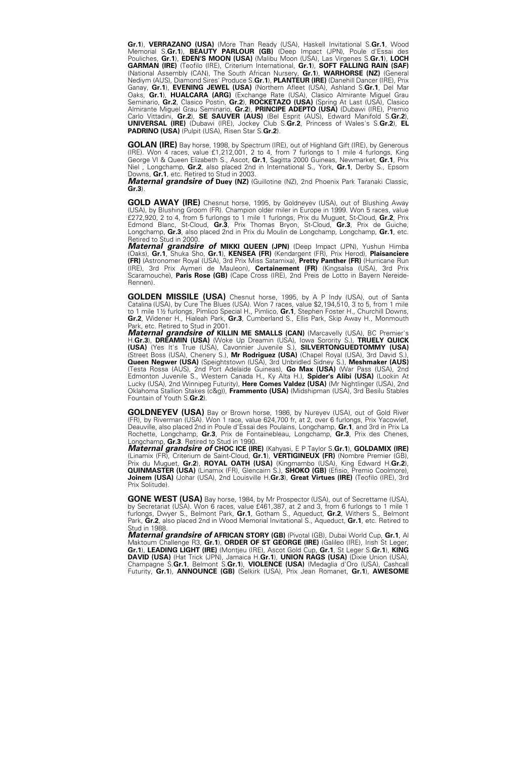**Gr.1**), **VERRAZANO (USA)** (More Than Ready (USA), Haskell Invitational S.**Gr.1**, Wood Memorial S.**Gr.1**), **BEAUTY PARLOUR (GB)** (Deep Impact (JPN), Poule d'Essai des Pouliches, **Gr.1**), **EDEN'S MOON (USA)** (Malibu Moon (USA), Las Virgenes S.**Gr.1**), **LOCH GARMAN (IRE)** (Teofilo (IRE), Criterium International, **Gr.1**), **SOFT FALLING RAIN (SAF)** (National Assembly (CAN), The South African Nursery, **Gr.1**), **WARHORSE (NZ)** (General Nediym (AUS), Diamond Sires' Produce S.**Gr.1**), **PLANTEUR (IRE)** (Danehill Dancer (IRE), Prix Ganay, **Gr.1**), **EVENING JEWEL (USA)** (Northern Afleet (USA), Ashland S.**Gr.1**, Del Mar Oaks, **Gr.1**), **HUALCARA (ARG)** (Exchange Rate (USA), Clasico Almirante Miguel Grau Seminario, **Gr.2**, Clasico Postin, **Gr.2**), **ROCKETAZO (USA)** (Spring At Last (USA), Clasico Almirante Miguel Grau Seminario, **Gr.2**), **PRINCIPE ADEPTO (USA)** (Dubawi (IRE), Premio Carlo Vittadini, **Gr.2**), **SE SAUVER (AUS)** (Bel Esprit (AUS), Edward Manifold S.**Gr.2**), **UNIVERSAL (IRE)** (Dubawi (IRE), Jockey Club S.**Gr.2**, Princess of Wales's S.**Gr.2**), **EL PADRINO (USA)** (Pulpit (USA), Risen Star S.**Gr.2**).

**GOLAN (IRE)** Bay horse, 1998, by Spectrum (IRE), out of Highland Gift (IRE), by Generous (IRE). Won 4 races, value £1,212,001, 2 to 4, from 7 furlongs to 1 mile 4 furlongs, King George VI & Queen Elizabeth S., Ascot, **Gr.1**, Sagitta 2000 Guineas, Newmarket, **Gr.1**, Prix Niel , Longchamp, **Gr.2**, also placed 2nd in International S., York, **Gr.1**, Derby S., Epsom Downs, **Gr.1**, etc. Retired to Stud in 2003.
***Maternal grandsire of*** **Duey (NZ)** (Guillotine (NZ), 2nd Phoenix Park Taranaki Classic, **Gr.3**).

**GOLD AWAY (IRE)** Chesnut horse, 1995, by Goldneyev (USA), out of Blushing Away (USA), by Blushing Groom (FR). Champion older miler in Europe in 1999. Won 5 races, value £272,920, 2 to 4, from 5 furlongs to 1 mile 1 furlongs, Prix du Muguet, St-Cloud, **Gr.2**, Prix Edmond Blanc, St-Cloud, **Gr.3**, Prix Thomas Bryon, St-Cloud, **Gr.3**, Prix de Guiche, Longchamp, **Gr.3**, also placed 2nd in Prix du Moulin de Longchamp, Longchamp, **Gr.1**, etc. Retired to Stud in 2000.
***Maternal grandsire of*** **MIKKI QUEEN (JPN)** (Deep Impact (JPN), Yushun Himba (Oaks), **Gr.1**, Shuka Sho, **Gr.1**), **KENSEA (FR)** (Kendargent (FR), Prix Herod), **Plaisanciere (FR)** (Astronomer Royal (USA), 3rd Prix Miss Satamixa), **Pretty Panther (FR)** (Hurricane Run (IRE), 3rd Prix Aymeri de Mauleon), **Certainement (FR)** (Kingsalsa (USA), 3rd Prix Scaramouche), **Paris Rose (GB)** (Cape Cross (IRE), 2nd Preis de Lotto in Bayern Nereide-Rennen).

**GOLDEN MISSILE (USA)** Chesnut horse, 1995, by A P Indy (USA), out of Santa Catalina (USA), by Cure The Blues (USA). Won 7 races, value $2,194,510, 3 to 5, from 1 mile to 1 mile 1½ furlongs, Pimlico Special H., Pimlico, **Gr.1**, Stephen Foster H., Churchill Downs, **Gr.2**, Widener H., Hialeah Park, **Gr.3**, Cumberland S., Ellis Park, Skip Away H., Monmouth Park, etc. Retired to Stud in 2001.
***Maternal grandsire of*** **KILLIN ME SMALLS (CAN)** (Marcavelly (USA), BC Premier's H.**Gr.3**), **DREAMIN (USA)** (Woke Up Dreamin (USA), Iowa Sorority S.), **TRUELY QUICK (USA)** (Yes It's True (USA), Cavonnier Juvenile S.), **SILVERTONGUEDTOMMY (USA)** (Street Boss (USA), Chenery S.), **Mr Rodriguez (USA)** (Chapel Royal (USA), 3rd David S.), **Queen Negwer (USA)** (Speightstown (USA), 3rd Unbridled Sidney S.), **Meshmaker (AUS)** (Testa Rossa (AUS), 2nd Port Adelaide Guineas), **Go Max (USA)** (War Pass (USA), 2nd Edmonton Juvenile S., Western Canada H., Ky Alta H.), **Spider's Alibi (USA)** (Lookin At Lucky (USA), 2nd Winnipeg Futurity), **Here Comes Valdez (USA)** (Mr Nightlinger (USA), 2nd Oklahoma Stallion Stakes (c&g)), **Frammento (USA)** (Midshipman (USA), 3rd Besilu Stables Fountain of Youth S.**Gr.2**).

**GOLDNEYEV (USA)** Bay or Brown horse, 1986, by Nureyev (USA), out of Gold River (FR), by Riverman (USA). Won 1 race, value 624,700 fr, at 2, over 6 furlongs, Prix Yacowlef, Deauville, also placed 2nd in Poule d'Essai des Poulains, Longchamp, **Gr.1**, and 3rd in Prix La Rochette, Longchamp, **Gr.3**, Prix de Fontainebleau, Longchamp, **Gr.3**, Prix des Chenes, Longchamp, **Gr.3**. Retired to Stud in 1990.
***Maternal grandsire of*** **CHOC ICE (IRE)** (Kahyasi, E P Taylor S.**Gr.1**), **GOLDAMIX (IRE)** (Linamix (FR), Criterium de Saint-Cloud, **Gr.1**), **VERTIGINEUX (FR)** (Nombre Premier (GB), Prix du Muguet, **Gr.2**), **ROYAL OATH (USA)** (Kingmambo (USA), King Edward H.**Gr.2**), **QUINMASTER (USA)** (Linamix (FR), Glencairn S.), **SHOKO (GB)** (Efisio, Premio Coolmore), **Joinem (USA)** (Johar (USA), 2nd Louisville H.**Gr.3**), **Great Virtues (IRE)** (Teofilo (IRE), 3rd Prix Solitude).

**GONE WEST (USA)** Bay horse, 1984, by Mr Prospector (USA), out of Secrettame (USA), by Secretariat (USA). Won 6 races, value £461,387, at 2 and 3, from 6 furlongs to 1 mile 1 furlongs, Dwyer S., Belmont Park, **Gr.1**, Gotham S., Aqueduct, **Gr.2**, Withers S., Belmont Park, **Gr.2**, also placed 2nd in Wood Memorial Invitational S., Aqueduct, **Gr.1**, etc. Retired to Stud in 1988.
***Maternal grandsire of*** **AFRICAN STORY (GB)** (Pivotal (GB), Dubai World Cup, **Gr.1**, Al Maktoum Challenge R3, **Gr.1**), **ORDER OF ST GEORGE (IRE)** (Galileo (IRE), Irish St Leger, **Gr.1**), **LEADING LIGHT (IRE)** (Montjeu (IRE), Ascot Gold Cup, **Gr.1**, St Leger S.**Gr.1**), **KING DAVID (USA)** (Hat Trick (JPN), Jamaica H.**Gr.1**), **UNION RAGS (USA)** (Dixie Union (USA), Champagne S.**Gr.1**, Belmont S.**Gr.1**), **VIOLENCE (USA)** (Medaglia d'Oro (USA), Cashcall Futurity, **Gr.1**), **ANNOUNCE (GB)** (Selkirk (USA), Prix Jean Romanet, **Gr.1**), **AWESOME**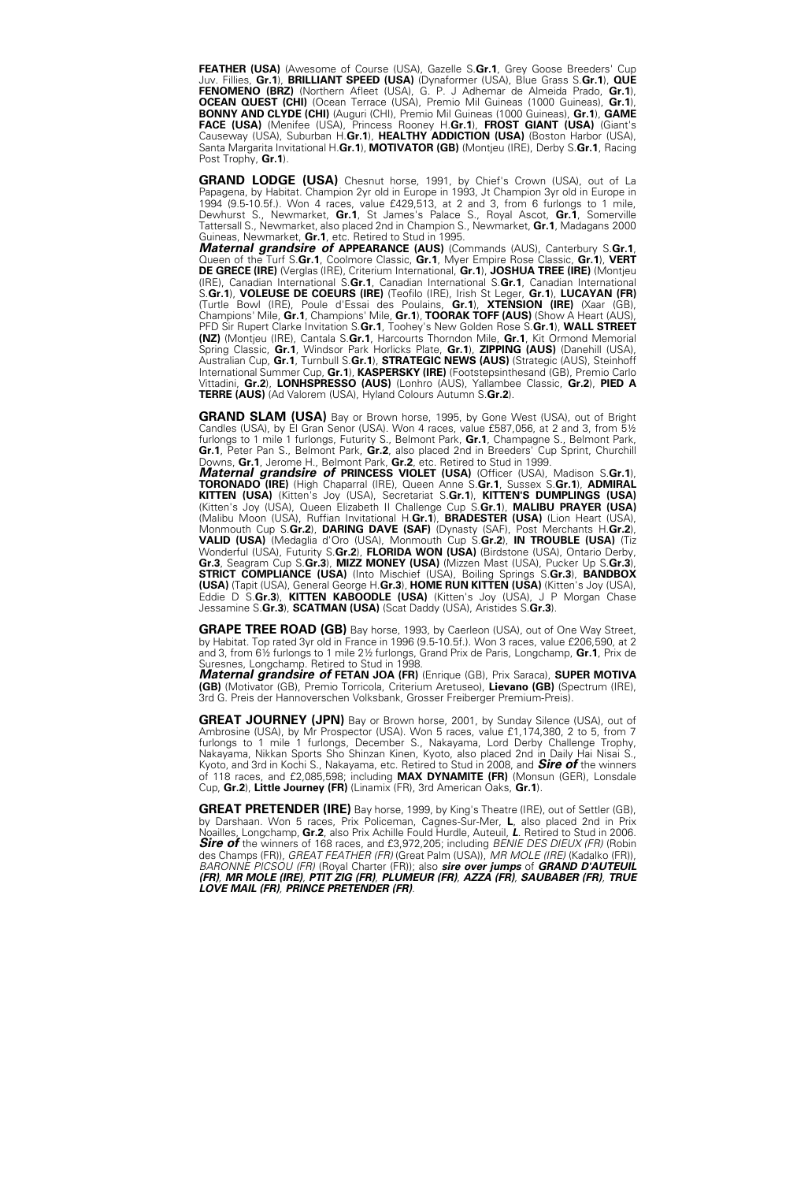**FEATHER (USA)** (Awesome of Course (USA), Gazelle S.**Gr.1**, Grey Goose Breeders' Cup Juv. Fillies, **Gr.1**), **BRILLIANT SPEED (USA)** (Dynaformer (USA), Blue Grass S.**Gr.1**), **QUE FENOMENO (BRZ)** (Northern Afleet (USA), G. P. J Adhemar de Almeida Prado, **Gr.1**), **OCEAN QUEST (CHI)** (Ocean Terrace (USA), Premio Mil Guineas (1000 Guineas), **Gr.1**), **BONNY AND CLYDE (CHI)** (Auguri (CHI), Premio Mil Guineas (1000 Guineas), **Gr.1**), **GAME FACE (USA)** (Menifee (USA), Princess Rooney H.**Gr.1**), **FROST GIANT (USA)** (Giant's Causeway (USA), Suburban H.**Gr.1**), **HEALTHY ADDICTION (USA)** (Boston Harbor (USA), Santa Margarita Invitational H.**Gr.1**), **MOTIVATOR (GB)** (Montjeu (IRE), Derby S.**Gr.1**, Racing Post Trophy, **Gr.1**).

**GRAND LODGE (USA)** Chesnut horse, 1991, by Chief's Crown (USA), out of La Papagena, by Habitat. Champion 2yr old in Europe in 1993, Jt Champion 3yr old in Europe in 1994 (9.5-10.5f.). Won 4 races, value £429,513, at 2 and 3, from 6 furlongs to 1 mile, Dewhurst S., Newmarket, **Gr.1**, St James's Palace S., Royal Ascot, **Gr.1**, Somerville Tattersall S., Newmarket, also placed 2nd in Champion S., Newmarket, **Gr.1**, Madagans 2000 Guineas, Newmarket, **Gr.1**, etc. Retired to Stud in 1995.
***Maternal grandsire of*** **APPEARANCE (AUS)** (Commands (AUS), Canterbury S.**Gr.1**, Queen of the Turf S.**Gr.1**, Coolmore Classic, **Gr.1**, Myer Empire Rose Classic, **Gr.1**), **VERT DE GRECE (IRE)** (Verglas (IRE), Criterium International, **Gr.1**), **JOSHUA TREE (IRE)** (Montjeu (IRE), Canadian International S.**Gr.1**, Canadian International S.**Gr.1**, Canadian International S.**Gr.1**), **VOLEUSE DE COEURS (IRE)** (Teofilo (IRE), Irish St Leger, **Gr.1**), **LUCAYAN (FR)** (Turtle Bowl (IRE), Poule d'Essai des Poulains, **Gr.1**), **XTENSION (IRE)** (Xaar (GB), Champions' Mile, **Gr.1**, Champions' Mile, **Gr.1**), **TOORAK TOFF (AUS)** (Show A Heart (AUS), PFD Sir Rupert Clarke Invitation S.**Gr.1**, Toohey's New Golden Rose S.**Gr.1**), **WALL STREET (NZ)** (Montjeu (IRE), Cantala S.**Gr.1**, Harcourts Thorndon Mile, **Gr.1**, Kit Ormond Memorial Spring Classic, **Gr.1**, Windsor Park Horlicks Plate, **Gr.1**), **ZIPPING (AUS)** (Danehill (USA), Australian Cup, **Gr.1**, Turnbull S.**Gr.1**), **STRATEGIC NEWS (AUS)** (Strategic (AUS), Steinhoff International Summer Cup, **Gr.1**), **KASPERSKY (IRE)** (Footstepsinthesand (GB), Premio Carlo Vittadini, **Gr.2**), **LONHSPRESSO (AUS)** (Lonhro (AUS), Yallambee Classic, **Gr.2**), **PIED A TERRE (AUS)** (Ad Valorem (USA), Hyland Colours Autumn S.**Gr.2**).

**GRAND SLAM (USA)** Bay or Brown horse, 1995, by Gone West (USA), out of Bright Candles (USA), by El Gran Senor (USA). Won 4 races, value £587,056, at 2 and 3, from 5½ furlongs to 1 mile 1 furlongs, Futurity S., Belmont Park, **Gr.1**, Champagne S., Belmont Park, **Gr.1**, Peter Pan S., Belmont Park, **Gr.2**, also placed 2nd in Breeders' Cup Sprint, Churchill Downs, **Gr.1**, Jerome H., Belmont Park, **Gr.2**, etc. Retired to Stud in 1999.
***Maternal grandsire of*** **PRINCESS VIOLET (USA)** (Officer (USA), Madison S.**Gr.1**), **TORONADO (IRE)** (High Chaparral (IRE), Queen Anne S.**Gr.1**, Sussex S.**Gr.1**), **ADMIRAL KITTEN (USA)** (Kitten's Joy (USA), Secretariat S.**Gr.1**), **KITTEN'S DUMPLINGS (USA)** (Kitten's Joy (USA), Queen Elizabeth II Challenge Cup S.**Gr.1**), **MALIBU PRAYER (USA)** (Malibu Moon (USA), Ruffian Invitational H.**Gr.1**), **BRADESTER (USA)** (Lion Heart (USA), Monmouth Cup S.**Gr.2**), **DARING DAVE (SAF)** (Dynasty (SAF), Post Merchants H.**Gr.2**), **VALID (USA)** (Medaglia d'Oro (USA), Monmouth Cup S.**Gr.2**), **IN TROUBLE (USA)** (Tiz Wonderful (USA), Futurity S.**Gr.2**), **FLORIDA WON (USA)** (Birdstone (USA), Ontario Derby, **Gr.3**, Seagram Cup S.**Gr.3**), **MIZZ MONEY (USA)** (Mizzen Mast (USA), Pucker Up S.**Gr.3**), **STRICT COMPLIANCE (USA)** (Into Mischief (USA), Boiling Springs S.**Gr.3**), **BANDBOX (USA)** (Tapit (USA), General George H.**Gr.3**), **HOME RUN KITTEN (USA)** (Kitten's Joy (USA), Eddie D S.**Gr.3**), **KITTEN KABOODLE (USA)** (Kitten's Joy (USA), J P Morgan Chase Jessamine S.**Gr.3**), **SCATMAN (USA)** (Scat Daddy (USA), Aristides S.**Gr.3**).

**GRAPE TREE ROAD (GB)** Bay horse, 1993, by Caerleon (USA), out of One Way Street, by Habitat. Top rated 3yr old in France in 1996 (9.5-10.5f.). Won 3 races, value £206,590, at 2 and 3, from 6½ furlongs to 1 mile 2½ furlongs, Grand Prix de Paris, Longchamp, **Gr.1**, Prix de Suresnes, Longchamp. Retired to Stud in 1998.
***Maternal grandsire of*** **FETAN JOA (FR)** (Enrique (GB), Prix Saraca), **SUPER MOTIVA (GB)** (Motivator (GB), Premio Torricola, Criterium Aretuseo), **Lievano (GB)** (Spectrum (IRE), 3rd G. Preis der Hannoverschen Volksbank, Grosser Freiberger Premium-Preis).

**GREAT JOURNEY (JPN)** Bay or Brown horse, 2001, by Sunday Silence (USA), out of Ambrosine (USA), by Mr Prospector (USA). Won 5 races, value £1,174,380, 2 to 5, from 7 furlongs to 1 mile 1 furlongs, December S., Nakayama, Lord Derby Challenge Trophy, Nakayama, Nikkan Sports Sho Shinzan Kinen, Kyoto, also placed 2nd in Daily Hai Nisai S., Kyoto, and 3rd in Kochi S., Nakayama, etc. Retired to Stud in 2008, and ***Sire of*** the winners of 118 races, and £2,085,598; including **MAX DYNAMITE (FR)** (Monsun (GER), Lonsdale Cup, **Gr.2**), **Little Journey (FR)** (Linamix (FR), 3rd American Oaks, **Gr.1**).

**GREAT PRETENDER (IRE)** Bay horse, 1999, by King's Theatre (IRE), out of Settler (GB), by Darshaan. Won 5 races, Prix Policeman, Cagnes-Sur-Mer, **L**, also placed 2nd in Prix Noailles, Longchamp, **Gr.2**, also Prix Achille Fould Hurdle, Auteuil, ***L***. Retired to Stud in 2006. ***Sire of*** the winners of 168 races, and £3,972,205; including *BENIE DES DIEUX (FR)* (Robin des Champs (FR)), *GREAT FEATHER (FR)* (Great Palm (USA)), *MR MOLE (IRE)* (Kadalko (FR)), *BARONNE PICSOU (FR)* (Royal Charter (FR)); also ***sire over jumps*** of ***GRAND D'AUTEUIL (FR), MR MOLE (IRE), PTIT ZIG (FR), PLUMEUR (FR), AZZA (FR), SAUBABER (FR), TRUE LOVE MAIL (FR), PRINCE PRETENDER (FR)***.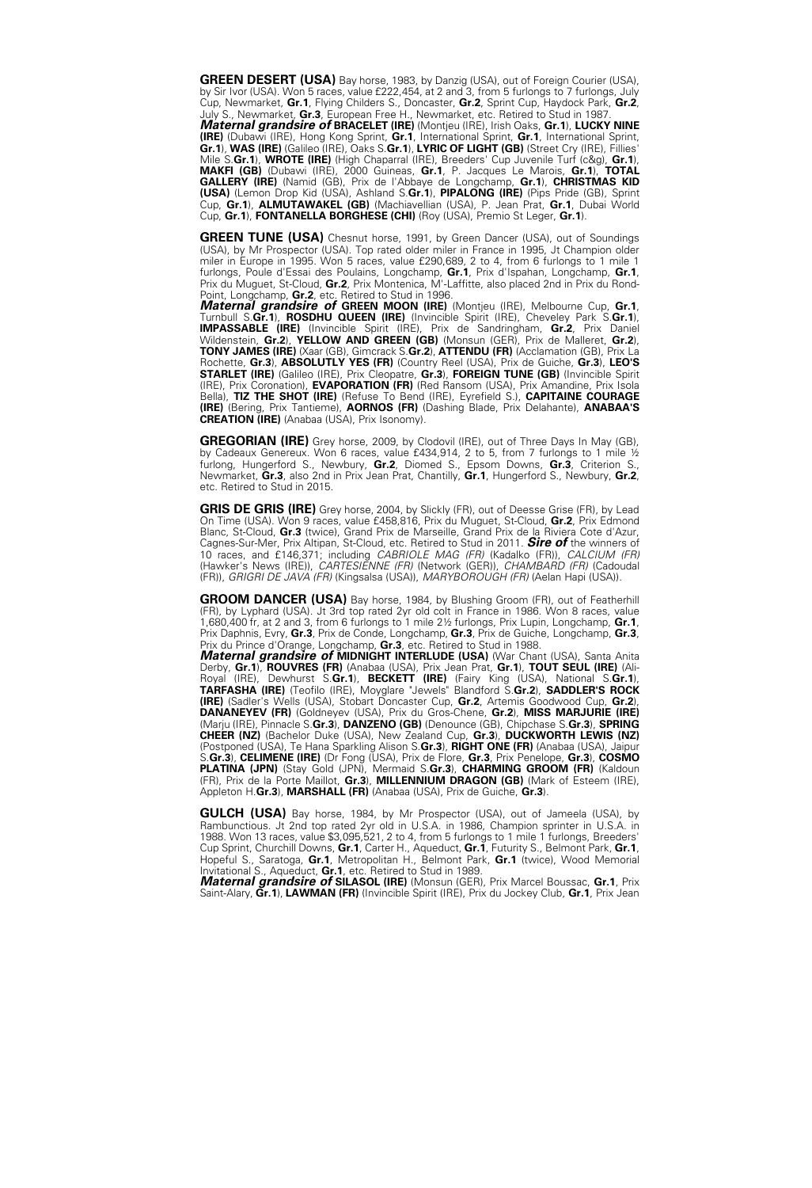**GREEN DESERT (USA)** Bay horse, 1983, by Danzig (USA), out of Foreign Courier (USA), by Sir Ivor (USA). Won 5 races, value £222,454, at 2 and 3, from 5 furlongs to 7 furlongs, July Cup, Newmarket, **Gr.1**, Flying Childers S., Doncaster, **Gr.2**, Sprint Cup, Haydock Park, **Gr.2**, July S., Newmarket, **Gr.3**, European Free H., Newmarket, etc. Retired to Stud in 1987.
***Maternal grandsire of*** **BRACELET (IRE)** (Montjeu (IRE), Irish Oaks, **Gr.1**), **LUCKY NINE (IRE)** (Dubawi (IRE), Hong Kong Sprint, **Gr.1**, International Sprint, **Gr.1**), **WAS (IRE)** (Galileo (IRE), Oaks S.**Gr.1**), **LYRIC OF LIGHT (GB)** (Street Cry (IRE), Fillies' Mile S.**Gr.1**), **WROTE (IRE)** (High Chaparral (IRE), Breeders' Cup Juvenile Turf (c&g), **Gr.1**), **MAKFI (GB)** (Dubawi (IRE), 2000 Guineas, **Gr.1**, P. Jacques Le Marois, **Gr.1**), **TOTAL GALLERY (IRE)** (Namid (GB), Prix de l'Abbaye de Longchamp, **Gr.1**), **CHRISTMAS KID (USA)** (Lemon Drop Kid (USA), Ashland S.**Gr.1**), **PIPALONG (IRE)** (Pips Pride (GB), Sprint Cup, **Gr.1**), **ALMUTAWAKEL (GB)** (Machiavellian (USA), P. Jean Prat, **Gr.1**, Dubai World Cup, **Gr.1**), **FONTANELLA BORGHESE (CHI)** (Roy (USA), Premio St Leger, **Gr.1**).

**GREEN TUNE (USA)** Chesnut horse, 1991, by Green Dancer (USA), out of Soundings (USA), by Mr Prospector (USA). Top rated older miler in France in 1995, Jt Champion older miler in Europe in 1995. Won 5 races, value £290,689, 2 to 4, from 6 furlongs to 1 mile 1 furlongs, Poule d'Essai des Poulains, Longchamp, **Gr.1**, Prix d'Ispahan, Longchamp, **Gr.1**, Prix du Muguet, St-Cloud, **Gr.2**, Prix Montenica, M'-Laffitte, also placed 2nd in Prix du Rond-Point, Longchamp, **Gr.2**, etc. Retired to Stud in 1996.
***Maternal grandsire of*** **GREEN MOON (IRE)** (Montjeu (IRE), Melbourne Cup, **Gr.1**, Turnbull S.**Gr.1**), **ROSDHU QUEEN (IRE)** (Invincible Spirit (IRE), Cheveley Park S.**Gr.1**), **IMPASSABLE (IRE)** (Invincible Spirit (IRE), Prix de Sandringham, **Gr.2**, Prix Daniel Wildenstein, **Gr.2**), **YELLOW AND GREEN (GB)** (Monsun (GER), Prix de Malleret, **Gr.2**), **TONY JAMES (IRE)** (Xaar (GB), Gimcrack S.**Gr.2**), **ATTENDU (FR)** (Acclamation (GB), Prix La Rochette, **Gr.3**), **ABSOLUTLY YES (FR)** (Country Reel (USA), Prix de Guiche, **Gr.3**), **LEO'S STARLET (IRE)** (Galileo (IRE), Prix Cleopatre, **Gr.3**), **FOREIGN TUNE (GB)** (Invincible Spirit (IRE), Prix Coronation), **EVAPORATION (FR)** (Red Ransom (USA), Prix Amandine, Prix Isola Bella), **TIZ THE SHOT (IRE)** (Refuse To Bend (IRE), Eyrefield S.), **CAPITAINE COURAGE (IRE)** (Bering, Prix Tantieme), **AORNOS (FR)** (Dashing Blade, Prix Delahante), **ANABAA'S CREATION (IRE)** (Anabaa (USA), Prix Isonomy).

**GREGORIAN (IRE)** Grey horse, 2009, by Clodovil (IRE), out of Three Days In May (GB), by Cadeaux Genereux. Won 6 races, value £434,914, 2 to 5, from 7 furlongs to 1 mile ½ furlong, Hungerford S., Newbury, **Gr.2**, Diomed S., Epsom Downs, **Gr.3**, Criterion S., Newmarket, **Gr.3**, also 2nd in Prix Jean Prat, Chantilly, **Gr.1**, Hungerford S., Newbury, **Gr.2**, etc. Retired to Stud in 2015.

**GRIS DE GRIS (IRE)** Grey horse, 2004, by Slickly (FR), out of Deesse Grise (FR), by Lead On Time (USA). Won 9 races, value £458,816, Prix du Muguet, St-Cloud, **Gr.2**, Prix Edmond Blanc, St-Cloud, **Gr.3** (twice), Grand Prix de Marseille, Grand Prix de la Riviera Cote d'Azur, Cagnes-Sur-Mer, Prix Altipan, St-Cloud, etc. Retired to Stud in 2011. ***Sire of*** the winners of 10 races, and £146,371; including *CABRIOLE MAG (FR)* (Kadalko (FR)), *CALCIUM (FR)* (Hawker's News (IRE)), *CARTESIENNE (FR)* (Network (GER)), *CHAMBARD (FR)* (Cadoudal (FR)), *GRIGRI DE JAVA (FR)* (Kingsalsa (USA)), *MARYBOROUGH (FR)* (Aelan Hapi (USA)).

**GROOM DANCER (USA)** Bay horse, 1984, by Blushing Groom (FR), out of Featherhill (FR), by Lyphard (USA). Jt 3rd top rated 2yr old colt in France in 1986. Won 8 races, value 1,680,400 fr, at 2 and 3, from 6 furlongs to 1 mile 2½ furlongs, Prix Lupin, Longchamp, **Gr.1**, Prix Daphnis, Evry, **Gr.3**, Prix de Conde, Longchamp, **Gr.3**, Prix de Guiche, Longchamp, **Gr.3**, Prix du Prince d'Orange, Longchamp, **Gr.3**, etc. Retired to Stud in 1988.
***Maternal grandsire of*** **MIDNIGHT INTERLUDE (USA)** (War Chant (USA), Santa Anita Derby, **Gr.1**), **ROUVRES (FR)** (Anabaa (USA), Prix Jean Prat, **Gr.1**), **TOUT SEUL (IRE)** (Ali-Royal (IRE), Dewhurst S.**Gr.1**), **BECKETT (IRE)** (Fairy King (USA), National S.**Gr.1**), **TARFASHA (IRE)** (Teofilo (IRE), Moyglare "Jewels" Blandford S.**Gr.2**), **SADDLER'S ROCK (IRE)** (Sadler's Wells (USA), Stobart Doncaster Cup, **Gr.2**, Artemis Goodwood Cup, **Gr.2**), **DANANEYEV (FR)** (Goldneyev (USA), Prix du Gros-Chene, **Gr.2**), **MISS MARJURIE (IRE)** (Marju (IRE), Pinnacle S.**Gr.3**), **DANZENO (GB)** (Denounce (GB), Chipchase S.**Gr.3**), **SPRING CHEER (NZ)** (Bachelor Duke (USA), New Zealand Cup, **Gr.3**), **DUCKWORTH LEWIS (NZ)** (Postponed (USA), Te Hana Sparkling Alison S.**Gr.3**), **RIGHT ONE (FR)** (Anabaa (USA), Jaipur S.**Gr.3**), **CELIMENE (IRE)** (Dr Fong (USA), Prix de Flore, **Gr.3**, Prix Penelope, **Gr.3**), **COSMO PLATINA (JPN)** (Stay Gold (JPN), Mermaid S.**Gr.3**), **CHARMING GROOM (FR)** (Kaldoun (FR), Prix de la Porte Maillot, **Gr.3**), **MILLENNIUM DRAGON (GB)** (Mark of Esteem (IRE), Appleton H.**Gr.3**), **MARSHALL (FR)** (Anabaa (USA), Prix de Guiche, **Gr.3**).

**GULCH (USA)** Bay horse, 1984, by Mr Prospector (USA), out of Jameela (USA), by Rambunctious. Jt 2nd top rated 2yr old in U.S.A. in 1986, Champion sprinter in U.S.A. in 1988. Won 13 races, value $3,095,521, 2 to 4, from 5 furlongs to 1 mile 1 furlongs, Breeders' Cup Sprint, Churchill Downs, **Gr.1**, Carter H., Aqueduct, **Gr.1**, Futurity S., Belmont Park, **Gr.1**, Hopeful S., Saratoga, **Gr.1**, Metropolitan H., Belmont Park, **Gr.1** (twice), Wood Memorial Invitational S., Aqueduct, **Gr.1**, etc. Retired to Stud in 1989.
***Maternal grandsire of*** **SILASOL (IRE)** (Monsun (GER), Prix Marcel Boussac, **Gr.1**, Prix Saint-Alary, **Gr.1**), **LAWMAN (FR)** (Invincible Spirit (IRE), Prix du Jockey Club, **Gr.1**, Prix Jean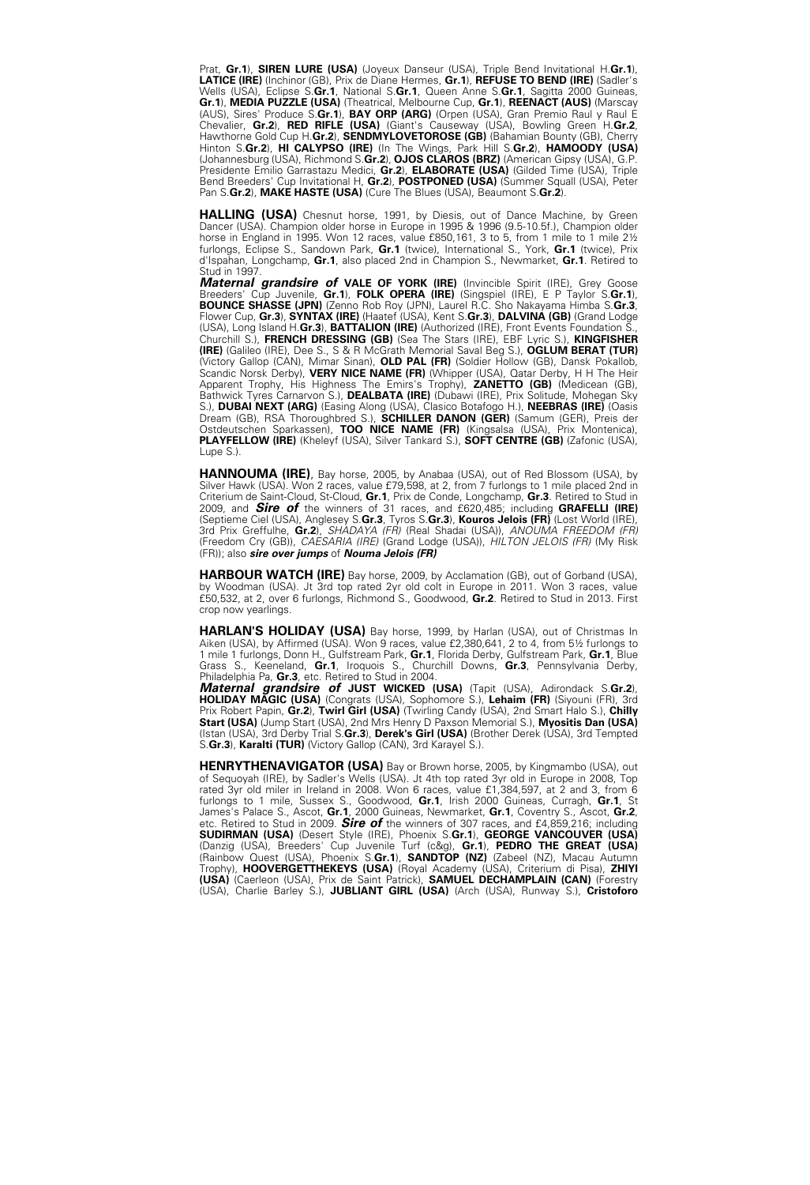Prat, **Gr.1**), **SIREN LURE (USA)** (Joyeux Danseur (USA), Triple Bend Invitational H.**Gr.1**), **LATICE (IRE)** (Inchinor (GB), Prix de Diane Hermes, **Gr.1**), **REFUSE TO BEND (IRE)** (Sadler's Wells (USA), Eclipse S.**Gr.1**, National S.**Gr.1**, Queen Anne S.**Gr.1**, Sagitta 2000 Guineas, **Gr.1**), **MEDIA PUZZLE (USA)** (Theatrical, Melbourne Cup, **Gr.1**), **REENACT (AUS)** (Marscay (AUS), Sires' Produce S.**Gr.1**), **BAY ORP (ARG)** (Orpen (USA), Gran Premio Raul y Raul E Chevalier, **Gr.2**), **RED RIFLE (USA)** (Giant's Causeway (USA), Bowling Green H.**Gr.2**, Hawthorne Gold Cup H.**Gr.2**), **SENDMYLOVETOROSE (GB)** (Bahamian Bounty (GB), Cherry Hinton S.**Gr.2**), **HI CALYPSO (IRE)** (In The Wings, Park Hill S.**Gr.2**), **HAMOODY (USA)** (Johannesburg (USA), Richmond S.**Gr.2**), **OJOS CLAROS (BRZ)** (American Gipsy (USA), G.P. Presidente Emilio Garrastazu Medici, **Gr.2**), **ELABORATE (USA)** (Gilded Time (USA), Triple Bend Breeders' Cup Invitational H, **Gr.2**), **POSTPONED (USA)** (Summer Squall (USA), Peter Pan S.**Gr.2**), **MAKE HASTE (USA)** (Cure The Blues (USA), Beaumont S.**Gr.2**).

**HALLING (USA)** Chesnut horse, 1991, by Diesis, out of Dance Machine, by Green Dancer (USA). Champion older horse in Europe in 1995 & 1996 (9.5-10.5f.), Champion older horse in England in 1995. Won 12 races, value £850,161, 3 to 5, from 1 mile to 1 mile 2½ furlongs, Eclipse S., Sandown Park, **Gr.1** (twice), International S., York, **Gr.1** (twice), Prix d'Ispahan, Longchamp, **Gr.1**, also placed 2nd in Champion S., Newmarket, **Gr.1**. Retired to Stud in 1997.
***Maternal grandsire of*** **VALE OF YORK (IRE)** (Invincible Spirit (IRE), Grey Goose Breeders' Cup Juvenile, **Gr.1**), **FOLK OPERA (IRE)** (Singspiel (IRE), E P Taylor S.**Gr.1**), **BOUNCE SHASSE (JPN)** (Zenno Rob Roy (JPN), Laurel R.C. Sho Nakayama Himba S.**Gr.3**, Flower Cup, **Gr.3**), **SYNTAX (IRE)** (Haatef (USA), Kent S.**Gr.3**), **DALVINA (GB)** (Grand Lodge (USA), Long Island H.**Gr.3**), **BATTALION (IRE)** (Authorized (IRE), Front Events Foundation S., Churchill S.), **FRENCH DRESSING (GB)** (Sea The Stars (IRE), EBF Lyric S.), **KINGFISHER (IRE)** (Galileo (IRE), Dee S., S & R McGrath Memorial Saval Beg S.), **OGLUM BERAT (TUR)** (Victory Gallop (CAN), Mimar Sinan), **OLD PAL (FR)** (Soldier Hollow (GB), Dansk Pokallob, Scandic Norsk Derby), **VERY NICE NAME (FR)** (Whipper (USA), Qatar Derby, H H The Heir Apparent Trophy, His Highness The Emirs's Trophy), **ZANETTO (GB)** (Medicean (GB), Bathwick Tyres Carnarvon S.), **DEALBATA (IRE)** (Dubawi (IRE), Prix Solitude, Mohegan Sky S.), **DUBAI NEXT (ARG)** (Easing Along (USA), Clasico Botafogo H.), **NEEBRAS (IRE)** (Oasis Dream (GB), RSA Thoroughbred S.), **SCHILLER DANON (GER)** (Samum (GER), Preis der Ostdeutschen Sparkassen), **TOO NICE NAME (FR)** (Kingsalsa (USA), Prix Montenica), **PLAYFELLOW (IRE)** (Kheleyf (USA), Silver Tankard S.), **SOFT CENTRE (GB)** (Zafonic (USA), Lupe S.).

**HANNOUMA (IRE)**, Bay horse, 2005, by Anabaa (USA), out of Red Blossom (USA), by Silver Hawk (USA). Won 2 races, value £79,598, at 2, from 7 furlongs to 1 mile placed 2nd in Criterium de Saint-Cloud, St-Cloud, **Gr.1**, Prix de Conde, Longchamp, **Gr.3**. Retired to Stud in 2009, and ***Sire of*** the winners of 31 races, and £620,485; including **GRAFELLI (IRE)** (Septieme Ciel (USA), Anglesey S.**Gr.3**, Tyros S.**Gr.3**), **Kouros Jelois (FR)** (Lost World (IRE), 3rd Prix Greffulhe, **Gr.2**), *SHADAYA (FR)* (Real Shadai (USA)), *ANOUMA FREEDOM (FR)* (Freedom Cry (GB)), *CAESARIA (IRE)* (Grand Lodge (USA)), *HILTON JELOIS (FR)* (My Risk (FR)); also ***sire over jumps*** of ***Nouma Jelois (FR)***

**HARBOUR WATCH (IRE)** Bay horse, 2009, by Acclamation (GB), out of Gorband (USA), by Woodman (USA). Jt 3rd top rated 2yr old colt in Europe in 2011. Won 3 races, value £50,532, at 2, over 6 furlongs, Richmond S., Goodwood, **Gr.2**. Retired to Stud in 2013. First crop now yearlings.

**HARLAN'S HOLIDAY (USA)** Bay horse, 1999, by Harlan (USA), out of Christmas In Aiken (USA), by Affirmed (USA). Won 9 races, value £2,380,641, 2 to 4, from 5½ furlongs to 1 mile 1 furlongs, Donn H., Gulfstream Park, **Gr.1**, Florida Derby, Gulfstream Park, **Gr.1**, Blue Grass S., Keeneland, **Gr.1**, Iroquois S., Churchill Downs, **Gr.3**, Pennsylvania Derby, Philadelphia Pa, **Gr.3**, etc. Retired to Stud in 2004.
***Maternal grandsire of*** **JUST WICKED (USA)** (Tapit (USA), Adirondack S.**Gr.2**), **HOLIDAY MAGIC (USA)** (Congrats (USA), Sophomore S.), **Lehaim (FR)** (Siyouni (FR), 3rd Prix Robert Papin, **Gr.2**), **Twirl Girl (USA)** (Twirling Candy (USA), 2nd Smart Halo S.), **Chilly Start (USA)** (Jump Start (USA), 2nd Mrs Henry D Paxson Memorial S.), **Myositis Dan (USA)** (Istan (USA), 3rd Derby Trial S.**Gr.3**), **Derek's Girl (USA)** (Brother Derek (USA), 3rd Tempted S.**Gr.3**), **Karalti (TUR)** (Victory Gallop (CAN), 3rd Karayel S.).

**HENRYTHENAVIGATOR (USA)** Bay or Brown horse, 2005, by Kingmambo (USA), out of Sequoyah (IRE), by Sadler's Wells (USA). Jt 4th top rated 3yr old in Europe in 2008, Top rated 3yr old miler in Ireland in 2008. Won 6 races, value £1,384,597, at 2 and 3, from 6 furlongs to 1 mile, Sussex S., Goodwood, **Gr.1**, Irish 2000 Guineas, Curragh, **Gr.1**, St James's Palace S., Ascot, **Gr.1**, 2000 Guineas, Newmarket, **Gr.1**, Coventry S., Ascot, **Gr.2**, etc. Retired to Stud in 2009. ***Sire of*** the winners of 307 races, and £4,859,216; including **SUDIRMAN (USA)** (Desert Style (IRE), Phoenix S.**Gr.1**), **GEORGE VANCOUVER (USA)** (Danzig (USA), Breeders' Cup Juvenile Turf (c&g), **Gr.1**), **PEDRO THE GREAT (USA)** (Rainbow Quest (USA), Phoenix S.**Gr.1**), **SANDTOP (NZ)** (Zabeel (NZ), Macau Autumn Trophy), **HOOVERGETTHEKEYS (USA)** (Royal Academy (USA), Criterium di Pisa), **ZHIYI (USA)** (Caerleon (USA), Prix de Saint Patrick), **SAMUEL DECHAMPLAIN (CAN)** (Forestry (USA), Charlie Barley S.), **JUBLIANT GIRL (USA)** (Arch (USA), Runway S.), **Cristoforo**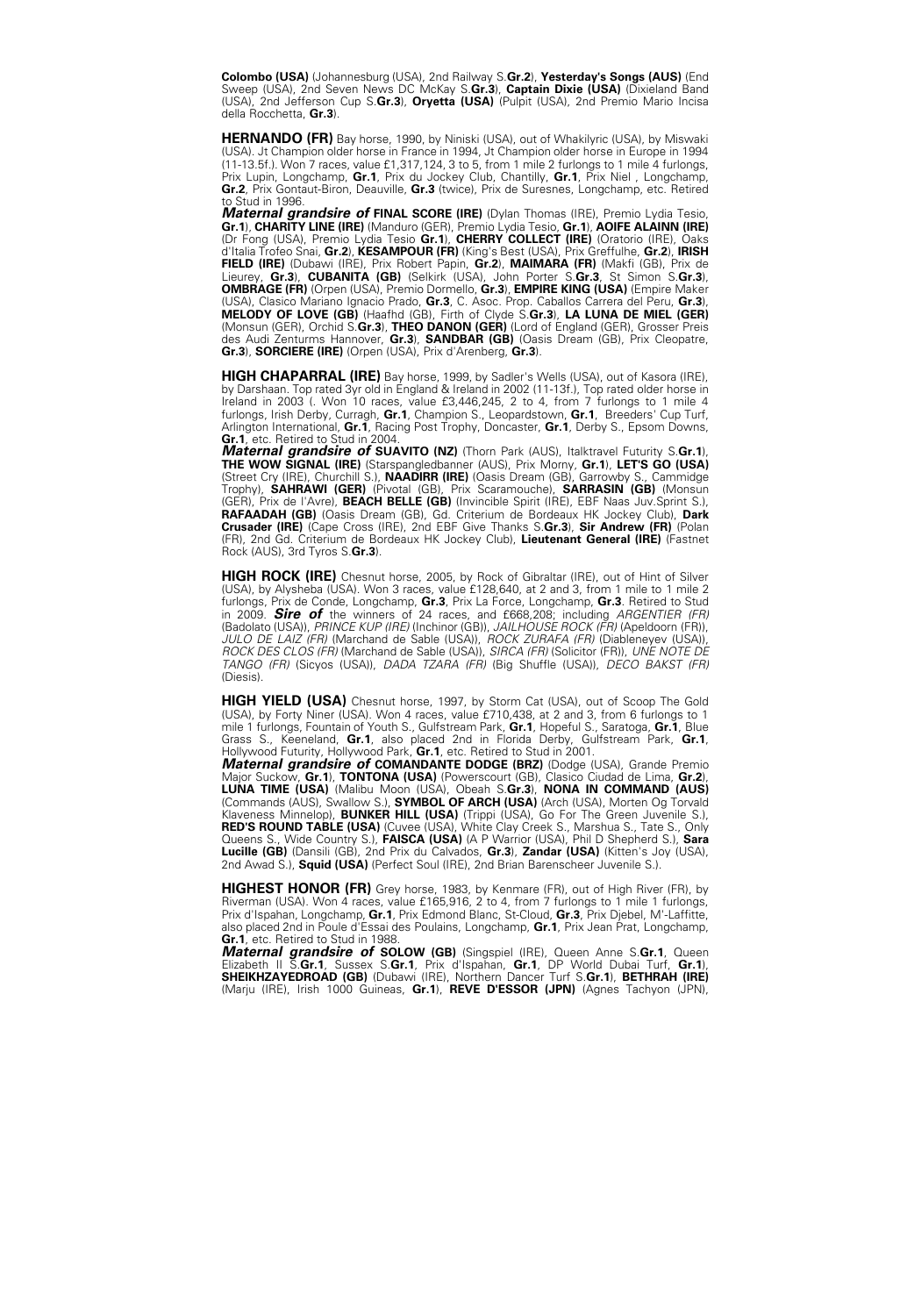**Colombo (USA)** (Johannesburg (USA), 2nd Railway S.**Gr.2**), **Yesterday's Songs (AUS)** (End Sweep (USA), 2nd Seven News DC McKay S.**Gr.3**), **Captain Dixie (USA)** (Dixieland Band (USA), 2nd Jefferson Cup S.**Gr.3**), **Oryetta (USA)** (Pulpit (USA), 2nd Premio Mario Incisa della Rocchetta, **Gr.3**).

**HERNANDO (FR)** Bay horse, 1990, by Niniski (USA), out of Whakilyric (USA), by Miswaki (USA). Jt Champion older horse in France in 1994, Jt Champion older horse in Europe in 1994 (11-13.5f.). Won 7 races, value £1,317,124, 3 to 5, from 1 mile 2 furlongs to 1 mile 4 furlongs, Prix Lupin, Longchamp, **Gr.1**, Prix du Jockey Club, Chantilly, **Gr.1**, Prix Niel , Longchamp, **Gr.2**, Prix Gontaut-Biron, Deauville, **Gr.3** (twice), Prix de Suresnes, Longchamp, etc. Retired to Stud in 1996.
***Maternal grandsire of*** **FINAL SCORE (IRE)** (Dylan Thomas (IRE), Premio Lydia Tesio, **Gr.1**), **CHARITY LINE (IRE)** (Manduro (GER), Premio Lydia Tesio, **Gr.1**), **AOIFE ALAINN (IRE)** (Dr Fong (USA), Premio Lydia Tesio **Gr.1**), **CHERRY COLLECT (IRE)** (Oratorio (IRE), Oaks d'Italia Trofeo Snai, **Gr.2**), **KESAMPOUR (FR)** (King's Best (USA), Prix Greffulhe, **Gr.2**), **IRISH FIELD (IRE)** (Dubawi (IRE), Prix Robert Papin, **Gr.2**), **MAIMARA (FR)** (Makfi (GB), Prix de Lieurey, **Gr.3**), **CUBANITA (GB)** (Selkirk (USA), John Porter S.**Gr.3**, St Simon S.**Gr.3**), **OMBRAGE (FR)** (Orpen (USA), Premio Dormello, **Gr.3**), **EMPIRE KING (USA)** (Empire Maker (USA), Clasico Mariano Ignacio Prado, **Gr.3**, C. Asoc. Prop. Caballos Carrera del Peru, **Gr.3**), **MELODY OF LOVE (GB)** (Haafhd (GB), Firth of Clyde S.**Gr.3**), **LA LUNA DE MIEL (GER)** (Monsun (GER), Orchid S.**Gr.3**), **THEO DANON (GER)** (Lord of England (GER), Grosser Preis des Audi Zenturms Hannover, **Gr.3**), **SANDBAR (GB)** (Oasis Dream (GB), Prix Cleopatre, **Gr.3**), **SORCIERE (IRE)** (Orpen (USA), Prix d'Arenberg, **Gr.3**).

**HIGH CHAPARRAL (IRE)** Bay horse, 1999, by Sadler's Wells (USA), out of Kasora (IRE), by Darshaan. Top rated 3yr old in England & Ireland in 2002 (11-13f.), Top rated older horse in Ireland in 2003 (. Won 10 races, value £3,446,245, 2 to 4, from 7 furlongs to 1 mile 4 furlongs, Irish Derby, Curragh, **Gr.1**, Champion S., Leopardstown, **Gr.1**, Breeders' Cup Turf, Arlington International, **Gr.1**, Racing Post Trophy, Doncaster, **Gr.1**, Derby S., Epsom Downs, **Gr.1**, etc. Retired to Stud in 2004.
***Maternal grandsire of*** **SUAVITO (NZ)** (Thorn Park (AUS), Italktravel Futurity S.**Gr.1**), **THE WOW SIGNAL (IRE)** (Starspangledbanner (AUS), Prix Morny, **Gr.1**), **LET'S GO (USA)** (Street Cry (IRE), Churchill S.), **NAADIRR (IRE)** (Oasis Dream (GB), Garrowby S., Cammidge Trophy), **SAHRAWI (GER)** (Pivotal (GB), Prix Scaramouche), **SARRASIN (GB)** (Monsun (GER), Prix de l'Avre), **BEACH BELLE (GB)** (Invincible Spirit (IRE), EBF Naas Juv.Sprint S.), **RAFAADAH (GB)** (Oasis Dream (GB), Gd. Criterium de Bordeaux HK Jockey Club), **Dark Crusader (IRE)** (Cape Cross (IRE), 2nd EBF Give Thanks S.**Gr.3**), **Sir Andrew (FR)** (Polan (FR), 2nd Gd. Criterium de Bordeaux HK Jockey Club), **Lieutenant General (IRE)** (Fastnet Rock (AUS), 3rd Tyros S.**Gr.3**).

**HIGH ROCK (IRE)** Chesnut horse, 2005, by Rock of Gibraltar (IRE), out of Hint of Silver (USA), by Alysheba (USA). Won 3 races, value £128,640, at 2 and 3, from 1 mile to 1 mile 2 furlongs, Prix de Conde, Longchamp, **Gr.3**, Prix La Force, Longchamp, **Gr.3**. Retired to Stud in 2009. ***Sire of*** the winners of 24 races, and £668,208; including *ARGENTIER (FR)* (Badolato (USA)), *PRINCE KUP (IRE)* (Inchinor (GB)), *JAILHOUSE ROCK (FR)* (Apeldoorn (FR)), *JULO DE LAIZ (FR)* (Marchand de Sable (USA)), *ROCK ZURAFA (FR)* (Diableneyev (USA)), *ROCK DES CLOS (FR)* (Marchand de Sable (USA)), *SIRCA (FR)* (Solicitor (FR)), *UNE NOTE DE TANGO (FR)* (Sicyos (USA)), *DADA TZARA (FR)* (Big Shuffle (USA)), *DECO BAKST (FR)* (Diesis).

**HIGH YIELD (USA)** Chesnut horse, 1997, by Storm Cat (USA), out of Scoop The Gold (USA), by Forty Niner (USA). Won 4 races, value £710,438, at 2 and 3, from 6 furlongs to 1 mile 1 furlongs, Fountain of Youth S., Gulfstream Park, **Gr.1**, Hopeful S., Saratoga, **Gr.1**, Blue Grass S., Keeneland, **Gr.1**, also placed 2nd in Florida Derby, Gulfstream Park, **Gr.1**, Hollywood Futurity, Hollywood Park, **Gr.1**, etc. Retired to Stud in 2001.
***Maternal grandsire of*** **COMANDANTE DODGE (BRZ)** (Dodge (USA), Grande Premio Major Suckow, **Gr.1**), **TONTONA (USA)** (Powerscourt (GB), Clasico Ciudad de Lima, **Gr.2**), **LUNA TIME (USA)** (Malibu Moon (USA), Obeah S.**Gr.3**), **NONA IN COMMAND (AUS)** (Commands (AUS), Swallow S.), **SYMBOL OF ARCH (USA)** (Arch (USA), Morten Og Torvald Klaveness Minnelop), **BUNKER HILL (USA)** (Trippi (USA), Go For The Green Juvenile S.), **RED'S ROUND TABLE (USA)** (Cuvee (USA), White Clay Creek S., Marshua S., Tate S., Only Queens S., Wide Country S.), **FAISCA (USA)** (A P Warrior (USA), Phil D Shepherd S.), **Sara Lucille (GB)** (Dansili (GB), 2nd Prix du Calvados, **Gr.3**), **Zandar (USA)** (Kitten's Joy (USA), 2nd Awad S.), **Squid (USA)** (Perfect Soul (IRE), 2nd Brian Barenscheer Juvenile S.).

**HIGHEST HONOR (FR)** Grey horse, 1983, by Kenmare (FR), out of High River (FR), by Riverman (USA). Won 4 races, value £165,916, 2 to 4, from 7 furlongs to 1 mile 1 furlongs, Prix d'Ispahan, Longchamp, **Gr.1**, Prix Edmond Blanc, St-Cloud, **Gr.3**, Prix Djebel, M'-Laffitte, also placed 2nd in Poule d'Essai des Poulains, Longchamp, **Gr.1**, Prix Jean Prat, Longchamp, **Gr.1**, etc. Retired to Stud in 1988.
***Maternal grandsire of*** **SOLOW (GB)** (Singspiel (IRE), Queen Anne S.**Gr.1**, Queen Elizabeth II S.**Gr.1**, Sussex S.**Gr.1**, Prix d'Ispahan, **Gr.1**, DP World Dubai Turf, **Gr.1**), **SHEIKHZAYEDROAD (GB)** (Dubawi (IRE), Northern Dancer Turf S.**Gr.1**), **BETHRAH (IRE)** (Marju (IRE), Irish 1000 Guineas, **Gr.1**), **REVE D'ESSOR (JPN)** (Agnes Tachyon (JPN),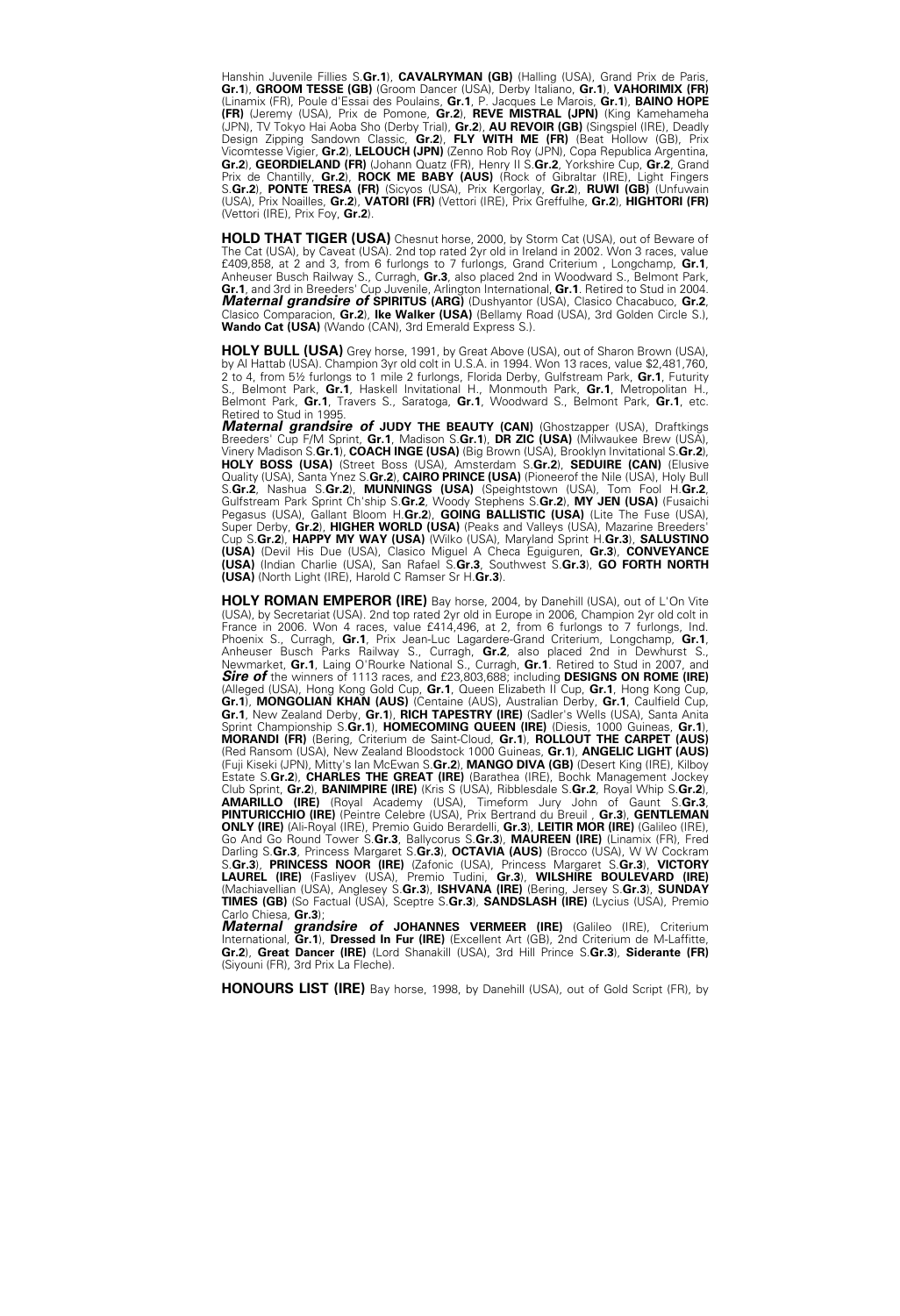Hanshin Juvenile Fillies S.**Gr.1**), **CAVALRYMAN (GB)** (Halling (USA), Grand Prix de Paris, **Gr.1**), **GROOM TESSE (GB)** (Groom Dancer (USA), Derby Italiano, **Gr.1**), **VAHORIMIX (FR)** (Linamix (FR), Poule d'Essai des Poulains, **Gr.1**, P. Jacques Le Marois, **Gr.1**), **BAINO HOPE (FR)** (Jeremy (USA), Prix de Pomone, **Gr.2**), **REVE MISTRAL (JPN)** (King Kamehameha (JPN), TV Tokyo Hai Aoba Sho (Derby Trial), **Gr.2**), **AU REVOIR (GB)** (Singspiel (IRE), Deadly Design Zipping Sandown Classic, **Gr.2**), **FLY WITH ME (FR)** (Beat Hollow (GB), Prix Vicomtesse Vigier, **Gr.2**), **LELOUCH (JPN)** (Zenno Rob Roy (JPN), Copa Republica Argentina, **Gr.2**), **GEORDIELAND (FR)** (Johann Quatz (FR), Henry II S.**Gr.2**, Yorkshire Cup, **Gr.2**, Grand Prix de Chantilly, **Gr.2**), **ROCK ME BABY (AUS)** (Rock of Gibraltar (IRE), Light Fingers S.**Gr.2**), **PONTE TRESA (FR)** (Sicyos (USA), Prix Kergorlay, **Gr.2**), **RUWI (GB)** (Unfuwain (USA), Prix Noailles, **Gr.2**), **VATORI (FR)** (Vettori (IRE), Prix Greffulhe, **Gr.2**), **HIGHTORI (FR)** (Vettori (IRE), Prix Foy, **Gr.2**).

**HOLD THAT TIGER (USA)** Chesnut horse, 2000, by Storm Cat (USA), out of Beware of The Cat (USA), by Caveat (USA). 2nd top rated 2yr old in Ireland in 2002. Won 3 races, value £409,858, at 2 and 3, from 6 furlongs to 7 furlongs, Grand Criterium , Longchamp, **Gr.1**, Anheuser Busch Railway S., Curragh, **Gr.3**, also placed 2nd in Woodward S., Belmont Park, **Gr.1**, and 3rd in Breeders' Cup Juvenile, Arlington International, **Gr.1**. Retired to Stud in 2004.
***Maternal grandsire of*** **SPIRITUS (ARG)** (Dushyantor (USA), Clasico Chacabuco, **Gr.2**, Clasico Comparacion, **Gr.2**), **Ike Walker (USA)** (Bellamy Road (USA), 3rd Golden Circle S.), **Wando Cat (USA)** (Wando (CAN), 3rd Emerald Express S.).

**HOLY BULL (USA)** Grey horse, 1991, by Great Above (USA), out of Sharon Brown (USA), by Al Hattab (USA). Champion 3yr old colt in U.S.A. in 1994. Won 13 races, value $2,481,760, 2 to 4, from 5½ furlongs to 1 mile 2 furlongs, Florida Derby, Gulfstream Park, **Gr.1**, Futurity S., Belmont Park, **Gr.1**, Haskell Invitational H., Monmouth Park, **Gr.1**, Metropolitan H., Belmont Park, **Gr.1**, Travers S., Saratoga, **Gr.1**, Woodward S., Belmont Park, **Gr.1**, etc. Retired to Stud in 1995.
***Maternal grandsire of*** **JUDY THE BEAUTY (CAN)** (Ghostzapper (USA), Draftkings Breeders' Cup F/M Sprint, **Gr.1**, Madison S.**Gr.1**), **DR ZIC (USA)** (Milwaukee Brew (USA), Vinery Madison S.**Gr.1**), **COACH INGE (USA)** (Big Brown (USA), Brooklyn Invitational S.**Gr.2**), **HOLY BOSS (USA)** (Street Boss (USA), Amsterdam S.**Gr.2**), **SEDUIRE (CAN)** (Elusive Quality (USA), Santa Ynez S.**Gr.2**), **CAIRO PRINCE (USA)** (Pioneerof the Nile (USA), Holy Bull S.**Gr.2**, Nashua S.**Gr.2**), **MUNNINGS (USA)** (Speightstown (USA), Tom Fool H.**Gr.2**, Gulfstream Park Sprint Ch'ship S.**Gr.2**, Woody Stephens S.**Gr.2**), **MY JEN (USA)** (Fusaichi Pegasus (USA), Gallant Bloom H.**Gr.2**), **GOING BALLISTIC (USA)** (Lite The Fuse (USA), Super Derby, **Gr.2**), **HIGHER WORLD (USA)** (Peaks and Valleys (USA), Mazarine Breeders' Cup S.**Gr.2**), **HAPPY MY WAY (USA)** (Wilko (USA), Maryland Sprint H.**Gr.3**), **SALUSTINO (USA)** (Devil His Due (USA), Clasico Miguel A Checa Eguiguren, **Gr.3**), **CONVEYANCE (USA)** (Indian Charlie (USA), San Rafael S.**Gr.3**, Southwest S.**Gr.3**), **GO FORTH NORTH (USA)** (North Light (IRE), Harold C Ramser Sr H.**Gr.3**).

**HOLY ROMAN EMPEROR (IRE)** Bay horse, 2004, by Danehill (USA), out of L'On Vite (USA), by Secretariat (USA). 2nd top rated 2yr old in Europe in 2006, Champion 2yr old colt in France in 2006. Won 4 races, value £414,496, at 2, from 6 furlongs to 7 furlongs, Ind. Phoenix S., Curragh, **Gr.1**, Prix Jean-Luc Lagardere-Grand Criterium, Longchamp, **Gr.1**, Anheuser Busch Parks Railway S., Curragh, **Gr.2**, also placed 2nd in Dewhurst S., Newmarket, **Gr.1**, Laing O'Rourke National S., Curragh, **Gr.1**. Retired to Stud in 2007, and
***Sire of*** the winners of 1113 races, and £23,803,688; including **DESIGNS ON ROME (IRE)** (Alleged (USA), Hong Kong Gold Cup, **Gr.1**, Queen Elizabeth II Cup, **Gr.1**, Hong Kong Cup, **Gr.1**), **MONGOLIAN KHAN (AUS)** (Centaine (AUS), Australian Derby, **Gr.1**, Caulfield Cup, **Gr.1**, New Zealand Derby, **Gr.1**), **RICH TAPESTRY (IRE)** (Sadler's Wells (USA), Santa Anita Sprint Championship S.**Gr.1**), **HOMECOMING QUEEN (IRE)** (Diesis, 1000 Guineas, **Gr.1**), **MORANDI (FR)** (Bering, Criterium de Saint-Cloud, **Gr.1**), **ROLLOUT THE CARPET (AUS)** (Red Ransom (USA), New Zealand Bloodstock 1000 Guineas, **Gr.1**), **ANGELIC LIGHT (AUS)** (Fuji Kiseki (JPN), Mitty's Ian McEwan S.**Gr.2**), **MANGO DIVA (GB)** (Desert King (IRE), Kilboy Estate S.**Gr.2**), **CHARLES THE GREAT (IRE)** (Barathea (IRE), Bochk Management Jockey Club Sprint, **Gr.2**), **BANIMPIRE (IRE)** (Kris S (USA), Ribblesdale S.**Gr.2**, Royal Whip S.**Gr.2**), **AMARILLO (IRE)** (Royal Academy (USA), Timeform Jury John of Gaunt S.**Gr.3**, **PINTURICCHIO (IRE)** (Peintre Celebre (USA), Prix Bertrand du Breuil , **Gr.3**), **GENTLEMAN ONLY (IRE)** (Ali-Royal (IRE), Premio Guido Berardelli, **Gr.3**), **LEITIR MOR (IRE)** (Galileo (IRE), Go And Go Round Tower S.**Gr.3**, Ballycorus S.**Gr.3**), **MAUREEN (IRE)** (Linamix (FR), Fred Darling S.**Gr.3**, Princess Margaret S.**Gr.3**), **OCTAVIA (AUS)** (Brocco (USA), W W Cockram S.**Gr.3**), **PRINCESS NOOR (IRE)** (Zafonic (USA), Princess Margaret S.**Gr.3**), **VICTORY LAUREL (IRE)** (Fasliyev (USA), Premio Tudini, **Gr.3**), **WILSHIRE BOULEVARD (IRE)** (Machiavellian (USA), Anglesey S.**Gr.3**), **ISHVANA (IRE)** (Bering, Jersey S.**Gr.3**), **SUNDAY TIMES (GB)** (So Factual (USA), Sceptre S.**Gr.3**), **SANDSLASH (IRE)** (Lycius (USA), Premio Carlo Chiesa, **Gr.3**);
***Maternal grandsire of*** **JOHANNES VERMEER (IRE)** (Galileo (IRE), Criterium International, **Gr.1**), **Dressed In Fur (IRE)** (Excellent Art (GB), 2nd Criterium de M-Laffitte, **Gr.2**), **Great Dancer (IRE)** (Lord Shanakill (USA), 3rd Hill Prince S.**Gr.3**), **Siderante (FR)** (Siyouni (FR), 3rd Prix La Fleche).

**HONOURS LIST (IRE)** Bay horse, 1998, by Danehill (USA), out of Gold Script (FR), by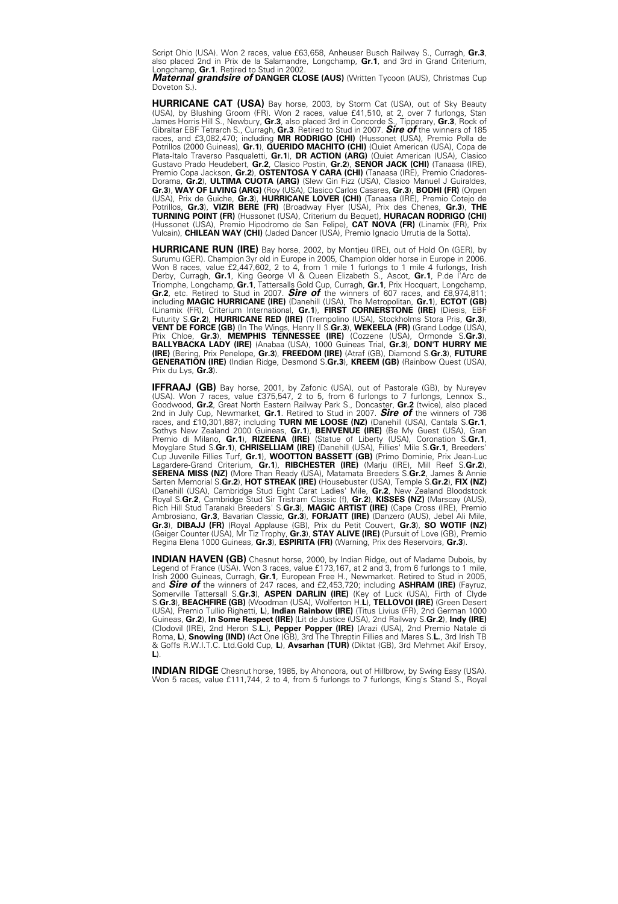Script Ohio (USA). Won 2 races, value £63,658, Anheuser Busch Railway S., Curragh, **Gr.3**, also placed 2nd in Prix de la Salamandre, Longchamp, **Gr.1**, and 3rd in Grand Criterium, Longchamp, **Gr.1**. Retired to Stud in 2002.
***Maternal grandsire of*** **DANGER CLOSE (AUS)** (Written Tycoon (AUS), Christmas Cup Doveton S.).

**HURRICANE CAT (USA)** Bay horse, 2003, by Storm Cat (USA), out of Sky Beauty (USA), by Blushing Groom (FR). Won 2 races, value £41,510, at 2, over 7 furlongs, Stan James Horris Hill S., Newbury, **Gr.3**, also placed 3rd in Concorde S., Tipperary, **Gr.3**, Rock of Gibraltar EBF Tetrarch S., Curragh, **Gr.3**. Retired to Stud in 2007. ***Sire of*** the winners of 185 races, and £3,082,470; including **MR RODRIGO (CHI)** (Hussonet (USA), Premio Polla de Potrillos (2000 Guineas), **Gr.1**), **QUERIDO MACHITO (CHI)** (Quiet American (USA), Copa de Plata-Italo Traverso Pasqualetti, **Gr.1**), **DR ACTION (ARG)** (Quiet American (USA), Clasico Gustavo Prado Heudebert, **Gr.2**, Clasico Postin, **Gr.2**), **SENOR JACK (CHI)** (Tanaasa (IRE), Premio Copa Jackson, **Gr.2**), **OSTENTOSA Y CARA (CHI)** (Tanaasa (IRE), Premio Criadores-Dorama, **Gr.2**), **ULTIMA CUOTA (ARG)** (Slew Gin Fizz (USA), Clasico Manuel J Guiraldes, **Gr.3**), **WAY OF LIVING (ARG)** (Roy (USA), Clasico Carlos Casares, **Gr.3**), **BODHI (FR)** (Orpen (USA), Prix de Guiche, **Gr.3**), **HURRICANE LOVER (CHI)** (Tanaasa (IRE), Premio Cotejo de Potrillos, **Gr.3**), **VIZIR BERE (FR)** (Broadway Flyer (USA), Prix des Chenes, **Gr.3**), **THE TURNING POINT (FR)** (Hussonet (USA), Criterium du Bequet), **HURACAN RODRIGO (CHI)** (Hussonet (USA), Premio Hipodromo de San Felipe), **CAT NOVA (FR)** (Linamix (FR), Prix Vulcain), **CHILEAN WAY (CHI)** (Jaded Dancer (USA), Premio Ignacio Urrutia de la Sotta).

**HURRICANE RUN (IRE)** Bay horse, 2002, by Montjeu (IRE), out of Hold On (GER), by Surumu (GER). Champion 3yr old in Europe in 2005, Champion older horse in Europe in 2006. Won 8 races, value £2,447,602, 2 to 4, from 1 mile 1 furlongs to 1 mile 4 furlongs, Irish Derby, Curragh, **Gr.1**, King George VI & Queen Elizabeth S., Ascot, **Gr.1**, P.de l'Arc de Triomphe, Longchamp, **Gr.1**, Tattersalls Gold Cup, Curragh, **Gr.1**, Prix Hocquart, Longchamp, **Gr.2**, etc. Retired to Stud in 2007. ***Sire of*** the winners of 607 races, and £8,974,811; including **MAGIC HURRICANE (IRE)** (Danehill (USA), The Metropolitan, **Gr.1**), **ECTOT (GB)** (Linamix (FR), Criterium International, **Gr.1**), **FIRST CORNERSTONE (IRE)** (Diesis, EBF Futurity S.**Gr.2**), **HURRICANE RED (IRE)** (Trempolino (USA), Stockholms Stora Pris, **Gr.3**), **VENT DE FORCE (GB)** (In The Wings, Henry II S.**Gr.3**), **WEKEELA (FR)** (Grand Lodge (USA), Prix Chloe, **Gr.3**), **MEMPHIS TENNESSEE (IRE)** (Cozzene (USA), Ormonde S.**Gr.3**), **BALLYBACKA LADY (IRE)** (Anabaa (USA), 1000 Guineas Trial, **Gr.3**), **DON'T HURRY ME (IRE)** (Bering, Prix Penelope, **Gr.3**), **FREEDOM (IRE)** (Atraf (GB), Diamond S.**Gr.3**), **FUTURE GENERATION (IRE)** (Indian Ridge, Desmond S.**Gr.3**), **KREEM (GB)** (Rainbow Quest (USA), Prix du Lys, **Gr.3**).

**IFFRAAJ (GB)** Bay horse, 2001, by Zafonic (USA), out of Pastorale (GB), by Nureyev (USA). Won 7 races, value £375,547, 2 to 5, from 6 furlongs to 7 furlongs, Lennox S., Goodwood, **Gr.2**, Great North Eastern Railway Park S., Doncaster, **Gr.2** (twice), also placed 2nd in July Cup, Newmarket, **Gr.1**. Retired to Stud in 2007. ***Sire of*** the winners of 736 races, and £10,301,887; including **TURN ME LOOSE (NZ)** (Danehill (USA), Cantala S.**Gr.1**, Sothys New Zealand 2000 Guineas, **Gr.1**), **BENVENUE (IRE)** (Be My Guest (USA), Gran Premio di Milano, **Gr.1**), **RIZEENA (IRE)** (Statue of Liberty (USA), Coronation S.**Gr.1**, Moyglare Stud S.**Gr.1**), **CHRISELLIAM (IRE)** (Danehill (USA), Fillies' Mile S.**Gr.1**, Breeders' Cup Juvenile Fillies Turf, **Gr.1**), **WOOTTON BASSETT (GB)** (Primo Dominie, Prix Jean-Luc Lagardere-Grand Criterium, **Gr.1**), **RIBCHESTER (IRE)** (Marju (IRE), Mill Reef S.**Gr.2**), **SERENA MISS (NZ)** (More Than Ready (USA), Matamata Breeders S.**Gr.2**, James & Annie Sarten Memorial S.**Gr.2**), **HOT STREAK (IRE)** (Housebuster (USA), Temple S.**Gr.2**), **FIX (NZ)** (Danehill (USA), Cambridge Stud Eight Carat Ladies' Mile, **Gr.2**, New Zealand Bloodstock Royal S.**Gr.2**, Cambridge Stud Sir Tristram Classic (f), **Gr.2**), **KISSES (NZ)** (Marscay (AUS), Rich Hill Stud Taranaki Breeders' S.**Gr.3**), **MAGIC ARTIST (IRE)** (Cape Cross (IRE), Premio Ambrosiano, **Gr.3**, Bavarian Classic, **Gr.3**), **FORJATT (IRE)** (Danzero (AUS), Jebel Ali Mile, **Gr.3**), **DIBAJJ (FR)** (Royal Applause (GB), Prix du Petit Couvert, **Gr.3**), **SO WOTIF (NZ)** (Geiger Counter (USA), Mr Tiz Trophy, **Gr.3**), **STAY ALIVE (IRE)** (Pursuit of Love (GB), Premio Regina Elena 1000 Guineas, **Gr.3**), **ESPIRITA (FR)** (Warning, Prix des Reservoirs, **Gr.3**).

**INDIAN HAVEN (GB)** Chesnut horse, 2000, by Indian Ridge, out of Madame Dubois, by Legend of France (USA). Won 3 races, value £173,167, at 2 and 3, from 6 furlongs to 1 mile, Irish 2000 Guineas, Curragh, **Gr.1**, European Free H., Newmarket. Retired to Stud in 2005, and ***Sire of*** the winners of 247 races, and £2,453,720; including **ASHRAM (IRE)** (Fayruz, Somerville Tattersall S.**Gr.3**), **ASPEN DARLIN (IRE)** (Key of Luck (USA), Firth of Clyde S.**Gr.3**), **BEACHFIRE (GB)** (Woodman (USA), Wolferton H.**L**), **TELLOVOI (IRE)** (Green Desert (USA), Premio Tullio Righetti, **L**), **Indian Rainbow (IRE)** (Titus Livius (FR), 2nd German 1000 Guineas, **Gr.2**), **In Some Respect (IRE)** (Lit de Justice (USA), 2nd Railway S.**Gr.2**), **Indy (IRE)** (Clodovil (IRE), 2nd Heron S.**L.**), **Pepper Popper (IRE)** (Arazi (USA), 2nd Premio Natale di Roma, **L**), **Snowing (IND)** (Act One (GB), 3rd The Threptin Fillies and Mares S.**L.**, 3rd Irish TB & Goffs R.W.I.T.C. Ltd.Gold Cup, **L**), **Avsarhan (TUR)** (Diktat (GB), 3rd Mehmet Akif Ersoy, **L**).

**INDIAN RIDGE** Chesnut horse, 1985, by Ahonoora, out of Hillbrow, by Swing Easy (USA). Won 5 races, value £111,744, 2 to 4, from 5 furlongs to 7 furlongs, King's Stand S., Royal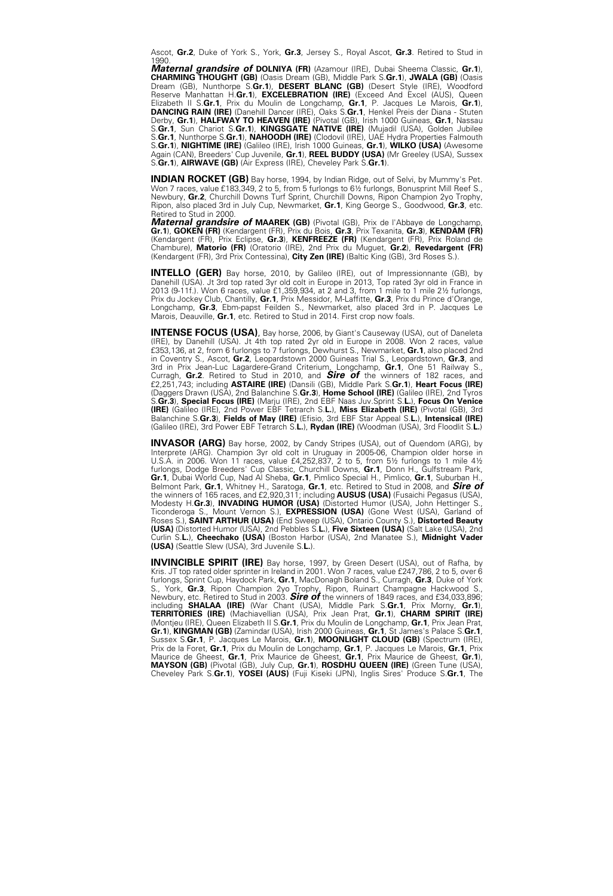Ascot, **Gr.2**, Duke of York S., York, **Gr.3**, Jersey S., Royal Ascot, **Gr.3**. Retired to Stud in 1990.
***Maternal grandsire of*** **DOLNIYA (FR)** (Azamour (IRE), Dubai Sheema Classic, **Gr.1**), **CHARMING THOUGHT (GB)** (Oasis Dream (GB), Middle Park S.**Gr.1**), **JWALA (GB)** (Oasis Dream (GB), Nunthorpe S.**Gr.1**), **DESERT BLANC (GB)** (Desert Style (IRE), Woodford Reserve Manhattan H.**Gr.1**), **EXCELEBRATION (IRE)** (Exceed And Excel (AUS), Queen Elizabeth II S.**Gr.1**, Prix du Moulin de Longchamp, **Gr.1**, P. Jacques Le Marois, **Gr.1**), **DANCING RAIN (IRE)** (Danehill Dancer (IRE), Oaks S.**Gr.1**, Henkel Preis der Diana - Stuten Derby, **Gr.1**), **HALFWAY TO HEAVEN (IRE)** (Pivotal (GB), Irish 1000 Guineas, **Gr.1**, Nassau S.**Gr.1**, Sun Chariot S.**Gr.1**), **KINGSGATE NATIVE (IRE)** (Mujadil (USA), Golden Jubilee S.**Gr.1**, Nunthorpe S.**Gr.1**), **NAHOODH (IRE)** (Clodovil (IRE), UAE Hydra Properties Falmouth S.**Gr.1**), **NIGHTIME (IRE)** (Galileo (IRE), Irish 1000 Guineas, **Gr.1**), **WILKO (USA)** (Awesome Again (CAN), Breeders' Cup Juvenile, **Gr.1**), **REEL BUDDY (USA)** (Mr Greeley (USA), Sussex S.**Gr.1**), **AIRWAVE (GB)** (Air Express (IRE), Cheveley Park S.**Gr.1**).

**INDIAN ROCKET (GB)** Bay horse, 1994, by Indian Ridge, out of Selvi, by Mummy's Pet. Won 7 races, value £183,349, 2 to 5, from 5 furlongs to 6½ furlongs, Bonusprint Mill Reef S., Newbury, **Gr.2**, Churchill Downs Turf Sprint, Churchill Downs, Ripon Champion 2yo Trophy, Ripon, also placed 3rd in July Cup, Newmarket, **Gr.1**, King George S., Goodwood, **Gr.3**, etc. Retired to Stud in 2000.
***Maternal grandsire of*** **MAAREK (GB)** (Pivotal (GB), Prix de l'Abbaye de Longchamp, **Gr.1**), **GOKEN (FR)** (Kendargent (FR), Prix du Bois, **Gr.3**, Prix Texanita, **Gr.3**), **KENDAM (FR)** (Kendargent (FR), Prix Eclipse, **Gr.3**), **KENFREEZE (FR)** (Kendargent (FR), Prix Roland de Chambure), **Matorio (FR)** (Oratorio (IRE), 2nd Prix du Muguet, **Gr.2**), **Revedargent (FR)** (Kendargent (FR), 3rd Prix Contessina), **City Zen (IRE)** (Baltic King (GB), 3rd Roses S.).

**INTELLO (GER)** Bay horse, 2010, by Galileo (IRE), out of Impressionnante (GB), by Danehill (USA). Jt 3rd top rated 3yr old colt in Europe in 2013, Top rated 3yr old in France in 2013 (9-11f.). Won 6 races, value £1,359,934, at 2 and 3, from 1 mile to 1 mile 2½ furlongs, Prix du Jockey Club, Chantilly, **Gr.1**, Prix Messidor, M-Laffitte, **Gr.3**, Prix du Prince d'Orange, Longchamp, **Gr.3**, Ebm-papst Feilden S., Newmarket, also placed 3rd in P. Jacques Le Marois, Deauville, **Gr.1**, etc. Retired to Stud in 2014. First crop now foals.

**INTENSE FOCUS (USA)**, Bay horse, 2006, by Giant's Causeway (USA), out of Daneleta (IRE), by Danehill (USA). Jt 4th top rated 2yr old in Europe in 2008. Won 2 races, value £353,136, at 2, from 6 furlongs to 7 furlongs, Dewhurst S., Newmarket, **Gr.1**, also placed 2nd in Coventry S., Ascot, **Gr.2**, Leopardstown 2000 Guineas Trial S., Leopardstown, **Gr.3**, and 3rd in Prix Jean-Luc Lagardere-Grand Criterium, Longchamp, **Gr.1**, One 51 Railway S., Curragh, **Gr.2**. Retired to Stud in 2010, and ***Sire of*** the winners of 182 races, and £2,251,743; including **ASTAIRE (IRE)** (Dansili (GB), Middle Park S.**Gr.1**), **Heart Focus (IRE)** (Daggers Drawn (USA), 2nd Balanchine S.**Gr.3**), **Home School (IRE)** (Galileo (IRE), 2nd Tyros S.**Gr.3**), **Special Focus (IRE)** (Marju (IRE), 2nd EBF Naas Juv.Sprint S.**L.**), **Focus On Venice (IRE)** (Galileo (IRE), 2nd Power EBF Tetrarch S.**L.**), **Miss Elizabeth (IRE)** (Pivotal (GB), 3rd Balanchine S.**Gr.3**), **Fields of May (IRE)** (Efisio, 3rd EBF Star Appeal S.**L.**), **Intensical (IRE)** (Galileo (IRE), 3rd Power EBF Tetrarch S.**L.**), **Rydan (IRE)** (Woodman (USA), 3rd Floodlit S.**L.**)

**INVASOR (ARG)** Bay horse, 2002, by Candy Stripes (USA), out of Quendom (ARG), by Interprete (ARG). Champion 3yr old colt in Uruguay in 2005-06, Champion older horse in U.S.A. in 2006. Won 11 races, value £4,252,837, 2 to 5, from 5½ furlongs to 1 mile 4½ furlongs, Dodge Breeders' Cup Classic, Churchill Downs, **Gr.1**, Donn H., Gulfstream Park, **Gr.1**, Dubai World Cup, Nad Al Sheba, **Gr.1**, Pimlico Special H., Pimlico, **Gr.1**, Suburban H., Belmont Park, **Gr.1**, Whitney H., Saratoga, **Gr.1**, etc. Retired to Stud in 2008, and ***Sire of*** the winners of 165 races, and £2,920,311; including **AUSUS (USA)** (Fusaichi Pegasus (USA), Modesty H.**Gr.3**), **INVADING HUMOR (USA)** (Distorted Humor (USA), John Hettinger S., Ticonderoga S., Mount Vernon S.), **EXPRESSION (USA)** (Gone West (USA), Garland of Roses S.), **SAINT ARTHUR (USA)** (End Sweep (USA), Ontario County S.), **Distorted Beauty (USA)** (Distorted Humor (USA), 2nd Pebbles S.**L.**), **Five Sixteen (USA)** (Salt Lake (USA), 2nd Curlin S.**L.**), **Cheechako (USA)** (Boston Harbor (USA), 2nd Manatee S.), **Midnight Vader (USA)** (Seattle Slew (USA), 3rd Juvenile S.**L.**).

**INVINCIBLE SPIRIT (IRE)** Bay horse, 1997, by Green Desert (USA), out of Rafha, by Kris. JT top rated older sprinter in Ireland in 2001. Won 7 races, value £247,786, 2 to 5, over 6 furlongs, Sprint Cup, Haydock Park, **Gr.1**, MacDonagh Boland S., Curragh, **Gr.3**, Duke of York S., York, **Gr.3**, Ripon Champion 2yo Trophy, Ripon, Ruinart Champagne Hackwood S., Newbury, etc. Retired to Stud in 2003. ***Sire of*** the winners of 1849 races, and £34,033,896; including **SHALAA (IRE)** (War Chant (USA), Middle Park S.**Gr.1**, Prix Morny, **Gr.1**), **TERRITORIES (IRE)** (Machiavellian (USA), Prix Jean Prat, **Gr.1**), **CHARM SPIRIT (IRE)** (Montjeu (IRE), Queen Elizabeth II S.**Gr.1**, Prix du Moulin de Longchamp, **Gr.1**, Prix Jean Prat, **Gr.1**), **KINGMAN (GB)** (Zamindar (USA), Irish 2000 Guineas, **Gr.1**, St James's Palace S.**Gr.1**, Sussex S.**Gr.1**, P. Jacques Le Marois, **Gr.1**), **MOONLIGHT CLOUD (GB)** (Spectrum (IRE), Prix de la Foret, **Gr.1**, Prix du Moulin de Longchamp, **Gr.1**, P. Jacques Le Marois, **Gr.1**, Prix Maurice de Gheest, **Gr.1**, Prix Maurice de Gheest, **Gr.1**, Prix Maurice de Gheest, **Gr.1**), **MAYSON (GB)** (Pivotal (GB), July Cup, **Gr.1**), **ROSDHU QUEEN (IRE)** (Green Tune (USA), Cheveley Park S.**Gr.1**), **YOSEI (AUS)** (Fuji Kiseki (JPN), Inglis Sires' Produce S.**Gr.1**, The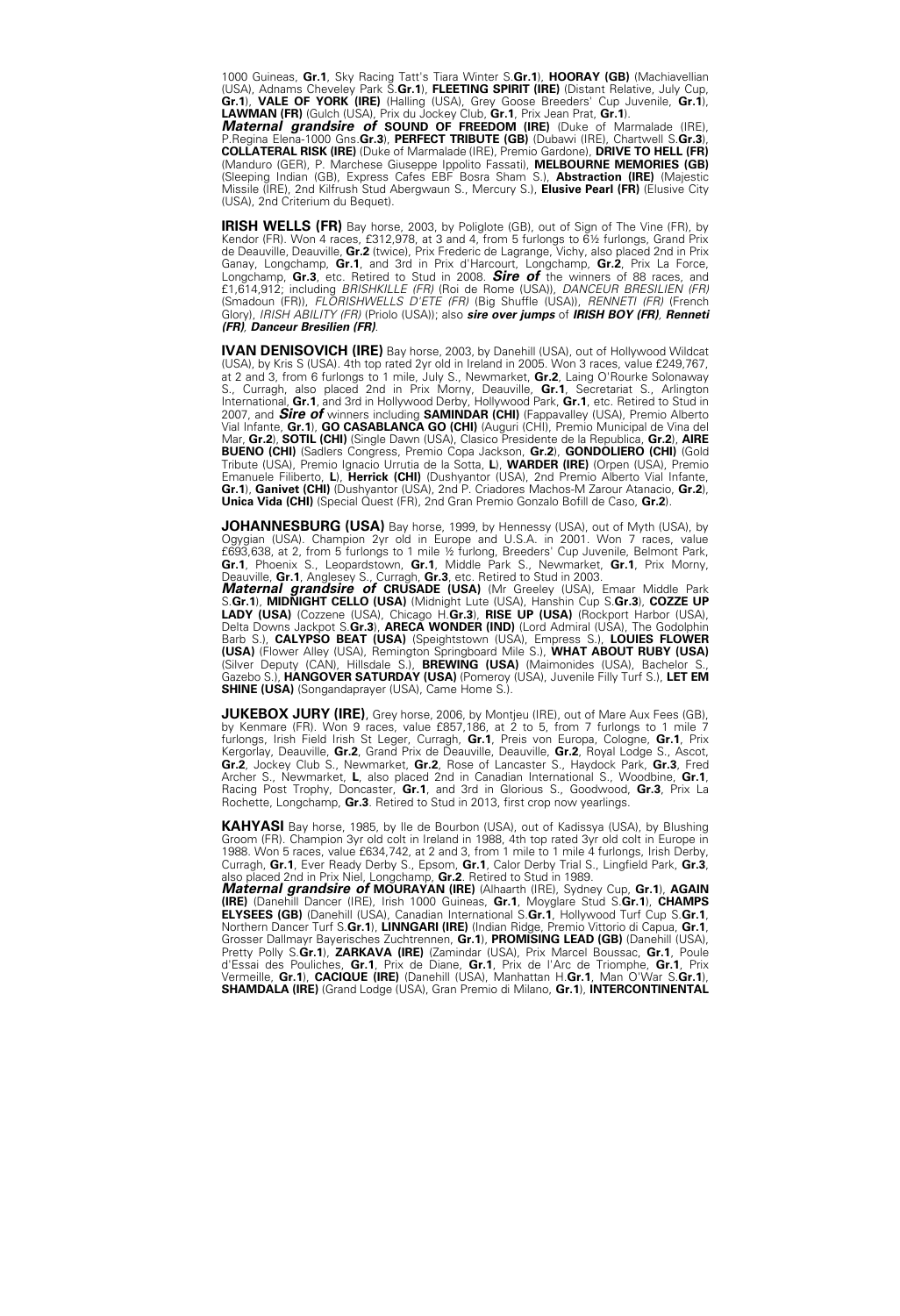1000 Guineas, **Gr.1**, Sky Racing Tatt's Tiara Winter S.**Gr.1**), **HOORAY (GB)** (Machiavellian (USA), Adnams Cheveley Park S.**Gr.1**), **FLEETING SPIRIT (IRE)** (Distant Relative, July Cup, **Gr.1**), **VALE OF YORK (IRE)** (Halling (USA), Grey Goose Breeders' Cup Juvenile, **Gr.1**), **LAWMAN (FR)** (Gulch (USA), Prix du Jockey Club, **Gr.1**, Prix Jean Prat, **Gr.1**).
***Maternal grandsire of*** **SOUND OF FREEDOM (IRE)** (Duke of Marmalade (IRE), P.Regina Elena-1000 Gns.**Gr.3**), **PERFECT TRIBUTE (GB)** (Dubawi (IRE), Chartwell S.**Gr.3**), **COLLATERAL RISK (IRE)** (Duke of Marmalade (IRE), Premio Gardone), **DRIVE TO HELL (FR)** (Manduro (GER), P. Marchese Giuseppe Ippolito Fassati), **MELBOURNE MEMORIES (GB)** (Sleeping Indian (GB), Express Cafes EBF Bosra Sham S.), **Abstraction (IRE)** (Majestic Missile (IRE), 2nd Kilfrush Stud Abergwaun S., Mercury S.), **Elusive Pearl (FR)** (Elusive City (USA), 2nd Criterium du Bequet).

**IRISH WELLS (FR)** Bay horse, 2003, by Poliglote (GB), out of Sign of The Vine (FR), by Kendor (FR). Won 4 races, £312,978, at 3 and 4, from 5 furlongs to 6½ furlongs, Grand Prix de Deauville, Deauville, **Gr.2** (twice), Prix Frederic de Lagrange, Vichy, also placed 2nd in Prix Ganay, Longchamp, **Gr.1**, and 3rd in Prix d'Harcourt, Longchamp, **Gr.2**, Prix La Force, Longchamp, **Gr.3**, etc. Retired to Stud in 2008. ***Sire of*** the winners of 88 races, and £1,614,912; including *BRISHKILLE (FR)* (Roi de Rome (USA)), *DANCEUR BRESILIEN (FR)* (Smadoun (FR)), *FLORISHWELLS D'ETE (FR)* (Big Shuffle (USA)), *RENNETI (FR)* (French Glory), *IRISH ABILITY (FR)* (Priolo (USA)); also ***sire over jumps*** of ***IRISH BOY (FR)***, ***Renneti (FR)***, ***Danceur Bresilien (FR)***.

**IVAN DENISOVICH (IRE)** Bay horse, 2003, by Danehill (USA), out of Hollywood Wildcat (USA), by Kris S (USA). 4th top rated 2yr old in Ireland in 2005. Won 3 races, value £249,767, at 2 and 3, from 6 furlongs to 1 mile, July S., Newmarket, **Gr.2**, Laing O'Rourke Solonaway S., Curragh, also placed 2nd in Prix Morny, Deauville, **Gr.1**, Secretariat S., Arlington International, **Gr.1**, and 3rd in Hollywood Derby, Hollywood Park, **Gr.1**, etc. Retired to Stud in 2007, and ***Sire of*** winners including **SAMINDAR (CHI)** (Fappavalley (USA), Premio Alberto Vial Infante, **Gr.1**), **GO CASABLANCA GO (CHI)** (Auguri (CHI), Premio Municipal de Vina del Mar, **Gr.2**), **SOTIL (CHI)** (Single Dawn (USA), Clasico Presidente de la Republica, **Gr.2**), **AIRE BUENO (CHI)** (Sadlers Congress, Premio Copa Jackson, **Gr.2**), **GONDOLIERO (CHI)** (Gold Tribute (USA), Premio Ignacio Urrutia de la Sotta, **L**), **WARDER (IRE)** (Orpen (USA), Premio Emanuele Filiberto, **L**), **Herrick (CHI)** (Dushyantor (USA), 2nd Premio Alberto Vial Infante, **Gr.1**), **Ganivet (CHI)** (Dushyantor (USA), 2nd P. Criadores Machos-M Zarour Atanacio, **Gr.2**), **Unica Vida (CHI)** (Special Quest (FR), 2nd Gran Premio Gonzalo Bofill de Caso, **Gr.2**).

**JOHANNESBURG (USA)** Bay horse, 1999, by Hennessy (USA), out of Myth (USA), by Ogygian (USA). Champion 2yr old in Europe and U.S.A. in 2001. Won 7 races, value £693,638, at 2, from 5 furlongs to 1 mile ½ furlong, Breeders' Cup Juvenile, Belmont Park, **Gr.1**, Phoenix S., Leopardstown, **Gr.1**, Middle Park S., Newmarket, **Gr.1**, Prix Morny, Deauville, **Gr.1**, Anglesey S., Curragh, **Gr.3**, etc. Retired to Stud in 2003.
***Maternal grandsire of*** **CRUSADE (USA)** (Mr Greeley (USA), Emaar Middle Park S.**Gr.1**), **MIDNIGHT CELLO (USA)** (Midnight Lute (USA), Hanshin Cup S.**Gr.3**), **COZZE UP LADY (USA)** (Cozzene (USA), Chicago H.**Gr.3**), **RISE UP (USA)** (Rockport Harbor (USA), Delta Downs Jackpot S.**Gr.3**), **ARECA WONDER (IND)** (Lord Admiral (USA), The Godolphin Barb S.), **CALYPSO BEAT (USA)** (Speightstown (USA), Empress S.), **LOUIES FLOWER (USA)** (Flower Alley (USA), Remington Springboard Mile S.), **WHAT ABOUT RUBY (USA)** (Silver Deputy (CAN), Hillsdale S.), **BREWING (USA)** (Maimonides (USA), Bachelor S., Gazebo S.), **HANGOVER SATURDAY (USA)** (Pomeroy (USA), Juvenile Filly Turf S.), **LET EM SHINE (USA)** (Songandaprayer (USA), Came Home S.).

**JUKEBOX JURY (IRE)**, Grey horse, 2006, by Montjeu (IRE), out of Mare Aux Fees (GB), by Kenmare (FR). Won 9 races, value £857,186, at 2 to 5, from 7 furlongs to 1 mile 7 furlongs, Irish Field Irish St Leger, Curragh, **Gr.1**, Preis von Europa, Cologne, **Gr.1**, Prix Kergorlay, Deauville, **Gr.2**, Grand Prix de Deauville, Deauville, **Gr.2**, Royal Lodge S., Ascot, **Gr.2**, Jockey Club S., Newmarket, **Gr.2**, Rose of Lancaster S., Haydock Park, **Gr.3**, Fred Archer S., Newmarket, **L**, also placed 2nd in Canadian International S., Woodbine, **Gr.1**, Racing Post Trophy, Doncaster, **Gr.1**, and 3rd in Glorious S., Goodwood, **Gr.3**, Prix La Rochette, Longchamp, **Gr.3**. Retired to Stud in 2013, first crop now yearlings.

**KAHYASI** Bay horse, 1985, by Ile de Bourbon (USA), out of Kadissya (USA), by Blushing Groom (FR). Champion 3yr old colt in Ireland in 1988, 4th top rated 3yr old colt in Europe in 1988. Won 5 races, value £634,742, at 2 and 3, from 1 mile to 1 mile 4 furlongs, Irish Derby, Curragh, **Gr.1**, Ever Ready Derby S., Epsom, **Gr.1**, Calor Derby Trial S., Lingfield Park, **Gr.3**, also placed 2nd in Prix Niel, Longchamp, **Gr.2**. Retired to Stud in 1989.
***Maternal grandsire of*** **MOURAYAN (IRE)** (Alhaarth (IRE), Sydney Cup, **Gr.1**), **AGAIN (IRE)** (Danehill Dancer (IRE), Irish 1000 Guineas, **Gr.1**, Moyglare Stud S.**Gr.1**), **CHAMPS ELYSEES (GB)** (Danehill (USA), Canadian International S.**Gr.1**, Hollywood Turf Cup S.**Gr.1**, Northern Dancer Turf S.**Gr.1**), **LINNGARI (IRE)** (Indian Ridge, Premio Vittorio di Capua, **Gr.1**, Grosser Dallmayr Bayerisches Zuchtrennen, **Gr.1**), **PROMISING LEAD (GB)** (Danehill (USA), Pretty Polly S.**Gr.1**), **ZARKAVA (IRE)** (Zamindar (USA), Prix Marcel Boussac, **Gr.1**, Poule d'Essai des Pouliches, **Gr.1**, Prix de Diane, **Gr.1**, Prix de l'Arc de Triomphe, **Gr.1**, Prix Vermeille, **Gr.1**), **CACIQUE (IRE)** (Danehill (USA), Manhattan H.**Gr.1**, Man O'War S.**Gr.1**), **SHAMDALA (IRE)** (Grand Lodge (USA), Gran Premio di Milano, **Gr.1**), **INTERCONTINENTAL**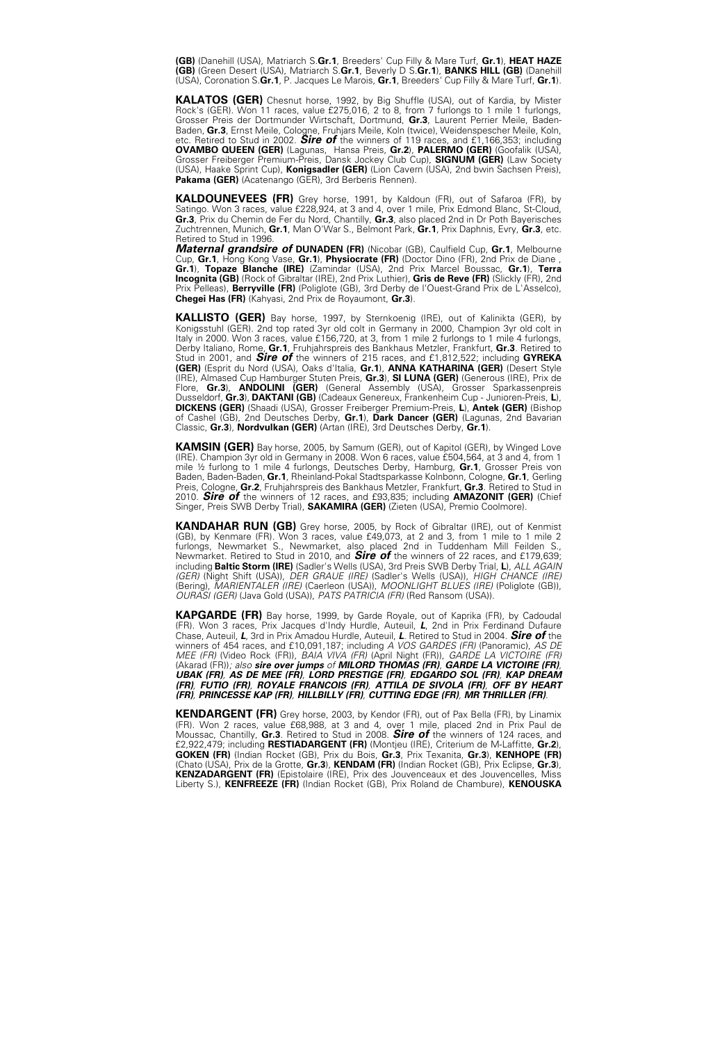**(GB)** (Danehill (USA), Matriarch S.**Gr.1**, Breeders' Cup Filly & Mare Turf, **Gr.1**), **HEAT HAZE (GB)** (Green Desert (USA), Matriarch S.**Gr.1**, Beverly D S.**Gr.1**), **BANKS HILL (GB)** (Danehill (USA), Coronation S.**Gr.1**, P. Jacques Le Marois, **Gr.1**, Breeders' Cup Filly & Mare Turf, **Gr.1**).

**KALATOS (GER)** Chesnut horse, 1992, by Big Shuffle (USA), out of Kardia, by Mister Rock's (GER). Won 11 races, value £275,016, 2 to 8, from 7 furlongs to 1 mile 1 furlongs, Grosser Preis der Dortmunder Wirtschaft, Dortmund, **Gr.3**, Laurent Perrier Meile, Baden-Baden, **Gr.3**, Ernst Meile, Cologne, Fruhjars Meile, Koln (twice), Weidenspescher Meile, Koln, etc. Retired to Stud in 2002. ***Sire of*** the winners of 119 races, and £1,166,353; including **OVAMBO QUEEN (GER)** (Lagunas, Hansa Preis, **Gr.2**), **PALERMO (GER)** (Goofalik (USA), Grosser Freiberger Premium-Preis, Dansk Jockey Club Cup), **SIGNUM (GER)** (Law Society (USA), Haake Sprint Cup), **Konigsadler (GER)** (Lion Cavern (USA), 2nd bwin Sachsen Preis), **Pakama (GER)** (Acatenango (GER), 3rd Berberis Rennen).

**KALDOUNEVEES (FR)** Grey horse, 1991, by Kaldoun (FR), out of Safaroa (FR), by Satingo. Won 3 races, value £228,924, at 3 and 4, over 1 mile, Prix Edmond Blanc, St-Cloud, **Gr.3**, Prix du Chemin de Fer du Nord, Chantilly, **Gr.3**, also placed 2nd in Dr Poth Bayerisches Zuchtrennen, Munich, **Gr.1**, Man O'War S., Belmont Park, **Gr.1**, Prix Daphnis, Evry, **Gr.3**, etc. Retired to Stud in 1996.
***Maternal grandsire of*** **DUNADEN (FR)** (Nicobar (GB), Caulfield Cup, **Gr.1**, Melbourne Cup, **Gr.1**, Hong Kong Vase, **Gr.1**), **Physiocrate (FR)** (Doctor Dino (FR), 2nd Prix de Diane, **Gr.1**), **Topaze Blanche (IRE)** (Zamindar (USA), 2nd Prix Marcel Boussac, **Gr.1**), **Terra Incognita (GB)** (Rock of Gibraltar (IRE), 2nd Prix Luthier), **Gris de Reve (FR)** (Slickly (FR), 2nd Prix Pelleas), **Berryville (FR)** (Poliglote (GB), 3rd Derby de l'Ouest-Grand Prix de L'Asselco), **Chegei Has (FR)** (Kahyasi, 2nd Prix de Royaumont, **Gr.3**).

**KALLISTO (GER)** Bay horse, 1997, by Sternkoenig (IRE), out of Kalinikta (GER), by Konigsstuhl (GER). 2nd top rated 3yr old colt in Germany in 2000, Champion 3yr old colt in Italy in 2000. Won 3 races, value £156,720, at 3, from 1 mile 2 furlongs to 1 mile 4 furlongs, Derby Italiano, Rome, **Gr.1**, Fruhjahrspreis des Bankhaus Metzler, Frankfurt, **Gr.3**. Retired to Stud in 2001, and ***Sire of*** the winners of 215 races, and £1,812,522; including **GYREKA (GER)** (Esprit du Nord (USA), Oaks d'Italia, **Gr.1**), **ANNA KATHARINA (GER)** (Desert Style (IRE), Almased Cup Hamburger Stuten Preis, **Gr.3**), **SI LUNA (GER)** (Generous (IRE), Prix de Flore, **Gr.3**), **ANDOLINI (GER)** (General Assembly (USA), Grosser Sparkassenpreis Dusseldorf, **Gr.3**), **DAKTANI (GB)** (Cadeaux Genereux, Frankenheim Cup - Junioren-Preis, **L**), **DICKENS (GER)** (Shaadi (USA), Grosser Freiberger Premium-Preis, **L**), **Antek (GER)** (Bishop of Cashel (GB), 2nd Deutsches Derby, **Gr.1**), **Dark Dancer (GER)** (Lagunas, 2nd Bavarian Classic, **Gr.3**), **Nordvulkan (GER)** (Artan (IRE), 3rd Deutsches Derby, **Gr.1**).

**KAMSIN (GER)** Bay horse, 2005, by Samum (GER), out of Kapitol (GER), by Winged Love (IRE). Champion 3yr old in Germany in 2008. Won 6 races, value £504,564, at 3 and 4, from 1 mile ½ furlong to 1 mile 4 furlongs, Deutsches Derby, Hamburg, **Gr.1**, Grosser Preis von Baden, Baden-Baden, **Gr.1**, Rheinland-Pokal Stadtsparkasse Kolnbonn, Cologne, **Gr.1**, Gerling Preis, Cologne, **Gr.2**, Fruhjahrspreis des Bankhaus Metzler, Frankfurt, **Gr.3**. Retired to Stud in 2010. ***Sire of*** the winners of 12 races, and £93,835; including **AMAZONIT (GER)** (Chief Singer, Preis SWB Derby Trial), **SAKAMIRA (GER)** (Zieten (USA), Premio Coolmore).

**KANDAHAR RUN (GB)** Grey horse, 2005, by Rock of Gibraltar (IRE), out of Kenmist (GB), by Kenmare (FR). Won 3 races, value £49,073, at 2 and 3, from 1 mile to 1 mile 2 furlongs, Newmarket S., Newmarket, also placed 2nd in Tuddenham Mill Feilden S., Newmarket. Retired to Stud in 2010, and ***Sire of*** the winners of 22 races, and £179,639; including **Baltic Storm (IRE)** (Sadler's Wells (USA), 3rd Preis SWB Derby Trial, **L**), *ALL AGAIN (GER)* (Night Shift (USA)), *DER GRAUE (IRE)* (Sadler's Wells (USA)), *HIGH CHANCE (IRE)* (Bering), *MARIENTALER (IRE)* (Caerleon (USA)), *MOONLIGHT BLUES (IRE)* (Poliglote (GB)), *OURASI (GER)* (Java Gold (USA)), *PATS PATRICIA (FR)* (Red Ransom (USA)).

**KAPGARDE (FR)** Bay horse, 1999, by Garde Royale, out of Kaprika (FR), by Cadoudal (FR). Won 3 races, Prix Jacques d'Indy Hurdle, Auteuil, ***L***, 2nd in Prix Ferdinand Dufaure Chase, Auteuil, ***L***, 3rd in Prix Amadou Hurdle, Auteuil, ***L***. Retired to Stud in 2004. ***Sire of*** the winners of 454 races, and £10,091,187; including *A VOS GARDES (FR)* (Panoramic), *AS DE MEE (FR)* (Video Rock (FR)), *BAIA VIVA (FR)* (April Night (FR)), *GARDE LA VICTOIRE (FR)* (Akarad (FR)); *also **sire over jumps** of **MILORD THOMAS (FR), GARDE LA VICTOIRE (FR), UBAK (FR), AS DE MEE (FR), LORD PRESTIGE (FR), EDGARDO SOL (FR), KAP DREAM (FR), FUTIO (FR), ROYALE FRANCOIS (FR), ATTILA DE SIVOLA (FR), OFF BY HEART (FR), PRINCESSE KAP (FR), HILLBILLY (FR), CUTTING EDGE (FR), MR THRILLER (FR)***.

**KENDARGENT (FR)** Grey horse, 2003, by Kendor (FR), out of Pax Bella (FR), by Linamix (FR). Won 2 races, value £68,988, at 3 and 4, over 1 mile, placed 2nd in Prix Paul de Moussac, Chantilly, **Gr.3**. Retired to Stud in 2008. ***Sire of*** the winners of 124 races, and £2,922,479; including **RESTIADARGENT (FR)** (Montjeu (IRE), Criterium de M-Laffitte, **Gr.2**), **GOKEN (FR)** (Indian Rocket (GB), Prix du Bois, **Gr.3**, Prix Texanita, **Gr.3**), **KENHOPE (FR)** (Chato (USA), Prix de la Grotte, **Gr.3**), **KENDAM (FR)** (Indian Rocket (GB), Prix Eclipse, **Gr.3**), **KENZADARGENT (FR)** (Epistolaire (IRE), Prix des Jouvenceaux et des Jouvencelles, Miss Liberty S.), **KENFREEZE (FR)** (Indian Rocket (GB), Prix Roland de Chambure), **KENOUSKA**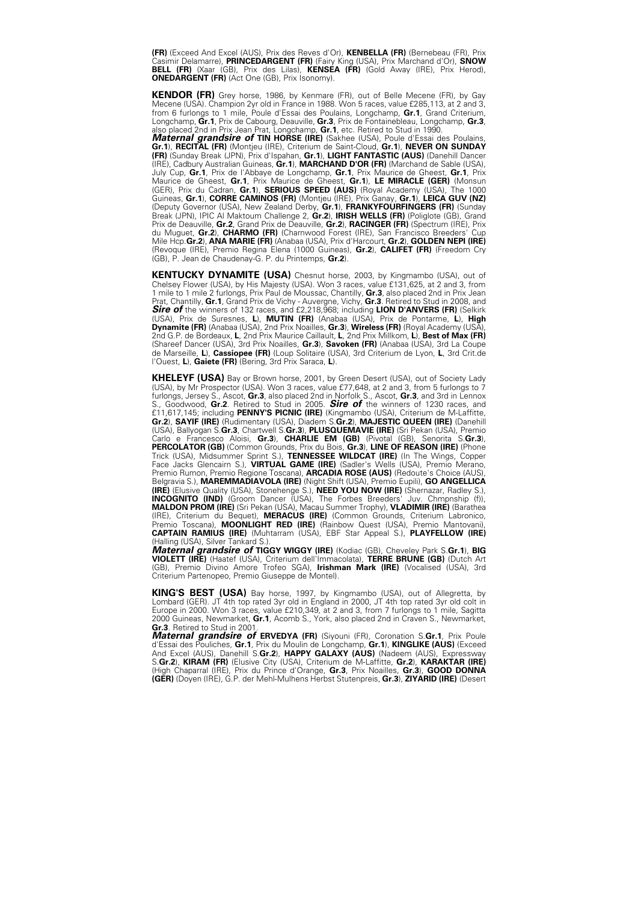**(FR)** (Exceed And Excel (AUS), Prix des Reves d'Or), **KENBELLA (FR)** (Bernebeau (FR), Prix Casimir Delamarre), **PRINCEDARGENT (FR)** (Fairy King (USA), Prix Marchand d'Or), **SNOW BELL (FR)** (Xaar (GB), Prix des Lilas), **KENSEA (FR)** (Gold Away (IRE), Prix Herod), **ONEDARGENT (FR)** (Act One (GB), Prix Isonomy).

**KENDOR (FR)** Grey horse, 1986, by Kenmare (FR), out of Belle Mecene (FR), by Gay Mecene (USA). Champion 2yr old in France in 1988. Won 5 races, value £285,113, at 2 and 3, from 6 furlongs to 1 mile, Poule d'Essai des Poulains, Longchamp, **Gr.1**, Grand Criterium, Longchamp, **Gr.1**, Prix de Cabourg, Deauville, **Gr.3**, Prix de Fontainebleau, Longchamp, **Gr.3**, also placed 2nd in Prix Jean Prat, Longchamp, **Gr.1**, etc. Retired to Stud in 1990.
***Maternal grandsire of*** **TIN HORSE (IRE)** (Sakhee (USA), Poule d'Essai des Poulains, **Gr.1**), **RECITAL (FR)** (Montjeu (IRE), Criterium de Saint-Cloud, **Gr.1**), **NEVER ON SUNDAY (FR)** (Sunday Break (JPN), Prix d'Ispahan, **Gr.1**), **LIGHT FANTASTIC (AUS)** (Danehill Dancer (IRE), Cadbury Australian Guineas, **Gr.1**), **MARCHAND D'OR (FR)** (Marchand de Sable (USA), July Cup, **Gr.1**, Prix de l'Abbaye de Longchamp, **Gr.1**, Prix Maurice de Gheest, **Gr.1**, Prix Maurice de Gheest, **Gr.1**, Prix Maurice de Gheest, **Gr.1**), **LE MIRACLE (GER)** (Monsun (GER), Prix du Cadran, **Gr.1**), **SERIOUS SPEED (AUS)** (Royal Academy (USA), The 1000 Guineas, **Gr.1**), **CORRE CAMINOS (FR)** (Montjeu (IRE), Prix Ganay, **Gr.1**), **LEICA GUV (NZ)** (Deputy Governor (USA), New Zealand Derby, **Gr.1**), **FRANKYFOURFINGERS (FR)** (Sunday Break (JPN), IPIC Al Maktoum Challenge 2, **Gr.2**), **IRISH WELLS (FR)** (Poliglote (GB), Grand Prix de Deauville, **Gr.2**, Grand Prix de Deauville, **Gr.2**), **RACINGER (FR)** (Spectrum (IRE), Prix du Muguet, **Gr.2**), **CHARMO (FR)** (Charnwood Forest (IRE), San Francisco Breeders' Cup Mile Hcp.**Gr.2**), **ANA MARIE (FR)** (Anabaa (USA), Prix d'Harcourt, **Gr.2**), **GOLDEN NEPI (IRE)** (Revoque (IRE), Premio Regina Elena (1000 Guineas), **Gr.2**), **CALIFET (FR)** (Freedom Cry (GB), P. Jean de Chaudenay-G. P. du Printemps, **Gr.2**).

**KENTUCKY DYNAMITE (USA)** Chesnut horse, 2003, by Kingmambo (USA), out of Chelsey Flower (USA), by His Majesty (USA). Won 3 races, value £131,625, at 2 and 3, from 1 mile to 1 mile 2 furlongs, Prix Paul de Moussac, Chantilly, **Gr.3**, also placed 2nd in Prix Jean Prat, Chantilly, **Gr.1**, Grand Prix de Vichy - Auvergne, Vichy, **Gr.3**. Retired to Stud in 2008, and ***Sire of*** the winners of 132 races, and £2,218,968; including **LION D'ANVERS (FR)** (Selkirk (USA), Prix de Suresnes, **L**), **MUTIN (FR)** (Anabaa (USA), Prix de Pontarme, **L**), **High Dynamite (FR)** (Anabaa (USA), 2nd Prix Noailles, **Gr.3**, **Wireless (FR)** (Royal Academy (USA), 2nd G.P. de Bordeaux, **L**, 2nd Prix Maurice Caillault, **L**, 2nd Prix Millkom, **L**), **Best of Max (FR)** (Shareef Dancer (USA), 3rd Prix Noailles, **Gr.3**), **Savoken (FR)** (Anabaa (USA), 3rd La Coupe de Marseille, **L**), **Cassiopee (FR)** (Loup Solitaire (USA), 3rd Criterium de Lyon, **L**, 3rd Crit.de l'Ouest, **L**), **Gaiete (FR)** (Bering, 3rd Prix Saraca, **L**).

**KHELEYF (USA)** Bay or Brown horse, 2001, by Green Desert (USA), out of Society Lady (USA), by Mr Prospector (USA). Won 3 races, value £77,648, at 2 and 3, from 5 furlongs to 7 furlongs, Jersey S., Ascot, **Gr.3**, also placed 2nd in Norfolk S., Ascot, **Gr.3**, and 3rd in Lennox S., Goodwood, **Gr.2**. Retired to Stud in 2005. ***Sire of*** the winners of 1230 races, and £11,617,145; including **PENNY'S PICNIC (IRE)** (Kingmambo (USA), Criterium de M-Laffitte, **Gr.2**), **SAYIF (IRE)** (Rudimentary (USA), Diadem S.**Gr.2**), **MAJESTIC QUEEN (IRE)** (Danehill (USA), Ballyogan S.**Gr.3**, Chartwell S.**Gr.3**), **PLUSQUEMAVIE (IRE)** (Sri Pekan (USA), Premio Carlo e Francesco Aloisi, **Gr.3**), **CHARLIE EM (GB)** (Pivotal (GB), Senorita S.**Gr.3**), **PERCOLATOR (GB)** (Common Grounds, Prix du Bois, **Gr.3**), **LINE OF REASON (IRE)** (Phone Trick (USA), Midsummer Sprint S.), **TENNESSEE WILDCAT (IRE)** (In The Wings, Copper Face Jacks Glencairn S.), **VIRTUAL GAME (IRE)** (Sadler's Wells (USA), Premio Merano, Premio Rumon, Premio Regione Toscana), **ARCADIA ROSE (AUS)** (Redoute's Choice (AUS), Belgravia S.), **MAREMMADIAVOLA (IRE)** (Night Shift (USA), Premio Eupili), **GO ANGELLICA (IRE)** (Elusive Quality (USA), Stonehenge S.), **NEED YOU NOW (IRE)** (Shernazar, Radley S.), **INCOGNITO (IND)** (Groom Dancer (USA), The Forbes Breeders' Juv. Chmpnship (f)), **MALDON PROM (IRE)** (Sri Pekan (USA), Macau Summer Trophy), **VLADIMIR (IRE)** (Barathea (IRE), Criterium du Bequet), **MERACUS (IRE)** (Common Grounds, Criterium Labronico, Premio Toscana), **MOONLIGHT RED (IRE)** (Rainbow Quest (USA), Premio Mantovani), **CAPTAIN RAMIUS (IRE)** (Muhtarram (USA), EBF Star Appeal S.), **PLAYFELLOW (IRE)** (Halling (USA), Silver Tankard S.).
***Maternal grandsire of*** **TIGGY WIGGY (IRE)** (Kodiac (GB), Cheveley Park S.**Gr.1**), **BIG VIOLETT (IRE)** (Haatef (USA), Criterium dell'Immacolata), **TERRE BRUNE (GB)** (Dutch Art (GB), Premio Divino Amore Trofeo SGA), **Irishman Mark (IRE)** (Vocalised (USA), 3rd Criterium Partenopeo, Premio Giuseppe de Montel).

**KING'S BEST (USA)** Bay horse, 1997, by Kingmambo (USA), out of Allegretta, by Lombard (GER). JT 4th top rated 3yr old in England in 2000, JT 4th top rated 3yr old colt in Europe in 2000. Won 3 races, value £210,349, at 2 and 3, from 7 furlongs to 1 mile, Sagitta 2000 Guineas, Newmarket, **Gr.1**, Acomb S., York, also placed 2nd in Craven S., Newmarket, **Gr.3**. Retired to Stud in 2001.
***Maternal grandsire of*** **ERVEDYA (FR)** (Siyouni (FR), Coronation S.**Gr.1**, Prix Poule d'Essai des Pouliches, **Gr.1**, Prix du Moulin de Longchamp, **Gr.1**), **KINGLIKE (AUS)** (Exceed And Excel (AUS), Danehill S.**Gr.2**), **HAPPY GALAXY (AUS)** (Nadeem (AUS), Expressway S.**Gr.2**), **KIRAM (FR)** (Elusive City (USA), Criterium de M-Laffitte, **Gr.2**), **KARAKTAR (IRE)** (High Chaparral (IRE), Prix du Prince d'Orange, **Gr.3**, Prix Noailles, **Gr.3**), **GOOD DONNA (GER)** (Doyen (IRE), G.P. der Mehl-Mulhens Herbst Stutenpreis, **Gr.3**), **ZIYARID (IRE)** (Desert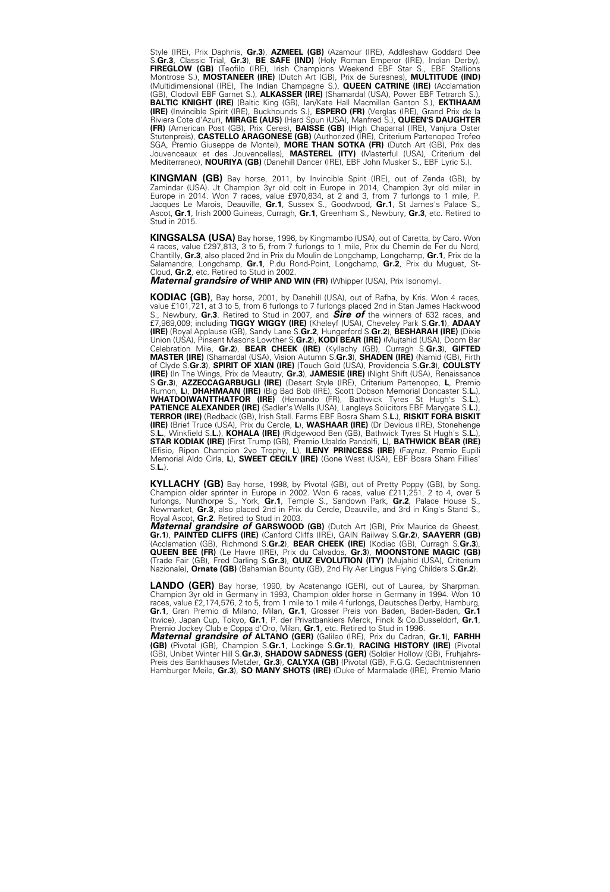Style (IRE), Prix Daphnis, **Gr.3**), **AZMEEL (GB)** (Azamour (IRE), Addleshaw Goddard Dee S.**Gr.3**, Classic Trial, **Gr.3**), **BE SAFE (IND)** (Holy Roman Emperor (IRE), Indian Derby), **FIREGLOW (GB)** (Teofilo (IRE), Irish Champions Weekend EBF Star S., EBF Stallions Montrose S.), **MOSTANEER (IRE)** (Dutch Art (GB), Prix de Suresnes), **MULTITUDE (IND)** (Multidimensional (IRE), The Indian Champagne S.), **QUEEN CATRINE (IRE)** (Acclamation (GB), Clodovil EBF Garnet S.), **ALKASSER (IRE)** (Shamardal (USA), Power EBF Tetrarch S.), **BALTIC KNIGHT (IRE)** (Baltic King (GB), Ian/Kate Hall Macmillan Ganton S.), **EKTIHAAM (IRE)** (Invincible Spirit (IRE), Buckhounds S.), **ESPERO (FR)** (Verglas (IRE), Grand Prix de la Riviera Cote d'Azur), **MIRAGE (AUS)** (Hard Spun (USA), Manfred S.), **QUEEN'S DAUGHTER (FR)** (American Post (GB), Prix Ceres), **BAISSE (GB)** (High Chaparral (IRE), Vanjura Oster Stutenpreis), **CASTELLO ARAGONESE (GB)** (Authorized (IRE), Criterium Partenopeo Trofeo SGA, Premio Giuseppe de Montel), **MORE THAN SOTKA (FR)** (Dutch Art (GB), Prix des Jouvenceaux et des Jouvencelles), **MASTEREL (ITY)** (Masterful (USA), Criterium del Mediterraneo), **NOURIYA (GB)** (Danehill Dancer (IRE), EBF John Musker S., EBF Lyric S.).

**KINGMAN (GB)** Bay horse, 2011, by Invincible Spirit (IRE), out of Zenda (GB), by Zamindar (USA). Jt Champion 3yr old colt in Europe in 2014, Champion 3yr old miler in Europe in 2014. Won 7 races, value £970,834, at 2 and 3, from 7 furlongs to 1 mile, P. Jacques Le Marois, Deauville, **Gr.1**, Sussex S., Goodwood, **Gr.1**, St James's Palace S., Ascot, **Gr.1**, Irish 2000 Guineas, Curragh, **Gr.1**, Greenham S., Newbury, **Gr.3**, etc. Retired to Stud in 2015.

**KINGSALSA (USA)** Bay horse, 1996, by Kingmambo (USA), out of Caretta, by Caro. Won 4 races, value £297,813, 3 to 5, from 7 furlongs to 1 mile, Prix du Chemin de Fer du Nord, Chantilly, **Gr.3**, also placed 2nd in Prix du Moulin de Longchamp, Longchamp, **Gr.1**, Prix de la Salamandre, Longchamp, **Gr.1**, P.du Rond-Point, Longchamp, **Gr.2**, Prix du Muguet, St-Cloud, **Gr.2**, etc. Retired to Stud in 2002.
***Maternal grandsire of*** **WHIP AND WIN (FR)** (Whipper (USA), Prix Isonomy).

**KODIAC (GB)**, Bay horse, 2001, by Danehill (USA), out of Rafha, by Kris. Won 4 races, value £101,721, at 3 to 5, from 6 furlongs to 7 furlongs placed 2nd in Stan James Hackwood S., Newbury, **Gr.3**. Retired to Stud in 2007, and ***Sire of*** the winners of 632 races, and £7,969,009; including **TIGGY WIGGY (IRE)** (Kheleyf (USA), Cheveley Park S.**Gr.1**), **ADAAY (IRE)** (Royal Applause (GB), Sandy Lane S.**Gr.2**, Hungerford S.**Gr.2**), **BESHARAH (IRE)** (Dixie Union (USA), Pinsent Masons Lowther S.**Gr.2**), **KODI BEAR (IRE)** (Mujtahid (USA), Doom Bar Celebration Mile, **Gr.2**), **BEAR CHEEK (IRE)** (Kyllachy (GB), Curragh S.**Gr.3**), **GIFTED MASTER (IRE)** (Shamardal (USA), Vision Autumn S.**Gr.3**), **SHADEN (IRE)** (Namid (GB), Firth of Clyde S.**Gr.3**), **SPIRIT OF XIAN (IRE)** (Touch Gold (USA), Providencia S.**Gr.3**), **COULSTY (IRE)** (In The Wings, Prix de Meautry, **Gr.3**), **JAMESIE (IRE)** (Night Shift (USA), Renaissance S.**Gr.3**), **AZZECCAGARBUGLI (IRE)** (Desert Style (IRE), Criterium Partenopeo, **L**, Premio Rumon, **L**), **DHAHMAAN (IRE)** (Big Bad Bob (IRE), Scott Dobson Memorial Doncaster S.**L.**), **WHATDOIWANTTHATFOR (IRE)** (Hernando (FR), Bathwick Tyres St Hugh's S.**L.**), **PATIENCE ALEXANDER (IRE)** (Sadler's Wells (USA), Langleys Solicitors EBF Marygate S.**L.**), **TERROR (IRE)** (Redback (GB), Irish Stall. Farms EBF Bosra Sham S.**L.**), **RISKIT FORA BISKIT (IRE)** (Brief Truce (USA), Prix du Cercle, **L**), **WASHAAR (IRE)** (Dr Devious (IRE), Stonehenge S.**L.**, Winkfield S.**L.**), **KOHALA (IRE)** (Ridgewood Ben (GB), Bathwick Tyres St Hugh's S.**L.**), **STAR KODIAK (IRE)** (First Trump (GB), Premio Ubaldo Pandolfi, **L**), **BATHWICK BEAR (IRE)** (Efisio, Ripon Champion 2yo Trophy, **L**), **ILENY PRINCESS (IRE)** (Fayruz, Premio Eupili Memorial Aldo Cirla, **L**), **SWEET CECILY (IRE)** (Gone West (USA), EBF Bosra Sham Fillies' S.**L.**).

**KYLLACHY (GB)** Bay horse, 1998, by Pivotal (GB), out of Pretty Poppy (GB), by Song. Champion older sprinter in Europe in 2002. Won 6 races, value £211,251, 2 to 4, over 5 furlongs, Nunthorpe S., York, **Gr.1**, Temple S., Sandown Park, **Gr.2**, Palace House S., Newmarket, **Gr.3**, also placed 2nd in Prix du Cercle, Deauville, and 3rd in King's Stand S., Royal Ascot, **Gr.2**. Retired to Stud in 2003.
***Maternal grandsire of*** **GARSWOOD (GB)** (Dutch Art (GB), Prix Maurice de Gheest, **Gr.1**), **PAINTED CLIFFS (IRE)** (Canford Cliffs (IRE), GAIN Railway S.**Gr.2**), **SAAYERR (GB)** (Acclamation (GB), Richmond S.**Gr.2**), **BEAR CHEEK (IRE)** (Kodiac (GB), Curragh S.**Gr.3**), **QUEEN BEE (FR)** (Le Havre (IRE), Prix du Calvados, **Gr.3**), **MOONSTONE MAGIC (GB)** (Trade Fair (GB), Fred Darling S.**Gr.3**), **QUIZ EVOLUTION (ITY)** (Mujahid (USA), Criterium Nazionale), **Ornate (GB)** (Bahamian Bounty (GB), 2nd Fly Aer Lingus Flying Childers S.**Gr.2**).

**LANDO (GER)** Bay horse, 1990, by Acatenango (GER), out of Laurea, by Sharpman. Champion 3yr old in Germany in 1993, Champion older horse in Germany in 1994. Won 10 races, value £2,174,576, 2 to 5, from 1 mile to 1 mile 4 furlongs, Deutsches Derby, Hamburg, **Gr.1**, Gran Premio di Milano, Milan, **Gr.1**, Grosser Preis von Baden, Baden-Baden, **Gr.1** (twice), Japan Cup, Tokyo, **Gr.1**, P. der Privatbankiers Merck, Finck & Co.Dusseldorf, **Gr.1**, Premio Jockey Club e Coppa d'Oro, Milan, **Gr.1**, etc. Retired to Stud in 1996.
***Maternal grandsire of*** **ALTANO (GER)** (Galileo (IRE), Prix du Cadran, **Gr.1**), **FARHH (GB)** (Pivotal (GB), Champion S.**Gr.1**, Lockinge S.**Gr.1**), **RACING HISTORY (IRE)** (Pivotal (GB), Unibet Winter Hill S.**Gr.3**), **SHADOW SADNESS (GER)** (Soldier Hollow (GB), Fruhjahrs-Preis des Bankhauses Metzler, **Gr.3**), **CALYXA (GB)** (Pivotal (GB), F.G.G. Gedachtnisrennen Hamburger Meile, **Gr.3**), **SO MANY SHOTS (IRE)** (Duke of Marmalade (IRE), Premio Mario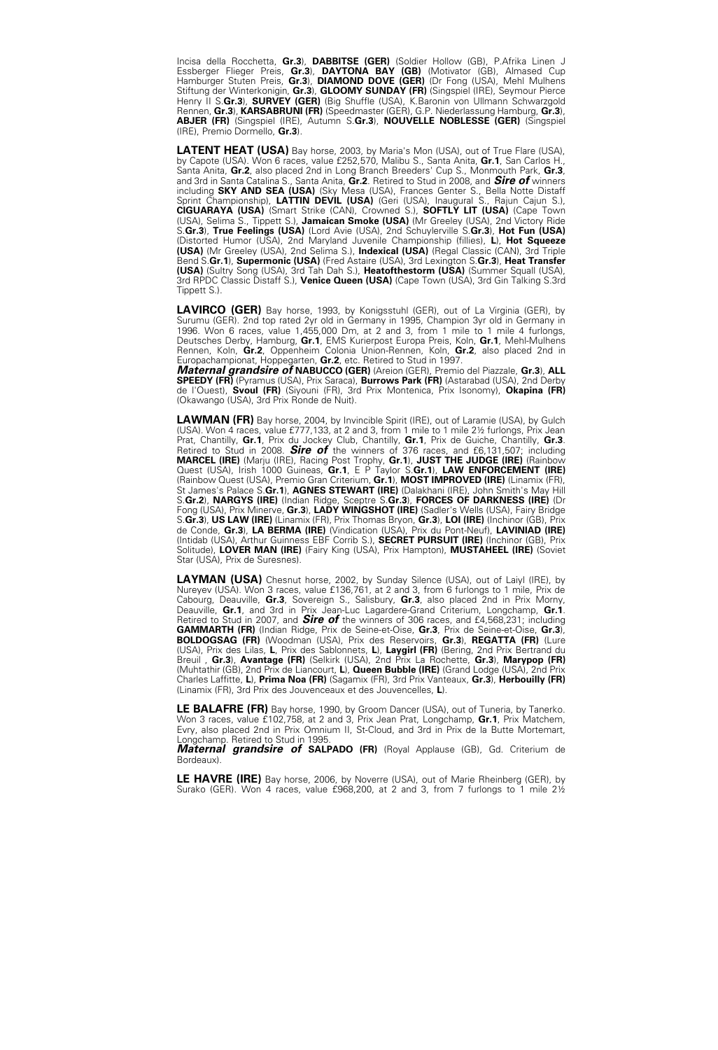Incisa della Rocchetta, **Gr.3**), **DABBITSE (GER)** (Soldier Hollow (GB), P.Afrika Linen J Essberger Flieger Preis, **Gr.3**), **DAYTONA BAY (GB)** (Motivator (GB), Almased Cup Hamburger Stuten Preis, **Gr.3**), **DIAMOND DOVE (GER)** (Dr Fong (USA), Mehl Mulhens Stiftung der Winterkonigin, **Gr.3**), **GLOOMY SUNDAY (FR)** (Singspiel (IRE), Seymour Pierce Henry II S.**Gr.3**), **SURVEY (GER)** (Big Shuffle (USA), K.Baronin von Ullmann Schwarzgold Rennen, **Gr.3**), **KARSABRUNI (FR)** (Speedmaster (GER), G.P. Niederlassung Hamburg, **Gr.3**), **ABJER (FR)** (Singspiel (IRE), Autumn S.**Gr.3**), **NOUVELLE NOBLESSE (GER)** (Singspiel (IRE), Premio Dormello, **Gr.3**).

**LATENT HEAT (USA)** Bay horse, 2003, by Maria's Mon (USA), out of True Flare (USA), by Capote (USA). Won 6 races, value £252,570, Malibu S., Santa Anita, **Gr.1**, San Carlos H., Santa Anita, **Gr.2**, also placed 2nd in Long Branch Breeders' Cup S., Monmouth Park, **Gr.3**, and 3rd in Santa Catalina S., Santa Anita, **Gr.2**. Retired to Stud in 2008, and ***Sire of*** winners including **SKY AND SEA (USA)** (Sky Mesa (USA), Frances Genter S., Bella Notte Distaff Sprint Championship), **LATTIN DEVIL (USA)** (Geri (USA), Inaugural S., Rajun Cajun S.), **CIGUARAYA (USA)** (Smart Strike (CAN), Crowned S.), **SOFTLY LIT (USA)** (Cape Town (USA), Selima S., Tippett S.), **Jamaican Smoke (USA)** (Mr Greeley (USA), 2nd Victory Ride S.**Gr.3**), **True Feelings (USA)** (Lord Avie (USA), 2nd Schuylerville S.**Gr.3**), **Hot Fun (USA)** (Distorted Humor (USA), 2nd Maryland Juvenile Championship (fillies), **L**), **Hot Squeeze (USA)** (Mr Greeley (USA), 2nd Selima S.), **Indexical (USA)** (Regal Classic (CAN), 3rd Triple Bend S.**Gr.1**), **Supermonic (USA)** (Fred Astaire (USA), 3rd Lexington S.**Gr.3**), **Heat Transfer (USA)** (Sultry Song (USA), 3rd Tah Dah S.), **Heatofthestorm (USA)** (Summer Squall (USA), 3rd RPDC Classic Distaff S.), **Venice Queen (USA)** (Cape Town (USA), 3rd Gin Talking S.3rd Tippett S.).

**LAVIRCO (GER)** Bay horse, 1993, by Konigsstuhl (GER), out of La Virginia (GER), by Surumu (GER). 2nd top rated 2yr old in Germany in 1995, Champion 3yr old in Germany in 1996. Won 6 races, value 1,455,000 Dm, at 2 and 3, from 1 mile to 1 mile 4 furlongs, Deutsches Derby, Hamburg, **Gr.1**, EMS Kurierpost Europa Preis, Koln, **Gr.1**, Mehl-Mulhens Rennen, Koln, **Gr.2**, Oppenheim Colonia Union-Rennen, Koln, **Gr.2**, also placed 2nd in Europachampionat, Hoppegarten, **Gr.2**, etc. Retired to Stud in 1997.
***Maternal grandsire of*** **NABUCCO (GER)** (Areion (GER), Premio del Piazzale, **Gr.3**), **ALL SPEEDY (FR)** (Pyramus (USA), Prix Saraca), **Burrows Park (FR)** (Astarabad (USA), 2nd Derby de l'Ouest), **Svoul (FR)** (Siyouni (FR), 3rd Prix Montenica, Prix Isonomy), **Okapina (FR)** (Okawango (USA), 3rd Prix Ronde de Nuit).

**LAWMAN (FR)** Bay horse, 2004, by Invincible Spirit (IRE), out of Laramie (USA), by Gulch (USA). Won 4 races, value £777,133, at 2 and 3, from 1 mile to 1 mile 2½ furlongs, Prix Jean Prat, Chantilly, **Gr.1**, Prix du Jockey Club, Chantilly, **Gr.1**, Prix de Guiche, Chantilly, **Gr.3**. Retired to Stud in 2008. ***Sire of*** the winners of 376 races, and £6,131,507; including **MARCEL (IRE)** (Marju (IRE), Racing Post Trophy, **Gr.1**), **JUST THE JUDGE (IRE)** (Rainbow Quest (USA), Irish 1000 Guineas, **Gr.1**, E P Taylor S.**Gr.1**), **LAW ENFORCEMENT (IRE)** (Rainbow Quest (USA), Premio Gran Criterium, **Gr.1**), **MOST IMPROVED (IRE)** (Linamix (FR), St James's Palace S.**Gr.1**), **AGNES STEWART (IRE)** (Dalakhani (IRE), John Smith's May Hill S.**Gr.2**), **NARGYS (IRE)** (Indian Ridge, Sceptre S.**Gr.3**), **FORCES OF DARKNESS (IRE)** (Dr Fong (USA), Prix Minerve, **Gr.3**), **LADY WINGSHOT (IRE)** (Sadler's Wells (USA), Fairy Bridge S.**Gr.3**), **US LAW (IRE)** (Linamix (FR), Prix Thomas Bryon, **Gr.3**), **LOI (IRE)** (Inchinor (GB), Prix de Conde, **Gr.3**), **LA BERMA (IRE)** (Vindication (USA), Prix du Pont-Neuf), **LAVINIAD (IRE)** (Intidab (USA), Arthur Guinness EBF Corrib S.), **SECRET PURSUIT (IRE)** (Inchinor (GB), Prix Solitude), **LOVER MAN (IRE)** (Fairy King (USA), Prix Hampton), **MUSTAHEEL (IRE)** (Soviet Star (USA), Prix de Suresnes).

**LAYMAN (USA)** Chesnut horse, 2002, by Sunday Silence (USA), out of Laiyl (IRE), by Nureyev (USA). Won 3 races, value £136,761, at 2 and 3, from 6 furlongs to 1 mile, Prix de Cabourg, Deauville, **Gr.3**, Sovereign S., Salisbury, **Gr.3**, also placed 2nd in Prix Morny, Deauville, **Gr.1**, and 3rd in Prix Jean-Luc Lagardere-Grand Criterium, Longchamp, **Gr.1**. Retired to Stud in 2007, and ***Sire of*** the winners of 306 races, and £4,568,231; including **GAMMARTH (FR)** (Indian Ridge, Prix de Seine-et-Oise, **Gr.3**, Prix de Seine-et-Oise, **Gr.3**), **BOLDOGSAG (FR)** (Woodman (USA), Prix des Reservoirs, **Gr.3**), **REGATTA (FR)** (Lure (USA), Prix des Lilas, **L**, Prix des Sablonnets, **L**), **Laygirl (FR)** (Bering, 2nd Prix Bertrand du Breuil , **Gr.3**), **Avantage (FR)** (Selkirk (USA), 2nd Prix La Rochette, **Gr.3**), **Marypop (FR)** (Muhtathir (GB), 2nd Prix de Liancourt, **L**), **Queen Bubble (IRE)** (Grand Lodge (USA), 2nd Prix Charles Laffitte, **L**), **Prima Noa (FR)** (Sagamix (FR), 3rd Prix Vanteaux, **Gr.3**), **Herbouilly (FR)** (Linamix (FR), 3rd Prix des Jouvenceaux et des Jouvencelles, **L**).

**LE BALAFRE (FR)** Bay horse, 1990, by Groom Dancer (USA), out of Tuneria, by Tanerko. Won 3 races, value £102,758, at 2 and 3, Prix Jean Prat, Longchamp, **Gr.1**, Prix Matchem, Evry, also placed 2nd in Prix Omnium II, St-Cloud, and 3rd in Prix de la Butte Mortemart, Longchamp. Retired to Stud in 1995.
***Maternal grandsire of*** **SALPADO (FR)** (Royal Applause (GB), Gd. Criterium de Bordeaux).

**LE HAVRE (IRE)** Bay horse, 2006, by Noverre (USA), out of Marie Rheinberg (GER), by Surako (GER). Won 4 races, value £968,200, at 2 and 3, from 7 furlongs to 1 mile 2½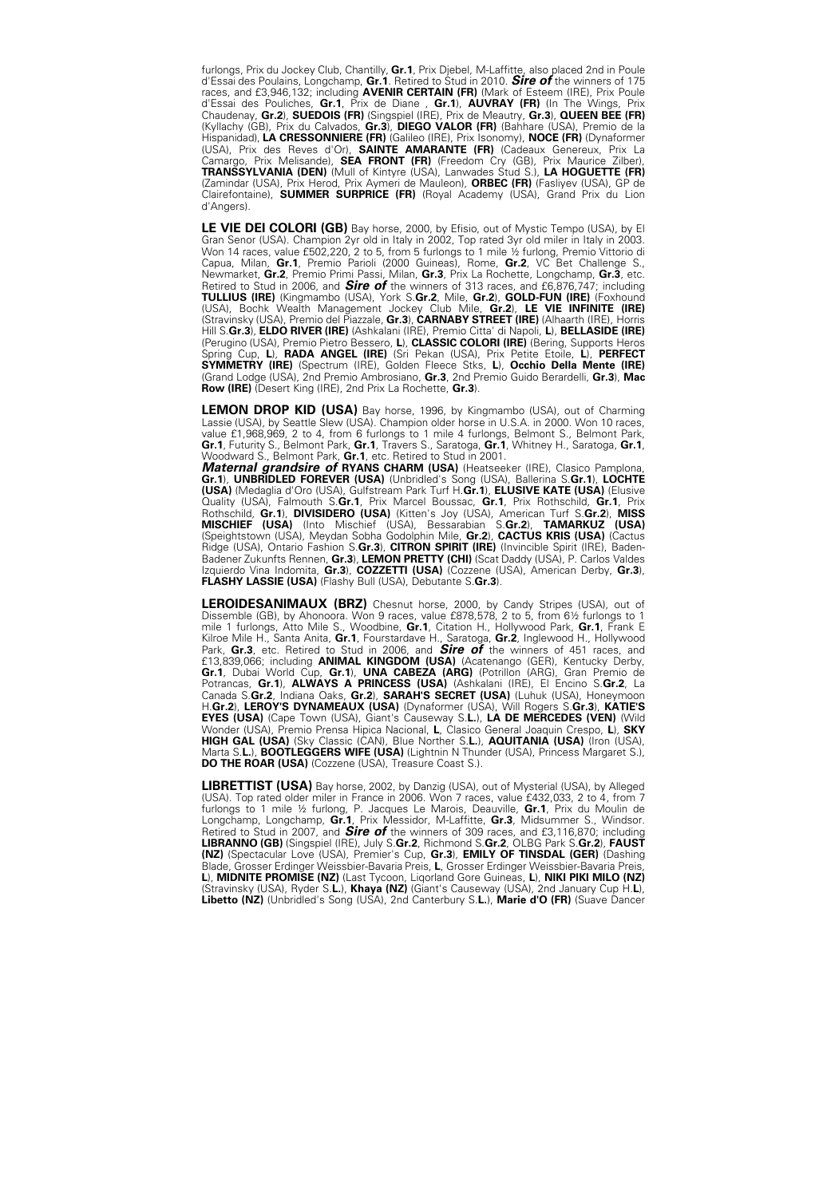furlongs, Prix du Jockey Club, Chantilly, **Gr.1**, Prix Djebel, M-Laffitte, also placed 2nd in Poule d'Essai des Poulains, Longchamp, **Gr.1**. Retired to Stud in 2010. ***Sire of*** the winners of 175 races, and £3,946,132; including **AVENIR CERTAIN (FR)** (Mark of Esteem (IRE), Prix Poule d'Essai des Pouliches, **Gr.1**, Prix de Diane , **Gr.1**), **AUVRAY (FR)** (In The Wings, Prix Chaudenay, **Gr.2**), **SUEDOIS (FR)** (Singspiel (IRE), Prix de Meautry, **Gr.3**), **QUEEN BEE (FR)** (Kyllachy (GB), Prix du Calvados, **Gr.3**), **DIEGO VALOR (FR)** (Bahhare (USA), Premio de la Hispanidad), **LA CRESSONNIERE (FR)** (Galileo (IRE), Prix Isonomy), **NOCE (FR)** (Dynaformer (USA), Prix des Reves d'Or), **SAINTE AMARANTE (FR)** (Cadeaux Genereux, Prix La Camargo, Prix Melisande), **SEA FRONT (FR)** (Freedom Cry (GB), Prix Maurice Zilber), **TRANSSYLVANIA (DEN)** (Mull of Kintyre (USA), Lanwades Stud S.), **LA HOGUETTE (FR)** (Zamindar (USA), Prix Herod, Prix Aymeri de Mauleon), **ORBEC (FR)** (Fasliyev (USA), GP de Clairefontaine), **SUMMER SURPRICE (FR)** (Royal Academy (USA), Grand Prix du Lion d'Angers).

**LE VIE DEI COLORI (GB)** Bay horse, 2000, by Efisio, out of Mystic Tempo (USA), by El Gran Senor (USA). Champion 2yr old in Italy in 2002, Top rated 3yr old miler in Italy in 2003. Won 14 races, value £502,220, 2 to 5, from 5 furlongs to 1 mile ½ furlong, Premio Vittorio di Capua, Milan, **Gr.1**, Premio Parioli (2000 Guineas), Rome, **Gr.2**, VC Bet Challenge S., Newmarket, **Gr.2**, Premio Primi Passi, Milan, **Gr.3**, Prix La Rochette, Longchamp, **Gr.3**, etc. Retired to Stud in 2006, and ***Sire of*** the winners of 313 races, and £6,876,747; including **TULLIUS (IRE)** (Kingmambo (USA), York S.**Gr.2**, Mile, **Gr.2**), **GOLD-FUN (IRE)** (Foxhound (USA), Bochk Wealth Management Jockey Club Mile, **Gr.2**), **LE VIE INFINITE (IRE)** (Stravinsky (USA), Premio del Piazzale, **Gr.3**), **CARNABY STREET (IRE)** (Alhaarth (IRE), Horris Hill S.**Gr.3**), **ELDO RIVER (IRE)** (Ashkalani (IRE), Premio Citta' di Napoli, **L**), **BELLASIDE (IRE)** (Perugino (USA), Premio Pietro Bessero, **L**), **CLASSIC COLORI (IRE)** (Bering, Supports Heros Spring Cup, **L**), **RADA ANGEL (IRE)** (Sri Pekan (USA), Prix Petite Etoile, **L**), **PERFECT SYMMETRY (IRE)** (Spectrum (IRE), Golden Fleece Stks, **L**), **Occhio Della Mente (IRE)** (Grand Lodge (USA), 2nd Premio Ambrosiano, **Gr.3**, 2nd Premio Guido Berardelli, **Gr.3**), **Mac Row (IRE)** (Desert King (IRE), 2nd Prix La Rochette, **Gr.3**).

**LEMON DROP KID (USA)** Bay horse, 1996, by Kingmambo (USA), out of Charming Lassie (USA), by Seattle Slew (USA). Champion older horse in U.S.A. in 2000. Won 10 races, value £1,968,969, 2 to 4, from 6 furlongs to 1 mile 4 furlongs, Belmont S., Belmont Park, **Gr.1**, Futurity S., Belmont Park, **Gr.1**, Travers S., Saratoga, **Gr.1**, Whitney H., Saratoga, **Gr.1**, Woodward S., Belmont Park, **Gr.1**, etc. Retired to Stud in 2001.
***Maternal grandsire of*** **RYANS CHARM (USA)** (Heatseeker (IRE), Clasico Pamplona, **Gr.1**), **UNBRIDLED FOREVER (USA)** (Unbridled's Song (USA), Ballerina S.**Gr.1**), **LOCHTE (USA)** (Medaglia d'Oro (USA), Gulfstream Park Turf H.**Gr.1**), **ELUSIVE KATE (USA)** (Elusive Quality (USA), Falmouth S.**Gr.1**, Prix Marcel Boussac, **Gr.1**, Prix Rothschild, **Gr.1**, Prix Rothschild, **Gr.1**), **DIVISIDERO (USA)** (Kitten's Joy (USA), American Turf S.**Gr.2**), **MISS MISCHIEF (USA)** (Into Mischief (USA), Bessarabian S.**Gr.2**), **TAMARKUZ (USA)** (Speightstown (USA), Meydan Sobha Godolphin Mile, **Gr.2**), **CACTUS KRIS (USA)** (Cactus Ridge (USA), Ontario Fashion S.**Gr.3**), **CITRON SPIRIT (IRE)** (Invincible Spirit (IRE), Baden-Badener Zukunfts Rennen, **Gr.3**), **LEMON PRETTY (CHI)** (Scat Daddy (USA), P. Carlos Valdes Izquierdo Vina Indomita, **Gr.3**), **COZZETTI (USA)** (Cozzene (USA), American Derby, **Gr.3**), **FLASHY LASSIE (USA)** (Flashy Bull (USA), Debutante S.**Gr.3**).

**LEROIDESANIMAUX (BRZ)** Chesnut horse, 2000, by Candy Stripes (USA), out of Dissemble (GB), by Ahonoora. Won 9 races, value £878,578, 2 to 5, from 6½ furlongs to 1 mile 1 furlongs, Atto Mile S., Woodbine, **Gr.1**, Citation H., Hollywood Park, **Gr.1**, Frank E Kilroe Mile H., Santa Anita, **Gr.1**, Fourstardave H., Saratoga, **Gr.2**, Inglewood H., Hollywood Park, **Gr.3**, etc. Retired to Stud in 2006, and ***Sire of*** the winners of 451 races, and £13,839,066; including **ANIMAL KINGDOM (USA)** (Acatenango (GER), Kentucky Derby, **Gr.1**, Dubai World Cup, **Gr.1**), **UNA CABEZA (ARG)** (Potrillon (ARG), Gran Premio de Potrancas, **Gr.1**), **ALWAYS A PRINCESS (USA)** (Ashkalani (IRE), El Encino S.**Gr.2**, La Canada S.**Gr.2**, Indiana Oaks, **Gr.2**), **SARAH'S SECRET (USA)** (Luhuk (USA), Honeymoon H.**Gr.2**), **LEROY'S DYNAMEAUX (USA)** (Dynaformer (USA), Will Rogers S.**Gr.3**), **KATIE'S EYES (USA)** (Cape Town (USA), Giant's Causeway S.**L.**), **LA DE MERCEDES (VEN)** (Wild Wonder (USA), Premio Prensa Hipica Nacional, **L**, Clasico General Joaquin Crespo, **L**), **SKY HIGH GAL (USA)** (Sky Classic (CAN), Blue Norther S.**L.**), **AQUITANIA (USA)** (Iron (USA), Marta S.**L.**), **BOOTLEGGERS WIFE (USA)** (Lightnin N Thunder (USA), Princess Margaret S.), **DO THE ROAR (USA)** (Cozzene (USA), Treasure Coast S.).

**LIBRETTIST (USA)** Bay horse, 2002, by Danzig (USA), out of Mysterial (USA), by Alleged (USA). Top rated older miler in France in 2006. Won 7 races, value £432,033, 2 to 4, from 7 furlongs to 1 mile ½ furlong, P. Jacques Le Marois, Deauville, **Gr.1**, Prix du Moulin de Longchamp, Longchamp, **Gr.1**, Prix Messidor, M-Laffitte, **Gr.3**, Midsummer S., Windsor. Retired to Stud in 2007, and ***Sire of*** the winners of 309 races, and £3,116,870; including **LIBRANNO (GB)** (Singspiel (IRE), July S.**Gr.2**, Richmond S.**Gr.2**, OLBG Park S.**Gr.2**), **FAUST (NZ)** (Spectacular Love (USA), Premier's Cup, **Gr.3**), **EMILY OF TINSDAL (GER)** (Dashing Blade, Grosser Erdinger Weissbier-Bavaria Preis, **L**, Grosser Erdinger Weissbier-Bavaria Preis, **L**), **MIDNITE PROMISE (NZ)** (Last Tycoon, Liqorland Gore Guineas, **L**), **NIKI PIKI MILO (NZ)** (Stravinsky (USA), Ryder S.**L.**), **Khaya (NZ)** (Giant's Causeway (USA), 2nd January Cup H.**L**), **Libetto (NZ)** (Unbridled's Song (USA), 2nd Canterbury S.**L.**), **Marie d'O (FR)** (Suave Dancer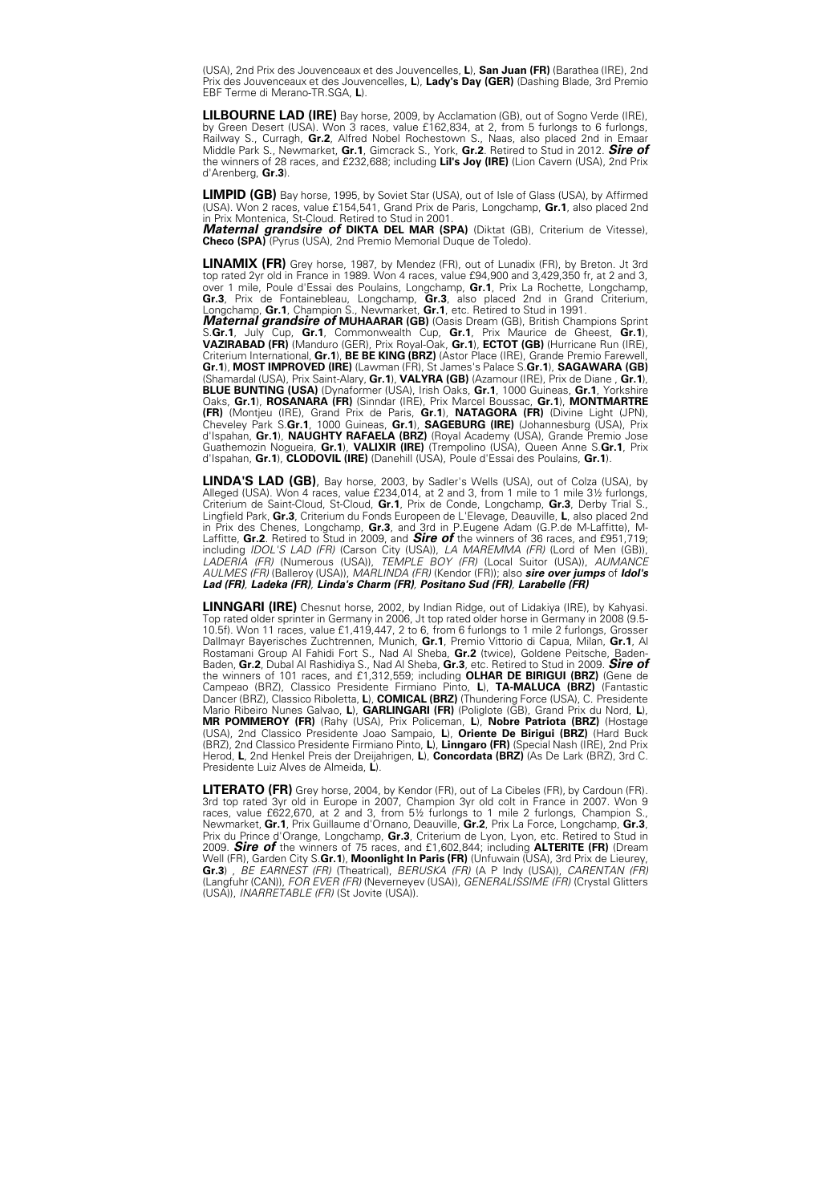(USA), 2nd Prix des Jouvenceaux et des Jouvencelles, **L**), **San Juan (FR)** (Barathea (IRE), 2nd Prix des Jouvenceaux et des Jouvencelles, **L**), **Lady's Day (GER)** (Dashing Blade, 3rd Premio EBF Terme di Merano-TR.SGA, **L**).

**LILBOURNE LAD (IRE)** Bay horse, 2009, by Acclamation (GB), out of Sogno Verde (IRE), by Green Desert (USA). Won 3 races, value £162,834, at 2, from 5 furlongs to 6 furlongs, Railway S., Curragh, **Gr.2**, Alfred Nobel Rochestown S., Naas, also placed 2nd in Emaar Middle Park S., Newmarket, **Gr.1**, Gimcrack S., York, **Gr.2**. Retired to Stud in 2012. ***Sire of*** the winners of 28 races, and £232,688; including **Lil's Joy (IRE)** (Lion Cavern (USA), 2nd Prix d'Arenberg, **Gr.3**).

**LIMPID (GB)** Bay horse, 1995, by Soviet Star (USA), out of Isle of Glass (USA), by Affirmed (USA). Won 2 races, value £154,541, Grand Prix de Paris, Longchamp, **Gr.1**, also placed 2nd in Prix Montenica, St-Cloud. Retired to Stud in 2001.
***Maternal grandsire of*** **DIKTA DEL MAR (SPA)** (Diktat (GB), Criterium de Vitesse), **Checo (SPA)** (Pyrus (USA), 2nd Premio Memorial Duque de Toledo).

**LINAMIX (FR)** Grey horse, 1987, by Mendez (FR), out of Lunadix (FR), by Breton. Jt 3rd top rated 2yr old in France in 1989. Won 4 races, value £94,900 and 3,429,350 fr, at 2 and 3, over 1 mile, Poule d'Essai des Poulains, Longchamp, **Gr.1**, Prix La Rochette, Longchamp, **Gr.3**, Prix de Fontainebleau, Longchamp, **Gr.3**, also placed 2nd in Grand Criterium, Longchamp, **Gr.1**, Champion S., Newmarket, **Gr.1**, etc. Retired to Stud in 1991.
***Maternal grandsire of*** **MUHAARAR (GB)** (Oasis Dream (GB), British Champions Sprint S.**Gr.1**, July Cup, **Gr.1**, Commonwealth Cup, **Gr.1**, Prix Maurice de Gheest, **Gr.1**), **VAZIRABAD (FR)** (Manduro (GER), Prix Royal-Oak, **Gr.1**), **ECTOT (GB)** (Hurricane Run (IRE), Criterium International, **Gr.1**), **BE BE KING (BRZ)** (Astor Place (IRE), Grande Premio Farewell, **Gr.1**), **MOST IMPROVED (IRE)** (Lawman (FR), St James's Palace S.**Gr.1**), **SAGAWARA (GB)** (Shamardal (USA), Prix Saint-Alary, **Gr.1**), **VALYRA (GB)** (Azamour (IRE), Prix de Diane , **Gr.1**), **BLUE BUNTING (USA)** (Dynaformer (USA), Irish Oaks, **Gr.1**, 1000 Guineas, **Gr.1**, Yorkshire Oaks, **Gr.1**), **ROSANARA (FR)** (Sinndar (IRE), Prix Marcel Boussac, **Gr.1**), **MONTMARTRE (FR)** (Montjeu (IRE), Grand Prix de Paris, **Gr.1**), **NATAGORA (FR)** (Divine Light (JPN), Cheveley Park S.**Gr.1**, 1000 Guineas, **Gr.1**), **SAGEBURG (IRE)** (Johannesburg (USA), Prix d'Ispahan, **Gr.1**), **NAUGHTY RAFAELA (BRZ)** (Royal Academy (USA), Grande Premio Jose Guathemozin Nogueira, **Gr.1**), **VALIXIR (IRE)** (Trempolino (USA), Queen Anne S.**Gr.1**, Prix d'Ispahan, **Gr.1**), **CLODOVIL (IRE)** (Danehill (USA), Poule d'Essai des Poulains, **Gr.1**).

**LINDA'S LAD (GB)**, Bay horse, 2003, by Sadler's Wells (USA), out of Colza (USA), by Alleged (USA). Won 4 races, value £234,014, at 2 and 3, from 1 mile to 1 mile 3½ furlongs, Criterium de Saint-Cloud, St-Cloud, **Gr.1**, Prix de Conde, Longchamp, **Gr.3**, Derby Trial S., Lingfield Park, **Gr.3**, Criterium du Fonds Europeen de L'Elevage, Deauville, **L**, also placed 2nd in Prix des Chenes, Longchamp, **Gr.3**, and 3rd in P.Eugene Adam (G.P.de M-Laffitte), M-Laffitte, **Gr.2**. Retired to Stud in 2009, and ***Sire of*** the winners of 36 races, and £951,719; including *IDOL'S LAD (FR)* (Carson City (USA)), *LA MAREMMA (FR)* (Lord of Men (GB)), *LADERIA (FR)* (Numerous (USA)), *TEMPLE BOY (FR)* (Local Suitor (USA)), *AUMANCE AULMES (FR)* (Balleroy (USA)), *MARLINDA (FR)* (Kendor (FR)); also ***sire over jumps*** of ***Idol's Lad (FR), Ladeka (FR), Linda's Charm (FR), Positano Sud (FR), Larabelle (FR)***

**LINNGARI (IRE)** Chesnut horse, 2002, by Indian Ridge, out of Lidakiya (IRE), by Kahyasi. Top rated older sprinter in Germany in 2006, Jt top rated older horse in Germany in 2008 (9.5-10.5f). Won 11 races, value £1,419,447, 2 to 6, from 6 furlongs to 1 mile 2 furlongs, Grosser Dallmayr Bayerisches Zuchtrennen, Munich, **Gr.1**, Premio Vittorio di Capua, Milan, **Gr.1**, Al Rostamani Group Al Fahidi Fort S., Nad Al Sheba, **Gr.2** (twice), Goldene Peitsche, Baden-Baden, **Gr.2**, Dubal Al Rashidiya S., Nad Al Sheba, **Gr.3**, etc. Retired to Stud in 2009. ***Sire of*** the winners of 101 races, and £1,312,559; including **OLHAR DE BIRIGUI (BRZ)** (Gene de Campeao (BRZ), Classico Presidente Firmiano Pinto, **L**), **TA-MALUCA (BRZ)** (Fantastic Dancer (BRZ), Classico Riboletta, **L**), **COMICAL (BRZ)** (Thundering Force (USA), C. Presidente Mario Ribeiro Nunes Galvao, **L**), **GARLINGARI (FR)** (Poliglote (GB), Grand Prix du Nord, **L**), **MR POMMEROY (FR)** (Rahy (USA), Prix Policeman, **L**), **Nobre Patriota (BRZ)** (Hostage (USA), 2nd Classico Presidente Joao Sampaio, **L**), **Oriente De Birigui (BRZ)** (Hard Buck (BRZ), 2nd Classico Presidente Firmiano Pinto, **L**), **Linngaro (FR)** (Special Nash (IRE), 2nd Prix Herod, **L**, 2nd Henkel Preis der Dreijahrigen, **L**), **Concordata (BRZ)** (As De Lark (BRZ), 3rd C. Presidente Luiz Alves de Almeida, **L**).

**LITERATO (FR)** Grey horse, 2004, by Kendor (FR), out of La Cibeles (FR), by Cardoun (FR). 3rd top rated 3yr old in Europe in 2007, Champion 3yr old colt in France in 2007. Won 9 races, value £622,670, at 2 and 3, from 5½ furlongs to 1 mile 2 furlongs, Champion S., Newmarket, **Gr.1**, Prix Guillaume d'Ornano, Deauville, **Gr.2**, Prix La Force, Longchamp, **Gr.3**, Prix du Prince d'Orange, Longchamp, **Gr.3**, Criterium de Lyon, Lyon, etc. Retired to Stud in 2009. ***Sire of*** the winners of 75 races, and £1,602,844; including **ALTERITE (FR)** (Dream Well (FR), Garden City S.**Gr.1**), **Moonlight In Paris (FR)** (Unfuwain (USA), 3rd Prix de Lieurey, **Gr.3**) , *BE EARNEST (FR)* (Theatrical), *BERUSKA (FR)* (A P Indy (USA)), *CARENTAN (FR)* (Langfuhr (CAN)), *FOR EVER (FR)* (Neverneyev (USA)), *GENERALISSIME (FR)* (Crystal Glitters (USA)), *INARRETABLE (FR)* (St Jovite (USA)).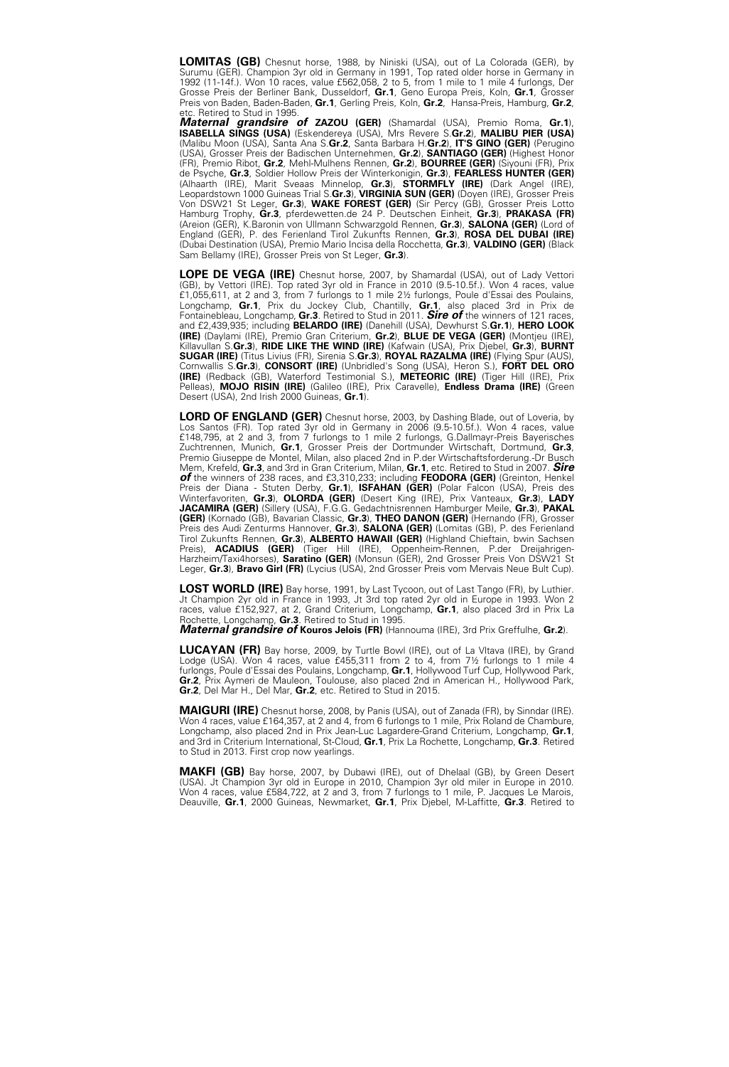**LOMITAS (GB)** Chesnut horse, 1988, by Niniski (USA), out of La Colorada (GER), by Surumu (GER). Champion 3yr old in Germany in 1991, Top rated older horse in Germany in 1992 (11-14f.). Won 10 races, value £562,058, 2 to 5, from 1 mile to 1 mile 4 furlongs, Der Grosse Preis der Berliner Bank, Dusseldorf, **Gr.1**, Geno Europa Preis, Koln, **Gr.1**, Grosser Preis von Baden, Baden-Baden, **Gr.1**, Gerling Preis, Koln, **Gr.2**, Hansa-Preis, Hamburg, **Gr.2**, etc. Retired to Stud in 1995.
***Maternal grandsire of*** **ZAZOU (GER)** (Shamardal (USA), Premio Roma, **Gr.1**), **ISABELLA SINGS (USA)** (Eskendereya (USA), Mrs Revere S.**Gr.2**), **MALIBU PIER (USA)** (Malibu Moon (USA), Santa Ana S.**Gr.2**, Santa Barbara H.**Gr.2**), **IT'S GINO (GER)** (Perugino (USA), Grosser Preis der Badischen Unternehmen, **Gr.2**), **SANTIAGO (GER)** (Highest Honor (FR), Premio Ribot, **Gr.2**, Mehl-Mulhens Rennen, **Gr.2**), **BOURREE (GER)** (Siyouni (FR), Prix de Psyche, **Gr.3**, Soldier Hollow Preis der Winterkonigin, **Gr.3**), **FEARLESS HUNTER (GER)** (Alhaarth (IRE), Marit Sveaas Minnelop, **Gr.3**), **STORMFLY (IRE)** (Dark Angel (IRE), Leopardstown 1000 Guineas Trial S.**Gr.3**), **VIRGINIA SUN (GER)** (Doyen (IRE), Grosser Preis Von DSW21 St Leger, **Gr.3**), **WAKE FOREST (GER)** (Sir Percy (GB), Grosser Preis Lotto Hamburg Trophy, **Gr.3**, pferdewetten.de 24 P. Deutschen Einheit, **Gr.3**), **PRAKASA (FR)** (Areion (GER), K.Baronin von Ullmann Schwarzgold Rennen, **Gr.3**), **SALONA (GER)** (Lord of England (GER), P. des Ferienland Tirol Zukunfts Rennen, **Gr.3**), **ROSA DEL DUBAI (IRE)** (Dubai Destination (USA), Premio Mario Incisa della Rocchetta, **Gr.3**), **VALDINO (GER)** (Black Sam Bellamy (IRE), Grosser Preis von St Leger, **Gr.3**).

**LOPE DE VEGA (IRE)** Chesnut horse, 2007, by Shamardal (USA), out of Lady Vettori (GB), by Vettori (IRE). Top rated 3yr old in France in 2010 (9.5-10.5f.). Won 4 races, value £1,055,611, at 2 and 3, from 7 furlongs to 1 mile 2½ furlongs, Poule d'Essai des Poulains, Longchamp, **Gr.1**, Prix du Jockey Club, Chantilly, **Gr.1**, also placed 3rd in Prix de Fontainebleau, Longchamp, **Gr.3**. Retired to Stud in 2011. ***Sire of*** the winners of 121 races, and £2,439,935; including **BELARDO (IRE)** (Danehill (USA), Dewhurst S.**Gr.1**), **HERO LOOK (IRE)** (Daylami (IRE), Premio Gran Criterium, **Gr.2**), **BLUE DE VEGA (GER)** (Montjeu (IRE), Killavullan S.**Gr.3**), **RIDE LIKE THE WIND (IRE)** (Kafwain (USA), Prix Djebel, **Gr.3**), **BURNT SUGAR (IRE)** (Titus Livius (FR), Sirenia S.**Gr.3**), **ROYAL RAZALMA (IRE)** (Flying Spur (AUS), Cornwallis S.**Gr.3**), **CONSORT (IRE)** (Unbridled's Song (USA), Heron S.), **FORT DEL ORO (IRE)** (Redback (GB), Waterford Testimonial S.), **METEORIC (IRE)** (Tiger Hill (IRE), Prix Pelleas), **MOJO RISIN (IRE)** (Galileo (IRE), Prix Caravelle), **Endless Drama (IRE)** (Green Desert (USA), 2nd Irish 2000 Guineas, **Gr.1**).

**LORD OF ENGLAND (GER)** Chesnut horse, 2003, by Dashing Blade, out of Loveria, by Los Santos (FR). Top rated 3yr old in Germany in 2006 (9.5-10.5f.). Won 4 races, value £148,795, at 2 and 3, from 7 furlongs to 1 mile 2 furlongs, G.Dallmayr-Preis Bayerisches Zuchtrennen, Munich, **Gr.1**, Grosser Preis der Dortmunder Wirtschaft, Dortmund, **Gr.3**, Premio Giuseppe de Montel, Milan, also placed 2nd in P.der Wirtschaftsforderung.-Dr Busch Mem, Krefeld, **Gr.3**, and 3rd in Gran Criterium, Milan, **Gr.1**, etc. Retired to Stud in 2007. ***Sire of*** the winners of 238 races, and £3,310,233; including **FEODORA (GER)** (Greinton, Henkel Preis der Diana - Stuten Derby, **Gr.1**), **ISFAHAN (GER)** (Polar Falcon (USA), Preis des Winterfavoriten, **Gr.3**), **OLORDA (GER)** (Desert King (IRE), Prix Vanteaux, **Gr.3**), **LADY JACAMIRA (GER)** (Sillery (USA), F.G.G. Gedachtnisrennen Hamburger Meile, **Gr.3**), **PAKAL (GER)** (Kornado (GB), Bavarian Classic, **Gr.3**), **THEO DANON (GER)** (Hernando (FR), Grosser Preis des Audi Zenturms Hannover, **Gr.3**), **SALONA (GER)** (Lomitas (GB), P. des Ferienland Tirol Zukunfts Rennen, **Gr.3**), **ALBERTO HAWAII (GER)** (Highland Chieftain, bwin Sachsen Preis), **ACADIUS (GER)** (Tiger Hill (IRE), Oppenheim-Rennen, P.der Dreijahrigen-Harzheim/Taxi4horses), **Saratino (GER)** (Monsun (GER), 2nd Grosser Preis Von DSW21 St Leger, **Gr.3**), **Bravo Girl (FR)** (Lycius (USA), 2nd Grosser Preis vom Mervais Neue Bult Cup).

**LOST WORLD (IRE)** Bay horse, 1991, by Last Tycoon, out of Last Tango (FR), by Luthier. Jt Champion 2yr old in France in 1993, Jt 3rd top rated 2yr old in Europe in 1993. Won 2 races, value £152,927, at 2, Grand Criterium, Longchamp, **Gr.1**, also placed 3rd in Prix La Rochette, Longchamp, **Gr.3**. Retired to Stud in 1995.
***Maternal grandsire of*** **Kouros Jelois (FR)** (Hannouma (IRE), 3rd Prix Greffulhe, **Gr.2**).

**LUCAYAN (FR)** Bay horse, 2009, by Turtle Bowl (IRE), out of La Vltava (IRE), by Grand Lodge (USA). Won 4 races, value £455,311 from 2 to 4, from 7½ furlongs to 1 mile 4 furlongs, Poule d'Essai des Poulains, Longchamp, **Gr.1**, Hollywood Turf Cup, Hollywood Park, **Gr.2**, Prix Aymeri de Mauleon, Toulouse, also placed 2nd in American H., Hollywood Park, **Gr.2**, Del Mar H., Del Mar, **Gr.2**, etc. Retired to Stud in 2015.

**MAIGURI (IRE)** Chesnut horse, 2008, by Panis (USA), out of Zanada (FR), by Sinndar (IRE). Won 4 races, value £164,357, at 2 and 4, from 6 furlongs to 1 mile, Prix Roland de Chambure, Longchamp, also placed 2nd in Prix Jean-Luc Lagardere-Grand Criterium, Longchamp, **Gr.1**, and 3rd in Criterium International, St-Cloud, **Gr.1**, Prix La Rochette, Longchamp, **Gr.3**. Retired to Stud in 2013. First crop now yearlings.

**MAKFI (GB)** Bay horse, 2007, by Dubawi (IRE), out of Dhelaal (GB), by Green Desert (USA). Jt Champion 3yr old in Europe in 2010, Champion 3yr old miler in Europe in 2010. Won 4 races, value £584,722, at 2 and 3, from 7 furlongs to 1 mile, P. Jacques Le Marois, Deauville, **Gr.1**, 2000 Guineas, Newmarket, **Gr.1**, Prix Djebel, M-Laffitte, **Gr.3**. Retired to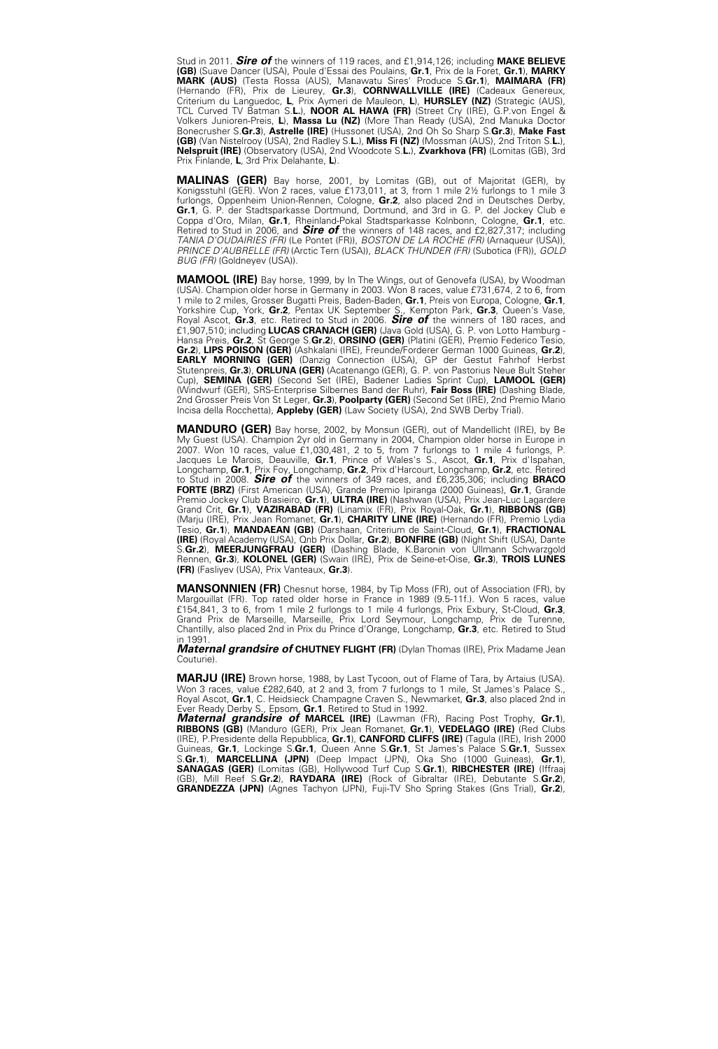Stud in 2011. ***Sire of*** the winners of 119 races, and £1,914,126; including **MAKE BELIEVE (GB)** (Suave Dancer (USA), Poule d'Essai des Poulains, **Gr.1**, Prix de la Foret, **Gr.1**), **MARKY MARK (AUS)** (Testa Rossa (AUS), Manawatu Sires' Produce S.**Gr.1**), **MAIMARA (FR)** (Hernando (FR), Prix de Lieurey, **Gr.3**), **CORNWALLVILLE (IRE)** (Cadeaux Genereux, Criterium du Languedoc, **L**, Prix Aymeri de Mauleon, **L**), **HURSLEY (NZ)** (Strategic (AUS), TCL Curved TV Batman S.**L.**), **NOOR AL HAWA (FR)** (Street Cry (IRE), G.P.von Engel & Volkers Junioren-Preis, **L**), **Massa Lu (NZ)** (More Than Ready (USA), 2nd Manuka Doctor Bonecrusher S.**Gr.3**), **Astrelle (IRE)** (Hussonet (USA), 2nd Oh So Sharp S.**Gr.3**), **Make Fast (GB)** (Van Nistelrooy (USA), 2nd Radley S.**L.**), **Miss Fi (NZ)** (Mossman (AUS), 2nd Triton S.**L.**), **Nelspruit (IRE)** (Observatory (USA), 2nd Woodcote S.**L.**), **Zvarkhova (FR)** (Lomitas (GB), 3rd Prix Finlande, **L**, 3rd Prix Delahante, **L**).

**MALINAS (GER)** Bay horse, 2001, by Lomitas (GB), out of Majoritat (GER), by Konigsstuhl (GER). Won 2 races, value £173,011, at 3, from 1 mile 2½ furlongs to 1 mile 3 furlongs, Oppenheim Union-Rennen, Cologne, **Gr.2**, also placed 2nd in Deutsches Derby, **Gr.1**, G. P. der Stadtsparkasse Dortmund, Dortmund, and 3rd in G. P. del Jockey Club e Coppa d'Oro, Milan, **Gr.1**, Rheinland-Pokal Stadtsparkasse Kolnbonn, Cologne, **Gr.1**, etc. Retired to Stud in 2006, and ***Sire of*** the winners of 148 races, and £2,827,317; including *TANIA D'OUDAIRIES (FR)* (Le Pontet (FR)), *BOSTON DE LA ROCHE (FR)* (Arnaqueur (USA)), *PRINCE D'AUBRELLE (FR)* (Arctic Tern (USA)), *BLACK THUNDER (FR)* (Subotica (FR)), *GOLD BUG (FR)* (Goldneyev (USA)).

**MAMOOL (IRE)** Bay horse, 1999, by In The Wings, out of Genovefa (USA), by Woodman (USA). Champion older horse in Germany in 2003. Won 8 races, value £731,674, 2 to 6, from 1 mile to 2 miles, Grosser Bugatti Preis, Baden-Baden, **Gr.1**, Preis von Europa, Cologne, **Gr.1**, Yorkshire Cup, York, **Gr.2**, Pentax UK September S., Kempton Park, **Gr.3**, Queen's Vase, Royal Ascot, **Gr.3**, etc. Retired to Stud in 2006. ***Sire of*** the winners of 180 races, and £1,907,510; including **LUCAS CRANACH (GER)** (Java Gold (USA), G. P. von Lotto Hamburg - Hansa Preis, **Gr.2**, St George S.**Gr.2**), **ORSINO (GER)** (Platini (GER), Premio Federico Tesio, **Gr.2**), **LIPS POISON (GER)** (Ashkalani (IRE), Freunde/Forderer German 1000 Guineas, **Gr.2**), **EARLY MORNING (GER)** (Danzig Connection (USA), GP der Gestut Fahrhof Herbst Stutenpreis, **Gr.3**), **ORLUNA (GER)** (Acatenango (GER), G. P. von Pastorius Neue Bult Steher Cup), **SEMINA (GER)** (Second Set (IRE), Badener Ladies Sprint Cup), **LAMOOL (GER)** (Windwurf (GER), SRS-Enterprise Silbernes Band der Ruhr), **Fair Boss (IRE)** (Dashing Blade, 2nd Grosser Preis Von St Leger, **Gr.3**), **Poolparty (GER)** (Second Set (IRE), 2nd Premio Mario Incisa della Rocchetta), **Appleby (GER)** (Law Society (USA), 2nd SWB Derby Trial).

**MANDURO (GER)** Bay horse, 2002, by Monsun (GER), out of Mandellicht (IRE), by Be My Guest (USA). Champion 2yr old in Germany in 2004, Champion older horse in Europe in 2007. Won 10 races, value £1,030,481, 2 to 5, from 7 furlongs to 1 mile 4 furlongs, P. Jacques Le Marois, Deauville, **Gr.1**, Prince of Wales's S., Ascot, **Gr.1**, Prix d'Ispahan, Longchamp, **Gr.1**, Prix Foy, Longchamp, **Gr.2**, Prix d'Harcourt, Longchamp, **Gr.2**, etc. Retired to Stud in 2008. ***Sire of*** the winners of 349 races, and £6,235,306; including **BRACO FORTE (BRZ)** (First American (USA), Grande Premio Ipiranga (2000 Guineas), **Gr.1**, Grande Premio Jockey Club Brasieiro, **Gr.1**), **ULTRA (IRE)** (Nashwan (USA), Prix Jean-Luc Lagardere Grand Crit, **Gr.1**), **VAZIRABAD (FR)** (Linamix (FR), Prix Royal-Oak, **Gr.1**), **RIBBONS (GB)** (Marju (IRE), Prix Jean Romanet, **Gr.1**), **CHARITY LINE (IRE)** (Hernando (FR), Premio Lydia Tesio, **Gr.1**), **MANDAEAN (GB)** (Darshaan, Criterium de Saint-Cloud, **Gr.1**), **FRACTIONAL (IRE)** (Royal Academy (USA), Qnb Prix Dollar, **Gr.2**), **BONFIRE (GB)** (Night Shift (USA), Dante S.**Gr.2**), **MEERJUNGFRAU (GER)** (Dashing Blade, K.Baronin von Ullmann Schwarzgold Rennen, **Gr.3**), **KOLONEL (GER)** (Swain (IRE), Prix de Seine-et-Oise, **Gr.3**), **TROIS LUNES (FR)** (Fasliyev (USA), Prix Vanteaux, **Gr.3**).

**MANSONNIEN (FR)** Chesnut horse, 1984, by Tip Moss (FR), out of Association (FR), by Margouillat (FR). Top rated older horse in France in 1989 (9.5-11f.). Won 5 races, value £154,841, 3 to 6, from 1 mile 2 furlongs to 1 mile 4 furlongs, Prix Exbury, St-Cloud, **Gr.3**, Grand Prix de Marseille, Marseille, Prix Lord Seymour, Longchamp, Prix de Turenne, Chantilly, also placed 2nd in Prix du Prince d'Orange, Longchamp, **Gr.3**, etc. Retired to Stud in 1991.
***Maternal grandsire of*** **CHUTNEY FLIGHT (FR)** (Dylan Thomas (IRE), Prix Madame Jean Couturie).

**MARJU (IRE)** Brown horse, 1988, by Last Tycoon, out of Flame of Tara, by Artaius (USA). Won 3 races, value £282,640, at 2 and 3, from 7 furlongs to 1 mile, St James's Palace S., Royal Ascot, **Gr.1**, C. Heidsieck Champagne Craven S., Newmarket, **Gr.3**, also placed 2nd in Ever Ready Derby S., Epsom, **Gr.1**. Retired to Stud in 1992.
***Maternal grandsire of*** **MARCEL (IRE)** (Lawman (FR), Racing Post Trophy, **Gr.1**), **RIBBONS (GB)** (Manduro (GER), Prix Jean Romanet, **Gr.1**), **VEDELAGO (IRE)** (Red Clubs (IRE), P.Presidente della Repubblica, **Gr.1**), **CANFORD CLIFFS (IRE)** (Tagula (IRE), Irish 2000 Guineas, **Gr.1**, Lockinge S.**Gr.1**, Queen Anne S.**Gr.1**, St James's Palace S.**Gr.1**, Sussex S.**Gr.1**), **MARCELLINA (JPN)** (Deep Impact (JPN), Oka Sho (1000 Guineas), **Gr.1**), **SANAGAS (GER)** (Lomitas (GB), Hollywood Turf Cup S.**Gr.1**), **RIBCHESTER (IRE)** (Iffraaj (GB), Mill Reef S.**Gr.2**), **RAYDARA (IRE)** (Rock of Gibraltar (IRE), Debutante S.**Gr.2**), **GRANDEZZA (JPN)** (Agnes Tachyon (JPN), Fuji-TV Sho Spring Stakes (Gns Trial), **Gr.2**),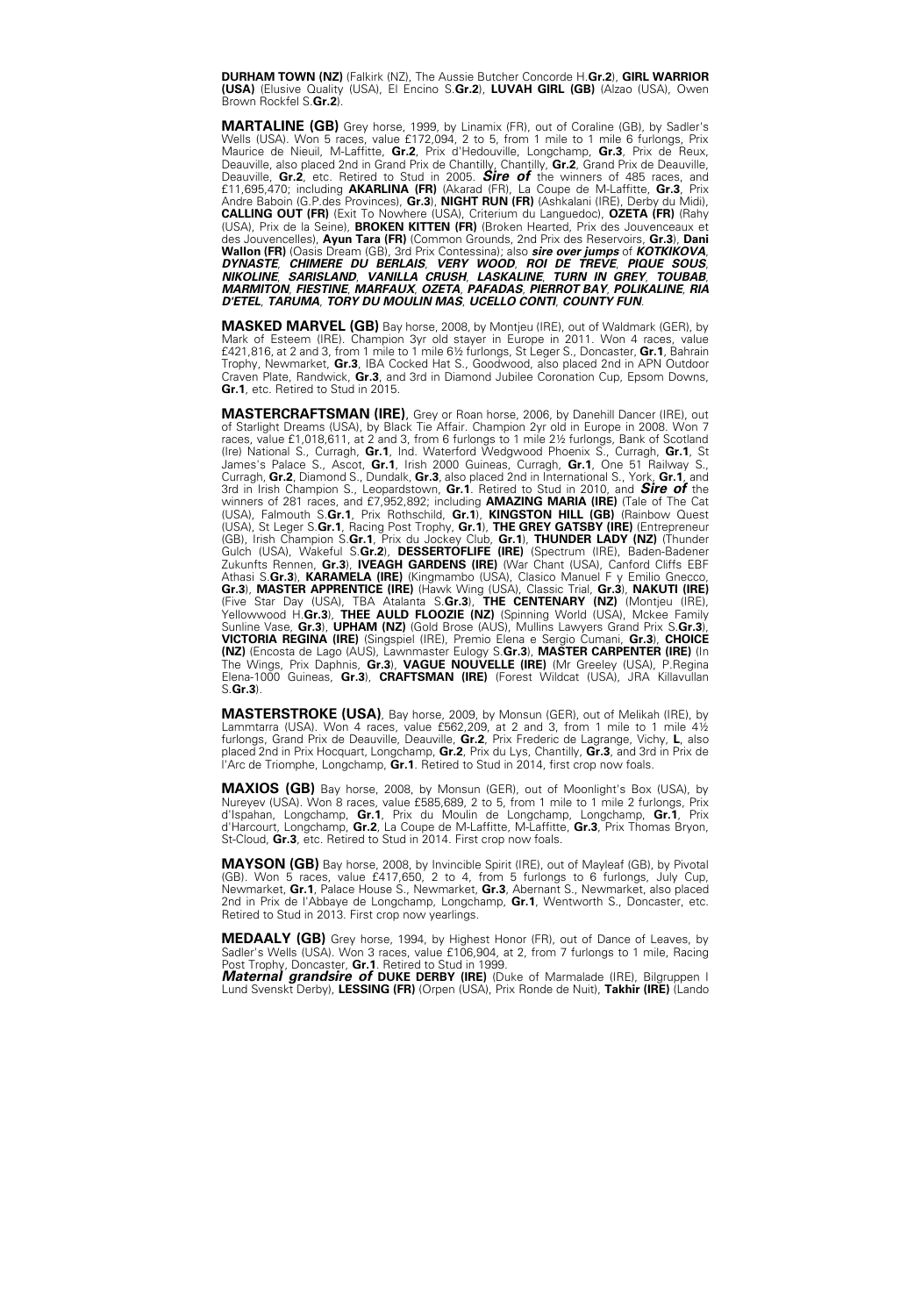**DURHAM TOWN (NZ)** (Falkirk (NZ), The Aussie Butcher Concorde H.**Gr.2**), **GIRL WARRIOR (USA)** (Elusive Quality (USA), El Encino S.**Gr.2**), **LUVAH GIRL (GB)** (Alzao (USA), Owen Brown Rockfel S.**Gr.2**).

**MARTALINE (GB)** Grey horse, 1999, by Linamix (FR), out of Coraline (GB), by Sadler's Wells (USA). Won 5 races, value £172,094, 2 to 5, from 1 mile to 1 mile 6 furlongs, Prix Maurice de Nieuil, M-Laffitte, **Gr.2**, Prix d'Hedouville, Longchamp, **Gr.3**, Prix de Reux, Deauville, also placed 2nd in Grand Prix de Chantilly, Chantilly, **Gr.2**, Grand Prix de Deauville, Deauville, **Gr.2**, etc. Retired to Stud in 2005. ***Sire of*** the winners of 485 races, and £11,695,470; including **AKARLINA (FR)** (Akarad (FR), La Coupe de M-Laffitte, **Gr.3**, Prix Andre Baboin (G.P.des Provinces), **Gr.3**), **NIGHT RUN (FR)** (Ashkalani (IRE), Derby du Midi), **CALLING OUT (FR)** (Exit To Nowhere (USA), Criterium du Languedoc), **OZETA (FR)** (Rahy (USA), Prix de la Seine), **BROKEN KITTEN (FR)** (Broken Hearted, Prix des Jouvenceaux et des Jouvencelles), **Ayun Tara (FR)** (Common Grounds, 2nd Prix des Reservoirs, **Gr.3**), **Dani Wallon (FR)** (Oasis Dream (GB), 3rd Prix Contessina); also ***sire over jumps*** of ***KOTKIKOVA, DYNASTE, CHIMERE DU BERLAIS, VERY WOOD, ROI DE TREVE, PIQUE SOUS, NIKOLINE, SARISLAND, VANILLA CRUSH, LASKALINE, TURN IN GREY, TOUBAB, MARMITON, FIESTINE, MARFAUX, OZETA, PAFADAS, PIERROT BAY, POLIKALINE, RIA D'ETEL, TARUMA, TORY DU MOULIN MAS, UCELLO CONTI, COUNTY FUN***.

**MASKED MARVEL (GB)** Bay horse, 2008, by Montjeu (IRE), out of Waldmark (GER), by Mark of Esteem (IRE). Champion 3yr old stayer in Europe in 2011. Won 4 races, value £421,816, at 2 and 3, from 1 mile to 1 mile 6½ furlongs, St Leger S., Doncaster, **Gr.1**, Bahrain Trophy, Newmarket, **Gr.3**, IBA Cocked Hat S., Goodwood, also placed 2nd in APN Outdoor Craven Plate, Randwick, **Gr.3**, and 3rd in Diamond Jubilee Coronation Cup, Epsom Downs, **Gr.1**, etc. Retired to Stud in 2015.

**MASTERCRAFTSMAN (IRE)**, Grey or Roan horse, 2006, by Danehill Dancer (IRE), out of Starlight Dreams (USA), by Black Tie Affair. Champion 2yr old in Europe in 2008. Won 7 races, value £1,018,611, at 2 and 3, from 6 furlongs to 1 mile 2½ furlongs, Bank of Scotland (Ire) National S., Curragh, **Gr.1**, Ind. Waterford Wedgwood Phoenix S., Curragh, **Gr.1**, St James's Palace S., Ascot, **Gr.1**, Irish 2000 Guineas, Curragh, **Gr.1**, One 51 Railway S., Curragh, **Gr.2**, Diamond S., Dundalk, **Gr.3**, also placed 2nd in International S., York, **Gr.1**, and 3rd in Irish Champion S., Leopardstown, **Gr.1**. Retired to Stud in 2010, and ***Sire of*** the winners of 281 races, and £7,952,892; including **AMAZING MARIA (IRE)** (Tale of The Cat (USA), Falmouth S.**Gr.1**, Prix Rothschild, **Gr.1**), **KINGSTON HILL (GB)** (Rainbow Quest (USA), St Leger S.**Gr.1**, Racing Post Trophy, **Gr.1**), **THE GREY GATSBY (IRE)** (Entrepreneur (GB), Irish Champion S.**Gr.1**, Prix du Jockey Club, **Gr.1**), **THUNDER LADY (NZ)** (Thunder Gulch (USA), Wakeful S.**Gr.2**), **DESSERTOFLIFE (IRE)** (Spectrum (IRE), Baden-Badener Zukunfts Rennen, **Gr.3**), **IVEAGH GARDENS (IRE)** (War Chant (USA), Canford Cliffs EBF Athasi S.**Gr.3**), **KARAMELA (IRE)** (Kingmambo (USA), Clasico Manuel F y Emilio Gnecco, **Gr.3**), **MASTER APPRENTICE (IRE)** (Hawk Wing (USA), Classic Trial, **Gr.3**), **NAKUTI (IRE)** (Five Star Day (USA), TBA Atalanta S.**Gr.3**), **THE CENTENARY (NZ)** (Montjeu (IRE), Yellowwood H.**Gr.3**), **THEE AULD FLOOZIE (NZ)** (Spinning World (USA), Mckee Family Sunline Vase, **Gr.3**), **UPHAM (NZ)** (Gold Brose (AUS), Mullins Lawyers Grand Prix S.**Gr.3**), **VICTORIA REGINA (IRE)** (Singspiel (IRE), Premio Elena e Sergio Cumani, **Gr.3**), **CHOICE (NZ)** (Encosta de Lago (AUS), Lawnmaster Eulogy S.**Gr.3**), **MASTER CARPENTER (IRE)** (In The Wings, Prix Daphnis, **Gr.3**), **VAGUE NOUVELLE (IRE)** (Mr Greeley (USA), P.Regina Elena-1000 Guineas, **Gr.3**), **CRAFTSMAN (IRE)** (Forest Wildcat (USA), JRA Killavullan S.**Gr.3**).

**MASTERSTROKE (USA)**, Bay horse, 2009, by Monsun (GER), out of Melikah (IRE), by Lammtarra (USA). Won 4 races, value £562,209, at 2 and 3, from 1 mile to 1 mile 4½ furlongs, Grand Prix de Deauville, Deauville, **Gr.2**, Prix Frederic de Lagrange, Vichy, **L**, also placed 2nd in Prix Hocquart, Longchamp, **Gr.2**, Prix du Lys, Chantilly, **Gr.3**, and 3rd in Prix de l'Arc de Triomphe, Longchamp, **Gr.1**. Retired to Stud in 2014, first crop now foals.

**MAXIOS (GB)** Bay horse, 2008, by Monsun (GER), out of Moonlight's Box (USA), by Nureyev (USA). Won 8 races, value £585,689, 2 to 5, from 1 mile to 1 mile 2 furlongs, Prix d'Ispahan, Longchamp, **Gr.1**, Prix du Moulin de Longchamp, Longchamp, **Gr.1**, Prix d'Harcourt, Longchamp, **Gr.2**, La Coupe de M-Laffitte, M-Laffitte, **Gr.3**, Prix Thomas Bryon, St-Cloud, **Gr.3**, etc. Retired to Stud in 2014. First crop now foals.

**MAYSON (GB)** Bay horse, 2008, by Invincible Spirit (IRE), out of Mayleaf (GB), by Pivotal (GB). Won 5 races, value £417,650, 2 to 4, from 5 furlongs to 6 furlongs, July Cup, Newmarket, **Gr.1**, Palace House S., Newmarket, **Gr.3**, Abernant S., Newmarket, also placed 2nd in Prix de l'Abbaye de Longchamp, Longchamp, **Gr.1**, Wentworth S., Doncaster, etc. Retired to Stud in 2013. First crop now yearlings.

**MEDAALY (GB)** Grey horse, 1994, by Highest Honor (FR), out of Dance of Leaves, by Sadler's Wells (USA). Won 3 races, value £106,904, at 2, from 7 furlongs to 1 mile, Racing Post Trophy, Doncaster, **Gr.1**. Retired to Stud in 1999.
***Maternal grandsire of*** **DUKE DERBY (IRE)** (Duke of Marmalade (IRE), Bilgruppen I Lund Svenskt Derby), **LESSING (FR)** (Orpen (USA), Prix Ronde de Nuit), **Takhir (IRE)** (Lando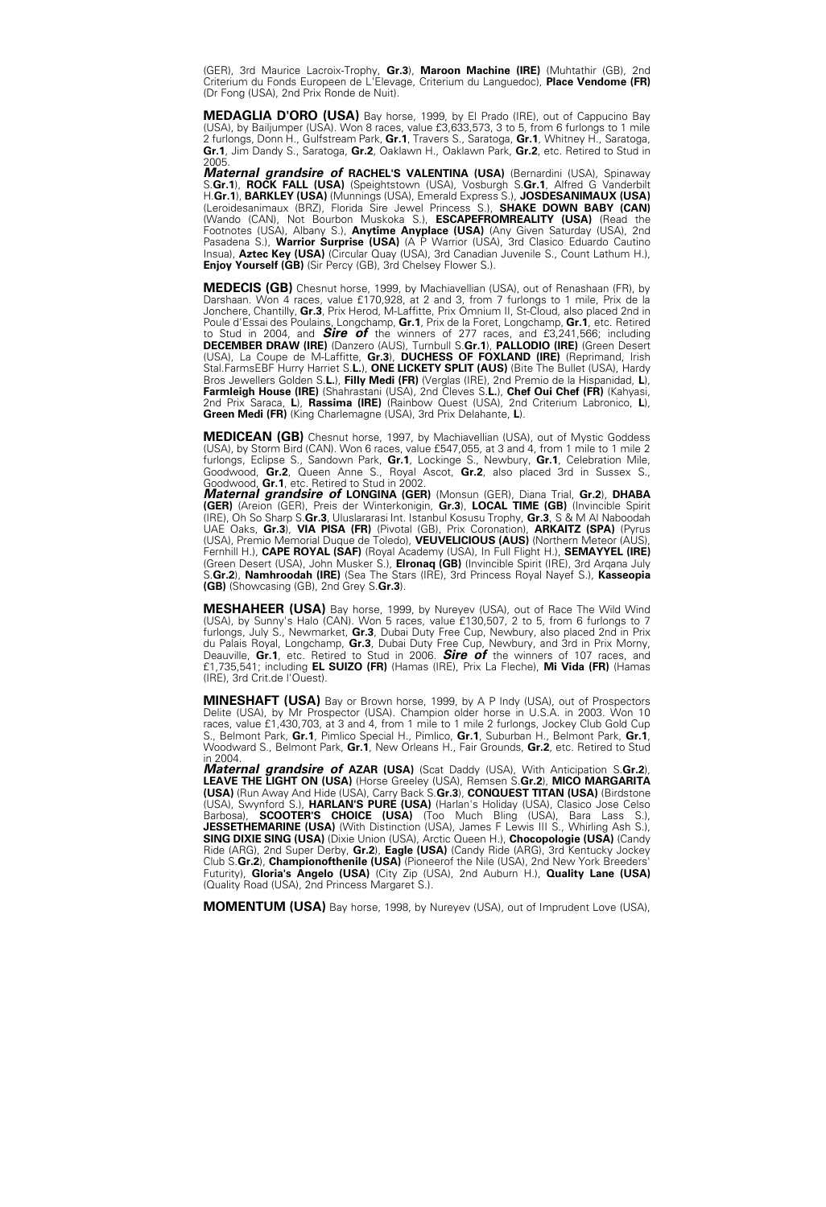(GER), 3rd Maurice Lacroix-Trophy, **Gr.3**), **Maroon Machine (IRE)** (Muhtathir (GB), 2nd Criterium du Fonds Europeen de L'Elevage, Criterium du Languedoc), **Place Vendome (FR)** (Dr Fong (USA), 2nd Prix Ronde de Nuit).

**MEDAGLIA D'ORO (USA)** Bay horse, 1999, by El Prado (IRE), out of Cappucino Bay (USA), by Bailjumper (USA). Won 8 races, value £3,633,573, 3 to 5, from 6 furlongs to 1 mile 2 furlongs, Donn H., Gulfstream Park, **Gr.1**, Travers S., Saratoga, **Gr.1**, Whitney H., Saratoga, **Gr.1**, Jim Dandy S., Saratoga, **Gr.2**, Oaklawn H., Oaklawn Park, **Gr.2**, etc. Retired to Stud in 2005.
***Maternal grandsire of*** **RACHEL'S VALENTINA (USA)** (Bernardini (USA), Spinaway S.**Gr.1**), **ROCK FALL (USA)** (Speightstown (USA), Vosburgh S.**Gr.1**, Alfred G Vanderbilt H.**Gr.1**), **BARKLEY (USA)** (Munnings (USA), Emerald Express S.), **JOSDESANIMAUX (USA)** (Leroidesanimaux (BRZ), Florida Sire Jewel Princess S.), **SHAKE DOWN BABY (CAN)** (Wando (CAN), Not Bourbon Muskoka S.), **ESCAPEFROMREALITY (USA)** (Read the Footnotes (USA), Albany S.), **Anytime Anyplace (USA)** (Any Given Saturday (USA), 2nd Pasadena S.), **Warrior Surprise (USA)** (A P Warrior (USA), 3rd Clasico Eduardo Cautino Insua), **Aztec Key (USA)** (Circular Quay (USA), 3rd Canadian Juvenile S., Count Lathum H.), **Enjoy Yourself (GB)** (Sir Percy (GB), 3rd Chelsey Flower S.).

**MEDECIS (GB)** Chesnut horse, 1999, by Machiavellian (USA), out of Renashaan (FR), by Darshaan. Won 4 races, value £170,928, at 2 and 3, from 7 furlongs to 1 mile, Prix de la Jonchere, Chantilly, **Gr.3**, Prix Herod, M-Laffitte, Prix Omnium II, St-Cloud, also placed 2nd in Poule d'Essai des Poulains, Longchamp, **Gr.1**, Prix de la Foret, Longchamp, **Gr.1**, etc. Retired to Stud in 2004, and ***Sire of*** the winners of 277 races, and £3,241,566; including **DECEMBER DRAW (IRE)** (Danzero (AUS), Turnbull S.**Gr.1**), **PALLODIO (IRE)** (Green Desert (USA), La Coupe de M-Laffitte, **Gr.3**), **DUCHESS OF FOXLAND (IRE)** (Reprimand, Irish Stal.FarmsEBF Hurry Harriet S.**L.**), **ONE LICKETY SPLIT (AUS)** (Bite The Bullet (USA), Hardy Bros Jewellers Golden S.**L.**), **Filly Medi (FR)** (Verglas (IRE), 2nd Premio de la Hispanidad, **L**), **Farmleigh House (IRE)** (Shahrastani (USA), 2nd Cleves S.**L.**), **Chef Oui Chef (FR)** (Kahyasi, 2nd Prix Saraca, **L**), **Rassima (IRE)** (Rainbow Quest (USA), 2nd Criterium Labronico, **L**), **Green Medi (FR)** (King Charlemagne (USA), 3rd Prix Delahante, **L**).

**MEDICEAN (GB)** Chesnut horse, 1997, by Machiavellian (USA), out of Mystic Goddess (USA), by Storm Bird (CAN). Won 6 races, value £547,055, at 3 and 4, from 1 mile to 1 mile 2 furlongs, Eclipse S., Sandown Park, **Gr.1**, Lockinge S., Newbury, **Gr.1**, Celebration Mile, Goodwood, **Gr.2**, Queen Anne S., Royal Ascot, **Gr.2**, also placed 3rd in Sussex S., Goodwood, **Gr.1**, etc. Retired to Stud in 2002.
***Maternal grandsire of*** **LONGINA (GER)** (Monsun (GER), Diana Trial, **Gr.2**), **DHABA (GER)** (Areion (GER), Preis der Winterkonigin, **Gr.3**), **LOCAL TIME (GB)** (Invincible Spirit (IRE), Oh So Sharp S.**Gr.3**, Uluslararasi Int. Istanbul Kosusu Trophy, **Gr.3**, S & M Al Naboodah UAE Oaks, **Gr.3**), **VIA PISA (FR)** (Pivotal (GB), Prix Coronation), **ARKAITZ (SPA)** (Pyrus (USA), Premio Memorial Duque de Toledo), **VEUVELICIOUS (AUS)** (Northern Meteor (AUS), Fernhill H.), **CAPE ROYAL (SAF)** (Royal Academy (USA), In Full Flight H.), **SEMAYYEL (IRE)** (Green Desert (USA), John Musker S.), **Elronaq (GB)** (Invincible Spirit (IRE), 3rd Arqana July S.**Gr.2**), **Namhroodah (IRE)** (Sea The Stars (IRE), 3rd Princess Royal Nayef S.), **Kasseopia (GB)** (Showcasing (GB), 2nd Grey S.**Gr.3**).

**MESHAHEER (USA)** Bay horse, 1999, by Nureyev (USA), out of Race The Wild Wind (USA), by Sunny's Halo (CAN). Won 5 races, value £130,507, 2 to 5, from 6 furlongs to 7 furlongs, July S., Newmarket, **Gr.3**, Dubai Duty Free Cup, Newbury, also placed 2nd in Prix du Palais Royal, Longchamp, **Gr.3**, Dubai Duty Free Cup, Newbury, and 3rd in Prix Morny, Deauville, **Gr.1**, etc. Retired to Stud in 2006. ***Sire of*** the winners of 107 races, and £1,735,541; including **EL SUIZO (FR)** (Hamas (IRE), Prix La Fleche), **Mi Vida (FR)** (Hamas (IRE), 3rd Crit.de l'Ouest).

**MINESHAFT (USA)** Bay or Brown horse, 1999, by A P Indy (USA), out of Prospectors Delite (USA), by Mr Prospector (USA). Champion older horse in U.S.A. in 2003. Won 10 races, value £1,430,703, at 3 and 4, from 1 mile to 1 mile 2 furlongs, Jockey Club Gold Cup S., Belmont Park, **Gr.1**, Pimlico Special H., Pimlico, **Gr.1**, Suburban H., Belmont Park, **Gr.1**, Woodward S., Belmont Park, **Gr.1**, New Orleans H., Fair Grounds, **Gr.2**, etc. Retired to Stud in 2004.
***Maternal grandsire of*** **AZAR (USA)** (Scat Daddy (USA), With Anticipation S.**Gr.2**), **LEAVE THE LIGHT ON (USA)** (Horse Greeley (USA), Remsen S.**Gr.2**), **MICO MARGARITA (USA)** (Run Away And Hide (USA), Carry Back S.**Gr.3**), **CONQUEST TITAN (USA)** (Birdstone (USA), Swynford S.), **HARLAN'S PURE (USA)** (Harlan's Holiday (USA), Clasico Jose Celso Barbosa), **SCOOTER'S CHOICE (USA)** (Too Much Bling (USA), Bara Lass S.), **JESSETHEMARINE (USA)** (With Distinction (USA), James F Lewis III S., Whirling Ash S.), **SING DIXIE SING (USA)** (Dixie Union (USA), Arctic Queen H.), **Chocopologie (USA)** (Candy Ride (ARG), 2nd Super Derby, **Gr.2**), **Eagle (USA)** (Candy Ride (ARG), 3rd Kentucky Jockey Club S.**Gr.2**), **Championofthenile (USA)** (Pioneerof the Nile (USA), 2nd New York Breeders' Futurity), **Gloria's Angelo (USA)** (City Zip (USA), 2nd Auburn H.), **Quality Lane (USA)** (Quality Road (USA), 2nd Princess Margaret S.).

**MOMENTUM (USA)** Bay horse, 1998, by Nureyev (USA), out of Imprudent Love (USA),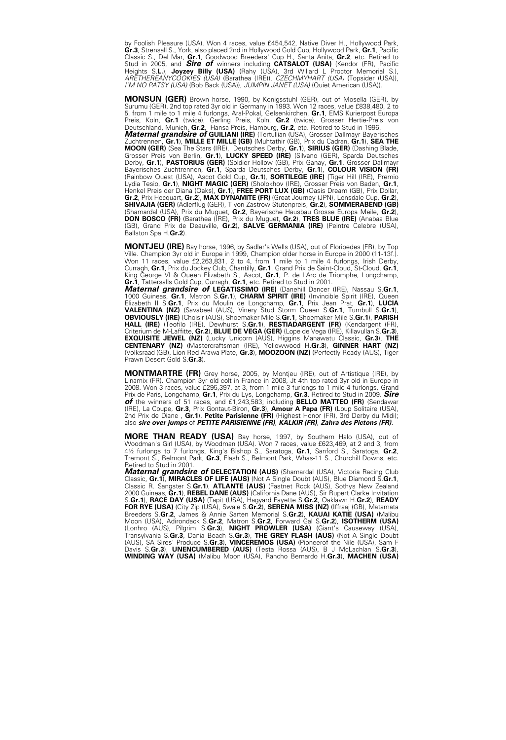by Foolish Pleasure (USA). Won 4 races, value £454,542, Native Diver H., Hollywood Park, **Gr.3**, Strensall S., York, also placed 2nd in Hollywood Gold Cup, Hollywood Park, **Gr.1**, Pacific Classic S., Del Mar, **Gr.1**, Goodwood Breeders' Cup H., Santa Anita, **Gr.2**, etc. Retired to Stud in 2005, and ***Sire of*** winners including **CATSALOT (USA)** (Kendor (FR), Pacific Heights S.**L.**), **Joyzey Billy (USA)** (Rahy (USA), 3rd Willard L Proctor Memorial S.), *ARETHEREANYCOOKIES (USA)* (Barathea (IRE)), *CZECHMYHART (USA)* (Topsider (USA)), *I'M NO PATSY (USA)* (Bob Back (USA)), *JUMPIN JANET (USA)* (Quiet American (USA)).

**MONSUN (GER)** Brown horse, 1990, by Konigsstuhl (GER), out of Mosella (GER), by Surumu (GER). 2nd top rated 3yr old in Germany in 1993. Won 12 races, value £838,480, 2 to 5, from 1 mile to 1 mile 4 furlongs, Aral-Pokal, Gelsenkirchen, **Gr.1**, EMS Kurierpost Europa Preis, Koln, **Gr.1** (twice), Gerling Preis, Koln, **Gr.2** (twice), Grosser Hertie-Preis von Deutschland, Munich, **Gr.2**, Hansa-Preis, Hamburg, **Gr.2**, etc. Retired to Stud in 1996.
***Maternal grandsire of*** **GUILIANI (IRE)** (Tertullian (USA), Grosser Dallmayr Bayerisches Zuchtrennen, **Gr.1**), **MILLE ET MILLE (GB)** (Muhtathir (GB), Prix du Cadran, **Gr.1**), **SEA THE MOON (GER)** (Sea The Stars (IRE), Deutsches Derby, **Gr.1**), **SIRIUS (GER)** (Dashing Blade, Grosser Preis von Berlin, **Gr.1**), **LUCKY SPEED (IRE)** (Silvano (GER), Sparda Deutsches Derby, **Gr.1**), **PASTORIUS (GER)** (Soldier Hollow (GB), Prix Ganay, **Gr.1**, Grosser Dallmayr Bayerisches Zuchtrennen, **Gr.1**, Sparda Deutsches Derby, **Gr.1**), **COLOUR VISION (FR)** (Rainbow Quest (USA), Ascot Gold Cup, **Gr.1**), **SORTILEGE (IRE)** (Tiger Hill (IRE), Premio Lydia Tesio, **Gr.1**), **NIGHT MAGIC (GER)** (Sholokhov (IRE), Grosser Preis von Baden, **Gr.1**, Henkel Preis der Diana (Oaks), **Gr.1**), **FREE PORT LUX (GB)** (Oasis Dream (GB), Prix Dollar, **Gr.2**, Prix Hocquart, **Gr.2**), **MAX DYNAMITE (FR)** (Great Journey (JPN), Lonsdale Cup, **Gr.2**), **SHIVAJIA (GER)** (Adlerflug (GER), T von Zastrow Stutenpreis, **Gr.2**), **SOMMERABEND (GB)** (Shamardal (USA), Prix du Muguet, **Gr.2**, Bayerische Hausbau Grosse Europa Meile, **Gr.2**), **DON BOSCO (FR)** (Barathea (IRE), Prix du Muguet, **Gr.2**), **TRES BLUE (IRE)** (Anabaa Blue (GB), Grand Prix de Deauville, **Gr.2**), **SALVE GERMANIA (IRE)** (Peintre Celebre (USA), Ballston Spa H.**Gr.2**).

**MONTJEU (IRE)** Bay horse, 1996, by Sadler's Wells (USA), out of Floripedes (FR), by Top Ville. Champion 3yr old in Europe in 1999, Champion older horse in Europe in 2000 (11-13f.). Won 11 races, value £2,263,831, 2 to 4, from 1 mile to 1 mile 4 furlongs, Irish Derby, Curragh, **Gr.1**, Prix du Jockey Club, Chantilly, **Gr.1**, Grand Prix de Saint-Cloud, St-Cloud, **Gr.1**, King George VI & Queen Elizabeth S., Ascot, **Gr.1**, P. de l'Arc de Triomphe, Longchamp, **Gr.1**, Tattersalls Gold Cup, Curragh, **Gr.1**, etc. Retired to Stud in 2001.
***Maternal grandsire of*** **LEGATISSIMO (IRE)** (Danehill Dancer (IRE), Nassau S.**Gr.1**, 1000 Guineas, **Gr.1**, Matron S.**Gr.1**), **CHARM SPIRIT (IRE)** (Invincible Spirit (IRE), Queen Elizabeth II S.**Gr.1**, Prix du Moulin de Longchamp, **Gr.1**, Prix Jean Prat, **Gr.1**), **LUCIA VALENTINA (NZ)** (Savabeel (AUS), Vinery Stud Storm Queen S.**Gr.1**, Turnbull S.**Gr.1**), **OBVIOUSLY (IRE)** (Choisir (AUS), Shoemaker Mile S.**Gr.1**, Shoemaker Mile S.**Gr.1**), **PARISH HALL (IRE)** (Teofilo (IRE), Dewhurst S.**Gr.1**), **RESTIADARGENT (FR)** (Kendargent (FR), Criterium de M-Laffitte, **Gr.2**), **BLUE DE VEGA (GER)** (Lope de Vega (IRE), Killavullan S.**Gr.3**), **EXQUISITE JEWEL (NZ)** (Lucky Unicorn (AUS), Higgins Manawatu Classic, **Gr.3**), **THE CENTENARY (NZ)** (Mastercraftsman (IRE), Yellowwood H.**Gr.3**), **GINNER HART (NZ)** (Volksraad (GB), Lion Red Arawa Plate, **Gr.3**), **MOOZOON (NZ)** (Perfectly Ready (AUS), Tiger Prawn Desert Gold S.**Gr.3**).

**MONTMARTRE (FR)** Grey horse, 2005, by Montjeu (IRE), out of Artistique (IRE), by Linamix (FR). Champion 3yr old colt in France in 2008, Jt 4th top rated 3yr old in Europe in 2008. Won 3 races, value £295,397, at 3, from 1 mile 3 furlongs to 1 mile 4 furlongs, Grand Prix de Paris, Longchamp, **Gr.1**, Prix du Lys, Longchamp, **Gr.3**. Retired to Stud in 2009. ***Sire of*** the winners of 51 races, and £1,243,583; including **BELLO MATTEO (FR)** (Sendawar (IRE), La Coupe, **Gr.3**, Prix Gontaut-Biron, **Gr.3**), **Amour A Papa (FR)** (Loup Solitaire (USA), 2nd Prix de Diane , **Gr.1**), **Petite Parisienne (FR)** (Highest Honor (FR), 3rd Derby du Midi); also ***sire over jumps*** of ***PETITE PARISIENNE (FR), KALKIR (FR), Zahra des Pictons (FR)***.

**MORE THAN READY (USA)** Bay horse, 1997, by Southern Halo (USA), out of Woodman's Girl (USA), by Woodman (USA). Won 7 races, value £623,469, at 2 and 3, from 4½ furlongs to 7 furlongs, King's Bishop S., Saratoga, **Gr.1**, Sanford S., Saratoga, **Gr.2**, Tremont S., Belmont Park, **Gr.3**, Flash S., Belmont Park, Whas-11 S., Churchill Downs, etc. Retired to Stud in 2001.
***Maternal grandsire of*** **DELECTATION (AUS)** (Shamardal (USA), Victoria Racing Club Classic, **Gr.1**), **MIRACLES OF LIFE (AUS)** (Not A Single Doubt (AUS), Blue Diamond S.**Gr.1**, Classic R. Sangster S.**Gr.1**), **ATLANTE (AUS)** (Fastnet Rock (AUS), Sothys New Zealand 2000 Guineas, **Gr.1**), **REBEL DANE (AUS)** (California Dane (AUS), Sir Rupert Clarke Invitation S.**Gr.1**), **RACE DAY (USA)** (Tapit (USA), Hagyard Fayette S.**Gr.2**, Oaklawn H.**Gr.2**), **READY FOR RYE (USA)** (City Zip (USA), Swale S.**Gr.2**), **SERENA MISS (NZ)** (Iffraaj (GB), Matamata Breeders S.**Gr.2**, James & Annie Sarten Memorial S.**Gr.2**), **KAUAI KATIE (USA)** (Malibu Moon (USA), Adirondack S.**Gr.2**, Matron S.**Gr.2**, Forward Gal S.**Gr.2**), **ISOTHERM (USA)** (Lonhro (AUS), Pilgrim S.**Gr.3**), **NIGHT PROWLER (USA)** (Giant's Causeway (USA), Transylvania S.**Gr.3**, Dania Beach S.**Gr.3**), **THE GREY FLASH (AUS)** (Not A Single Doubt (AUS), SA Sires' Produce S.**Gr.3**), **VINCEREMOS (USA)** (Pioneerof the Nile (USA), Sam F Davis S.**Gr.3**), **UNENCUMBERED (AUS)** (Testa Rossa (AUS), B J McLachlan S.**Gr.3**), **WINDING WAY (USA)** (Malibu Moon (USA), Rancho Bernardo H.**Gr.3**), **MACHEN (USA)**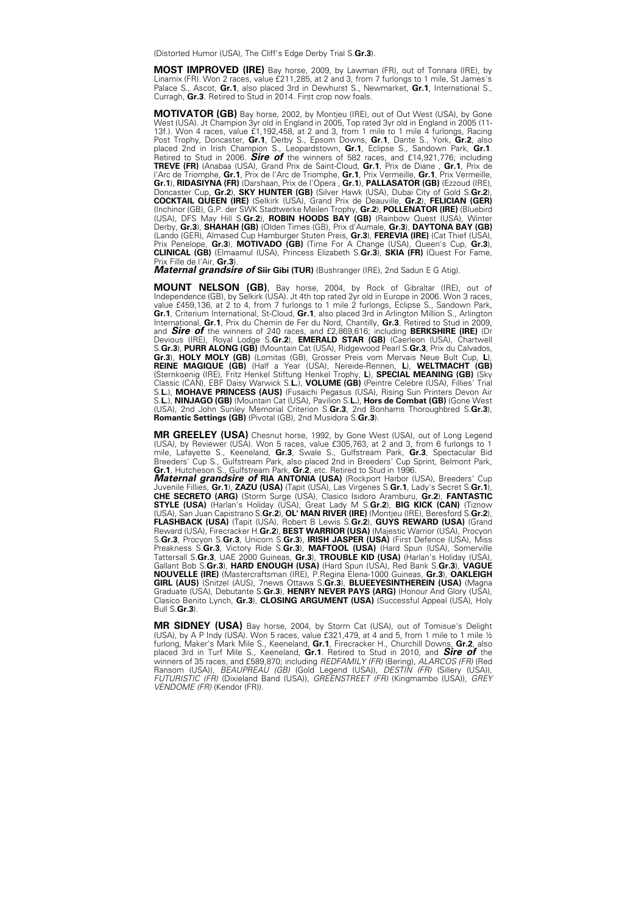(Distorted Humor (USA), The Cliff's Edge Derby Trial S.**Gr.3**).

**MOST IMPROVED (IRE)** Bay horse, 2009, by Lawman (FR), out of Tonnara (IRE), by Linamix (FR). Won 2 races, value £211,285, at 2 and 3, from 7 furlongs to 1 mile, St James's Palace S., Ascot, **Gr.1**, also placed 3rd in Dewhurst S., Newmarket, **Gr.1**, International S., Curragh, **Gr.3**. Retired to Stud in 2014. First crop now foals.

**MOTIVATOR (GB)** Bay horse, 2002, by Montjeu (IRE), out of Out West (USA), by Gone West (USA). Jt Champion 3yr old in England in 2005, Top rated 3yr old in England in 2005 (11-13f.). Won 4 races, value £1,192,458, at 2 and 3, from 1 mile to 1 mile 4 furlongs, Racing Post Trophy, Doncaster, **Gr.1**, Derby S., Epsom Downs, **Gr.1**, Dante S., York, **Gr.2**, also placed 2nd in Irish Champion S., Leopardstown, **Gr.1**, Eclipse S., Sandown Park, **Gr.1**. Retired to Stud in 2006. ***Sire of*** the winners of 582 races, and £14,921,776; including **TREVE (FR)** (Anabaa (USA), Grand Prix de Saint-Cloud, **Gr.1**, Prix de Diane , **Gr.1**, Prix de l'Arc de Triomphe, **Gr.1**, Prix de l'Arc de Triomphe, **Gr.1**, Prix Vermeille, **Gr.1**, Prix Vermeille, **Gr.1**), **RIDASIYNA (FR)** (Darshaan, Prix de l'Opera , **Gr.1**), **PALLASATOR (GB)** (Ezzoud (IRE), Doncaster Cup, **Gr.2**), **SKY HUNTER (GB)** (Silver Hawk (USA), Dubai City of Gold S.**Gr.2**), **COCKTAIL QUEEN (IRE)** (Selkirk (USA), Grand Prix de Deauville, **Gr.2**), **FELICIAN (GER)** (Inchinor (GB), G.P. der SWK Stadtwerke Meilen Trophy, **Gr.2**), **POLLENATOR (IRE)** (Bluebird (USA), DFS May Hill S.**Gr.2**), **ROBIN HOODS BAY (GB)** (Rainbow Quest (USA), Winter Derby, **Gr.3**), **SHAHAH (GB)** (Olden Times (GB), Prix d'Aumale, **Gr.3**), **DAYTONA BAY (GB)** (Lando (GER), Almased Cup Hamburger Stuten Preis, **Gr.3**), **FEREVIA (IRE)** (Cat Thief (USA), Prix Penelope, **Gr.3**), **MOTIVADO (GB)** (Time For A Change (USA), Queen's Cup, **Gr.3**), **CLINICAL (GB)** (Elmaamul (USA), Princess Elizabeth S.**Gr.3**), **SKIA (FR)** (Quest For Fame, Prix Fille de l'Air, **Gr.3**).
***Maternal grandsire of*** **Siir Gibi (TUR)** (Bushranger (IRE), 2nd Sadun E G Atig).

**MOUNT NELSON (GB)**, Bay horse, 2004, by Rock of Gibraltar (IRE), out of Independence (GB), by Selkirk (USA). Jt 4th top rated 2yr old in Europe in 2006. Won 3 races, value £459,136, at 2 to 4, from 7 furlongs to 1 mile 2 furlongs, Eclipse S., Sandown Park, **Gr.1**, Criterium International, St-Cloud, **Gr.1**, also placed 3rd in Arlington Million S., Arlington International, **Gr.1**, Prix du Chemin de Fer du Nord, Chantilly, **Gr.3**. Retired to Stud in 2009, and ***Sire of*** the winners of 240 races, and £2,869,616; including **BERKSHIRE (IRE)** (Dr Devious (IRE), Royal Lodge S.**Gr.2**), **EMERALD STAR (GB)** (Caerleon (USA), Chartwell S.**Gr.3**), **PURR ALONG (GB)** (Mountain Cat (USA), Ridgewood Pearl S.**Gr.3**, Prix du Calvados, **Gr.3**), **HOLY MOLY (GB)** (Lomitas (GB), Grosser Preis vom Mervais Neue Bult Cup, **L**), **REINE MAGIQUE (GB)** (Half a Year (USA), Nereide-Rennen, **L**), **WELTMACHT (GB)** (Sternkoenig (IRE), Fritz Henkel Stiftung Henkel Trophy, **L**), **SPECIAL MEANING (GB)** (Sky Classic (CAN), EBF Daisy Warwick S.**L.**), **VOLUME (GB)** (Peintre Celebre (USA), Fillies' Trial S.**L.**), **MOHAVE PRINCESS (AUS)** (Fusaichi Pegasus (USA), Rising Sun Printers Devon Air S.**L.**), **NINJAGO (GB)** (Mountain Cat (USA), Pavilion S.**L.**), **Hors de Combat (GB)** (Gone West (USA), 2nd John Sunley Memorial Criterion S.**Gr.3**, 2nd Bonhams Thoroughbred S.**Gr.3**), **Romantic Settings (GB)** (Pivotal (GB), 2nd Musidora S.**Gr.3**).

**MR GREELEY (USA)** Chesnut horse, 1992, by Gone West (USA), out of Long Legend (USA), by Reviewer (USA). Won 5 races, value £305,763, at 2 and 3, from 6 furlongs to 1 mile, Lafayette S., Keeneland, **Gr.3**, Swale S., Gulfstream Park, **Gr.3**, Spectacular Bid Breeders' Cup S., Gulfstream Park, also placed 2nd in Breeders' Cup Sprint, Belmont Park, **Gr.1**, Hutcheson S., Gulfstream Park, **Gr.2**, etc. Retired to Stud in 1996.
***Maternal grandsire of*** **RIA ANTONIA (USA)** (Rockport Harbor (USA), Breeders' Cup Juvenile Fillies, **Gr.1**), **ZAZU (USA)** (Tapit (USA), Las Virgenes S.**Gr.1**, Lady's Secret S.**Gr.1**), **CHE SECRETO (ARG)** (Storm Surge (USA), Clasico Isidoro Aramburu, **Gr.2**), **FANTASTIC STYLE (USA)** (Harlan's Holiday (USA), Great Lady M S.**Gr.2**), **BIG KICK (CAN)** (Tiznow (USA), San Juan Capistrano S.**Gr.2**), **OL' MAN RIVER (IRE)** (Montjeu (IRE), Beresford S.**Gr.2**), **FLASHBACK (USA)** (Tapit (USA), Robert B Lewis S.**Gr.2**), **GUYS REWARD (USA)** (Grand Reward (USA), Firecracker H.**Gr.2**), **BEST WARRIOR (USA)** (Majestic Warrior (USA), Procyon S.**Gr.3**, Procyon S.**Gr.3**, Unicorn S.**Gr.3**), **IRISH JASPER (USA)** (First Defence (USA), Miss Preakness S.**Gr.3**, Victory Ride S.**Gr.3**), **MAFTOOL (USA)** (Hard Spun (USA), Somerville Tattersall S.**Gr.3**, UAE 2000 Guineas, **Gr.3**), **TROUBLE KID (USA)** (Harlan's Holiday (USA), Gallant Bob S.**Gr.3**), **HARD ENOUGH (USA)** (Hard Spun (USA), Red Bank S.**Gr.3**), **VAGUE NOUVELLE (IRE)** (Mastercraftsman (IRE), P.Regina Elena-1000 Guineas, **Gr.3**), **OAKLEIGH GIRL (AUS)** (Snitzel (AUS), 7news Ottawa S.**Gr.3**), **BLUEEYESINTHEREIN (USA)** (Magna Graduate (USA), Debutante S.**Gr.3**), **HENRY NEVER PAYS (ARG)** (Honour And Glory (USA), Clasico Benito Lynch, **Gr.3**), **CLOSING ARGUMENT (USA)** (Successful Appeal (USA), Holy Bull S.**Gr.3**).

**MR SIDNEY (USA)** Bay horse, 2004, by Storm Cat (USA), out of Tomisue's Delight (USA), by A P Indy (USA). Won 5 races, value £321,479, at 4 and 5, from 1 mile to 1 mile ½ furlong, Maker's Mark Mile S., Keeneland, **Gr.1**, Firecracker H., Churchill Downs, **Gr.2**, also placed 3rd in Turf Mile S., Keeneland, **Gr.1**. Retired to Stud in 2010, and ***Sire of*** the winners of 35 races, and £589,870; including *REDFAMILY (FR)* (Bering), *ALARCOS (FR)* (Red Ransom (USA)), *BEAUPREAU (GB)* (Gold Legend (USA)), *DESTIN (FR)* (Sillery (USA)), *FUTURISTIC (FR)* (Dixieland Band (USA)), *GREENSTREET (FR)* (Kingmambo (USA)), *GREY VENDOME (FR)* (Kendor (FR)).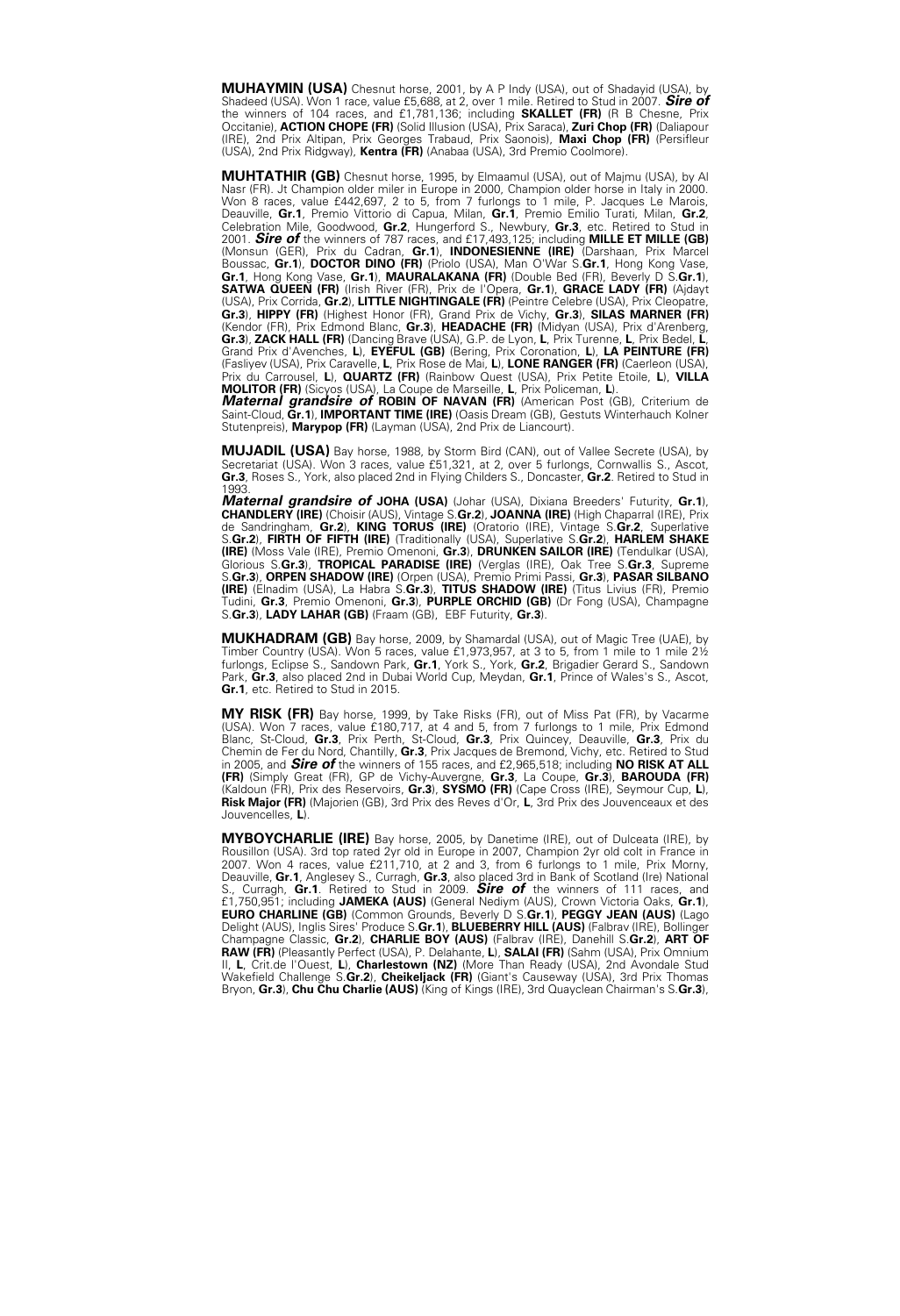**MUHAYMIN (USA)** Chesnut horse, 2001, by A P Indy (USA), out of Shadayid (USA), by Shadeed (USA). Won 1 race, value £5,688, at 2, over 1 mile. Retired to Stud in 2007. ***Sire of*** the winners of 104 races, and £1,781,136; including **SKALLET (FR)** (R B Chesne, Prix Occitanie), **ACTION CHOPE (FR)** (Solid Illusion (USA), Prix Saraca), **Zuri Chop (FR)** (Daliapour (IRE), 2nd Prix Altipan, Prix Georges Trabaud, Prix Saonois), **Maxi Chop (FR)** (Persifleur (USA), 2nd Prix Ridgway), **Kentra (FR)** (Anabaa (USA), 3rd Premio Coolmore).

**MUHTATHIR (GB)** Chesnut horse, 1995, by Elmaamul (USA), out of Majmu (USA), by Al Nasr (FR). Jt Champion older miler in Europe in 2000, Champion older horse in Italy in 2000. Won 8 races, value £442,697, 2 to 5, from 7 furlongs to 1 mile, P. Jacques Le Marois, Deauville, **Gr.1**, Premio Vittorio di Capua, Milan, **Gr.1**, Premio Emilio Turati, Milan, **Gr.2**, Celebration Mile, Goodwood, **Gr.2**, Hungerford S., Newbury, **Gr.3**, etc. Retired to Stud in 2001. ***Sire of*** the winners of 787 races, and £17,493,125; including **MILLE ET MILLE (GB)** (Monsun (GER), Prix du Cadran, **Gr.1**), **INDONESIENNE (IRE)** (Darshaan, Prix Marcel Boussac, **Gr.1**), **DOCTOR DINO (FR)** (Priolo (USA), Man O'War S.**Gr.1**, Hong Kong Vase, **Gr.1**, Hong Kong Vase, **Gr.1**), **MAURALAKANA (FR)** (Double Bed (FR), Beverly D S.**Gr.1**), **SATWA QUEEN (FR)** (Irish River (FR), Prix de l'Opera, **Gr.1**), **GRACE LADY (FR)** (Ajdayt (USA), Prix Corrida, **Gr.2**), **LITTLE NIGHTINGALE (FR)** (Peintre Celebre (USA), Prix Cleopatre, **Gr.3**), **HIPPY (FR)** (Highest Honor (FR), Grand Prix de Vichy, **Gr.3**), **SILAS MARNER (FR)** (Kendor (FR), Prix Edmond Blanc, **Gr.3**), **HEADACHE (FR)** (Midyan (USA), Prix d'Arenberg, **Gr.3**), **ZACK HALL (FR)** (Dancing Brave (USA), G.P. de Lyon, **L**, Prix Turenne, **L**, Prix Bedel, **L**, Grand Prix d'Avenches, **L**), **EYEFUL (GB)** (Bering, Prix Coronation, **L**), **LA PEINTURE (FR)** (Fasliyev (USA), Prix Caravelle, **L**, Prix Rose de Mai, **L**), **LONE RANGER (FR)** (Caerleon (USA), Prix du Carrousel, **L**), **QUARTZ (FR)** (Rainbow Quest (USA), Prix Petite Etoile, **L**), **VILLA MOLITOR (FR)** (Sicyos (USA), La Coupe de Marseille, **L**, Prix Policeman, **L**).
***Maternal grandsire of*** **ROBIN OF NAVAN (FR)** (American Post (GB), Criterium de Saint-Cloud, **Gr.1**), **IMPORTANT TIME (IRE)** (Oasis Dream (GB), Gestuts Winterhauch Kolner Stutenpreis), **Marypop (FR)** (Layman (USA), 2nd Prix de Liancourt).

**MUJADIL (USA)** Bay horse, 1988, by Storm Bird (CAN), out of Vallee Secrete (USA), by Secretariat (USA). Won 3 races, value £51,321, at 2, over 5 furlongs, Cornwallis S., Ascot, **Gr.3**, Roses S., York, also placed 2nd in Flying Childers S., Doncaster, **Gr.2**. Retired to Stud in 1993.
***Maternal grandsire of*** **JOHA (USA)** (Johar (USA), Dixiana Breeders' Futurity, **Gr.1**), **CHANDLERY (IRE)** (Choisir (AUS), Vintage S.**Gr.2**), **JOANNA (IRE)** (High Chaparral (IRE), Prix de Sandringham, **Gr.2**), **KING TORUS (IRE)** (Oratorio (IRE), Vintage S.**Gr.2**, Superlative S.**Gr.2**), **FIRTH OF FIFTH (IRE)** (Traditionally (USA), Superlative S.**Gr.2**), **HARLEM SHAKE (IRE)** (Moss Vale (IRE), Premio Omenoni, **Gr.3**), **DRUNKEN SAILOR (IRE)** (Tendulkar (USA), Glorious S.**Gr.3**), **TROPICAL PARADISE (IRE)** (Verglas (IRE), Oak Tree S.**Gr.3**, Supreme S.**Gr.3**), **ORPEN SHADOW (IRE)** (Orpen (USA), Premio Primi Passi, **Gr.3**), **PASAR SILBANO (IRE)** (Elnadim (USA), La Habra S.**Gr.3**), **TITUS SHADOW (IRE)** (Titus Livius (FR), Premio Tudini, **Gr.3**, Premio Omenoni, **Gr.3**), **PURPLE ORCHID (GB)** (Dr Fong (USA), Champagne S.**Gr.3**), **LADY LAHAR (GB)** (Fraam (GB), EBF Futurity, **Gr.3**).

**MUKHADRAM (GB)** Bay horse, 2009, by Shamardal (USA), out of Magic Tree (UAE), by Timber Country (USA). Won 5 races, value £1,973,957, at 3 to 5, from 1 mile to 1 mile 2½ furlongs, Eclipse S., Sandown Park, **Gr.1**, York S., York, **Gr.2**, Brigadier Gerard S., Sandown Park, **Gr.3**, also placed 2nd in Dubai World Cup, Meydan, **Gr.1**, Prince of Wales's S., Ascot, **Gr.1**, etc. Retired to Stud in 2015.

**MY RISK (FR)** Bay horse, 1999, by Take Risks (FR), out of Miss Pat (FR), by Vacarme (USA). Won 7 races, value £180,717, at 4 and 5, from 7 furlongs to 1 mile, Prix Edmond Blanc, St-Cloud, **Gr.3**, Prix Perth, St-Cloud, **Gr.3**, Prix Quincey, Deauville, **Gr.3**, Prix du Chemin de Fer du Nord, Chantilly, **Gr.3**, Prix Jacques de Bremond, Vichy, etc. Retired to Stud in 2005, and ***Sire of*** the winners of 155 races, and £2,965,518; including **NO RISK AT ALL (FR)** (Simply Great (FR), GP de Vichy-Auvergne, **Gr.3**, La Coupe, **Gr.3**), **BAROUDA (FR)** (Kaldoun (FR), Prix des Reservoirs, **Gr.3**), **SYSMO (FR)** (Cape Cross (IRE), Seymour Cup, **L**), **Risk Major (FR)** (Majorien (GB), 3rd Prix des Reves d'Or, **L**, 3rd Prix des Jouvenceaux et des Jouvencelles, **L**).

**MYBOYCHARLIE (IRE)** Bay horse, 2005, by Danetime (IRE), out of Dulceata (IRE), by Rousillon (USA). 3rd top rated 2yr old in Europe in 2007, Champion 2yr old colt in France in 2007. Won 4 races, value £211,710, at 2 and 3, from 6 furlongs to 1 mile, Prix Morny, Deauville, **Gr.1**, Anglesey S., Curragh, **Gr.3**, also placed 3rd in Bank of Scotland (Ire) National S., Curragh, **Gr.1**. Retired to Stud in 2009. ***Sire of*** the winners of 111 races, and £1,750,951; including **JAMEKA (AUS)** (General Nediym (AUS), Crown Victoria Oaks, **Gr.1**), **EURO CHARLINE (GB)** (Common Grounds, Beverly D S.**Gr.1**), **PEGGY JEAN (AUS)** (Lago Delight (AUS), Inglis Sires' Produce S.**Gr.1**), **BLUEBERRY HILL (AUS)** (Falbrav (IRE), Bollinger Champagne Classic, **Gr.2**), **CHARLIE BOY (AUS)** (Falbrav (IRE), Danehill S.**Gr.2**), **ART OF RAW (FR)** (Pleasantly Perfect (USA), P. Delahante, **L**), **SALAI (FR)** (Sahm (USA), Prix Omnium II, **L**, Crit.de l'Ouest, **L**), **Charlestown (NZ)** (More Than Ready (USA), 2nd Avondale Stud Wakefield Challenge S.**Gr.2**), **Cheikeljack (FR)** (Giant's Causeway (USA), 3rd Prix Thomas Bryon, **Gr.3**), **Chu Chu Charlie (AUS)** (King of Kings (IRE), 3rd Quayclean Chairman's S.**Gr.3**),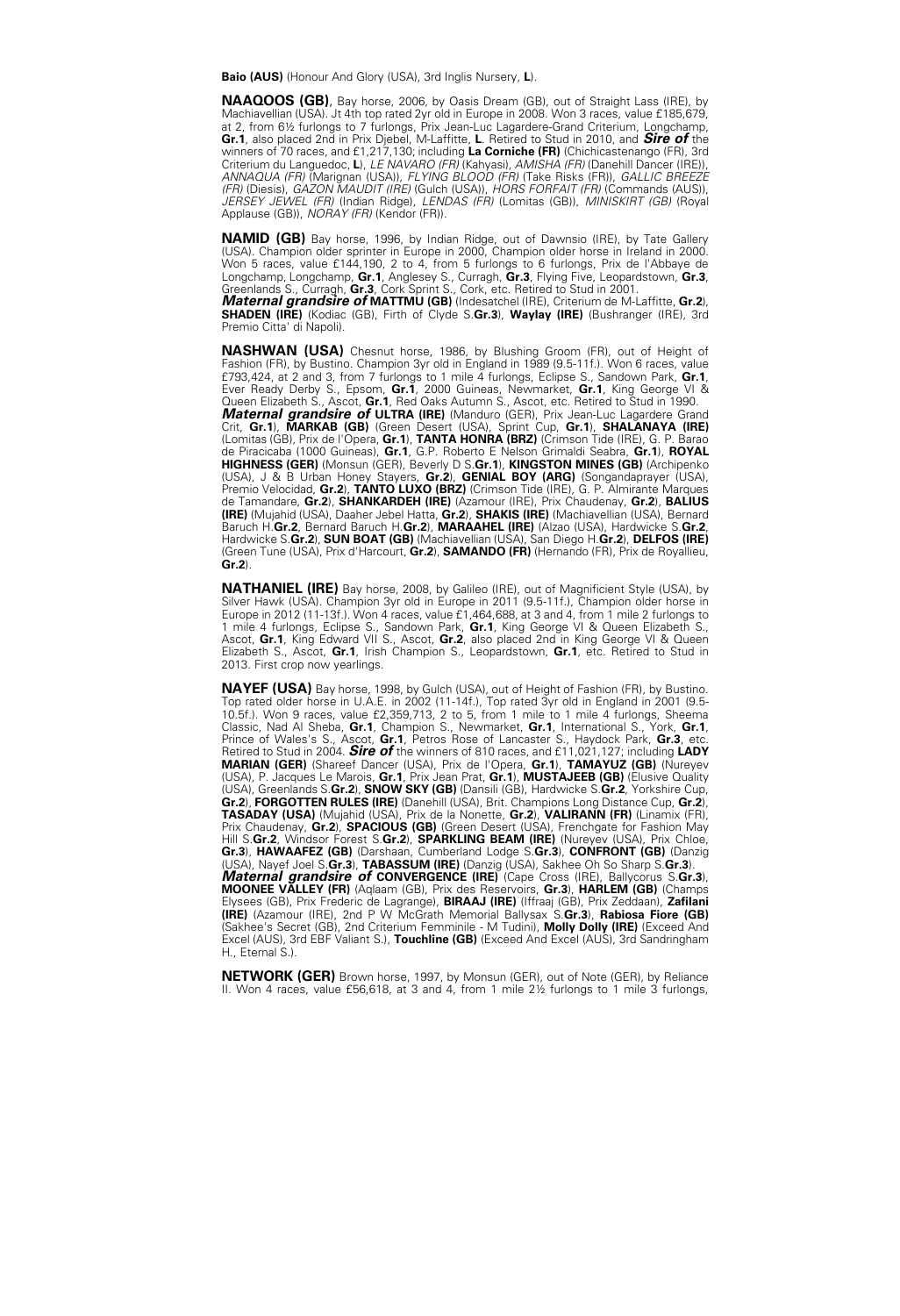**Baio (AUS)** (Honour And Glory (USA), 3rd Inglis Nursery, **L**).

**NAAQOOS (GB)**, Bay horse, 2006, by Oasis Dream (GB), out of Straight Lass (IRE), by Machiavellian (USA). Jt 4th top rated 2yr old in Europe in 2008. Won 3 races, value £185,679, at 2, from 6½ furlongs to 7 furlongs, Prix Jean-Luc Lagardere-Grand Criterium, Longchamp, **Gr.1**, also placed 2nd in Prix Djebel, M-Laffitte, **L**. Retired to Stud in 2010, and ***Sire of*** the winners of 70 races, and £1,217,130; including **La Corniche (FR)** (Chichicastenango (FR), 3rd Criterium du Languedoc, **L**), *LE NAVARO (FR)* (Kahyasi), *AMISHA (FR)* (Danehill Dancer (IRE)), *ANNAQUA (FR)* (Marignan (USA)), *FLYING BLOOD (FR)* (Take Risks (FR)), *GALLIC BREEZE (FR)* (Diesis), *GAZON MAUDIT (IRE)* (Gulch (USA)), *HORS FORFAIT (FR)* (Commands (AUS)), *JERSEY JEWEL (FR)* (Indian Ridge), *LENDAS (FR)* (Lomitas (GB)), *MINISKIRT (GB)* (Royal Applause (GB)), *NORAY (FR)* (Kendor (FR)).

**NAMID (GB)** Bay horse, 1996, by Indian Ridge, out of Dawnsio (IRE), by Tate Gallery (USA). Champion older sprinter in Europe in 2000, Champion older horse in Ireland in 2000. Won 5 races, value £144,190, 2 to 4, from 5 furlongs to 6 furlongs, Prix de l'Abbaye de Longchamp, Longchamp, **Gr.1**, Anglesey S., Curragh, **Gr.3**, Flying Five, Leopardstown, **Gr.3**, Greenlands S., Curragh, **Gr.3**, Cork Sprint S., Cork, etc. Retired to Stud in 2001.
***Maternal grandsire of*** **MATTMU (GB)** (Indesatchel (IRE), Criterium de M-Laffitte, **Gr.2**), **SHADEN (IRE)** (Kodiac (GB), Firth of Clyde S.**Gr.3**), **Waylay (IRE)** (Bushranger (IRE), 3rd Premio Citta' di Napoli).

**NASHWAN (USA)** Chesnut horse, 1986, by Blushing Groom (FR), out of Height of Fashion (FR), by Bustino. Champion 3yr old in England in 1989 (9.5-11f.). Won 6 races, value £793,424, at 2 and 3, from 7 furlongs to 1 mile 4 furlongs, Eclipse S., Sandown Park, **Gr.1**, Ever Ready Derby S., Epsom, **Gr.1**, 2000 Guineas, Newmarket, **Gr.1**, King George VI & Queen Elizabeth S., Ascot, **Gr.1**, Red Oaks Autumn S., Ascot, etc. Retired to Stud in 1990.
***Maternal grandsire of*** **ULTRA (IRE)** (Manduro (GER), Prix Jean-Luc Lagardere Grand Crit, **Gr.1**), **MARKAB (GB)** (Green Desert (USA), Sprint Cup, **Gr.1**), **SHALANAYA (IRE)** (Lomitas (GB), Prix de l'Opera, **Gr.1**), **TANTA HONRA (BRZ)** (Crimson Tide (IRE), G. P. Barao de Piracicaba (1000 Guineas), **Gr.1**, G.P. Roberto E Nelson Grimaldi Seabra, **Gr.1**), **ROYAL HIGHNESS (GER)** (Monsun (GER), Beverly D S.**Gr.1**), **KINGSTON MINES (GB)** (Archipenko (USA), J & B Urban Honey Stayers, **Gr.2**), **GENIAL BOY (ARG)** (Songandaprayer (USA), Premio Velocidad, **Gr.2**), **TANTO LUXO (BRZ)** (Crimson Tide (IRE), G. P. Almirante Marques de Tamandare, **Gr.2**), **SHANKARDEH (IRE)** (Azamour (IRE), Prix Chaudenay, **Gr.2**), **BALIUS (IRE)** (Mujahid (USA), Daaher Jebel Hatta, **Gr.2**), **SHAKIS (IRE)** (Machiavellian (USA), Bernard Baruch H.**Gr.2**, Bernard Baruch H.**Gr.2**), **MARAAHEL (IRE)** (Alzao (USA), Hardwicke S.**Gr.2**, Hardwicke S.**Gr.2**), **SUN BOAT (GB)** (Machiavellian (USA), San Diego H.**Gr.2**), **DELFOS (IRE)** (Green Tune (USA), Prix d'Harcourt, **Gr.2**), **SAMANDO (FR)** (Hernando (FR), Prix de Royallieu, **Gr.2**).

**NATHANIEL (IRE)** Bay horse, 2008, by Galileo (IRE), out of Magnificient Style (USA), by Silver Hawk (USA). Champion 3yr old in Europe in 2011 (9.5-11f.), Champion older horse in Europe in 2012 (11-13f.). Won 4 races, value £1,464,688, at 3 and 4, from 1 mile 2 furlongs to 1 mile 4 furlongs, Eclipse S., Sandown Park, **Gr.1**, King George VI & Queen Elizabeth S., Ascot, **Gr.1**, King Edward VII S., Ascot, **Gr.2**, also placed 2nd in King George VI & Queen Elizabeth S., Ascot, **Gr.1**, Irish Champion S., Leopardstown, **Gr.1**, etc. Retired to Stud in 2013. First crop now yearlings.

**NAYEF (USA)** Bay horse, 1998, by Gulch (USA), out of Height of Fashion (FR), by Bustino. Top rated older horse in U.A.E. in 2002 (11-14f.), Top rated 3yr old in England in 2001 (9.5-10.5f.). Won 9 races, value £2,359,713, 2 to 5, from 1 mile to 1 mile 4 furlongs, Sheema Classic, Nad Al Sheba, **Gr.1**, Champion S., Newmarket, **Gr.1**, International S., York, **Gr.1**, Prince of Wales's S., Ascot, **Gr.1**, Petros Rose of Lancaster S., Haydock Park, **Gr.3**, etc. Retired to Stud in 2004. ***Sire of*** the winners of 810 races, and £11,021,127; including **LADY MARIAN (GER)** (Shareef Dancer (USA), Prix de l'Opera, **Gr.1**), **TAMAYUZ (GB)** (Nureyev (USA), P. Jacques Le Marois, **Gr.1**, Prix Jean Prat, **Gr.1**), **MUSTAJEEB (GB)** (Elusive Quality (USA), Greenlands S.**Gr.2**), **SNOW SKY (GB)** (Dansili (GB), Hardwicke S.**Gr.2**, Yorkshire Cup, **Gr.2**), **FORGOTTEN RULES (IRE)** (Danehill (USA), Brit. Champions Long Distance Cup, **Gr.2**), **TASADAY (USA)** (Mujahid (USA), Prix de la Nonette, **Gr.2**), **VALIRANN (FR)** (Linamix (FR), Prix Chaudenay, **Gr.2**), **SPACIOUS (GB)** (Green Desert (USA), Frenchgate for Fashion May Hill S.**Gr.2**, Windsor Forest S.**Gr.2**), **SPARKLING BEAM (IRE)** (Nureyev (USA), Prix Chloe, **Gr.3**), **HAWAAFEZ (GB)** (Darshaan, Cumberland Lodge S.**Gr.3**), **CONFRONT (GB)** (Danzig (USA), Nayef Joel S.**Gr.3**), **TABASSUM (IRE)** (Danzig (USA), Sakhee Oh So Sharp S.**Gr.3**).
***Maternal grandsire of*** **CONVERGENCE (IRE)** (Cape Cross (IRE), Ballycorus S.**Gr.3**), **MOONEE VALLEY (FR)** (Aqlaam (GB), Prix des Reservoirs, **Gr.3**), **HARLEM (GB)** (Champs Elysees (GB), Prix Frederic de Lagrange), **BIRAAJ (IRE)** (Iffraaj (GB), Prix Zeddaan), **Zafilani (IRE)** (Azamour (IRE), 2nd P W McGrath Memorial Ballysax S.**Gr.3**), **Rabiosa Fiore (GB)** (Sakhee's Secret (GB), 2nd Criterium Femminile - M Tudini), **Molly Dolly (IRE)** (Exceed And Excel (AUS), 3rd EBF Valiant S.), **Touchline (GB)** (Exceed And Excel (AUS), 3rd Sandringham H., Eternal S.).

**NETWORK (GER)** Brown horse, 1997, by Monsun (GER), out of Note (GER), by Reliance II. Won 4 races, value £56,618, at 3 and 4, from 1 mile 2½ furlongs to 1 mile 3 furlongs,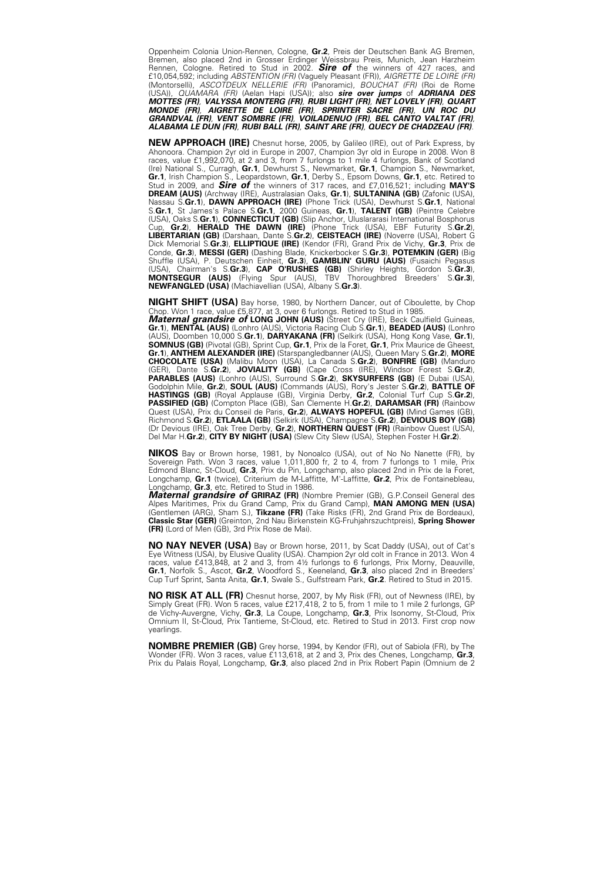Oppenheim Colonia Union-Rennen, Cologne, **Gr.2**, Preis der Deutschen Bank AG Bremen, Bremen, also placed 2nd in Grosser Erdinger Weissbrau Preis, Munich, Jean Harzheim Rennen, Cologne. Retired to Stud in 2002. ***Sire of*** the winners of 427 races, and £10,054,592; including *ABSTENTION (FR)* (Vaguely Pleasant (FR)), *AIGRETTE DE LOIRE (FR)* (Montorselli), *ASCOTDEUX NELLERIE (FR)* (Panoramic), *BOUCHAT (FR)* (Roi de Rome (USA)), *QUAMARA (FR)* (Aelan Hapi (USA)); also ***sire over jumps*** of ***ADRIANA DES MOTTES (FR), VALYSSA MONTERG (FR), RUBI LIGHT (FR), NET LOVELY (FR), QUART MONDE (FR), AIGRETTE DE LOIRE (FR), SPRINTER SACRE (FR), UN ROC DU GRANDVAL (FR), VENT SOMBRE (FR), VOILADENUO (FR), BEL CANTO VALTAT (FR), ALABAMA LE DUN (FR), RUBI BALL (FR), SAINT ARE (FR), QUECY DE CHADZEAU (FR)***.

**NEW APPROACH (IRE)** Chesnut horse, 2005, by Galileo (IRE), out of Park Express, by Ahonoora. Champion 2yr old in Europe in 2007, Champion 3yr old in Europe in 2008. Won 8 races, value £1,992,070, at 2 and 3, from 7 furlongs to 1 mile 4 furlongs, Bank of Scotland (Ire) National S., Curragh, **Gr.1**, Dewhurst S., Newmarket, **Gr.1**, Champion S., Newmarket, **Gr.1**, Irish Champion S., Leopardstown, **Gr.1**, Derby S., Epsom Downs, **Gr.1**, etc. Retired to Stud in 2009, and ***Sire of*** the winners of 317 races, and £7,016,521; including **MAY'S DREAM (AUS)** (Archway (IRE), Australasian Oaks, **Gr.1**), **SULTANINA (GB)** (Zafonic (USA), Nassau S.**Gr.1**), **DAWN APPROACH (IRE)** (Phone Trick (USA), Dewhurst S.**Gr.1**, National S.**Gr.1**, St James's Palace S.**Gr.1**, 2000 Guineas, **Gr.1**), **TALENT (GB)** (Peintre Celebre (USA), Oaks S.**Gr.1**), **CONNECTICUT (GB)** (Slip Anchor, Uluslararasi International Bosphorus Cup, **Gr.2**), **HERALD THE DAWN (IRE)** (Phone Trick (USA), EBF Futurity S.**Gr.2**), **LIBERTARIAN (GB)** (Darshaan, Dante S.**Gr.2**), **CEISTEACH (IRE)** (Noverre (USA), Robert G Dick Memorial S.**Gr.3**), **ELLIPTIQUE (IRE)** (Kendor (FR), Grand Prix de Vichy, **Gr.3**, Prix de Conde, **Gr.3**), **MESSI (GER)** (Dashing Blade, Knickerbocker S.**Gr.3**), **POTEMKIN (GER)** (Big Shuffle (USA), P. Deutschen Einheit, **Gr.3**), **GAMBLIN' GURU (AUS)** (Fusaichi Pegasus (USA), Chairman's S.**Gr.3**), **CAP O'RUSHES (GB)** (Shirley Heights, Gordon S.**Gr.3**), **MONTSEGUR (AUS)** (Flying Spur (AUS), TBV Thoroughbred Breeders' S.**Gr.3**), **NEWFANGLED (USA)** (Machiavellian (USA), Albany S.**Gr.3**).

**NIGHT SHIFT (USA)** Bay horse, 1980, by Northern Dancer, out of Ciboulette, by Chop Chop. Won 1 race, value £5,877, at 3, over 6 furlongs. Retired to Stud in 1985.
***Maternal grandsire of*** **LONG JOHN (AUS)** (Street Cry (IRE), Beck Caulfield Guineas, **Gr.1**), **MENTAL (AUS)** (Lonhro (AUS), Victoria Racing Club S.**Gr.1**), **BEADED (AUS)** (Lonhro (AUS), Doomben 10,000 S.**Gr.1**), **DARYAKANA (FR)** (Selkirk (USA), Hong Kong Vase, **Gr.1**), **SOMNUS (GB)** (Pivotal (GB), Sprint Cup, **Gr.1**, Prix de la Foret, **Gr.1**, Prix Maurice de Gheest, **Gr.1**), **ANTHEM ALEXANDER (IRE)** (Starspangledbanner (AUS), Queen Mary S.**Gr.2**), **MORE CHOCOLATE (USA)** (Malibu Moon (USA), La Canada S.**Gr.2**), **BONFIRE (GB)** (Manduro (GER), Dante S.**Gr.2**), **JOVIALITY (GB)** (Cape Cross (IRE), Windsor Forest S.**Gr.2**), **PARABLES (AUS)** (Lonhro (AUS), Surround S.**Gr.2**), **SKYSURFERS (GB)** (E Dubai (USA), Godolphin Mile, **Gr.2**), **SOUL (AUS)** (Commands (AUS), Rory's Jester S.**Gr.2**), **BATTLE OF HASTINGS (GB)** (Royal Applause (GB), Virginia Derby, **Gr.2**, Colonial Turf Cup S.**Gr.2**), **PASSIFIED (GB)** (Compton Place (GB), San Clemente H.**Gr.2**), **DARAMSAR (FR)** (Rainbow Quest (USA), Prix du Conseil de Paris, **Gr.2**), **ALWAYS HOPEFUL (GB)** (Mind Games (GB), Richmond S.**Gr.2**), **ETLAALA (GB)** (Selkirk (USA), Champagne S.**Gr.2**), **DEVIOUS BOY (GB)** (Dr Devious (IRE), Oak Tree Derby, **Gr.2**), **NORTHERN QUEST (FR)** (Rainbow Quest (USA), Del Mar H.**Gr.2**), **CITY BY NIGHT (USA)** (Slew City Slew (USA), Stephen Foster H.**Gr.2**).

**NIKOS** Bay or Brown horse, 1981, by Nonoalco (USA), out of No No Nanette (FR), by Sovereign Path. Won 3 races, value 1,011,800 fr, 2 to 4, from 7 furlongs to 1 mile, Prix Edmond Blanc, St-Cloud, **Gr.3**, Prix du Pin, Longchamp, also placed 2nd in Prix de la Foret, Longchamp, **Gr.1** (twice), Criterium de M-Laffitte, M'-Laffitte, **Gr.2**, Prix de Fontainebleau, Longchamp, **Gr.3**, etc. Retired to Stud in 1986.
***Maternal grandsire of*** **GRIRAZ (FR)** (Nombre Premier (GB), G.P.Conseil General des Alpes Maritimes, Prix du Grand Camp, Prix du Grand Camp), **MAN AMONG MEN (USA)** (Gentlemen (ARG), Sham S.), **Tikzane (FR)** (Take Risks (FR), 2nd Grand Prix de Bordeaux), **Classic Star (GER)** (Greinton, 2nd Nau Birkenstein KG-Fruhjahrszuchtpreis), **Spring Shower (FR)** (Lord of Men (GB), 3rd Prix Rose de Mai).

**NO NAY NEVER (USA)** Bay or Brown horse, 2011, by Scat Daddy (USA), out of Cat's Eye Witness (USA), by Elusive Quality (USA). Champion 2yr old colt in France in 2013. Won 4 races, value £413,848, at 2 and 3, from 4½ furlongs to 6 furlongs, Prix Morny, Deauville, **Gr.1**, Norfolk S., Ascot, **Gr.2**, Woodford S., Keeneland, **Gr.3**, also placed 2nd in Breeders' Cup Turf Sprint, Santa Anita, **Gr.1**, Swale S., Gulfstream Park, **Gr.2**. Retired to Stud in 2015.

**NO RISK AT ALL (FR)** Chesnut horse, 2007, by My Risk (FR), out of Newness (IRE), by Simply Great (FR). Won 5 races, value £217,418, 2 to 5, from 1 mile to 1 mile 2 furlongs, GP de Vichy-Auvergne, Vichy, **Gr.3**, La Coupe, Longchamp, **Gr.3**, Prix Isonomy, St-Cloud, Prix Omnium II, St-Cloud, Prix Tantieme, St-Cloud, etc. Retired to Stud in 2013. First crop now yearlings.

**NOMBRE PREMIER (GB)** Grey horse, 1994, by Kendor (FR), out of Sabiola (FR), by The Wonder (FR). Won 3 races, value £113,618, at 2 and 3, Prix des Chenes, Longchamp, **Gr.3**, Prix du Palais Royal, Longchamp, **Gr.3**, also placed 2nd in Prix Robert Papin (Omnium de 2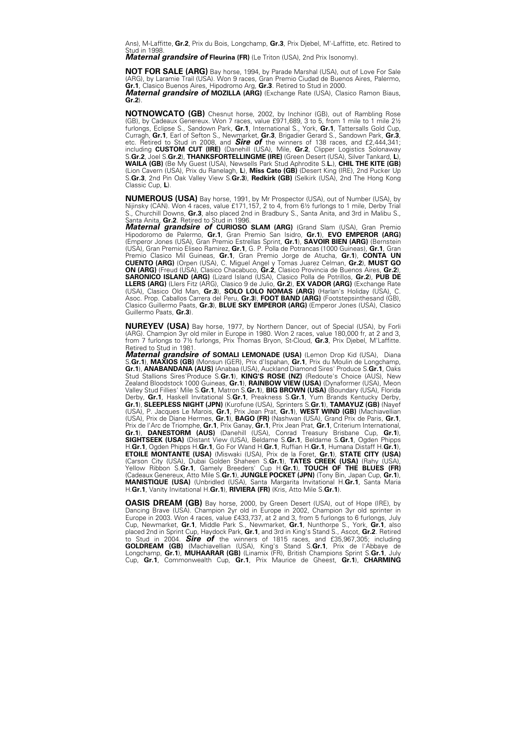Ans), M-Laffitte, **Gr.2**, Prix du Bois, Longchamp, **Gr.3**, Prix Djebel, M'-Laffitte, etc. Retired to Stud in 1998.
***Maternal grandsire of*** **Fleurina (FR)** (Le Triton (USA), 2nd Prix Isonomy).

**NOT FOR SALE (ARG)** Bay horse, 1994, by Parade Marshal (USA), out of Love For Sale (ARG), by Laramie Trail (USA). Won 9 races, Gran Premio Ciudad de Buenos Aires, Palermo, **Gr.1**, Clasico Buenos Aires, Hipodromo Arg, **Gr.3**. Retired to Stud in 2000.
***Maternal grandsire of*** **MOZILLA (ARG)** (Exchange Rate (USA), Clasico Ramon Biaus, **Gr.2**).

**NOTNOWCATO (GB)** Chesnut horse, 2002, by Inchinor (GB), out of Rambling Rose (GB), by Cadeaux Genereux. Won 7 races, value £971,689, 3 to 5, from 1 mile to 1 mile 2½ furlongs, Eclipse S., Sandown Park, **Gr.1**, International S., York, **Gr.1**, Tattersalls Gold Cup, Curragh, **Gr.1**, Earl of Sefton S., Newmarket, **Gr.3**, Brigadier Gerard S., Sandown Park, **Gr.3**, etc. Retired to Stud in 2008, and ***Sire of*** the winners of 138 races, and £2,444,341; including **CUSTOM CUT (IRE)** (Danehill (USA), Mile, **Gr.2**, Clipper Logistics Solonaway S.**Gr.2**, Joel S.**Gr.2**), **THANKSFORTELLINGME (IRE)** (Green Desert (USA), Silver Tankard, **L**), **WAILA (GB)** (Be My Guest (USA), Newsells Park Stud Aphrodite S.**L.**), **CHIL THE KITE (GB)** (Lion Cavern (USA), Prix du Ranelagh, **L**), **Miss Cato (GB)** (Desert King (IRE), 2nd Pucker Up S.**Gr.3**, 2nd Pin Oak Valley View S.**Gr.3**), **Redkirk (GB)** (Selkirk (USA), 2nd The Hong Kong Classic Cup, **L**).

**NUMEROUS (USA)** Bay horse, 1991, by Mr Prospector (USA), out of Number (USA), by Nijinsky (CAN). Won 4 races, value £171,157, 2 to 4, from 6½ furlongs to 1 mile, Derby Trial S., Churchill Downs, **Gr.3**, also placed 2nd in Bradbury S., Santa Anita, and 3rd in Malibu S., Santa Anita, **Gr.2**. Retired to Stud in 1996.
***Maternal grandsire of*** **CURIOSO SLAM (ARG)** (Grand Slam (USA), Gran Premio Hipodoromo de Palermo, **Gr.1**, Gran Premio San Isidro, **Gr.1**), **EVO EMPEROR (ARG)** (Emperor Jones (USA), Gran Premio Estrellas Sprint, **Gr.1**), **SAVOIR BIEN (ARG)** (Bernstein (USA), Gran Premio Eliseo Ramirez, **Gr.1**, G. P. Polla de Potrancas (1000 Guineas), **Gr.1**, Gran Premio Clasico Mil Guineas, **Gr.1**, Gran Premio Jorge de Atucha, **Gr.1**), **CONTA UN CUENTO (ARG)** (Orpen (USA), C. Miguel Angel y Tomas Juarez Celman, **Gr.2**), **MUST GO ON (ARG)** (Freud (USA), Clasico Chacabuco, **Gr.2**, Clasico Provincia de Buenos Aires, **Gr.2**), **SARONICO ISLAND (ARG)** (Lizard Island (USA), Clasico Polla de Potrillos, **Gr.2**), **PUB DE LLERS (ARG)** (Llers Fitz (ARG), Clasico 9 de Julio, **Gr.2**), **EX VADOR (ARG)** (Exchange Rate (USA), Clasico Old Man, **Gr.3**), **SOLO LOLO NOMAS (ARG)** (Harlan's Holiday (USA), C. Asoc. Prop. Caballos Carrera del Peru, **Gr.3**), **FOOT BAND (ARG)** (Footstepsinthesand (GB), Clasico Guillermo Paats, **Gr.3**), **BLUE SKY EMPEROR (ARG)** (Emperor Jones (USA), Clasico Guillermo Paats, **Gr.3**).

**NUREYEV (USA)** Bay horse, 1977, by Northern Dancer, out of Special (USA), by Forli (ARG). Champion 3yr old miler in Europe in 1980. Won 2 races, value 180,000 fr, at 2 and 3, from 7 furlongs to 7½ furlongs, Prix Thomas Bryon, St-Cloud, **Gr.3**, Prix Djebel, M'Laffitte. Retired to Stud in 1981.
***Maternal grandsire of*** **SOMALI LEMONADE (USA)** (Lemon Drop Kid (USA), Diana S.**Gr.1**), **MAXIOS (GB)** (Monsun (GER), Prix d'Ispahan, **Gr.1**, Prix du Moulin de Longchamp, **Gr.1**), **ANABANDANA (AUS)** (Anabaa (USA), Auckland Diamond Sires' Produce S.**Gr.1**, Oaks Stud Stallions Sires'Produce S.**Gr.1**), **KING'S ROSE (NZ)** (Redoute's Choice (AUS), New Zealand Bloodstock 1000 Guineas, **Gr.1**), **RAINBOW VIEW (USA)** (Dynaformer (USA), Meon Valley Stud Fillies' Mile S.**Gr.1**, Matron S.**Gr.1**), **BIG BROWN (USA)** (Boundary (USA), Florida Derby, **Gr.1**, Haskell Invitational S.**Gr.1**, Preakness S.**Gr.1**, Yum Brands Kentucky Derby, **Gr.1**), **SLEEPLESS NIGHT (JPN)** (Kurofune (USA), Sprinters S.**Gr.1**), **TAMAYUZ (GB)** (Nayef (USA), P. Jacques Le Marois, **Gr.1**, Prix Jean Prat, **Gr.1**), **WEST WIND (GB)** (Machiavellian (USA), Prix de Diane Hermes, **Gr.1**), **BAGO (FR)** (Nashwan (USA), Grand Prix de Paris, **Gr.1**, Prix de l'Arc de Triomphe, **Gr.1**, Prix Ganay, **Gr.1**, Prix Jean Prat, **Gr.1**, Criterium International, **Gr.1**), **DANESTORM (AUS)** (Danehill (USA), Conrad Treasury Brisbane Cup, **Gr.1**), **SIGHTSEEK (USA)** (Distant View (USA), Beldame S.**Gr.1**, Beldame S.**Gr.1**, Ogden Phipps H.**Gr.1**, Ogden Phipps H.**Gr.1**, Go For Wand H.**Gr.1**, Ruffian H.**Gr.1**, Humana Distaff H.**Gr.1**), **ETOILE MONTANTE (USA)** (Miswaki (USA), Prix de la Foret, **Gr.1**), **STATE CITY (USA)** (Carson City (USA), Dubai Golden Shaheen S.**Gr.1**), **TATES CREEK (USA)** (Rahy (USA), Yellow Ribbon S.**Gr.1**, Gamely Breeders' Cup H.**Gr.1**), **TOUCH OF THE BLUES (FR)** (Cadeaux Genereux, Atto Mile S.**Gr.1**), **JUNGLE POCKET (JPN)** (Tony Bin, Japan Cup, **Gr.1**), **MANISTIQUE (USA)** (Unbridled (USA), Santa Margarita Invitational H.**Gr.1**, Santa Maria H.**Gr.1**, Vanity Invitational H.**Gr.1**), **RIVIERA (FR)** (Kris, Atto Mile S.**Gr.1**).

**OASIS DREAM (GB)** Bay horse, 2000, by Green Desert (USA), out of Hope (IRE), by Dancing Brave (USA). Champion 2yr old in Europe in 2002, Champion 3yr old sprinter in Europe in 2003. Won 4 races, value £433,737, at 2 and 3, from 5 furlongs to 6 furlongs, July Cup, Newmarket, **Gr.1**, Middle Park S., Newmarket, **Gr.1**, Nunthorpe S., York, **Gr.1**, also placed 2nd in Sprint Cup, Haydock Park, **Gr.1**, and 3rd in King's Stand S., Ascot, **Gr.2**. Retired to Stud in 2004. ***Sire of*** the winners of 1815 races, and £35,967,305; including **GOLDREAM (GB)** (Machiavellian (USA), King's Stand S.**Gr.1**, Prix de l'Abbaye de Longchamp, **Gr.1**), **MUHAARAR (GB)** (Linamix (FR), British Champions Sprint S.**Gr.1**, July Cup, **Gr.1**, Commonwealth Cup, **Gr.1**, Prix Maurice de Gheest, **Gr.1**), **CHARMING**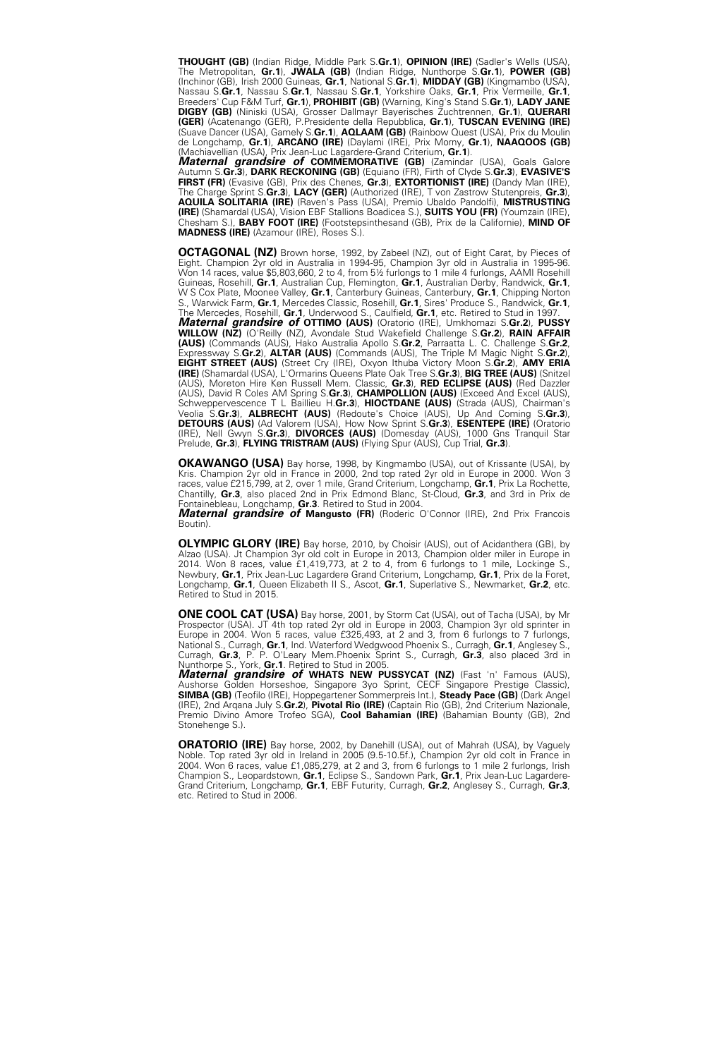**THOUGHT (GB)** (Indian Ridge, Middle Park S.**Gr.1**), **OPINION (IRE)** (Sadler's Wells (USA), The Metropolitan, **Gr.1**), **JWALA (GB)** (Indian Ridge, Nunthorpe S.**Gr.1**), **POWER (GB)** (Inchinor (GB), Irish 2000 Guineas, **Gr.1**, National S.**Gr.1**), **MIDDAY (GB)** (Kingmambo (USA), Nassau S.**Gr.1**, Nassau S.**Gr.1**, Nassau S.**Gr.1**, Yorkshire Oaks, **Gr.1**, Prix Vermeille, **Gr.1**, Breeders' Cup F&M Turf, **Gr.1**), **PROHIBIT (GB)** (Warning, King's Stand S.**Gr.1**), **LADY JANE DIGBY (GB)** (Niniski (USA), Grosser Dallmayr Bayerisches Zuchtrennen, **Gr.1**), **QUERARI (GER)** (Acatenango (GER), P.Presidente della Repubblica, **Gr.1**), **TUSCAN EVENING (IRE)** (Suave Dancer (USA), Gamely S.**Gr.1**), **AQLAAM (GB)** (Rainbow Quest (USA), Prix du Moulin de Longchamp, **Gr.1**), **ARCANO (IRE)** (Daylami (IRE), Prix Morny, **Gr.1**), **NAAQOOS (GB)** (Machiavellian (USA), Prix Jean-Luc Lagardere-Grand Criterium, **Gr.1**).
***Maternal grandsire of*** **COMMEMORATIVE (GB)** (Zamindar (USA), Goals Galore Autumn S.**Gr.3**), **DARK RECKONING (GB)** (Equiano (FR), Firth of Clyde S.**Gr.3**), **EVASIVE'S FIRST (FR)** (Evasive (GB), Prix des Chenes, **Gr.3**), **EXTORTIONIST (IRE)** (Dandy Man (IRE), The Charge Sprint S.**Gr.3**), **LACY (GER)** (Authorized (IRE), T von Zastrow Stutenpreis, **Gr.3**), **AQUILA SOLITARIA (IRE)** (Raven's Pass (USA), Premio Ubaldo Pandolfi), **MISTRUSTING (IRE)** (Shamardal (USA), Vision EBF Stallions Boadicea S.), **SUITS YOU (FR)** (Youmzain (IRE), Chesham S.), **BABY FOOT (IRE)** (Footstepsinthesand (GB), Prix de la Californie), **MIND OF MADNESS (IRE)** (Azamour (IRE), Roses S.).

**OCTAGONAL (NZ)** Brown horse, 1992, by Zabeel (NZ), out of Eight Carat, by Pieces of Eight. Champion 2yr old in Australia in 1994-95, Champion 3yr old in Australia in 1995-96. Won 14 races, value $5,803,660, 2 to 4, from 5½ furlongs to 1 mile 4 furlongs, AAMI Rosehill Guineas, Rosehill, **Gr.1**, Australian Cup, Flemington, **Gr.1**, Australian Derby, Randwick, **Gr.1**, W S Cox Plate, Moonee Valley, **Gr.1**, Canterbury Guineas, Canterbury, **Gr.1**, Chipping Norton S., Warwick Farm, **Gr.1**, Mercedes Classic, Rosehill, **Gr.1**, Sires' Produce S., Randwick, **Gr.1**, The Mercedes, Rosehill, **Gr.1**, Underwood S., Caulfield, **Gr.1**, etc. Retired to Stud in 1997.
***Maternal grandsire of*** **OTTIMO (AUS)** (Oratorio (IRE), Umkhomazi S.**Gr.2**), **PUSSY WILLOW (NZ)** (O'Reilly (NZ), Avondale Stud Wakefield Challenge S.**Gr.2**), **RAIN AFFAIR (AUS)** (Commands (AUS), Hako Australia Apollo S.**Gr.2**, Parraatta L. C. Challenge S.**Gr.2**, Expressway S.**Gr.2**), **ALTAR (AUS)** (Commands (AUS), The Triple M Magic Night S.**Gr.2**), **EIGHT STREET (AUS)** (Street Cry (IRE), Oxyon Ithuba Victory Moon S.**Gr.2**), **AMY ERIA (IRE)** (Shamardal (USA), L'Ormarins Queens Plate Oak Tree S.**Gr.3**), **BIG TREE (AUS)** (Snitzel (AUS), Moreton Hire Ken Russell Mem. Classic, **Gr.3**), **RED ECLIPSE (AUS)** (Red Dazzler (AUS), David R Coles AM Spring S.**Gr.3**), **CHAMPOLLION (AUS)** (Exceed And Excel (AUS), Schweppervescence T L Baillieu H.**Gr.3**), **HIOCTDANE (AUS)** (Strada (AUS), Chairman's Veolia S.**Gr.3**), **ALBRECHT (AUS)** (Redoute's Choice (AUS), Up And Coming S.**Gr.3**), **DETOURS (AUS)** (Ad Valorem (USA), How Now Sprint S.**Gr.3**), **ESENTEPE (IRE)** (Oratorio (IRE), Nell Gwyn S.**Gr.3**), **DIVORCES (AUS)** (Domesday (AUS), 1000 Gns Tranquil Star Prelude, **Gr.3**), **FLYING TRISTRAM (AUS)** (Flying Spur (AUS), Cup Trial, **Gr.3**).

**OKAWANGO (USA)** Bay horse, 1998, by Kingmambo (USA), out of Krissante (USA), by Kris. Champion 2yr old in France in 2000, 2nd top rated 2yr old in Europe in 2000. Won 3 races, value £215,799, at 2, over 1 mile, Grand Criterium, Longchamp, **Gr.1**, Prix La Rochette, Chantilly, **Gr.3**, also placed 2nd in Prix Edmond Blanc, St-Cloud, **Gr.3**, and 3rd in Prix de Fontainebleau, Longchamp, **Gr.3**. Retired to Stud in 2004.
***Maternal grandsire of*** **Mangusto (FR)** (Roderic O'Connor (IRE), 2nd Prix Francois Boutin).

**OLYMPIC GLORY (IRE)** Bay horse, 2010, by Choisir (AUS), out of Acidanthera (GB), by Alzao (USA). Jt Champion 3yr old colt in Europe in 2013, Champion older miler in Europe in 2014. Won 8 races, value £1,419,773, at 2 to 4, from 6 furlongs to 1 mile, Lockinge S., Newbury, **Gr.1**, Prix Jean-Luc Lagardere Grand Criterium, Longchamp, **Gr.1**, Prix de la Foret, Longchamp, **Gr.1**, Queen Elizabeth II S., Ascot, **Gr.1**, Superlative S., Newmarket, **Gr.2**, etc. Retired to Stud in 2015.

**ONE COOL CAT (USA)** Bay horse, 2001, by Storm Cat (USA), out of Tacha (USA), by Mr Prospector (USA). JT 4th top rated 2yr old in Europe in 2003, Champion 3yr old sprinter in Europe in 2004. Won 5 races, value £325,493, at 2 and 3, from 6 furlongs to 7 furlongs, National S., Curragh, **Gr.1**, Ind. Waterford Wedgwood Phoenix S., Curragh, **Gr.1**, Anglesey S., Curragh, **Gr.3**, P. P. O'Leary Mem.Phoenix Sprint S., Curragh, **Gr.3**, also placed 3rd in Nunthorpe S., York, **Gr.1**. Retired to Stud in 2005.
***Maternal grandsire of*** **WHATS NEW PUSSYCAT (NZ)** (Fast 'n' Famous (AUS), Aushorse Golden Horseshoe, Singapore 3yo Sprint, CECF Singapore Prestige Classic), **SIMBA (GB)** (Teofilo (IRE), Hoppegartener Sommerpreis Int.), **Steady Pace (GB)** (Dark Angel (IRE), 2nd Arqana July S.**Gr.2**), **Pivotal Rio (IRE)** (Captain Rio (GB), 2nd Criterium Nazionale, Premio Divino Amore Trofeo SGA), **Cool Bahamian (IRE)** (Bahamian Bounty (GB), 2nd Stonehenge S.).

**ORATORIO (IRE)** Bay horse, 2002, by Danehill (USA), out of Mahrah (USA), by Vaguely Noble. Top rated 3yr old in Ireland in 2005 (9.5-10.5f.), Champion 2yr old colt in France in 2004. Won 6 races, value £1,085,279, at 2 and 3, from 6 furlongs to 1 mile 2 furlongs, Irish Champion S., Leopardstown, **Gr.1**, Eclipse S., Sandown Park, **Gr.1**, Prix Jean-Luc Lagardere-Grand Criterium, Longchamp, **Gr.1**, EBF Futurity, Curragh, **Gr.2**, Anglesey S., Curragh, **Gr.3**, etc. Retired to Stud in 2006.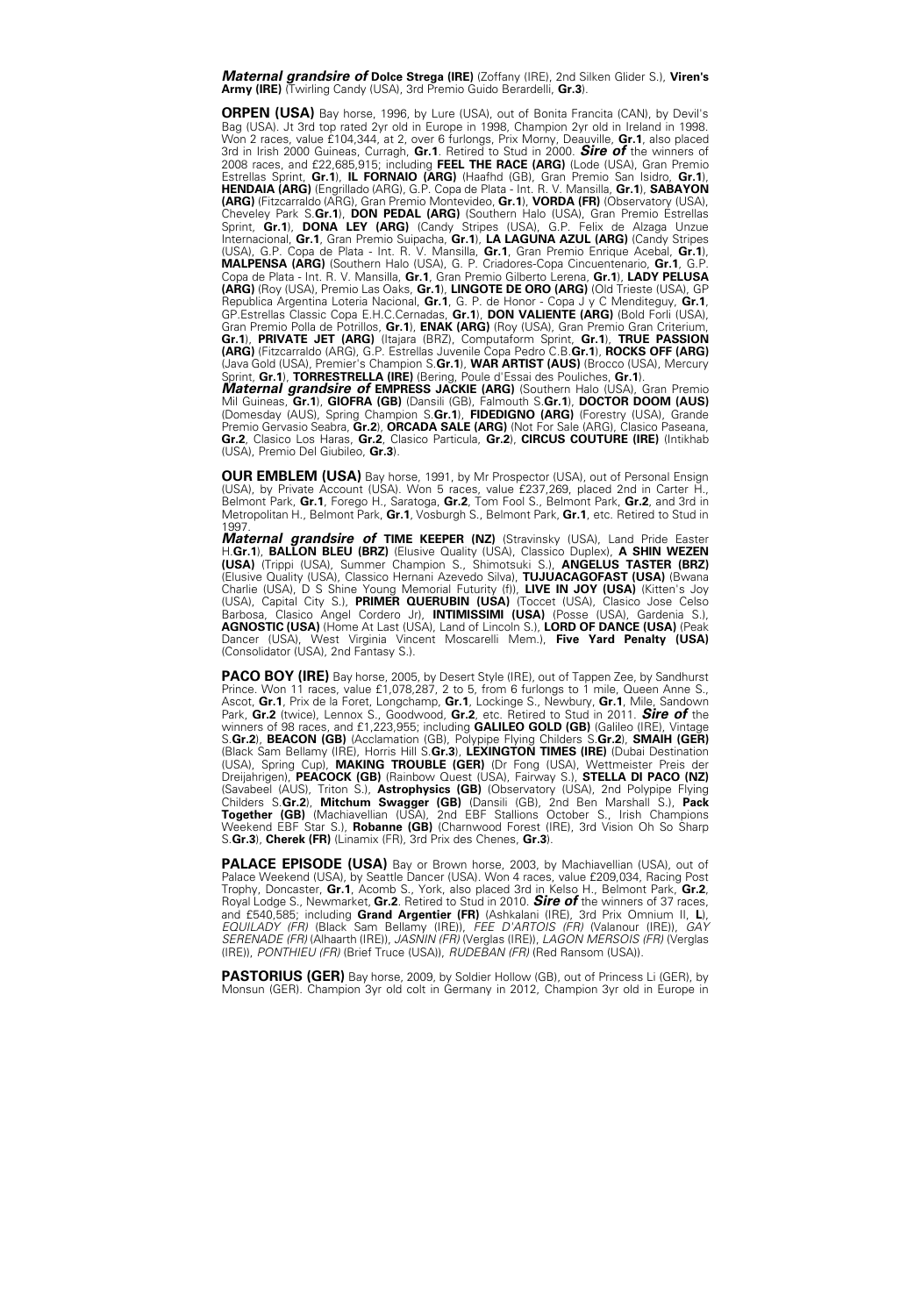***Maternal grandsire of*** **Dolce Strega (IRE)** (Zoffany (IRE), 2nd Silken Glider S.), **Viren's Army (IRE)** (Twirling Candy (USA), 3rd Premio Guido Berardelli, **Gr.3**).

**ORPEN (USA)** Bay horse, 1996, by Lure (USA), out of Bonita Francita (CAN), by Devil's Bag (USA). Jt 3rd top rated 2yr old in Europe in 1998, Champion 2yr old in Ireland in 1998. Won 2 races, value £104,344, at 2, over 6 furlongs, Prix Morny, Deauville, **Gr.1**, also placed 3rd in Irish 2000 Guineas, Curragh, **Gr.1**. Retired to Stud in 2000. ***Sire of*** the winners of 2008 races, and £22,685,915; including **FEEL THE RACE (ARG)** (Lode (USA), Gran Premio Estrellas Sprint, **Gr.1**), **IL FORNAIO (ARG)** (Haafhd (GB), Gran Premio San Isidro, **Gr.1**), **HENDAIA (ARG)** (Engrillado (ARG), G.P. Copa de Plata - Int. R. V. Mansilla, **Gr.1**), **SABAYON (ARG)** (Fitzcarraldo (ARG), Gran Premio Montevideo, **Gr.1**), **VORDA (FR)** (Observatory (USA), Cheveley Park S.**Gr.1**), **DON PEDAL (ARG)** (Southern Halo (USA), Gran Premio Estrellas Sprint, **Gr.1**), **DONA LEY (ARG)** (Candy Stripes (USA), G.P. Felix de Alzaga Unzue Internacional, **Gr.1**, Gran Premio Suipacha, **Gr.1**), **LA LAGUNA AZUL (ARG)** (Candy Stripes (USA), G.P. Copa de Plata - Int. R. V. Mansilla, **Gr.1**, Gran Premio Enrique Acebal, **Gr.1**), **MALPENSA (ARG)** (Southern Halo (USA), G. P. Criadores-Copa Cincuentenario, **Gr.1**, G.P. Copa de Plata - Int. R. V. Mansilla, **Gr.1**, Gran Premio Gilberto Lerena, **Gr.1**), **LADY PELUSA (ARG)** (Roy (USA), Premio Las Oaks, **Gr.1**), **LINGOTE DE ORO (ARG)** (Old Trieste (USA), GP Republica Argentina Loteria Nacional, **Gr.1**, G. P. de Honor - Copa J y C Menditeguy, **Gr.1**, GP.Estrellas Classic Copa E.H.C.Cernadas, **Gr.1**), **DON VALIENTE (ARG)** (Bold Forli (USA), Gran Premio Polla de Potrillos, **Gr.1**), **ENAK (ARG)** (Roy (USA), Gran Premio Gran Criterium, **Gr.1**), **PRIVATE JET (ARG)** (Itajara (BRZ), Computaform Sprint, **Gr.1**), **TRUE PASSION (ARG)** (Fitzcarraldo (ARG), G.P. Estrellas Juvenile Copa Pedro C.B.**Gr.1**), **ROCKS OFF (ARG)** (Java Gold (USA), Premier's Champion S.**Gr.1**), **WAR ARTIST (AUS)** (Brocco (USA), Mercury Sprint, **Gr.1**), **TORRESTRELLA (IRE)** (Bering, Poule d'Essai des Pouliches, **Gr.1**).
***Maternal grandsire of*** **EMPRESS JACKIE (ARG)** (Southern Halo (USA), Gran Premio Mil Guineas, **Gr.1**), **GIOFRA (GB)** (Dansili (GB), Falmouth S.**Gr.1**), **DOCTOR DOOM (AUS)** (Domesday (AUS), Spring Champion S.**Gr.1**), **FIDEDIGNO (ARG)** (Forestry (USA), Grande Premio Gervasio Seabra, **Gr.2**), **ORCADA SALE (ARG)** (Not For Sale (ARG), Clasico Paseana, **Gr.2**, Clasico Los Haras, **Gr.2**, Clasico Particula, **Gr.2**), **CIRCUS COUTURE (IRE)** (Intikhab (USA), Premio Del Giubileo, **Gr.3**).

**OUR EMBLEM (USA)** Bay horse, 1991, by Mr Prospector (USA), out of Personal Ensign (USA), by Private Account (USA). Won 5 races, value £237,269, placed 2nd in Carter H., Belmont Park, **Gr.1**, Forego H., Saratoga, **Gr.2**, Tom Fool S., Belmont Park, **Gr.2**, and 3rd in Metropolitan H., Belmont Park, **Gr.1**, Vosburgh S., Belmont Park, **Gr.1**, etc. Retired to Stud in 1997.
***Maternal grandsire of*** **TIME KEEPER (NZ)** (Stravinsky (USA), Land Pride Easter H.**Gr.1**), **BALLON BLEU (BRZ)** (Elusive Quality (USA), Classico Duplex), **A SHIN WEZEN (USA)** (Trippi (USA), Summer Champion S., Shimotsuki S.), **ANGELUS TASTER (BRZ)** (Elusive Quality (USA), Classico Hernani Azevedo Silva), **TUJUACAGOFAST (USA)** (Bwana Charlie (USA), D S Shine Young Memorial Futurity (f)), **LIVE IN JOY (USA)** (Kitten's Joy (USA), Capital City S.), **PRIMER QUERUBIN (USA)** (Toccet (USA), Clasico Jose Celso Barbosa, Clasico Angel Cordero Jr), **INTIMISSIMI (USA)** (Posse (USA), Gardenia S.), **AGNOSTIC (USA)** (Home At Last (USA), Land of Lincoln S.), **LORD OF DANCE (USA)** (Peak Dancer (USA), West Virginia Vincent Moscarelli Mem.), **Five Yard Penalty (USA)** (Consolidator (USA), 2nd Fantasy S.).

**PACO BOY (IRE)** Bay horse, 2005, by Desert Style (IRE), out of Tappen Zee, by Sandhurst Prince. Won 11 races, value £1,078,287, 2 to 5, from 6 furlongs to 1 mile, Queen Anne S., Ascot, **Gr.1**, Prix de la Foret, Longchamp, **Gr.1**, Lockinge S., Newbury, **Gr.1**, Mile, Sandown Park, **Gr.2** (twice), Lennox S., Goodwood, **Gr.2**, etc. Retired to Stud in 2011. ***Sire of*** the winners of 98 races, and £1,223,955; including **GALILEO GOLD (GB)** (Galileo (IRE), Vintage S.**Gr.2**), **BEACON (GB)** (Acclamation (GB), Polypipe Flying Childers S.**Gr.2**), **SMAIH (GER)** (Black Sam Bellamy (IRE), Horris Hill S.**Gr.3**), **LEXINGTON TIMES (IRE)** (Dubai Destination (USA), Spring Cup), **MAKING TROUBLE (GER)** (Dr Fong (USA), Wettmeister Preis der Dreijahrigen), **PEACOCK (GB)** (Rainbow Quest (USA), Fairway S.), **STELLA DI PACO (NZ)** (Savabeel (AUS), Triton S.), **Astrophysics (GB)** (Observatory (USA), 2nd Polypipe Flying Childers S.**Gr.2**), **Mitchum Swagger (GB)** (Dansili (GB), 2nd Ben Marshall S.), **Pack Together (GB)** (Machiavellian (USA), 2nd EBF Stallions October S., Irish Champions Weekend EBF Star S.), **Robanne (GB)** (Charnwood Forest (IRE), 3rd Vision Oh So Sharp S.**Gr.3**), **Cherek (FR)** (Linamix (FR), 3rd Prix des Chenes, **Gr.3**).

**PALACE EPISODE (USA)** Bay or Brown horse, 2003, by Machiavellian (USA), out of Palace Weekend (USA), by Seattle Dancer (USA). Won 4 races, value £209,034, Racing Post Trophy, Doncaster, **Gr.1**, Acomb S., York, also placed 3rd in Kelso H., Belmont Park, **Gr.2**, Royal Lodge S., Newmarket, **Gr.2**. Retired to Stud in 2010. ***Sire of*** the winners of 37 races, and £540,585; including **Grand Argentier (FR)** (Ashkalani (IRE), 3rd Prix Omnium II, **L**), *EQUILADY (FR)* (Black Sam Bellamy (IRE)), *FEE D'ARTOIS (FR)* (Valanour (IRE)), *GAY SERENADE (FR)* (Alhaarth (IRE)), *JASNIN (FR)* (Verglas (IRE)), *LAGON MERSOIS (FR)* (Verglas (IRE)), *PONTHIEU (FR)* (Brief Truce (USA)), *RUDEBAN (FR)* (Red Ransom (USA)).

**PASTORIUS (GER)** Bay horse, 2009, by Soldier Hollow (GB), out of Princess Li (GER), by Monsun (GER). Champion 3yr old colt in Germany in 2012, Champion 3yr old in Europe in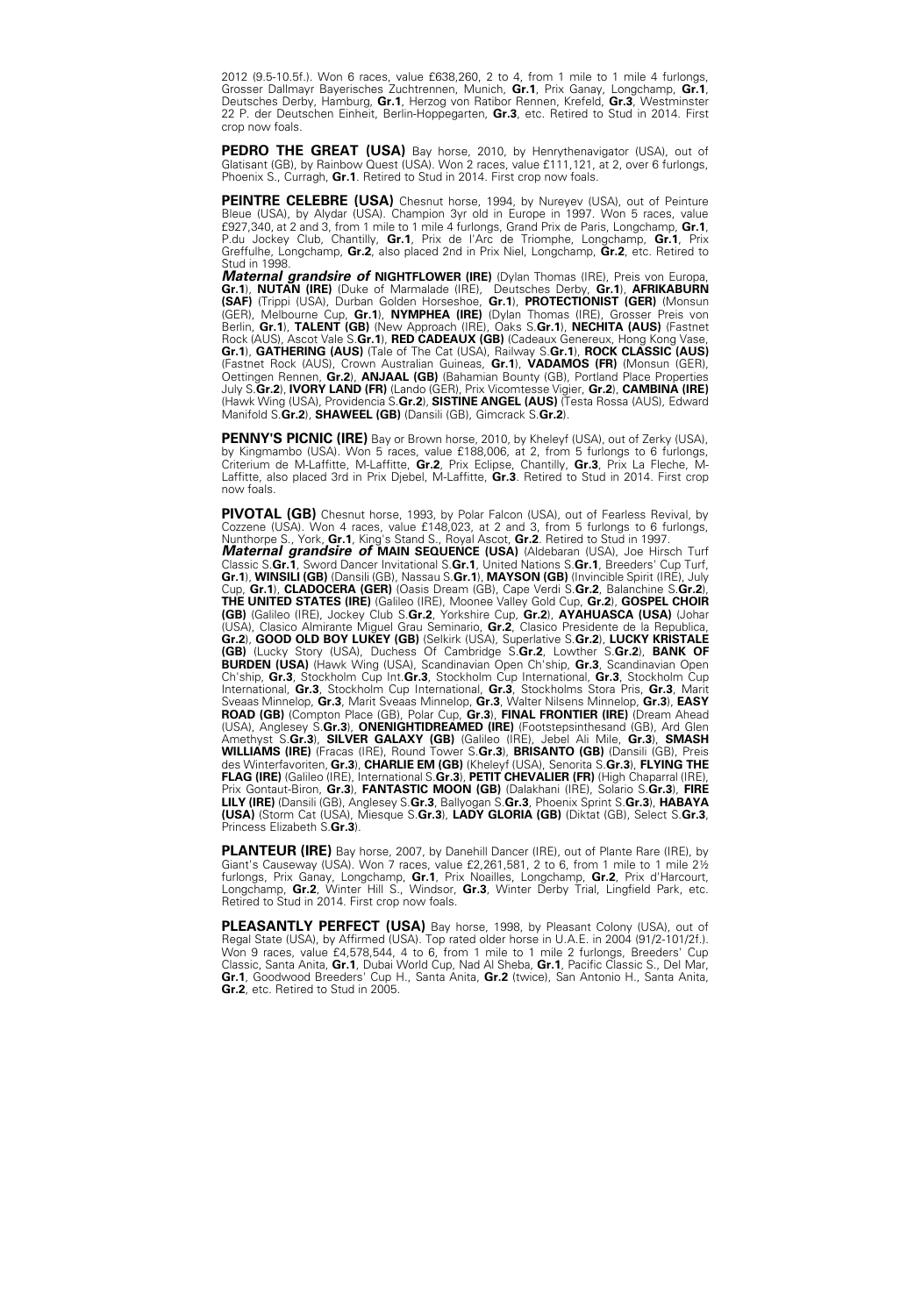2012 (9.5-10.5f.). Won 6 races, value £638,260, 2 to 4, from 1 mile to 1 mile 4 furlongs, Grosser Dallmayr Bayerisches Zuchtrennen, Munich, **Gr.1**, Prix Ganay, Longchamp, **Gr.1**, Deutsches Derby, Hamburg, **Gr.1**, Herzog von Ratibor Rennen, Krefeld, **Gr.3**, Westminster 22 P. der Deutschen Einheit, Berlin-Hoppegarten, **Gr.3**, etc. Retired to Stud in 2014. First crop now foals.

**PEDRO THE GREAT (USA)** Bay horse, 2010, by Henrythenavigator (USA), out of Glatisant (GB), by Rainbow Quest (USA). Won 2 races, value £111,121, at 2, over 6 furlongs, Phoenix S., Curragh, **Gr.1**. Retired to Stud in 2014. First crop now foals.

**PEINTRE CELEBRE (USA)** Chesnut horse, 1994, by Nureyev (USA), out of Peinture Bleue (USA), by Alydar (USA). Champion 3yr old in Europe in 1997. Won 5 races, value £927,340, at 2 and 3, from 1 mile to 1 mile 4 furlongs, Grand Prix de Paris, Longchamp, **Gr.1**, P.du Jockey Club, Chantilly, **Gr.1**, Prix de l'Arc de Triomphe, Longchamp, **Gr.1**, Prix Greffulhe, Longchamp, **Gr.2**, also placed 2nd in Prix Niel, Longchamp, **Gr.2**, etc. Retired to Stud in 1998.
***Maternal grandsire of*** **NIGHTFLOWER (IRE)** (Dylan Thomas (IRE), Preis von Europa, **Gr.1**), **NUTAN (IRE)** (Duke of Marmalade (IRE), Deutsches Derby, **Gr.1**), **AFRIKABURN (SAF)** (Trippi (USA), Durban Golden Horseshoe, **Gr.1**), **PROTECTIONIST (GER)** (Monsun (GER), Melbourne Cup, **Gr.1**), **NYMPHEA (IRE)** (Dylan Thomas (IRE), Grosser Preis von Berlin, **Gr.1**), **TALENT (GB)** (New Approach (IRE), Oaks S.**Gr.1**), **NECHITA (AUS)** (Fastnet Rock (AUS), Ascot Vale S.**Gr.1**), **RED CADEAUX (GB)** (Cadeaux Genereux, Hong Kong Vase, **Gr.1**), **GATHERING (AUS)** (Tale of The Cat (USA), Railway S.**Gr.1**), **ROCK CLASSIC (AUS)** (Fastnet Rock (AUS), Crown Australian Guineas, **Gr.1**), **VADAMOS (FR)** (Monsun (GER), Oettingen Rennen, **Gr.2**), **ANJAAL (GB)** (Bahamian Bounty (GB), Portland Place Properties July S.**Gr.2**), **IVORY LAND (FR)** (Lando (GER), Prix Vicomtesse Vigier, **Gr.2**), **CAMBINA (IRE)** (Hawk Wing (USA), Providencia S.**Gr.2**), **SISTINE ANGEL (AUS)** (Testa Rossa (AUS), Edward Manifold S.**Gr.2**), **SHAWEEL (GB)** (Dansili (GB), Gimcrack S.**Gr.2**).

**PENNY'S PICNIC (IRE)** Bay or Brown horse, 2010, by Kheleyf (USA), out of Zerky (USA), by Kingmambo (USA). Won 5 races, value £188,006, at 2, from 5 furlongs to 6 furlongs, Criterium de M-Laffitte, M-Laffitte, **Gr.2**, Prix Eclipse, Chantilly, **Gr.3**, Prix La Fleche, M-Laffitte, also placed 3rd in Prix Djebel, M-Laffitte, **Gr.3**. Retired to Stud in 2014. First crop now foals.

**PIVOTAL (GB)** Chesnut horse, 1993, by Polar Falcon (USA), out of Fearless Revival, by Cozzene (USA). Won 4 races, value £148,023, at 2 and 3, from 5 furlongs to 6 furlongs, Nunthorpe S., York, **Gr.1**, King's Stand S., Royal Ascot, **Gr.2**. Retired to Stud in 1997.
***Maternal grandsire of*** **MAIN SEQUENCE (USA)** (Aldebaran (USA), Joe Hirsch Turf Classic S.**Gr.1**, Sword Dancer Invitational S.**Gr.1**, United Nations S.**Gr.1**, Breeders' Cup Turf, **Gr.1**), **WINSILI (GB)** (Dansili (GB), Nassau S.**Gr.1**), **MAYSON (GB)** (Invincible Spirit (IRE), July Cup, **Gr.1**), **CLADOCERA (GER)** (Oasis Dream (GB), Cape Verdi S.**Gr.2**, Balanchine S.**Gr.2**), **THE UNITED STATES (IRE)** (Galileo (IRE), Moonee Valley Gold Cup, **Gr.2**), **GOSPEL CHOIR (GB)** (Galileo (IRE), Jockey Club S.**Gr.2**, Yorkshire Cup, **Gr.2**), **AYAHUASCA (USA)** (Johar (USA), Clasico Almirante Miguel Grau Seminario, **Gr.2**, Clasico Presidente de la Republica, **Gr.2**), **GOOD OLD BOY LUKEY (GB)** (Selkirk (USA), Superlative S.**Gr.2**), **LUCKY KRISTALE (GB)** (Lucky Story (USA), Duchess Of Cambridge S.**Gr.2**, Lowther S.**Gr.2**), **BANK OF BURDEN (USA)** (Hawk Wing (USA), Scandinavian Open Ch'ship, **Gr.3**, Scandinavian Open Ch'ship, **Gr.3**, Stockholm Cup Int.**Gr.3**, Stockholm Cup International, **Gr.3**, Stockholm Cup International, **Gr.3**, Stockholm Cup International, **Gr.3**, Stockholms Stora Pris, **Gr.3**, Marit Sveaas Minnelop, **Gr.3**, Marit Sveaas Minnelop, **Gr.3**, Walter Nilsens Minnelop, **Gr.3**), **EASY ROAD (GB)** (Compton Place (GB), Polar Cup, **Gr.3**), **FINAL FRONTIER (IRE)** (Dream Ahead (USA), Anglesey S.**Gr.3**), **ONENIGHTIDREAMED (IRE)** (Footstepsinthesand (GB), Ard Glen Amethyst S.**Gr.3**), **SILVER GALAXY (GB)** (Galileo (IRE), Jebel Ali Mile, **Gr.3**), **SMASH WILLIAMS (IRE)** (Fracas (IRE), Round Tower S.**Gr.3**), **BRISANTO (GB)** (Dansili (GB), Preis des Winterfavoriten, **Gr.3**), **CHARLIE EM (GB)** (Kheleyf (USA), Senorita S.**Gr.3**), **FLYING THE FLAG (IRE)** (Galileo (IRE), International S.**Gr.3**), **PETIT CHEVALIER (FR)** (High Chaparral (IRE), Prix Gontaut-Biron, **Gr.3**), **FANTASTIC MOON (GB)** (Dalakhani (IRE), Solario S.**Gr.3**), **FIRE LILY (IRE)** (Dansili (GB), Anglesey S.**Gr.3**, Ballyogan S.**Gr.3**, Phoenix Sprint S.**Gr.3**), **HABAYA (USA)** (Storm Cat (USA), Miesque S.**Gr.3**), **LADY GLORIA (GB)** (Diktat (GB), Select S.**Gr.3**, Princess Elizabeth S.**Gr.3**).

**PLANTEUR (IRE)** Bay horse, 2007, by Danehill Dancer (IRE), out of Plante Rare (IRE), by Giant's Causeway (USA). Won 7 races, value £2,261,581, 2 to 6, from 1 mile to 1 mile 2½ furlongs, Prix Ganay, Longchamp, **Gr.1**, Prix Noailles, Longchamp, **Gr.2**, Prix d'Harcourt, Longchamp, **Gr.2**, Winter Hill S., Windsor, **Gr.3**, Winter Derby Trial, Lingfield Park, etc. Retired to Stud in 2014. First crop now foals.

**PLEASANTLY PERFECT (USA)** Bay horse, 1998, by Pleasant Colony (USA), out of Regal State (USA), by Affirmed (USA). Top rated older horse in U.A.E. in 2004 (91/2-101/2f.). Won 9 races, value £4,578,544, 4 to 6, from 1 mile to 1 mile 2 furlongs, Breeders' Cup Classic, Santa Anita, **Gr.1**, Dubai World Cup, Nad Al Sheba, **Gr.1**, Pacific Classic S., Del Mar, **Gr.1**, Goodwood Breeders' Cup H., Santa Anita, **Gr.2** (twice), San Antonio H., Santa Anita, **Gr.2**, etc. Retired to Stud in 2005.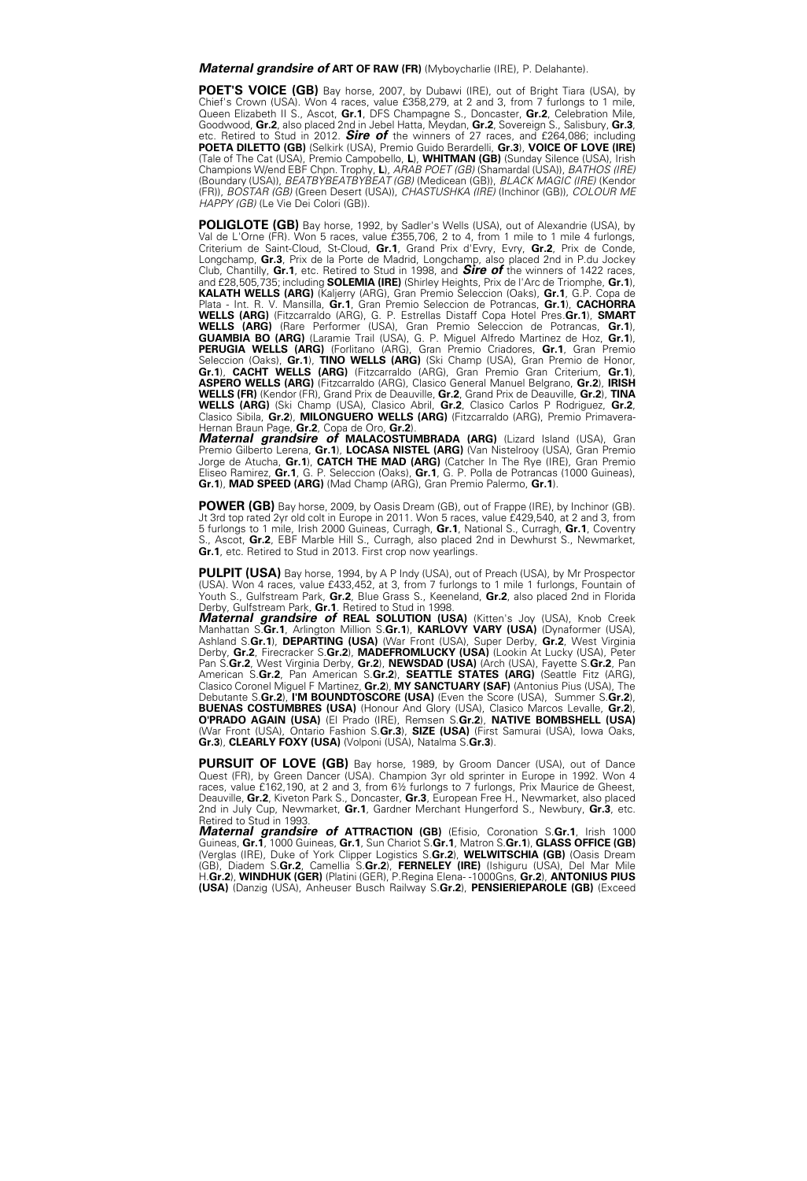***Maternal grandsire of*** **ART OF RAW (FR)** (Myboycharlie (IRE), P. Delahante).

**POET'S VOICE (GB)** Bay horse, 2007, by Dubawi (IRE), out of Bright Tiara (USA), by Chief's Crown (USA). Won 4 races, value £358,279, at 2 and 3, from 7 furlongs to 1 mile, Queen Elizabeth II S., Ascot, **Gr.1**, DFS Champagne S., Doncaster, **Gr.2**, Celebration Mile, Goodwood, **Gr.2**, also placed 2nd in Jebel Hatta, Meydan, **Gr.2**, Sovereign S., Salisbury, **Gr.3**, etc. Retired to Stud in 2012. ***Sire of*** the winners of 27 races, and £264,086; including **POETA DILETTO (GB)** (Selkirk (USA), Premio Guido Berardelli, **Gr.3**), **VOICE OF LOVE (IRE)** (Tale of The Cat (USA), Premio Campobello, **L**), **WHITMAN (GB)** (Sunday Silence (USA), Irish Champions W/end EBF Chpn. Trophy, **L**), *ARAB POET (GB)* (Shamardal (USA)), *BATHOS (IRE)* (Boundary (USA)), *BEATBYBEATBYBEAT (GB)* (Medicean (GB)), *BLACK MAGIC (IRE)* (Kendor (FR)), *BOSTAR (GB)* (Green Desert (USA)), *CHASTUSHKA (IRE)* (Inchinor (GB)), *COLOUR ME HAPPY (GB)* (Le Vie Dei Colori (GB)).

**POLIGLOTE (GB)** Bay horse, 1992, by Sadler's Wells (USA), out of Alexandrie (USA), by Val de L'Orne (FR). Won 5 races, value £355,706, 2 to 4, from 1 mile to 1 mile 4 furlongs, Criterium de Saint-Cloud, St-Cloud, **Gr.1**, Grand Prix d'Evry, Evry, **Gr.2**, Prix de Conde, Longchamp, **Gr.3**, Prix de la Porte de Madrid, Longchamp, also placed 2nd in P.du Jockey Club, Chantilly, **Gr.1**, etc. Retired to Stud in 1998, and ***Sire of*** the winners of 1422 races, and £28,505,735; including **SOLEMIA (IRE)** (Shirley Heights, Prix de l'Arc de Triomphe, **Gr.1**), **KALATH WELLS (ARG)** (Kaljerry (ARG), Gran Premio Seleccion (Oaks), **Gr.1**, G.P. Copa de Plata - Int. R. V. Mansilla, **Gr.1**, Gran Premio Seleccion de Potrancas, **Gr.1**), **CACHORRA WELLS (ARG)** (Fitzcarraldo (ARG), G. P. Estrellas Distaff Copa Hotel Pres.**Gr.1**), **SMART WELLS (ARG)** (Rare Performer (USA), Gran Premio Seleccion de Potrancas, **Gr.1**), **GUAMBIA BO (ARG)** (Laramie Trail (USA), G. P. Miguel Alfredo Martinez de Hoz, **Gr.1**), **PERUGIA WELLS (ARG)** (Forlitano (ARG), Gran Premio Criadores, **Gr.1**, Gran Premio Seleccion (Oaks), **Gr.1**), **TINO WELLS (ARG)** (Ski Champ (USA), Gran Premio de Honor, **Gr.1**), **CACHT WELLS (ARG)** (Fitzcarraldo (ARG), Gran Premio Gran Criterium, **Gr.1**), **ASPERO WELLS (ARG)** (Fitzcarraldo (ARG), Clasico General Manuel Belgrano, **Gr.2**), **IRISH WELLS (FR)** (Kendor (FR), Grand Prix de Deauville, **Gr.2**, Grand Prix de Deauville, **Gr.2**), **TINA WELLS (ARG)** (Ski Champ (USA), Clasico Abril, **Gr.2**, Clasico Carlos P Rodriguez, **Gr.2**, Clasico Sibila, **Gr.2**), **MILONGUERO WELLS (ARG)** (Fitzcarraldo (ARG), Premio Primavera-Hernan Braun Page, **Gr.2**, Copa de Oro, **Gr.2**).
***Maternal grandsire of*** **MALACOSTUMBRADA (ARG)** (Lizard Island (USA), Gran Premio Gilberto Lerena, **Gr.1**), **LOCASA NISTEL (ARG)** (Van Nistelrooy (USA), Gran Premio Jorge de Atucha, **Gr.1**), **CATCH THE MAD (ARG)** (Catcher In The Rye (IRE), Gran Premio Eliseo Ramirez, **Gr.1**, G. P. Seleccion (Oaks), **Gr.1**, G. P. Polla de Potrancas (1000 Guineas), **Gr.1**), **MAD SPEED (ARG)** (Mad Champ (ARG), Gran Premio Palermo, **Gr.1**).

**POWER (GB)** Bay horse, 2009, by Oasis Dream (GB), out of Frappe (IRE), by Inchinor (GB). Jt 3rd top rated 2yr old colt in Europe in 2011. Won 5 races, value £429,540, at 2 and 3, from 5 furlongs to 1 mile, Irish 2000 Guineas, Curragh, **Gr.1**, National S., Curragh, **Gr.1**, Coventry S., Ascot, **Gr.2**, EBF Marble Hill S., Curragh, also placed 2nd in Dewhurst S., Newmarket, **Gr.1**, etc. Retired to Stud in 2013. First crop now yearlings.

**PULPIT (USA)** Bay horse, 1994, by A P Indy (USA), out of Preach (USA), by Mr Prospector (USA). Won 4 races, value £433,452, at 3, from 7 furlongs to 1 mile 1 furlongs, Fountain of Youth S., Gulfstream Park, **Gr.2**, Blue Grass S., Keeneland, **Gr.2**, also placed 2nd in Florida Derby, Gulfstream Park, **Gr.1**. Retired to Stud in 1998.
***Maternal grandsire of*** **REAL SOLUTION (USA)** (Kitten's Joy (USA), Knob Creek Manhattan S.**Gr.1**, Arlington Million S.**Gr.1**), **KARLOVY VARY (USA)** (Dynaformer (USA), Ashland S.**Gr.1**), **DEPARTING (USA)** (War Front (USA), Super Derby, **Gr.2**, West Virginia Derby, **Gr.2**, Firecracker S.**Gr.2**), **MADEFROMLUCKY (USA)** (Lookin At Lucky (USA), Peter Pan S.**Gr.2**, West Virginia Derby, **Gr.2**), **NEWSDAD (USA)** (Arch (USA), Fayette S.**Gr.2**, Pan American S.**Gr.2**, Pan American S.**Gr.2**), **SEATTLE STATES (ARG)** (Seattle Fitz (ARG), Clasico Coronel Miguel F Martinez, **Gr.2**), **MY SANCTUARY (SAF)** (Antonius Pius (USA), The Debutante S.**Gr.2**), **I'M BOUNDTOSCORE (USA)** (Even the Score (USA), Summer S.**Gr.2**), **BUENAS COSTUMBRES (USA)** (Honour And Glory (USA), Clasico Marcos Levalle, **Gr.2**), **O'PRADO AGAIN (USA)** (El Prado (IRE), Remsen S.**Gr.2**), **NATIVE BOMBSHELL (USA)** (War Front (USA), Ontario Fashion S.**Gr.3**), **SIZE (USA)** (First Samurai (USA), Iowa Oaks, **Gr.3**), **CLEARLY FOXY (USA)** (Volponi (USA), Natalma S.**Gr.3**).

**PURSUIT OF LOVE (GB)** Bay horse, 1989, by Groom Dancer (USA), out of Dance Quest (FR), by Green Dancer (USA). Champion 3yr old sprinter in Europe in 1992. Won 4 races, value £162,190, at 2 and 3, from 6½ furlongs to 7 furlongs, Prix Maurice de Gheest, Deauville, **Gr.2**, Kiveton Park S., Doncaster, **Gr.3**, European Free H., Newmarket, also placed 2nd in July Cup, Newmarket, **Gr.1**, Gardner Merchant Hungerford S., Newbury, **Gr.3**, etc. Retired to Stud in 1993.
***Maternal grandsire of*** **ATTRACTION (GB)** (Efisio, Coronation S.**Gr.1**, Irish 1000 Guineas, **Gr.1**, 1000 Guineas, **Gr.1**, Sun Chariot S.**Gr.1**, Matron S.**Gr.1**), **GLASS OFFICE (GB)** (Verglas (IRE), Duke of York Clipper Logistics S.**Gr.2**), **WELWITSCHIA (GB)** (Oasis Dream (GB), Diadem S.**Gr.2**, Camellia S.**Gr.2**), **FERNELEY (IRE)** (Ishiguru (USA), Del Mar Mile H.**Gr.2**), **WINDHUK (GER)** (Platini (GER), P.Regina Elena- -1000Gns, **Gr.2**), **ANTONIUS PIUS (USA)** (Danzig (USA), Anheuser Busch Railway S.**Gr.2**), **PENSIERIEPAROLE (GB)** (Exceed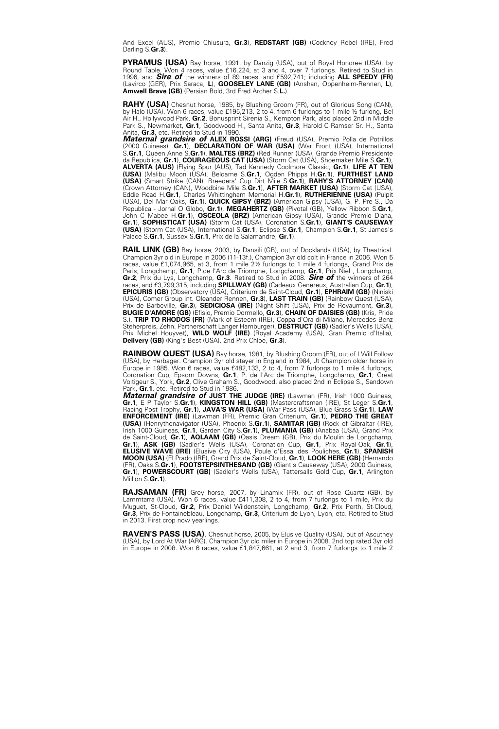And Excel (AUS), Premio Chiusura, **Gr.3**), **REDSTART (GB)** (Cockney Rebel (IRE), Fred Darling S.**Gr.3**).

**PYRAMUS (USA)** Bay horse, 1991, by Danzig (USA), out of Royal Honoree (USA), by Round Table. Won 4 races, value £16,224, at 3 and 4, over 7 furlongs. Retired to Stud in 1996, and ***Sire of*** the winners of 89 races, and £592,741; including **ALL SPEEDY (FR)** (Lavirco (GER), Prix Saraca, **L**), **GOOSELEY LANE (GB)** (Anshan, Oppenheim-Rennen, **L**), **Amwell Brave (GB)** (Persian Bold, 3rd Fred Archer S.**L.**).

**RAHY (USA)** Chesnut horse, 1985, by Blushing Groom (FR), out of Glorious Song (CAN), by Halo (USA). Won 6 races, value £195,213, 2 to 4, from 6 furlongs to 1 mile ½ furlong, Bel Air H., Hollywood Park, **Gr.2**, Bonusprint Sirenia S., Kempton Park, also placed 2nd in Middle Park S., Newmarket, **Gr.1**, Goodwood H., Santa Anita, **Gr.3**, Harold C Ramser Sr. H., Santa Anita, **Gr.3**, etc. Retired to Stud in 1990.
***Maternal grandsire of*** **ALEX ROSSI (ARG)** (Freud (USA), Premio Polla de Potrillos (2000 Guineas), **Gr.1**), **DECLARATION OF WAR (USA)** (War Front (USA), International S.**Gr.1**, Queen Anne S.**Gr.1**), **MALTES (BRZ)** (Red Runner (USA), Grande Premio Presidente da Republica, **Gr.1**), **COURAGEOUS CAT (USA)** (Storm Cat (USA), Shoemaker Mile S.**Gr.1**), **ALVERTA (AUS)** (Flying Spur (AUS), Tad Kennedy Coolmore Classic, **Gr.1**), **LIFE AT TEN (USA)** (Malibu Moon (USA), Beldame S.**Gr.1**, Ogden Phipps H.**Gr.1**), **FURTHEST LAND (USA)** (Smart Strike (CAN), Breeders' Cup Dirt Mile S.**Gr.1**), **RAHY'S ATTORNEY (CAN)** (Crown Attorney (CAN), Woodbine Mile S.**Gr.1**), **AFTER MARKET (USA)** (Storm Cat (USA), Eddie Read H.**Gr.1**, Charles Whittingham Memorial H.**Gr.1**), **RUTHERIENNE (USA)** (Pulpit (USA), Del Mar Oaks, **Gr.1**), **QUICK GIPSY (BRZ)** (American Gipsy (USA), G. P. Pre S., Da Republica - Jornal O Globo, **Gr.1**), **MEGAHERTZ (GB)** (Pivotal (GB), Yellow Ribbon S.**Gr.1**, John C Mabee H.**Gr.1**), **OSCEOLA (BRZ)** (American Gipsy (USA), Grande Premio Diana, **Gr.1**), **SOPHISTICAT (USA)** (Storm Cat (USA), Coronation S.**Gr.1**), **GIANT'S CAUSEWAY (USA)** (Storm Cat (USA), International S.**Gr.1**, Eclipse S.**Gr.1**, Champion S.**Gr.1**, St James's Palace S.**Gr.1**, Sussex S.**Gr.1**, Prix de la Salamandre, **Gr.1**).

**RAIL LINK (GB)** Bay horse, 2003, by Dansili (GB), out of Docklands (USA), by Theatrical. Champion 3yr old in Europe in 2006 (11-13f.), Champion 3yr old colt in France in 2006. Won 5 races, value £1,074,965, at 3, from 1 mile 2½ furlongs to 1 mile 4 furlongs, Grand Prix de Paris, Longchamp, **Gr.1**, P.de l'Arc de Triomphe, Longchamp, **Gr.1**, Prix Niel , Longchamp, **Gr.2**, Prix du Lys, Longchamp, **Gr.3**. Retired to Stud in 2008. ***Sire of*** the winners of 264 races, and £3,799,315; including **SPILLWAY (GB)** (Cadeaux Genereux, Australian Cup, **Gr.1**), **EPICURIS (GB)** (Observatory (USA), Criterium de Saint-Cloud, **Gr.1**), **EPHRAIM (GB)** (Niniski (USA), Comer Group Int. Oleander Rennen, **Gr.3**), **LAST TRAIN (GB)** (Rainbow Quest (USA), Prix de Barbeville, **Gr.3**), **SEDICIOSA (IRE)** (Night Shift (USA), Prix de Royaumont, **Gr.3**), **BUGIE D'AMORE (GB)** (Efisio, Premio Dormello, **Gr.3**), **CHAIN OF DAISIES (GB)** (Kris, Pride S.), **TRIP TO RHODOS (FR)** (Mark of Esteem (IRE), Coppa d'Ora di Milano, Mercedes Benz Steherpreis, Zehn. Partnerschaft Langer Hamburger), **DESTRUCT (GB)** (Sadler's Wells (USA), Prix Michel Houyvet), **WILD WOLF (IRE)** (Royal Academy (USA), Gran Premio d'Italia), **Delivery (GB)** (King's Best (USA), 2nd Prix Chloe, **Gr.3**).

**RAINBOW QUEST (USA)** Bay horse, 1981, by Blushing Groom (FR), out of I Will Follow (USA), by Herbager. Champion 3yr old stayer in England in 1984, Jt Champion older horse in Europe in 1985. Won 6 races, value £482,133, 2 to 4, from 7 furlongs to 1 mile 4 furlongs, Coronation Cup, Epsom Downs, **Gr.1**, P. de l'Arc de Triomphe, Longchamp, **Gr.1**, Great Voltigeur S., York, **Gr.2**, Clive Graham S., Goodwood, also placed 2nd in Eclipse S., Sandown Park, **Gr.1**, etc. Retired to Stud in 1986.
***Maternal grandsire of*** **JUST THE JUDGE (IRE)** (Lawman (FR), Irish 1000 Guineas, **Gr.1**, E P Taylor S.**Gr.1**), **KINGSTON HILL (GB)** (Mastercraftsman (IRE), St Leger S.**Gr.1**, Racing Post Trophy, **Gr.1**), **JAVA'S WAR (USA)** (War Pass (USA), Blue Grass S.**Gr.1**), **LAW ENFORCEMENT (IRE)** (Lawman (FR), Premio Gran Criterium, **Gr.1**), **PEDRO THE GREAT (USA)** (Henrythenavigator (USA), Phoenix S.**Gr.1**), **SAMITAR (GB)** (Rock of Gibraltar (IRE), Irish 1000 Guineas, **Gr.1**, Garden City S.**Gr.1**), **PLUMANIA (GB)** (Anabaa (USA), Grand Prix de Saint-Cloud, **Gr.1**), **AQLAAM (GB)** (Oasis Dream (GB), Prix du Moulin de Longchamp, **Gr.1**), **ASK (GB)** (Sadler's Wells (USA), Coronation Cup, **Gr.1**, Prix Royal-Oak, **Gr.1**), **ELUSIVE WAVE (IRE)** (Elusive City (USA), Poule d'Essai des Pouliches, **Gr.1**), **SPANISH MOON (USA)** (El Prado (IRE), Grand Prix de Saint-Cloud, **Gr.1**), **LOOK HERE (GB)** (Hernando (FR), Oaks S.**Gr.1**), **FOOTSTEPSINTHESAND (GB)** (Giant's Causeway (USA), 2000 Guineas, **Gr.1**), **POWERSCOURT (GB)** (Sadler's Wells (USA), Tattersalls Gold Cup, **Gr.1**, Arlington Million S.**Gr.1**).

**RAJSAMAN (FR)** Grey horse, 2007, by Linamix (FR), out of Rose Quartz (GB), by Lammtarra (USA). Won 6 races, value £411,308, 2 to 4, from 7 furlongs to 1 mile, Prix du Muguet, St-Cloud, **Gr.2**, Prix Daniel Wildenstein, Longchamp, **Gr.2**, Prix Perth, St-Cloud, **Gr.3**, Prix de Fontainebleau, Longchamp, **Gr.3**, Criterium de Lyon, Lyon, etc. Retired to Stud in 2013. First crop now yearlings.

**RAVEN'S PASS (USA)**, Chesnut horse, 2005, by Elusive Quality (USA), out of Ascutney (USA), by Lord At War (ARG). Champion 3yr old miler in Europe in 2008. 2nd top rated 3yr old in Europe in 2008. Won 6 races, value £1,847,661, at 2 and 3, from 7 furlongs to 1 mile 2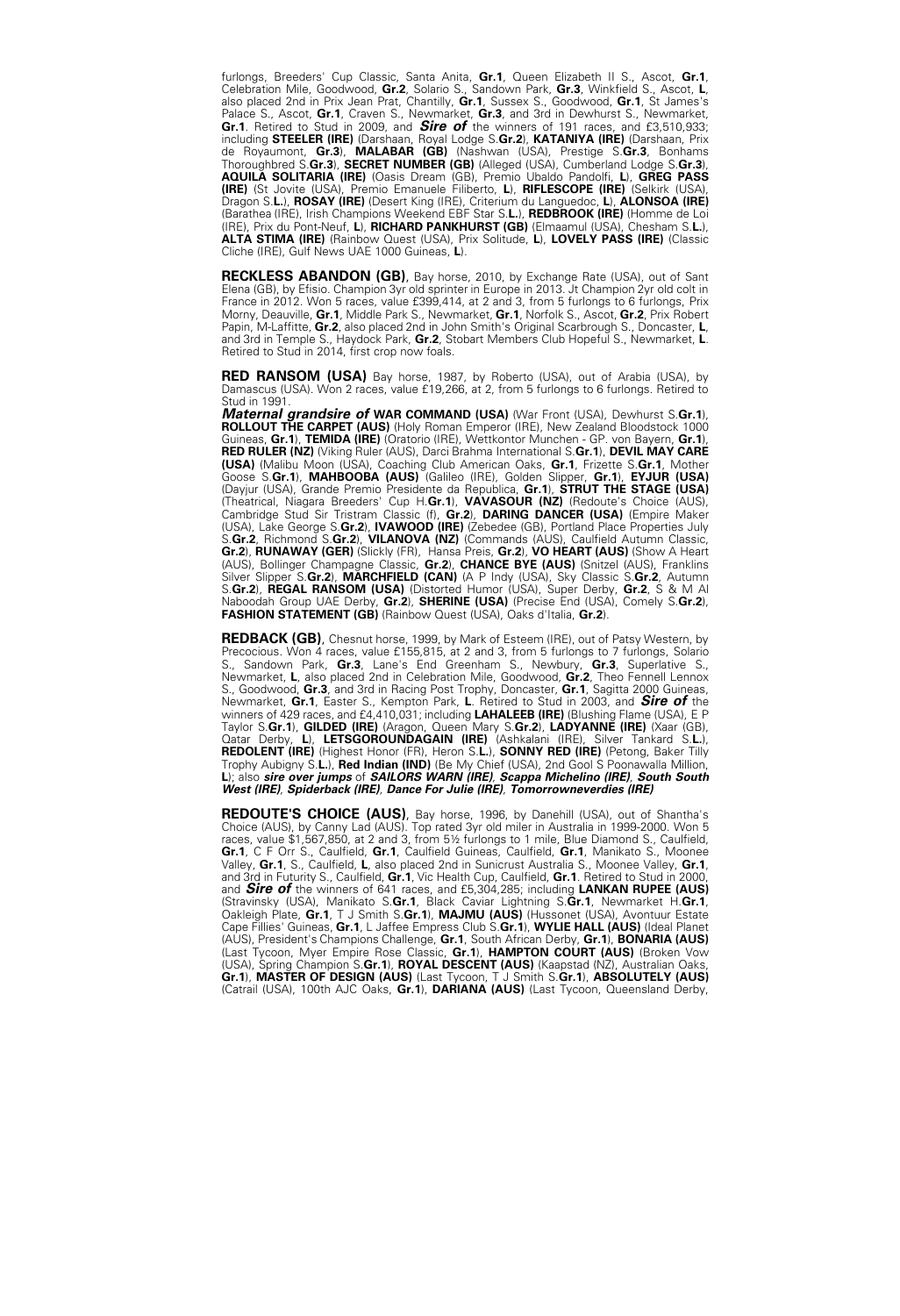furlongs, Breeders' Cup Classic, Santa Anita, **Gr.1**, Queen Elizabeth II S., Ascot, **Gr.1**, Celebration Mile, Goodwood, **Gr.2**, Solario S., Sandown Park, **Gr.3**, Winkfield S., Ascot, **L**, also placed 2nd in Prix Jean Prat, Chantilly, **Gr.1**, Sussex S., Goodwood, **Gr.1**, St James's Palace S., Ascot, **Gr.1**, Craven S., Newmarket, **Gr.3**, and 3rd in Dewhurst S., Newmarket, **Gr.1**. Retired to Stud in 2009, and ***Sire of*** the winners of 191 races, and £3,510,933; including **STEELER (IRE)** (Darshaan, Royal Lodge S.**Gr.2**), **KATANIYA (IRE)** (Darshaan, Prix de Royaumont, **Gr.3**), **MALABAR (GB)** (Nashwan (USA), Prestige S.**Gr.3**, Bonhams Thoroughbred S.**Gr.3**), **SECRET NUMBER (GB)** (Alleged (USA), Cumberland Lodge S.**Gr.3**), **AQUILA SOLITARIA (IRE)** (Oasis Dream (GB), Premio Ubaldo Pandolfi, **L**), **GREG PASS (IRE)** (St Jovite (USA), Premio Emanuele Filiberto, **L**), **RIFLESCOPE (IRE)** (Selkirk (USA), Dragon S.**L.**), **ROSAY (IRE)** (Desert King (IRE), Criterium du Languedoc, **L**), **ALONSOA (IRE)** (Barathea (IRE), Irish Champions Weekend EBF Star S.**L.**), **REDBROOK (IRE)** (Homme de Loi (IRE), Prix du Pont-Neuf, **L**), **RICHARD PANKHURST (GB)** (Elmaamul (USA), Chesham S.**L.**), **ALTA STIMA (IRE)** (Rainbow Quest (USA), Prix Solitude, **L**), **LOVELY PASS (IRE)** (Classic Cliche (IRE), Gulf News UAE 1000 Guineas, **L**).

**RECKLESS ABANDON (GB)**, Bay horse, 2010, by Exchange Rate (USA), out of Sant Elena (GB), by Efisio. Champion 3yr old sprinter in Europe in 2013. Jt Champion 2yr old colt in France in 2012. Won 5 races, value £399,414, at 2 and 3, from 5 furlongs to 6 furlongs, Prix Morny, Deauville, **Gr.1**, Middle Park S., Newmarket, **Gr.1**, Norfolk S., Ascot, **Gr.2**, Prix Robert Papin, M-Laffitte, **Gr.2**, also placed 2nd in John Smith's Original Scarbrough S., Doncaster, **L**, and 3rd in Temple S., Haydock Park, **Gr.2**, Stobart Members Club Hopeful S., Newmarket, **L**. Retired to Stud in 2014, first crop now foals.

**RED RANSOM (USA)** Bay horse, 1987, by Roberto (USA), out of Arabia (USA), by Damascus (USA). Won 2 races, value £19,266, at 2, from 5 furlongs to 6 furlongs. Retired to Stud in 1991.
***Maternal grandsire of*** **WAR COMMAND (USA)** (War Front (USA), Dewhurst S.**Gr.1**), **ROLLOUT THE CARPET (AUS)** (Holy Roman Emperor (IRE), New Zealand Bloodstock 1000 Guineas, **Gr.1**), **TEMIDA (IRE)** (Oratorio (IRE), Wettkontor Munchen - GP. von Bayern, **Gr.1**), **RED RULER (NZ)** (Viking Ruler (AUS), Darci Brahma International S.**Gr.1**), **DEVIL MAY CARE (USA)** (Malibu Moon (USA), Coaching Club American Oaks, **Gr.1**, Frizette S.**Gr.1**, Mother Goose S.**Gr.1**), **MAHBOOBA (AUS)** (Galileo (IRE), Golden Slipper, **Gr.1**), **EYJUR (USA)** (Dayjur (USA), Grande Premio Presidente da Republica, **Gr.1**), **STRUT THE STAGE (USA)** (Theatrical, Niagara Breeders' Cup H.**Gr.1**), **VAVASOUR (NZ)** (Redoute's Choice (AUS), Cambridge Stud Sir Tristram Classic (f), **Gr.2**), **DARING DANCER (USA)** (Empire Maker (USA), Lake George S.**Gr.2**), **IVAWOOD (IRE)** (Zebedee (GB), Portland Place Properties July S.**Gr.2**, Richmond S.**Gr.2**), **VILANOVA (NZ)** (Commands (AUS), Caulfield Autumn Classic, **Gr.2**), **RUNAWAY (GER)** (Slickly (FR), Hansa Preis, **Gr.2**), **VO HEART (AUS)** (Show A Heart (AUS), Bollinger Champagne Classic, **Gr.2**), **CHANCE BYE (AUS)** (Snitzel (AUS), Franklins Silver Slipper S.**Gr.2**), **MARCHFIELD (CAN)** (A P Indy (USA), Sky Classic S.**Gr.2**, Autumn S.**Gr.2**), **REGAL RANSOM (USA)** (Distorted Humor (USA), Super Derby, **Gr.2**, S & M Al Naboodah Group UAE Derby, **Gr.2**), **SHERINE (USA)** (Precise End (USA), Comely S.**Gr.2**), **FASHION STATEMENT (GB)** (Rainbow Quest (USA), Oaks d'Italia, **Gr.2**).

**REDBACK (GB)**, Chesnut horse, 1999, by Mark of Esteem (IRE), out of Patsy Western, by Precocious. Won 4 races, value £155,815, at 2 and 3, from 5 furlongs to 7 furlongs, Solario S., Sandown Park, **Gr.3**, Lane's End Greenham S., Newbury, **Gr.3**, Superlative S., Newmarket, **L**, also placed 2nd in Celebration Mile, Goodwood, **Gr.2**, Theo Fennell Lennox S., Goodwood, **Gr.3**, and 3rd in Racing Post Trophy, Doncaster, **Gr.1**, Sagitta 2000 Guineas, Newmarket, **Gr.1**, Easter S., Kempton Park, **L**. Retired to Stud in 2003, and ***Sire of*** the winners of 429 races, and £4,410,031; including **LAHALEEB (IRE)** (Blushing Flame (USA), E P Taylor S.**Gr.1**), **GILDED (IRE)** (Aragon, Queen Mary S.**Gr.2**), **LADYANNE (IRE)** (Xaar (GB), Qatar Derby, **L**), **LETSGOROUNDAGAIN (IRE)** (Ashkalani (IRE), Silver Tankard S.**L.**), **REDOLENT (IRE)** (Highest Honor (FR), Heron S.**L.**), **SONNY RED (IRE)** (Petong, Baker Tilly Trophy Aubigny S.**L.**), **Red Indian (IND)** (Be My Chief (USA), 2nd Gool S Poonawalla Million, **L**); also ***sire over jumps*** of ***SAILORS WARN (IRE)***, ***Scappa Michelino (IRE)***, ***South South West (IRE)***, ***Spiderback (IRE)***, ***Dance For Julie (IRE)***, ***Tomorrowneverdies (IRE)***

**REDOUTE'S CHOICE (AUS)**, Bay horse, 1996, by Danehill (USA), out of Shantha's Choice (AUS), by Canny Lad (AUS). Top rated 3yr old miler in Australia in 1999-2000. Won 5 races, value $1,567,850, at 2 and 3, from 5½ furlongs to 1 mile, Blue Diamond S., Caulfield, **Gr.1**, C F Orr S., Caulfield, **Gr.1**, Caulfield Guineas, Caulfield, **Gr.1**, Manikato S., Moonee Valley, **Gr.1**, S., Caulfield, **L**, also placed 2nd in Sunicrust Australia S., Moonee Valley, **Gr.1**, and 3rd in Futurity S., Caulfield, **Gr.1**, Vic Health Cup, Caulfield, **Gr.1**. Retired to Stud in 2000, and ***Sire of*** the winners of 641 races, and £5,304,285; including **LANKAN RUPEE (AUS)** (Stravinsky (USA), Manikato S.**Gr.1**, Black Caviar Lightning S.**Gr.1**, Newmarket H.**Gr.1**, Oakleigh Plate, **Gr.1**, T J Smith S.**Gr.1**), **MAJMU (AUS)** (Hussonet (USA), Avontuur Estate Cape Fillies' Guineas, **Gr.1**, L Jaffee Empress Club S.**Gr.1**), **WYLIE HALL (AUS)** (Ideal Planet (AUS), President's Champions Challenge, **Gr.1**, South African Derby, **Gr.1**), **BONARIA (AUS)** (Last Tycoon, Myer Empire Rose Classic, **Gr.1**), **HAMPTON COURT (AUS)** (Broken Vow (USA), Spring Champion S.**Gr.1**), **ROYAL DESCENT (AUS)** (Kaapstad (NZ), Australian Oaks, **Gr.1**), **MASTER OF DESIGN (AUS)** (Last Tycoon, T J Smith S.**Gr.1**), **ABSOLUTELY (AUS)** (Catrail (USA), 100th AJC Oaks, **Gr.1**), **DARIANA (AUS)** (Last Tycoon, Queensland Derby,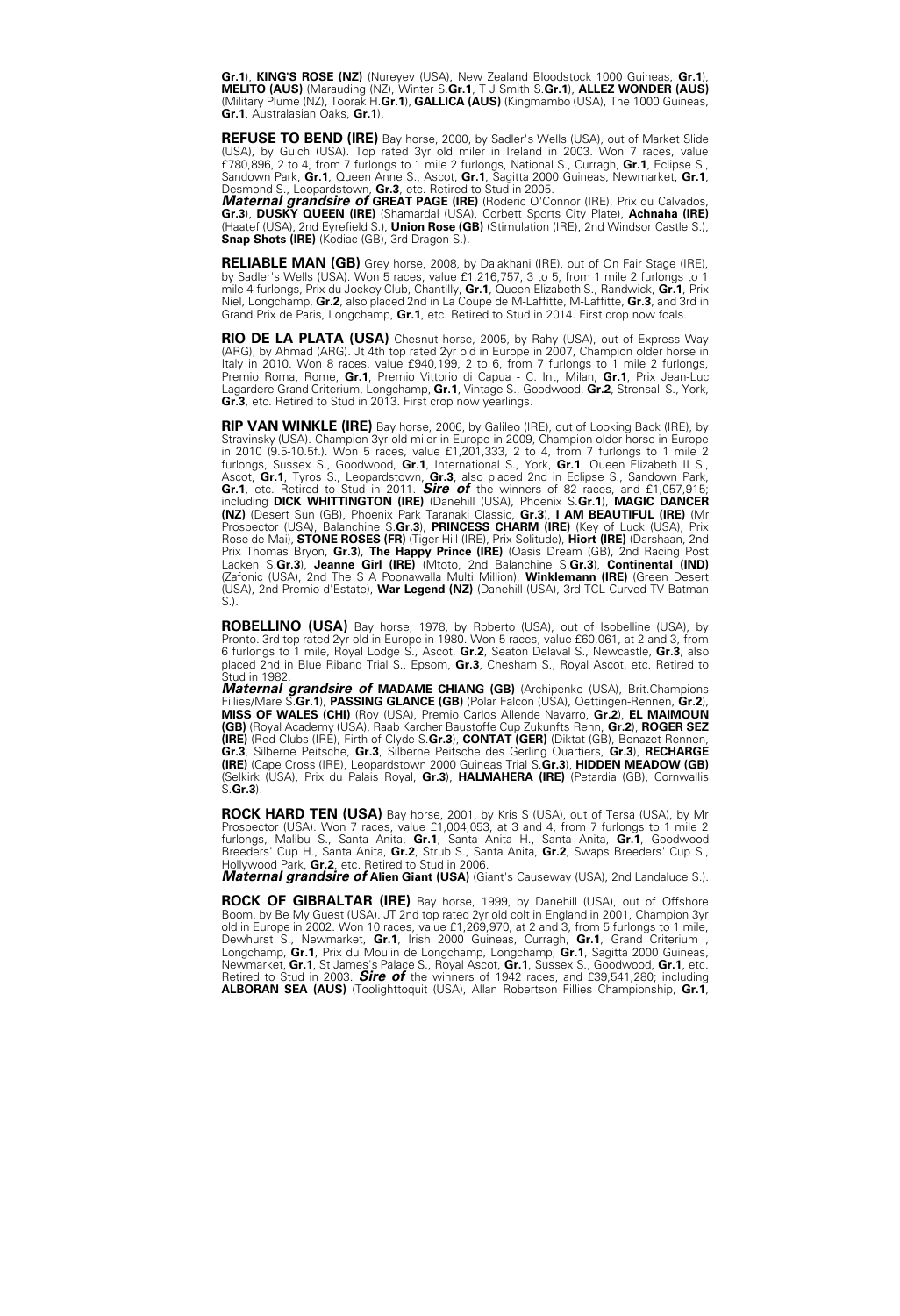**Gr.1**), **KING'S ROSE (NZ)** (Nureyev (USA), New Zealand Bloodstock 1000 Guineas, **Gr.1**), **MELITO (AUS)** (Marauding (NZ), Winter S.**Gr.1**, T J Smith S.**Gr.1**), **ALLEZ WONDER (AUS)** (Military Plume (NZ), Toorak H.**Gr.1**), **GALLICA (AUS)** (Kingmambo (USA), The 1000 Guineas, **Gr.1**, Australasian Oaks, **Gr.1**).

**REFUSE TO BEND (IRE)** Bay horse, 2000, by Sadler's Wells (USA), out of Market Slide (USA), by Gulch (USA). Top rated 3yr old miler in Ireland in 2003. Won 7 races, value £780,896, 2 to 4, from 7 furlongs to 1 mile 2 furlongs, National S., Curragh, **Gr.1**, Eclipse S., Sandown Park, **Gr.1**, Queen Anne S., Ascot, **Gr.1**, Sagitta 2000 Guineas, Newmarket, **Gr.1**, Desmond S., Leopardstown, **Gr.3**, etc. Retired to Stud in 2005.
***Maternal grandsire of*** **GREAT PAGE (IRE)** (Roderic O'Connor (IRE), Prix du Calvados, **Gr.3**), **DUSKY QUEEN (IRE)** (Shamardal (USA), Corbett Sports City Plate), **Achnaha (IRE)** (Haatef (USA), 2nd Eyrefield S.), **Union Rose (GB)** (Stimulation (IRE), 2nd Windsor Castle S.), **Snap Shots (IRE)** (Kodiac (GB), 3rd Dragon S.).

**RELIABLE MAN (GB)** Grey horse, 2008, by Dalakhani (IRE), out of On Fair Stage (IRE), by Sadler's Wells (USA). Won 5 races, value £1,216,757, 3 to 5, from 1 mile 2 furlongs to 1 mile 4 furlongs, Prix du Jockey Club, Chantilly, **Gr.1**, Queen Elizabeth S., Randwick, **Gr.1**, Prix Niel, Longchamp, **Gr.2**, also placed 2nd in La Coupe de M-Laffitte, M-Laffitte, **Gr.3**, and 3rd in Grand Prix de Paris, Longchamp, **Gr.1**, etc. Retired to Stud in 2014. First crop now foals.

**RIO DE LA PLATA (USA)** Chesnut horse, 2005, by Rahy (USA), out of Express Way (ARG), by Ahmad (ARG). Jt 4th top rated 2yr old in Europe in 2007, Champion older horse in Italy in 2010. Won 8 races, value £940,199, 2 to 6, from 7 furlongs to 1 mile 2 furlongs, Premio Roma, Rome, **Gr.1**, Premio Vittorio di Capua - C. Int, Milan, **Gr.1**, Prix Jean-Luc Lagardere-Grand Criterium, Longchamp, **Gr.1**, Vintage S., Goodwood, **Gr.2**, Strensall S., York, **Gr.3**, etc. Retired to Stud in 2013. First crop now yearlings.

**RIP VAN WINKLE (IRE)** Bay horse, 2006, by Galileo (IRE), out of Looking Back (IRE), by Stravinsky (USA). Champion 3yr old miler in Europe in 2009, Champion older horse in Europe in 2010 (9.5-10.5f.). Won 5 races, value £1,201,333, 2 to 4, from 7 furlongs to 1 mile 2 furlongs, Sussex S., Goodwood, **Gr.1**, International S., York, **Gr.1**, Queen Elizabeth II S., Ascot, **Gr.1**, Tyros S., Leopardstown, **Gr.3**, also placed 2nd in Eclipse S., Sandown Park, **Gr.1**, etc. Retired to Stud in 2011. ***Sire of*** the winners of 82 races, and £1,057,915; including **DICK WHITTINGTON (IRE)** (Danehill (USA), Phoenix S.**Gr.1**), **MAGIC DANCER (NZ)** (Desert Sun (GB), Phoenix Park Taranaki Classic, **Gr.3**), **I AM BEAUTIFUL (IRE)** (Mr Prospector (USA), Balanchine S.**Gr.3**), **PRINCESS CHARM (IRE)** (Key of Luck (USA), Prix Rose de Mai), **STONE ROSES (FR)** (Tiger Hill (IRE), Prix Solitude), **Hiort (IRE)** (Darshaan, 2nd Prix Thomas Bryon, **Gr.3**), **The Happy Prince (IRE)** (Oasis Dream (GB), 2nd Racing Post Lacken S.**Gr.3**), **Jeanne Girl (IRE)** (Mtoto, 2nd Balanchine S.**Gr.3**), **Continental (IND)** (Zafonic (USA), 2nd The S A Poonawalla Multi Million), **Winklemann (IRE)** (Green Desert (USA), 2nd Premio d'Estate), **War Legend (NZ)** (Danehill (USA), 3rd TCL Curved TV Batman S.).

**ROBELLINO (USA)** Bay horse, 1978, by Roberto (USA), out of Isobelline (USA), by Pronto. 3rd top rated 2yr old in Europe in 1980. Won 5 races, value £60,061, at 2 and 3, from 6 furlongs to 1 mile, Royal Lodge S., Ascot, **Gr.2**, Seaton Delaval S., Newcastle, **Gr.3**, also placed 2nd in Blue Riband Trial S., Epsom, **Gr.3**, Chesham S., Royal Ascot, etc. Retired to Stud in 1982.
***Maternal grandsire of*** **MADAME CHIANG (GB)** (Archipenko (USA), Brit.Champions Fillies/Mare S.**Gr.1**), **PASSING GLANCE (GB)** (Polar Falcon (USA), Oettingen-Rennen, **Gr.2**), **MISS OF WALES (CHI)** (Roy (USA), Premio Carlos Allende Navarro, **Gr.2**), **EL MAIMOUN (GB)** (Royal Academy (USA), Raab Karcher Baustoffe Cup Zukunfts Renn, **Gr.2**), **ROGER SEZ (IRE)** (Red Clubs (IRE), Firth of Clyde S.**Gr.3**), **CONTAT (GER)** (Diktat (GB), Benazet Rennen, **Gr.3**, Silberne Peitsche, **Gr.3**, Silberne Peitsche des Gerling Quartiers, **Gr.3**), **RECHARGE (IRE)** (Cape Cross (IRE), Leopardstown 2000 Guineas Trial S.**Gr.3**), **HIDDEN MEADOW (GB)** (Selkirk (USA), Prix du Palais Royal, **Gr.3**), **HALMAHERA (IRE)** (Petardia (GB), Cornwallis S.**Gr.3**).

**ROCK HARD TEN (USA)** Bay horse, 2001, by Kris S (USA), out of Tersa (USA), by Mr Prospector (USA). Won 7 races, value £1,004,053, at 3 and 4, from 7 furlongs to 1 mile 2 furlongs, Malibu S., Santa Anita, **Gr.1**, Santa Anita H., Santa Anita, **Gr.1**, Goodwood Breeders' Cup H., Santa Anita, **Gr.2**, Strub S., Santa Anita, **Gr.2**, Swaps Breeders' Cup S., Hollywood Park, **Gr.2**, etc. Retired to Stud in 2006.
***Maternal grandsire of*** **Alien Giant (USA)** (Giant's Causeway (USA), 2nd Landaluce S.).

**ROCK OF GIBRALTAR (IRE)** Bay horse, 1999, by Danehill (USA), out of Offshore Boom, by Be My Guest (USA). JT 2nd top rated 2yr old colt in England in 2001, Champion 3yr old in Europe in 2002. Won 10 races, value £1,269,970, at 2 and 3, from 5 furlongs to 1 mile, Dewhurst S., Newmarket, **Gr.1**, Irish 2000 Guineas, Curragh, **Gr.1**, Grand Criterium , Longchamp, **Gr.1**, Prix du Moulin de Longchamp, Longchamp, **Gr.1**, Sagitta 2000 Guineas, Newmarket, **Gr.1**, St James's Palace S., Royal Ascot, **Gr.1**, Sussex S., Goodwood, **Gr.1**, etc. Retired to Stud in 2003. ***Sire of*** the winners of 1942 races, and £39,541,280; including **ALBORAN SEA (AUS)** (Toolighttoquit (USA), Allan Robertson Fillies Championship, **Gr.1**,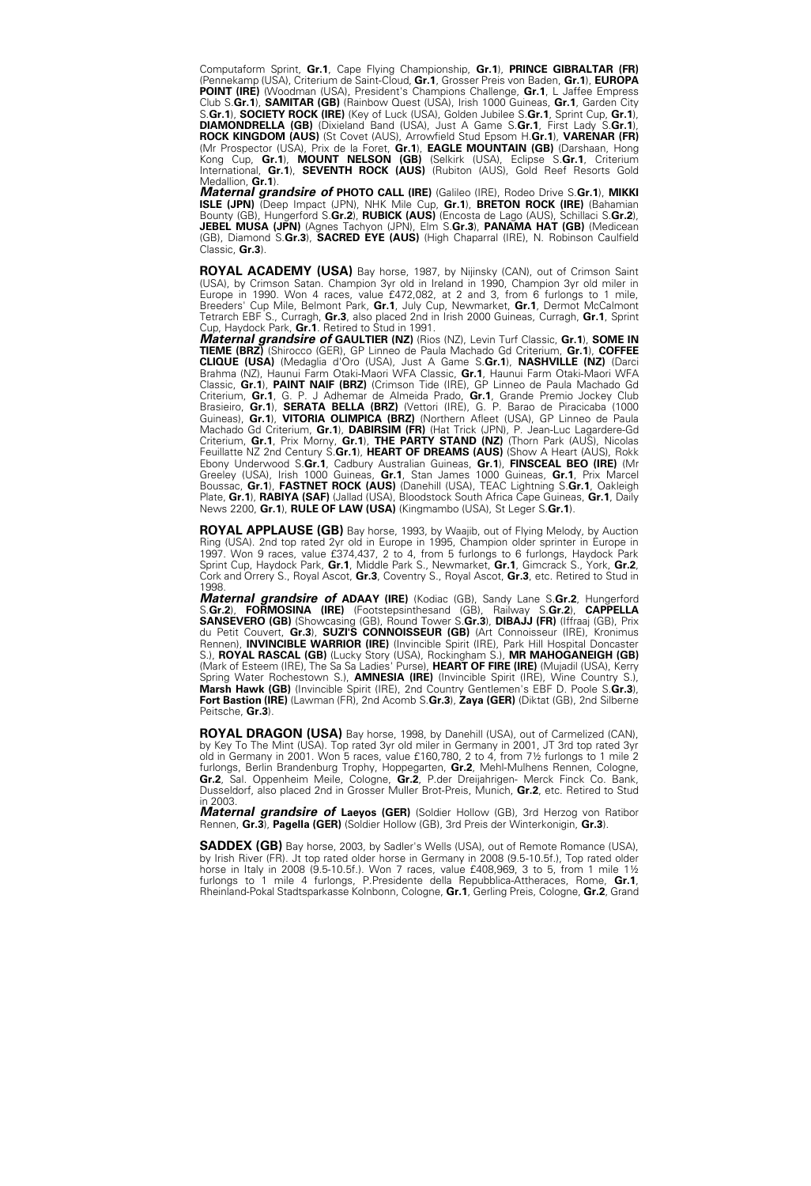Computaform Sprint, **Gr.1**, Cape Flying Championship, **Gr.1**), **PRINCE GIBRALTAR (FR)** (Pennekamp (USA), Criterium de Saint-Cloud, **Gr.1**, Grosser Preis von Baden, **Gr.1**), **EUROPA POINT (IRE)** (Woodman (USA), President's Champions Challenge, **Gr.1**, L Jaffee Empress Club S.**Gr.1**), **SAMITAR (GB)** (Rainbow Quest (USA), Irish 1000 Guineas, **Gr.1**, Garden City S.**Gr.1**), **SOCIETY ROCK (IRE)** (Key of Luck (USA), Golden Jubilee S.**Gr.1**, Sprint Cup, **Gr.1**), **DIAMONDRELLA (GB)** (Dixieland Band (USA), Just A Game S.**Gr.1**, First Lady S.**Gr.1**), **ROCK KINGDOM (AUS)** (St Covet (AUS), Arrowfield Stud Epsom H.**Gr.1**), **VARENAR (FR)** (Mr Prospector (USA), Prix de la Foret, **Gr.1**), **EAGLE MOUNTAIN (GB)** (Darshaan, Hong Kong Cup, **Gr.1**), **MOUNT NELSON (GB)** (Selkirk (USA), Eclipse S.**Gr.1**, Criterium International, **Gr.1**), **SEVENTH ROCK (AUS)** (Rubiton (AUS), Gold Reef Resorts Gold Medallion, **Gr.1**).

***Maternal grandsire of*** **PHOTO CALL (IRE)** (Galileo (IRE), Rodeo Drive S.**Gr.1**), **MIKKI ISLE (JPN)** (Deep Impact (JPN), NHK Mile Cup, **Gr.1**), **BRETON ROCK (IRE)** (Bahamian Bounty (GB), Hungerford S.**Gr.2**), **RUBICK (AUS)** (Encosta de Lago (AUS), Schillaci S.**Gr.2**), **JEBEL MUSA (JPN)** (Agnes Tachyon (JPN), Elm S.**Gr.3**), **PANAMA HAT (GB)** (Medicean (GB), Diamond S.**Gr.3**), **SACRED EYE (AUS)** (High Chaparral (IRE), N. Robinson Caulfield Classic, **Gr.3**).

**ROYAL ACADEMY (USA)** Bay horse, 1987, by Nijinsky (CAN), out of Crimson Saint (USA), by Crimson Satan. Champion 3yr old in Ireland in 1990, Champion 3yr old miler in Europe in 1990. Won 4 races, value £472,082, at 2 and 3, from 6 furlongs to 1 mile, Breeders' Cup Mile, Belmont Park, **Gr.1**, July Cup, Newmarket, **Gr.1**, Dermot McCalmont Tetrarch EBF S., Curragh, **Gr.3**, also placed 2nd in Irish 2000 Guineas, Curragh, **Gr.1**, Sprint Cup, Haydock Park, **Gr.1**. Retired to Stud in 1991.

***Maternal grandsire of*** **GAULTIER (NZ)** (Rios (NZ), Levin Turf Classic, **Gr.1**), **SOME IN TIEME (BRZ)** (Shirocco (GER), GP Linneo de Paula Machado Gd Criterium, **Gr.1**), **COFFEE CLIQUE (USA)** (Medaglia d'Oro (USA), Just A Game S.**Gr.1**), **NASHVILLE (NZ)** (Darci Brahma (NZ), Haunui Farm Otaki-Maori WFA Classic, **Gr.1**, Haunui Farm Otaki-Maori WFA Classic, **Gr.1**), **PAINT NAIF (BRZ)** (Crimson Tide (IRE), GP Linneo de Paula Machado Gd Criterium, **Gr.1**, G. P. J Adhemar de Almeida Prado, **Gr.1**, Grande Premio Jockey Club Brasieiro, **Gr.1**), **SERATA BELLA (BRZ)** (Vettori (IRE), G. P. Barao de Piracicaba (1000 Guineas), **Gr.1**), **VITORIA OLIMPICA (BRZ)** (Northern Afleet (USA), GP Linneo de Paula Machado Gd Criterium, **Gr.1**), **DABIRSIM (FR)** (Hat Trick (JPN), P. Jean-Luc Lagardere-Gd Criterium, **Gr.1**, Prix Morny, **Gr.1**), **THE PARTY STAND (NZ)** (Thorn Park (AUS), Nicolas Feuillatte NZ 2nd Century S.**Gr.1**), **HEART OF DREAMS (AUS)** (Show A Heart (AUS), Rokk Ebony Underwood S.**Gr.1**, Cadbury Australian Guineas, **Gr.1**), **FINSCEAL BEO (IRE)** (Mr Greeley (USA), Irish 1000 Guineas, **Gr.1**, Stan James 1000 Guineas, **Gr.1**, Prix Marcel Boussac, **Gr.1**), **FASTNET ROCK (AUS)** (Danehill (USA), TEAC Lightning S.**Gr.1**, Oakleigh Plate, **Gr.1**), **RABIYA (SAF)** (Jallad (USA), Bloodstock South Africa Cape Guineas, **Gr.1**, Daily News 2200, **Gr.1**), **RULE OF LAW (USA)** (Kingmambo (USA), St Leger S.**Gr.1**).

**ROYAL APPLAUSE (GB)** Bay horse, 1993, by Waajib, out of Flying Melody, by Auction Ring (USA). 2nd top rated 2yr old in Europe in 1995, Champion older sprinter in Europe in 1997. Won 9 races, value £374,437, 2 to 4, from 5 furlongs to 6 furlongs, Haydock Park Sprint Cup, Haydock Park, **Gr.1**, Middle Park S., Newmarket, **Gr.1**, Gimcrack S., York, **Gr.2**, Cork and Orrery S., Royal Ascot, **Gr.3**, Coventry S., Royal Ascot, **Gr.3**, etc. Retired to Stud in 1998.

***Maternal grandsire of*** **ADAAY (IRE)** (Kodiac (GB), Sandy Lane S.**Gr.2**, Hungerford S.**Gr.2**), **FORMOSINA (IRE)** (Footstepsinthesand (GB), Railway S.**Gr.2**), **CAPPELLA SANSEVERO (GB)** (Showcasing (GB), Round Tower S.**Gr.3**), **DIBAJJ (FR)** (Iffraaj (GB), Prix du Petit Couvert, **Gr.3**), **SUZI'S CONNOISSEUR (GB)** (Art Connoisseur (IRE), Kronimus Rennen), **INVINCIBLE WARRIOR (IRE)** (Invincible Spirit (IRE), Park Hill Hospital Doncaster S.), **ROYAL RASCAL (GB)** (Lucky Story (USA), Rockingham S.), **MR MAHOGANEIGH (GB)** (Mark of Esteem (IRE), The Sa Sa Ladies' Purse), **HEART OF FIRE (IRE)** (Mujadil (USA), Kerry Spring Water Rochestown S.), **AMNESIA (IRE)** (Invincible Spirit (IRE), Wine Country S.), **Marsh Hawk (GB)** (Invincible Spirit (IRE), 2nd Country Gentlemen's EBF D. Poole S.**Gr.3**), **Fort Bastion (IRE)** (Lawman (FR), 2nd Acomb S.**Gr.3**), **Zaya (GER)** (Diktat (GB), 2nd Silberne Peitsche, **Gr.3**).

**ROYAL DRAGON (USA)** Bay horse, 1998, by Danehill (USA), out of Carmelized (CAN), by Key To The Mint (USA). Top rated 3yr old miler in Germany in 2001, JT 3rd top rated 3yr old in Germany in 2001. Won 5 races, value £160,780, 2 to 4, from 7½ furlongs to 1 mile 2 furlongs, Berlin Brandenburg Trophy, Hoppegarten, **Gr.2**, Mehl-Mulhens Rennen, Cologne, **Gr.2**, Sal. Oppenheim Meile, Cologne, **Gr.2**, P.der Dreijahrigen- Merck Finck Co. Bank, Dusseldorf, also placed 2nd in Grosser Muller Brot-Preis, Munich, **Gr.2**, etc. Retired to Stud in 2003.

***Maternal grandsire of*** **Laeyos (GER)** (Soldier Hollow (GB), 3rd Herzog von Ratibor Rennen, **Gr.3**), **Pagella (GER)** (Soldier Hollow (GB), 3rd Preis der Winterkonigin, **Gr.3**).

**SADDEX (GB)** Bay horse, 2003, by Sadler's Wells (USA), out of Remote Romance (USA), by Irish River (FR). Jt top rated older horse in Germany in 2008 (9.5-10.5f.), Top rated older horse in Italy in 2008 (9.5-10.5f.). Won 7 races, value £408,969, 3 to 5, from 1 mile 1½ furlongs to 1 mile 4 furlongs, P.Presidente della Repubblica-Attheraces, Rome, **Gr.1**, Rheinland-Pokal Stadtsparkasse Kolnbonn, Cologne, **Gr.1**, Gerling Preis, Cologne, **Gr.2**, Grand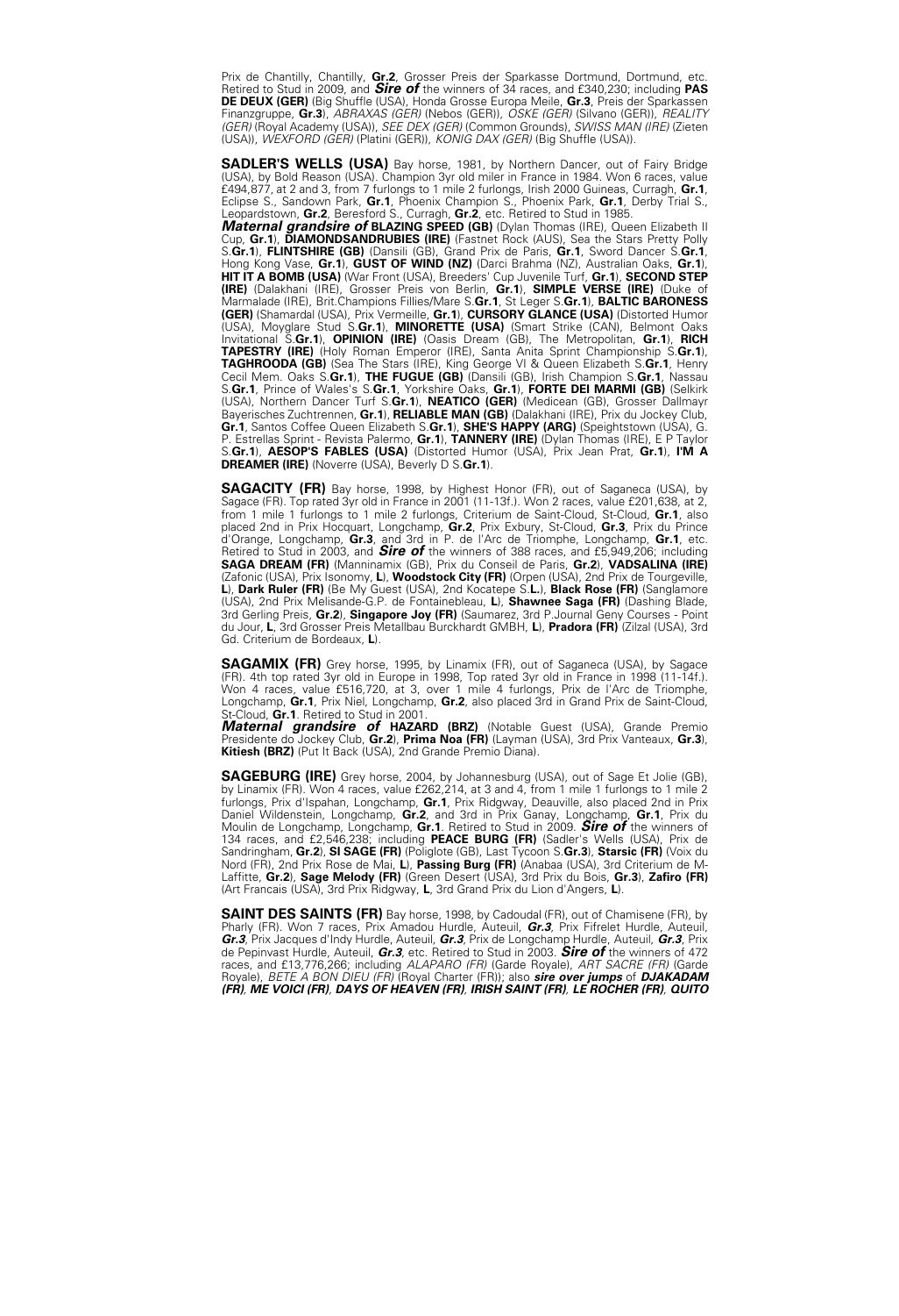Prix de Chantilly, Chantilly, **Gr.2**, Grosser Preis der Sparkasse Dortmund, Dortmund, etc. Retired to Stud in 2009, and ***Sire of*** the winners of 34 races, and £340,230; including **PAS DE DEUX (GER)** (Big Shuffle (USA), Honda Grosse Europa Meile, **Gr.3**, Preis der Sparkassen Finanzgruppe, **Gr.3**), *ABRAXAS (GER)* (Nebos (GER)), *OSKE (GER)* (Silvano (GER)), *REALITY (GER)* (Royal Academy (USA)), *SEE DEX (GER)* (Common Grounds), *SWISS MAN (IRE)* (Zieten (USA)), *WEXFORD (GER)* (Platini (GER)), *KONIG DAX (GER)* (Big Shuffle (USA)).

**SADLER'S WELLS (USA)** Bay horse, 1981, by Northern Dancer, out of Fairy Bridge (USA), by Bold Reason (USA). Champion 3yr old miler in France in 1984. Won 6 races, value £494,877, at 2 and 3, from 7 furlongs to 1 mile 2 furlongs, Irish 2000 Guineas, Curragh, **Gr.1**, Eclipse S., Sandown Park, **Gr.1**, Phoenix Champion S., Phoenix Park, **Gr.1**, Derby Trial S., Leopardstown, **Gr.2**, Beresford S., Curragh, **Gr.2**, etc. Retired to Stud in 1985.
***Maternal grandsire of*** **BLAZING SPEED (GB)** (Dylan Thomas (IRE), Queen Elizabeth II Cup, **Gr.1**), **DIAMONDSANDRUBIES (IRE)** (Fastnet Rock (AUS), Sea the Stars Pretty Polly S.**Gr.1**), **FLINTSHIRE (GB)** (Dansili (GB), Grand Prix de Paris, **Gr.1**, Sword Dancer S.**Gr.1**, Hong Kong Vase, **Gr.1**), **GUST OF WIND (NZ)** (Darci Brahma (NZ), Australian Oaks, **Gr.1**), **HIT IT A BOMB (USA)** (War Front (USA), Breeders' Cup Juvenile Turf, **Gr.1**), **SECOND STEP (IRE)** (Dalakhani (IRE), Grosser Preis von Berlin, **Gr.1**), **SIMPLE VERSE (IRE)** (Duke of Marmalade (IRE), Brit.Champions Fillies/Mare S.**Gr.1**, St Leger S.**Gr.1**), **BALTIC BARONESS (GER)** (Shamardal (USA), Prix Vermeille, **Gr.1**), **CURSORY GLANCE (USA)** (Distorted Humor (USA), Moyglare Stud S.**Gr.1**), **MINORETTE (USA)** (Smart Strike (CAN), Belmont Oaks Invitational S.**Gr.1**), **OPINION (IRE)** (Oasis Dream (GB), The Metropolitan, **Gr.1**), **RICH TAPESTRY (IRE)** (Holy Roman Emperor (IRE), Santa Anita Sprint Championship S.**Gr.1**), **TAGHROODA (GB)** (Sea The Stars (IRE), King George VI & Queen Elizabeth S.**Gr.1**, Henry Cecil Mem. Oaks S.**Gr.1**), **THE FUGUE (GB)** (Dansili (GB), Irish Champion S.**Gr.1**, Nassau S.**Gr.1**, Prince of Wales's S.**Gr.1**, Yorkshire Oaks, **Gr.1**), **FORTE DEI MARMI (GB)** (Selkirk (USA), Northern Dancer Turf S.**Gr.1**), **NEATICO (GER)** (Medicean (GB), Grosser Dallmayr Bayerisches Zuchtrennen, **Gr.1**), **RELIABLE MAN (GB)** (Dalakhani (IRE), Prix du Jockey Club, **Gr.1**, Santos Coffee Queen Elizabeth S.**Gr.1**), **SHE'S HAPPY (ARG)** (Speightstown (USA), G. P. Estrellas Sprint - Revista Palermo, **Gr.1**), **TANNERY (IRE)** (Dylan Thomas (IRE), E P Taylor S.**Gr.1**), **AESOP'S FABLES (USA)** (Distorted Humor (USA), Prix Jean Prat, **Gr.1**), **I'M A DREAMER (IRE)** (Noverre (USA), Beverly D S.**Gr.1**).

**SAGACITY (FR)** Bay horse, 1998, by Highest Honor (FR), out of Saganeca (USA), by Sagace (FR). Top rated 3yr old in France in 2001 (11-13f.). Won 2 races, value £201,638, at 2, from 1 mile 1 furlongs to 1 mile 2 furlongs, Criterium de Saint-Cloud, St-Cloud, **Gr.1**, also placed 2nd in Prix Hocquart, Longchamp, **Gr.2**, Prix Exbury, St-Cloud, **Gr.3**, Prix du Prince d'Orange, Longchamp, **Gr.3**, and 3rd in P. de l'Arc de Triomphe, Longchamp, **Gr.1**, etc. Retired to Stud in 2003, and ***Sire of*** the winners of 388 races, and £5,949,206; including **SAGA DREAM (FR)** (Manninamix (GB), Prix du Conseil de Paris, **Gr.2**), **VADSALINA (IRE)** (Zafonic (USA), Prix Isonomy, **L**), **Woodstock City (FR)** (Orpen (USA), 2nd Prix de Tourgeville, **L**), **Dark Ruler (FR)** (Be My Guest (USA), 2nd Kocatepe S.**L**.), **Black Rose (FR)** (Sanglamore (USA), 2nd Prix Melisande-G.P. de Fontainebleau, **L**), **Shawnee Saga (FR)** (Dashing Blade, 3rd Gerling Preis, **Gr.2**), **Singapore Joy (FR)** (Saumarez, 3rd P.Journal Geny Courses - Point du Jour, **L**, 3rd Grosser Preis Metallbau Burckhardt GMBH, **L**), **Pradora (FR)** (Zilzal (USA), 3rd Gd. Criterium de Bordeaux, **L**).

**SAGAMIX (FR)** Grey horse, 1995, by Linamix (FR), out of Saganeca (USA), by Sagace (FR). 4th top rated 3yr old in Europe in 1998, Top rated 3yr old in France in 1998 (11-14f.). Won 4 races, value £516,720, at 3, over 1 mile 4 furlongs, Prix de l'Arc de Triomphe, Longchamp, **Gr.1**, Prix Niel, Longchamp, **Gr.2**, also placed 3rd in Grand Prix de Saint-Cloud, St-Cloud, **Gr.1**. Retired to Stud in 2001.
***Maternal grandsire of*** **HAZARD (BRZ)** (Notable Guest (USA), Grande Premio Presidente do Jockey Club, **Gr.2**), **Prima Noa (FR)** (Layman (USA), 3rd Prix Vanteaux, **Gr.3**), **Kitiesh (BRZ)** (Put It Back (USA), 2nd Grande Premio Diana).

**SAGEBURG (IRE)** Grey horse, 2004, by Johannesburg (USA), out of Sage Et Jolie (GB), by Linamix (FR). Won 4 races, value £262,214, at 3 and 4, from 1 mile 1 furlongs to 1 mile 2 furlongs, Prix d'Ispahan, Longchamp, **Gr.1**, Prix Ridgway, Deauville, also placed 2nd in Prix Daniel Wildenstein, Longchamp, **Gr.2**, and 3rd in Prix Ganay, Longchamp, **Gr.1**, Prix du Moulin de Longchamp, Longchamp, **Gr.1**. Retired to Stud in 2009. ***Sire of*** the winners of 134 races, and £2,546,238; including **PEACE BURG (FR)** (Sadler's Wells (USA), Prix de Sandringham, **Gr.2**), **SI SAGE (FR)** (Poliglote (GB), Last Tycoon S.**Gr.3**), **Starsic (FR)** (Voix du Nord (FR), 2nd Prix Rose de Mai, **L**), **Passing Burg (FR)** (Anabaa (USA), 3rd Criterium de M-Laffitte, **Gr.2**), **Sage Melody (FR)** (Green Desert (USA), 3rd Prix du Bois, **Gr.3**), **Zafiro (FR)** (Art Francais (USA), 3rd Prix Ridgway, **L**, 3rd Grand Prix du Lion d'Angers, **L**).

**SAINT DES SAINTS (FR)** Bay horse, 1998, by Cadoudal (FR), out of Chamisene (FR), by Pharly (FR). Won 7 races, Prix Amadou Hurdle, Auteuil, ***Gr.3***, Prix Fifrelet Hurdle, Auteuil, ***Gr.3***, Prix Jacques d'Indy Hurdle, Auteuil, ***Gr.3***, Prix de Longchamp Hurdle, Auteuil, ***Gr.3***, Prix de Pepinvast Hurdle, Auteuil, ***Gr.3***, etc. Retired to Stud in 2003. ***Sire of*** the winners of 472 races, and £13,776,266; including *ALAPARO (FR)* (Garde Royale), *ART SACRE (FR)* (Garde Royale), *BETE A BON DIEU (FR)* (Royal Charter (FR)); also ***sire over jumps*** of ***DJAKADAM (FR), ME VOICI (FR), DAYS OF HEAVEN (FR), IRISH SAINT (FR), LE ROCHER (FR), QUITO***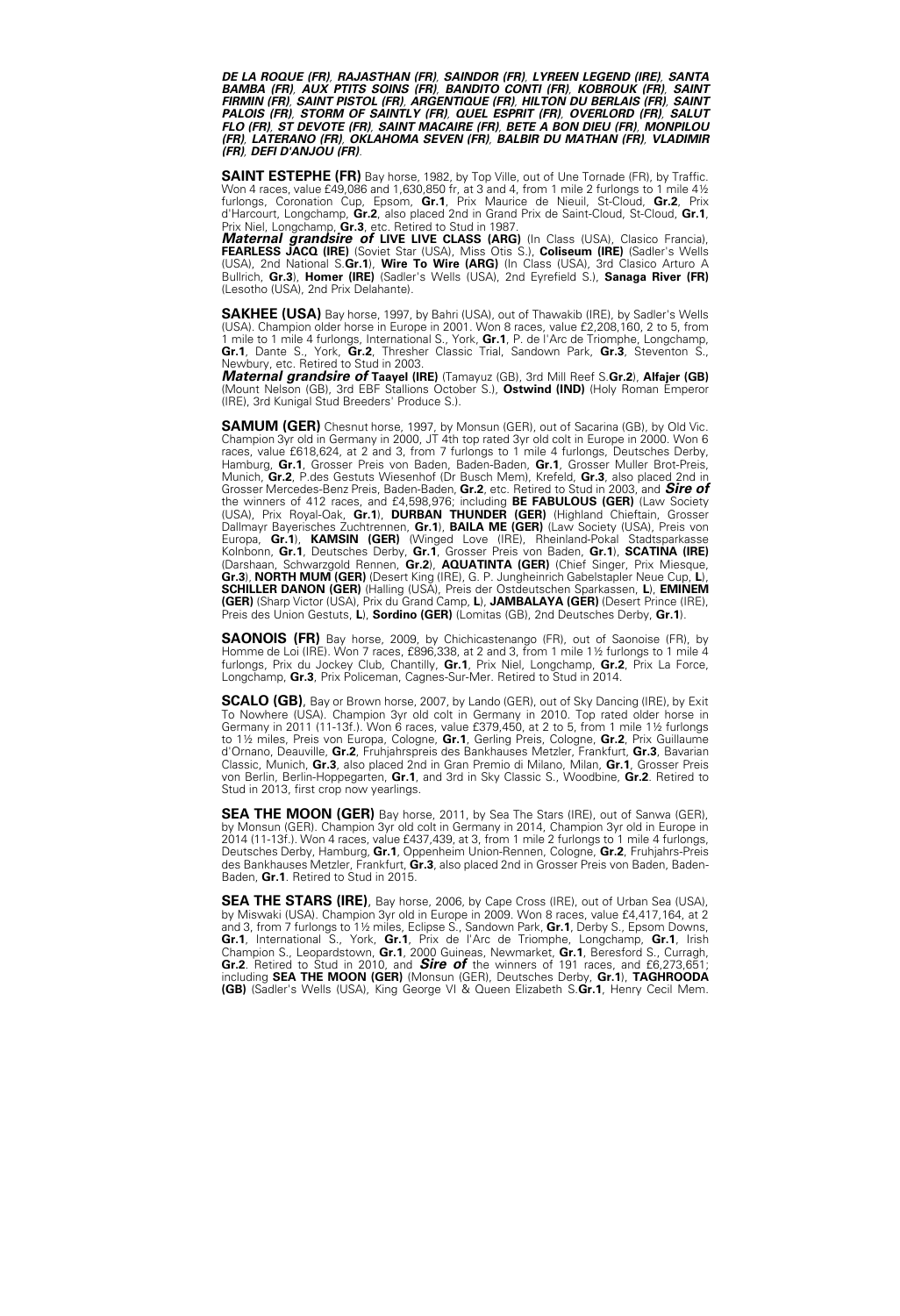***DE LA ROQUE (FR), RAJASTHAN (FR), SAINDOR (FR), LYREEN LEGEND (IRE), SANTA BAMBA (FR), AUX PTITS SOINS (FR), BANDITO CONTI (FR), KOBROUK (FR), SAINT FIRMIN (FR), SAINT PISTOL (FR), ARGENTIQUE (FR), HILTON DU BERLAIS (FR), SAINT PALOIS (FR), STORM OF SAINTLY (FR), QUEL ESPRIT (FR), OVERLORD (FR), SALUT FLO (FR), ST DEVOTE (FR), SAINT MACAIRE (FR), BETE A BON DIEU (FR), MONPILOU (FR), LATERANO (FR), OKLAHOMA SEVEN (FR), BALBIR DU MATHAN (FR), VLADIMIR (FR), DEFI D'ANJOU (FR).***

**SAINT ESTEPHE (FR)** Bay horse, 1982, by Top Ville, out of Une Tornade (FR), by Traffic. Won 4 races, value £49,086 and 1,630,850 fr, at 3 and 4, from 1 mile 2 furlongs to 1 mile 4½ furlongs, Coronation Cup, Epsom, **Gr.1**, Prix Maurice de Nieuil, St-Cloud, **Gr.2**, Prix d'Harcourt, Longchamp, **Gr.2**, also placed 2nd in Grand Prix de Saint-Cloud, St-Cloud, **Gr.1**, Prix Niel, Longchamp, **Gr.3**, etc. Retired to Stud in 1987.
***Maternal grandsire of*** **LIVE LIVE CLASS (ARG)** (In Class (USA), Clasico Francia), **FEARLESS JACQ (IRE)** (Soviet Star (USA), Miss Otis S.), **Coliseum (IRE)** (Sadler's Wells (USA), 2nd National S.**Gr.1**), **Wire To Wire (ARG)** (In Class (USA), 3rd Clasico Arturo A Bullrich, **Gr.3**), **Homer (IRE)** (Sadler's Wells (USA), 2nd Eyrefield S.), **Sanaga River (FR)** (Lesotho (USA), 2nd Prix Delahante).

**SAKHEE (USA)** Bay horse, 1997, by Bahri (USA), out of Thawakib (IRE), by Sadler's Wells (USA). Champion older horse in Europe in 2001. Won 8 races, value £2,208,160, 2 to 5, from 1 mile to 1 mile 4 furlongs, International S., York, **Gr.1**, P. de l'Arc de Triomphe, Longchamp, **Gr.1**, Dante S., York, **Gr.2**, Thresher Classic Trial, Sandown Park, **Gr.3**, Steventon S., Newbury, etc. Retired to Stud in 2003.
***Maternal grandsire of*** **Taayel (IRE)** (Tamayuz (GB), 3rd Mill Reef S.**Gr.2**), **Alfajer (GB)** (Mount Nelson (GB), 3rd EBF Stallions October S.), **Ostwind (IND)** (Holy Roman Emperor (IRE), 3rd Kunigal Stud Breeders' Produce S.).

**SAMUM (GER)** Chesnut horse, 1997, by Monsun (GER), out of Sacarina (GB), by Old Vic. Champion 3yr old in Germany in 2000, JT 4th top rated 3yr old colt in Europe in 2000. Won 6 races, value £618,624, at 2 and 3, from 7 furlongs to 1 mile 4 furlongs, Deutsches Derby, Hamburg, **Gr.1**, Grosser Preis von Baden, Baden-Baden, **Gr.1**, Grosser Muller Brot-Preis, Munich, **Gr.2**, P.des Gestuts Wiesenhof (Dr Busch Mem), Krefeld, **Gr.3**, also placed 2nd in Grosser Mercedes-Benz Preis, Baden-Baden, **Gr.2**, etc. Retired to Stud in 2003, and ***Sire of*** the winners of 412 races, and £4,598,976; including **BE FABULOUS (GER)** (Law Society (USA), Prix Royal-Oak, **Gr.1**), **DURBAN THUNDER (GER)** (Highland Chieftain, Grosser Dallmayr Bayerisches Zuchtrennen, **Gr.1**), **BAILA ME (GER)** (Law Society (USA), Preis von Europa, **Gr.1**), **KAMSIN (GER)** (Winged Love (IRE), Rheinland-Pokal Stadtsparkasse Kolnbonn, **Gr.1**, Deutsches Derby, **Gr.1**, Grosser Preis von Baden, **Gr.1**), **SCATINA (IRE)** (Darshaan, Schwarzgold Rennen, **Gr.2**), **AQUATINTA (GER)** (Chief Singer, Prix Miesque, **Gr.3**), **NORTH MUM (GER)** (Desert King (IRE), G. P. Jungheinrich Gabelstapler Neue Cup, **L**), **SCHILLER DANON (GER)** (Halling (USA), Preis der Ostdeutschen Sparkassen, **L**), **EMINEM (GER)** (Sharp Victor (USA), Prix du Grand Camp, **L**), **JAMBALAYA (GER)** (Desert Prince (IRE), Preis des Union Gestuts, **L**), **Sordino (GER)** (Lomitas (GB), 2nd Deutsches Derby, **Gr.1**).

**SAONOIS (FR)** Bay horse, 2009, by Chichicastenango (FR), out of Saonoise (FR), by Homme de Loi (IRE). Won 7 races, £896,338, at 2 and 3, from 1 mile 1½ furlongs to 1 mile 4 furlongs, Prix du Jockey Club, Chantilly, **Gr.1**, Prix Niel, Longchamp, **Gr.2**, Prix La Force, Longchamp, **Gr.3**, Prix Policeman, Cagnes-Sur-Mer. Retired to Stud in 2014.

**SCALO (GB)**, Bay or Brown horse, 2007, by Lando (GER), out of Sky Dancing (IRE), by Exit To Nowhere (USA). Champion 3yr old colt in Germany in 2010. Top rated older horse in Germany in 2011 (11-13f.). Won 6 races, value £379,450, at 2 to 5, from 1 mile 1½ furlongs to 1½ miles, Preis von Europa, Cologne, **Gr.1**, Gerling Preis, Cologne, **Gr.2**, Prix Guillaume d'Ornano, Deauville, **Gr.2**, Fruhjahrspreis des Bankhauses Metzler, Frankfurt, **Gr.3**, Bavarian Classic, Munich, **Gr.3**, also placed 2nd in Gran Premio di Milano, Milan, **Gr.1**, Grosser Preis von Berlin, Berlin-Hoppegarten, **Gr.1**, and 3rd in Sky Classic S., Woodbine, **Gr.2**. Retired to Stud in 2013, first crop now yearlings.

**SEA THE MOON (GER)** Bay horse, 2011, by Sea The Stars (IRE), out of Sanwa (GER), by Monsun (GER). Champion 3yr old colt in Germany in 2014, Champion 3yr old in Europe in 2014 (11-13f.). Won 4 races, value £437,439, at 3, from 1 mile 2 furlongs to 1 mile 4 furlongs, Deutsches Derby, Hamburg, **Gr.1**, Oppenheim Union-Rennen, Cologne, **Gr.2**, Fruhjahrs-Preis des Bankhauses Metzler, Frankfurt, **Gr.3**, also placed 2nd in Grosser Preis von Baden, Baden-Baden, **Gr.1**. Retired to Stud in 2015.

**SEA THE STARS (IRE)**, Bay horse, 2006, by Cape Cross (IRE), out of Urban Sea (USA), by Miswaki (USA). Champion 3yr old in Europe in 2009. Won 8 races, value £4,417,164, at 2 and 3, from 7 furlongs to 1½ miles, Eclipse S., Sandown Park, **Gr.1**, Derby S., Epsom Downs, **Gr.1**, International S., York, **Gr.1**, Prix de l'Arc de Triomphe, Longchamp, **Gr.1**, Irish Champion S., Leopardstown, **Gr.1**, 2000 Guineas, Newmarket, **Gr.1**, Beresford S., Curragh, **Gr.2**. Retired to Stud in 2010, and ***Sire of*** the winners of 191 races, and £6,273,651; including **SEA THE MOON (GER)** (Monsun (GER), Deutsches Derby, **Gr.1**), **TAGHROODA (GB)** (Sadler's Wells (USA), King George VI & Queen Elizabeth S.**Gr.1**, Henry Cecil Mem.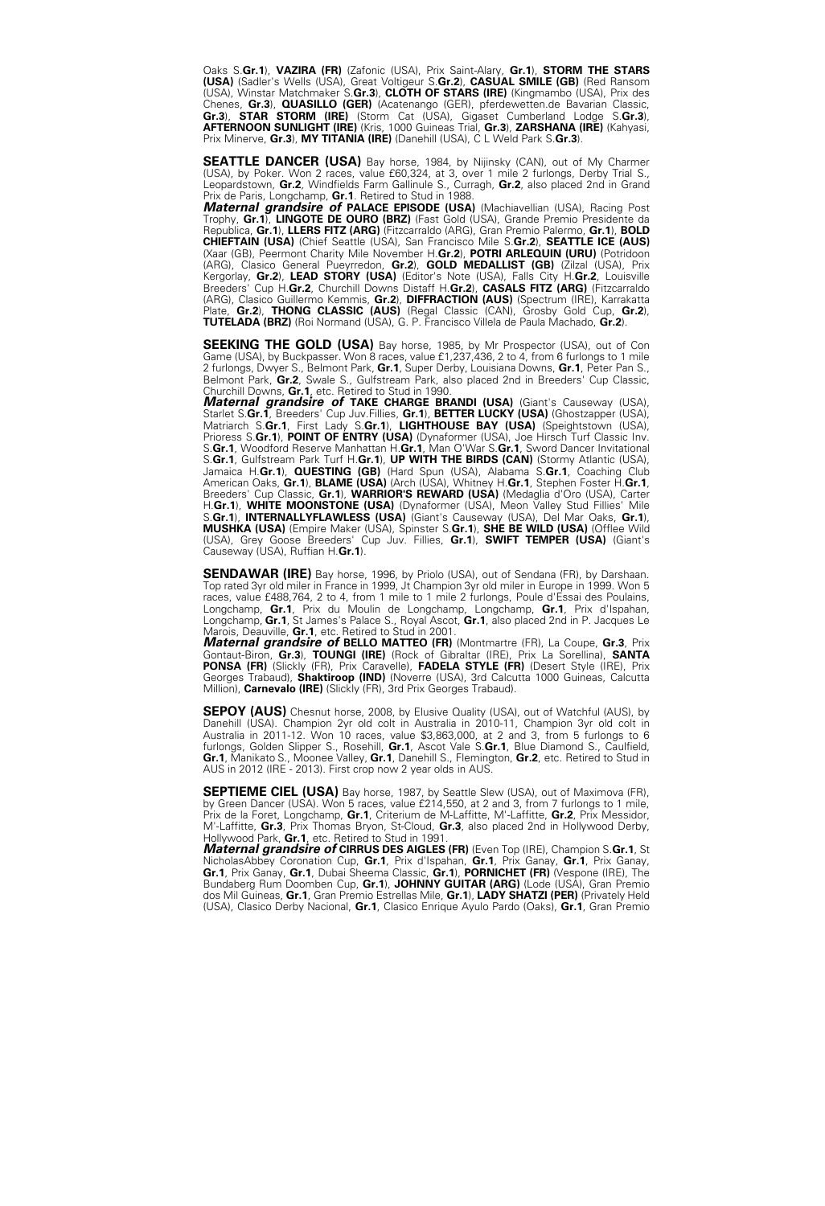Oaks S.**Gr.1**), **VAZIRA (FR)** (Zafonic (USA), Prix Saint-Alary, **Gr.1**), **STORM THE STARS (USA)** (Sadler's Wells (USA), Great Voltigeur S.**Gr.2**), **CASUAL SMILE (GB)** (Red Ransom (USA), Winstar Matchmaker S.**Gr.3**), **CLOTH OF STARS (IRE)** (Kingmambo (USA), Prix des Chenes, **Gr.3**), **QUASILLO (GER)** (Acatenango (GER), pferdewetten.de Bavarian Classic, **Gr.3**), **STAR STORM (IRE)** (Storm Cat (USA), Gigaset Cumberland Lodge S.**Gr.3**), **AFTERNOON SUNLIGHT (IRE)** (Kris, 1000 Guineas Trial, **Gr.3**), **ZARSHANA (IRE)** (Kahyasi, Prix Minerve, **Gr.3**), **MY TITANIA (IRE)** (Danehill (USA), C L Weld Park S.**Gr.3**).

**SEATTLE DANCER (USA)** Bay horse, 1984, by Nijinsky (CAN), out of My Charmer (USA), by Poker. Won 2 races, value £60,324, at 3, over 1 mile 2 furlongs, Derby Trial S., Leopardstown, **Gr.2**, Windfields Farm Gallinule S., Curragh, **Gr.2**, also placed 2nd in Grand Prix de Paris, Longchamp, **Gr.1**. Retired to Stud in 1988.
***Maternal grandsire of*** **PALACE EPISODE (USA)** (Machiavellian (USA), Racing Post Trophy, **Gr.1**), **LINGOTE DE OURO (BRZ)** (Fast Gold (USA), Grande Premio Presidente da Republica, **Gr.1**), **LLERS FITZ (ARG)** (Fitzcarraldo (ARG), Gran Premio Palermo, **Gr.1**), **BOLD CHIEFTAIN (USA)** (Chief Seattle (USA), San Francisco Mile S.**Gr.2**), **SEATTLE ICE (AUS)** (Xaar (GB), Peermont Charity Mile November H.**Gr.2**), **POTRI ARLEQUIN (URU)** (Potridoon (ARG), Clasico General Pueyrredon, **Gr.2**), **GOLD MEDALLIST (GB)** (Zilzal (USA), Prix Kergorlay, **Gr.2**), **LEAD STORY (USA)** (Editor's Note (USA), Falls City H.**Gr.2**, Louisville Breeders' Cup H.**Gr.2**, Churchill Downs Distaff H.**Gr.2**), **CASALS FITZ (ARG)** (Fitzcarraldo (ARG), Clasico Guillermo Kemmis, **Gr.2**), **DIFFRACTION (AUS)** (Spectrum (IRE), Karrakatta Plate, **Gr.2**), **THONG CLASSIC (AUS)** (Regal Classic (CAN), Grosby Gold Cup, **Gr.2**), **TUTELADA (BRZ)** (Roi Normand (USA), G. P. Francisco Villela de Paula Machado, **Gr.2**).

**SEEKING THE GOLD (USA)** Bay horse, 1985, by Mr Prospector (USA), out of Con Game (USA), by Buckpasser. Won 8 races, value £1,237,436, 2 to 4, from 6 furlongs to 1 mile 2 furlongs, Dwyer S., Belmont Park, **Gr.1**, Super Derby, Louisiana Downs, **Gr.1**, Peter Pan S., Belmont Park, **Gr.2**, Swale S., Gulfstream Park, also placed 2nd in Breeders' Cup Classic, Churchill Downs, **Gr.1**, etc. Retired to Stud in 1990.
***Maternal grandsire of*** **TAKE CHARGE BRANDI (USA)** (Giant's Causeway (USA), Starlet S.**Gr.1**, Breeders' Cup Juv.Fillies, **Gr.1**), **BETTER LUCKY (USA)** (Ghostzapper (USA), Matriarch S.**Gr.1**, First Lady S.**Gr.1**), **LIGHTHOUSE BAY (USA)** (Speightstown (USA), Prioress S.**Gr.1**), **POINT OF ENTRY (USA)** (Dynaformer (USA), Joe Hirsch Turf Classic Inv. S.**Gr.1**, Woodford Reserve Manhattan H.**Gr.1**, Man O'War S.**Gr.1**, Sword Dancer Invitational S.**Gr.1**, Gulfstream Park Turf H.**Gr.1**), **UP WITH THE BIRDS (CAN)** (Stormy Atlantic (USA), Jamaica H.**Gr.1**), **QUESTING (GB)** (Hard Spun (USA), Alabama S.**Gr.1**, Coaching Club American Oaks, **Gr.1**), **BLAME (USA)** (Arch (USA), Whitney H.**Gr.1**, Stephen Foster H.**Gr.1**, Breeders' Cup Classic, **Gr.1**), **WARRIOR'S REWARD (USA)** (Medaglia d'Oro (USA), Carter H.**Gr.1**), **WHITE MOONSTONE (USA)** (Dynaformer (USA), Meon Valley Stud Fillies' Mile S.**Gr.1**), **INTERNALLYFLAWLESS (USA)** (Giant's Causeway (USA), Del Mar Oaks, **Gr.1**), **MUSHKA (USA)** (Empire Maker (USA), Spinster S.**Gr.1**), **SHE BE WILD (USA)** (Offlee Wild (USA), Grey Goose Breeders' Cup Juv. Fillies, **Gr.1**), **SWIFT TEMPER (USA)** (Giant's Causeway (USA), Ruffian H.**Gr.1**).

**SENDAWAR (IRE)** Bay horse, 1996, by Priolo (USA), out of Sendana (FR), by Darshaan. Top rated 3yr old miler in France in 1999, Jt Champion 3yr old miler in Europe in 1999. Won 5 races, value £488,764, 2 to 4, from 1 mile to 1 mile 2 furlongs, Poule d'Essai des Poulains, Longchamp, **Gr.1**, Prix du Moulin de Longchamp, Longchamp, **Gr.1**, Prix d'Ispahan, Longchamp, **Gr.1**, St James's Palace S., Royal Ascot, **Gr.1**, also placed 2nd in P. Jacques Le Marois, Deauville, **Gr.1**, etc. Retired to Stud in 2001.
***Maternal grandsire of*** **BELLO MATTEO (FR)** (Montmartre (FR), La Coupe, **Gr.3**, Prix Gontaut-Biron, **Gr.3**), **TOUNGI (IRE)** (Rock of Gibraltar (IRE), Prix La Sorellina), **SANTA PONSA (FR)** (Slickly (FR), Prix Caravelle), **FADELA STYLE (FR)** (Desert Style (IRE), Prix Georges Trabaud), **Shaktiroop (IND)** (Noverre (USA), 3rd Calcutta 1000 Guineas, Calcutta Million), **Carnevalo (IRE)** (Slickly (FR), 3rd Prix Georges Trabaud).

**SEPOY (AUS)** Chesnut horse, 2008, by Elusive Quality (USA), out of Watchful (AUS), by Danehill (USA). Champion 2yr old colt in Australia in 2010-11, Champion 3yr old colt in Australia in 2011-12. Won 10 races, value $3,863,000, at 2 and 3, from 5 furlongs to 6 furlongs, Golden Slipper S., Rosehill, **Gr.1**, Ascot Vale S.**Gr.1**, Blue Diamond S., Caulfield, **Gr.1**, Manikato S., Moonee Valley, **Gr.1**, Danehill S., Flemington, **Gr.2**, etc. Retired to Stud in AUS in 2012 (IRE - 2013). First crop now 2 year olds in AUS.

**SEPTIEME CIEL (USA)** Bay horse, 1987, by Seattle Slew (USA), out of Maximova (FR), by Green Dancer (USA). Won 5 races, value £214,550, at 2 and 3, from 7 furlongs to 1 mile, Prix de la Foret, Longchamp, **Gr.1**, Criterium de M-Laffitte, M'-Laffitte, **Gr.2**, Prix Messidor, M'-Laffitte, **Gr.3**, Prix Thomas Bryon, St-Cloud, **Gr.3**, also placed 2nd in Hollywood Derby, Hollywood Park, **Gr.1**, etc. Retired to Stud in 1991.
***Maternal grandsire of*** **CIRRUS DES AIGLES (FR)** (Even Top (IRE), Champion S.**Gr.1**, St NicholasAbbey Coronation Cup, **Gr.1**, Prix d'Ispahan, **Gr.1**, Prix Ganay, **Gr.1**, Prix Ganay, **Gr.1**, Prix Ganay, **Gr.1**, Dubai Sheema Classic, **Gr.1**), **PORNICHET (FR)** (Vespone (IRE), The Bundaberg Rum Doomben Cup, **Gr.1**), **JOHNNY GUITAR (ARG)** (Lode (USA), Gran Premio dos Mil Guineas, **Gr.1**, Gran Premio Estrellas Mile, **Gr.1**), **LADY SHATZI (PER)** (Privately Held (USA), Clasico Derby Nacional, **Gr.1**, Clasico Enrique Ayulo Pardo (Oaks), **Gr.1**, Gran Premio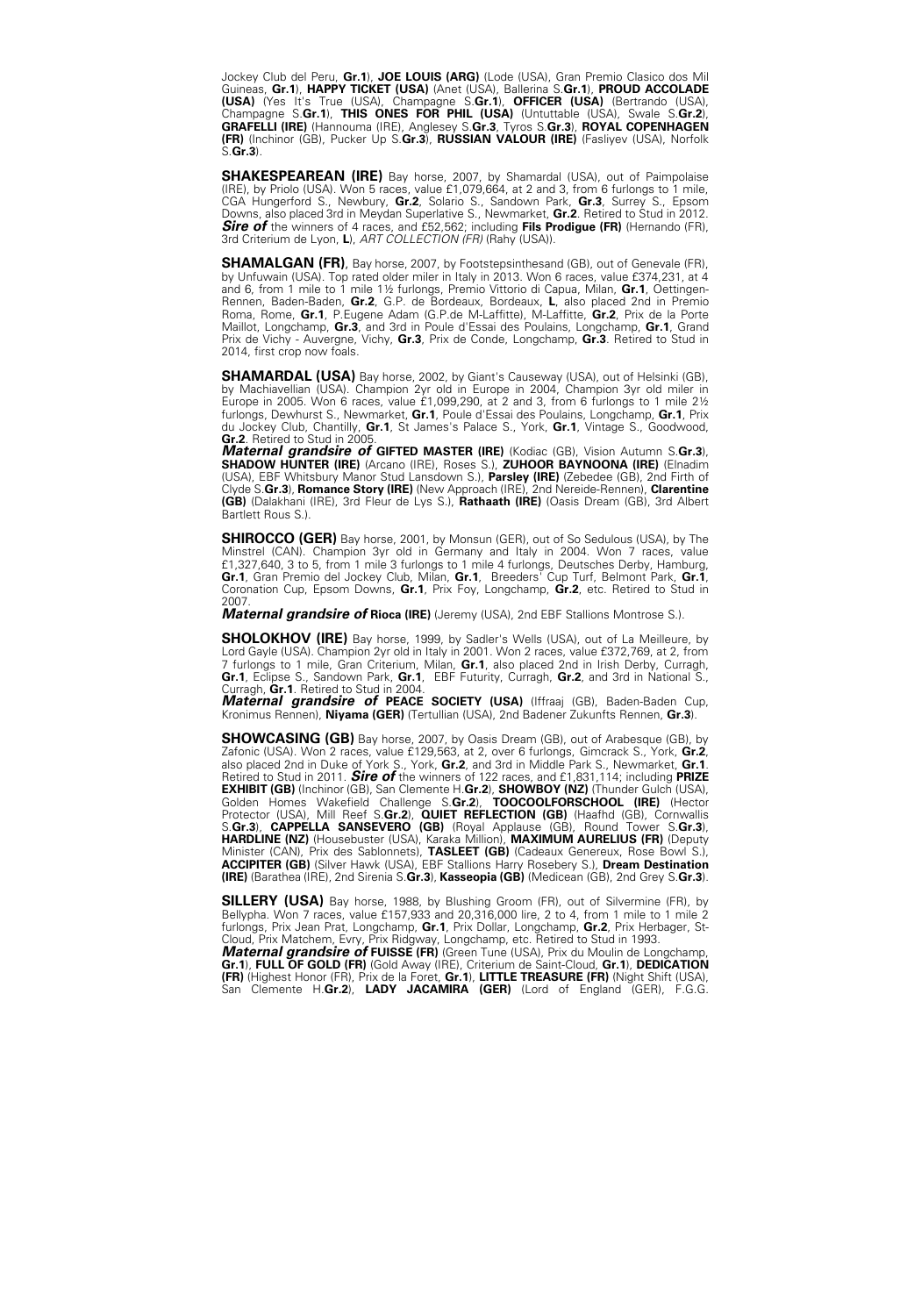Jockey Club del Peru, **Gr.1**), **JOE LOUIS (ARG)** (Lode (USA), Gran Premio Clasico dos Mil Guineas, **Gr.1**), **HAPPY TICKET (USA)** (Anet (USA), Ballerina S.**Gr.1**), **PROUD ACCOLADE (USA)** (Yes It's True (USA), Champagne S.**Gr.1**), **OFFICER (USA)** (Bertrando (USA), Champagne S.**Gr.1**), **THIS ONES FOR PHIL (USA)** (Untuttable (USA), Swale S.**Gr.2**), **GRAFELLI (IRE)** (Hannouma (IRE), Anglesey S.**Gr.3**, Tyros S.**Gr.3**), **ROYAL COPENHAGEN (FR)** (Inchinor (GB), Pucker Up S.**Gr.3**), **RUSSIAN VALOUR (IRE)** (Fasliyev (USA), Norfolk S.**Gr.3**).

**SHAKESPEAREAN (IRE)** Bay horse, 2007, by Shamardal (USA), out of Paimpolaise (IRE), by Priolo (USA). Won 5 races, value £1,079,664, at 2 and 3, from 6 furlongs to 1 mile, CGA Hungerford S., Newbury, **Gr.2**, Solario S., Sandown Park, **Gr.3**, Surrey S., Epsom Downs, also placed 3rd in Meydan Superlative S., Newmarket, **Gr.2**. Retired to Stud in 2012. ***Sire of*** the winners of 4 races, and £52,562; including **Fils Prodigue (FR)** (Hernando (FR), 3rd Criterium de Lyon, **L**), *ART COLLECTION (FR)* (Rahy (USA)).

**SHAMALGAN (FR)**, Bay horse, 2007, by Footstepsinthesand (GB), out of Genevale (FR), by Unfuwain (USA). Top rated older miler in Italy in 2013. Won 6 races, value £374,231, at 4 and 6, from 1 mile to 1 mile 1½ furlongs, Premio Vittorio di Capua, Milan, **Gr.1**, Oettingen-Rennen, Baden-Baden, **Gr.2**, G.P. de Bordeaux, Bordeaux, **L**, also placed 2nd in Premio Roma, Rome, **Gr.1**, P.Eugene Adam (G.P.de M-Laffitte), M-Laffitte, **Gr.2**, Prix de la Porte Maillot, Longchamp, **Gr.3**, and 3rd in Poule d'Essai des Poulains, Longchamp, **Gr.1**, Grand Prix de Vichy - Auvergne, Vichy, **Gr.3**, Prix de Conde, Longchamp, **Gr.3**. Retired to Stud in 2014, first crop now foals.

**SHAMARDAL (USA)** Bay horse, 2002, by Giant's Causeway (USA), out of Helsinki (GB), by Machiavellian (USA). Champion 2yr old in Europe in 2004, Champion 3yr old miler in Europe in 2005. Won 6 races, value £1,099,290, at 2 and 3, from 6 furlongs to 1 mile 2½ furlongs, Dewhurst S., Newmarket, **Gr.1**, Poule d'Essai des Poulains, Longchamp, **Gr.1**, Prix du Jockey Club, Chantilly, **Gr.1**, St James's Palace S., York, **Gr.1**, Vintage S., Goodwood, **Gr.2**. Retired to Stud in 2005.
***Maternal grandsire of*** **GIFTED MASTER (IRE)** (Kodiac (GB), Vision Autumn S.**Gr.3**), **SHADOW HUNTER (IRE)** (Arcano (IRE), Roses S.), **ZUHOOR BAYNOONA (IRE)** (Elnadim (USA), EBF Whitsbury Manor Stud Lansdown S.), **Parsley (IRE)** (Zebedee (GB), 2nd Firth of Clyde S.**Gr.3**), **Romance Story (IRE)** (New Approach (IRE), 2nd Nereide-Rennen), **Clarentine (GB)** (Dalakhani (IRE), 3rd Fleur de Lys S.), **Rathaath (IRE)** (Oasis Dream (GB), 3rd Albert Bartlett Rous S.).

**SHIROCCO (GER)** Bay horse, 2001, by Monsun (GER), out of So Sedulous (USA), by The Minstrel (CAN). Champion 3yr old in Germany and Italy in 2004. Won 7 races, value £1,327,640, 3 to 5, from 1 mile 3 furlongs to 1 mile 4 furlongs, Deutsches Derby, Hamburg, **Gr.1**, Gran Premio del Jockey Club, Milan, **Gr.1**, Breeders' Cup Turf, Belmont Park, **Gr.1**, Coronation Cup, Epsom Downs, **Gr.1**, Prix Foy, Longchamp, **Gr.2**, etc. Retired to Stud in 2007.
***Maternal grandsire of*** **Rioca (IRE)** (Jeremy (USA), 2nd EBF Stallions Montrose S.).

**SHOLOKHOV (IRE)** Bay horse, 1999, by Sadler's Wells (USA), out of La Meilleure, by Lord Gayle (USA). Champion 2yr old in Italy in 2001. Won 2 races, value £372,769, at 2, from 7 furlongs to 1 mile, Gran Criterium, Milan, **Gr.1**, also placed 2nd in Irish Derby, Curragh, **Gr.1**, Eclipse S., Sandown Park, **Gr.1**, EBF Futurity, Curragh, **Gr.2**, and 3rd in National S., Curragh, **Gr.1**. Retired to Stud in 2004.
***Maternal grandsire of*** **PEACE SOCIETY (USA)** (Iffraaj (GB), Baden-Baden Cup, Kronimus Rennen), **Niyama (GER)** (Tertullian (USA), 2nd Badener Zukunfts Rennen, **Gr.3**).

**SHOWCASING (GB)** Bay horse, 2007, by Oasis Dream (GB), out of Arabesque (GB), by Zafonic (USA). Won 2 races, value £129,563, at 2, over 6 furlongs, Gimcrack S., York, **Gr.2**, also placed 2nd in Duke of York S., York, **Gr.2**, and 3rd in Middle Park S., Newmarket, **Gr.1**. Retired to Stud in 2011. ***Sire of*** the winners of 122 races, and £1,831,114; including **PRIZE EXHIBIT (GB)** (Inchinor (GB), San Clemente H.**Gr.2**), **SHOWBOY (NZ)** (Thunder Gulch (USA), Golden Homes Wakefield Challenge S.**Gr.2**), **TOOCOOLFORSCHOOL (IRE)** (Hector Protector (USA), Mill Reef S.**Gr.2**), **QUIET REFLECTION (GB)** (Haafhd (GB), Cornwallis S.**Gr.3**), **CAPPELLA SANSEVERO (GB)** (Royal Applause (GB), Round Tower S.**Gr.3**), **HARDLINE (NZ)** (Housebuster (USA), Karaka Million), **MAXIMUM AURELIUS (FR)** (Deputy Minister (CAN), Prix des Sablonnets), **TASLEET (GB)** (Cadeaux Genereux, Rose Bowl S.), **ACCIPITER (GB)** (Silver Hawk (USA), EBF Stallions Harry Rosebery S.), **Dream Destination (IRE)** (Barathea (IRE), 2nd Sirenia S.**Gr.3**), **Kasseopia (GB)** (Medicean (GB), 2nd Grey S.**Gr.3**).

**SILLERY (USA)** Bay horse, 1988, by Blushing Groom (FR), out of Silvermine (FR), by Bellypha. Won 7 races, value £157,933 and 20,316,000 lire, 2 to 4, from 1 mile to 1 mile 2 furlongs, Prix Jean Prat, Longchamp, **Gr.1**, Prix Dollar, Longchamp, **Gr.2**, Prix Herbager, St-Cloud, Prix Matchem, Evry, Prix Ridgway, Longchamp, etc. Retired to Stud in 1993.
***Maternal grandsire of*** **FUISSE (FR)** (Green Tune (USA), Prix du Moulin de Longchamp, **Gr.1**), **FULL OF GOLD (FR)** (Gold Away (IRE), Criterium de Saint-Cloud, **Gr.1**), **DEDICATION (FR)** (Highest Honor (FR), Prix de la Foret, **Gr.1**), **LITTLE TREASURE (FR)** (Night Shift (USA), San Clemente H.**Gr.2**), **LADY JACAMIRA (GER)** (Lord of England (GER), F.G.G.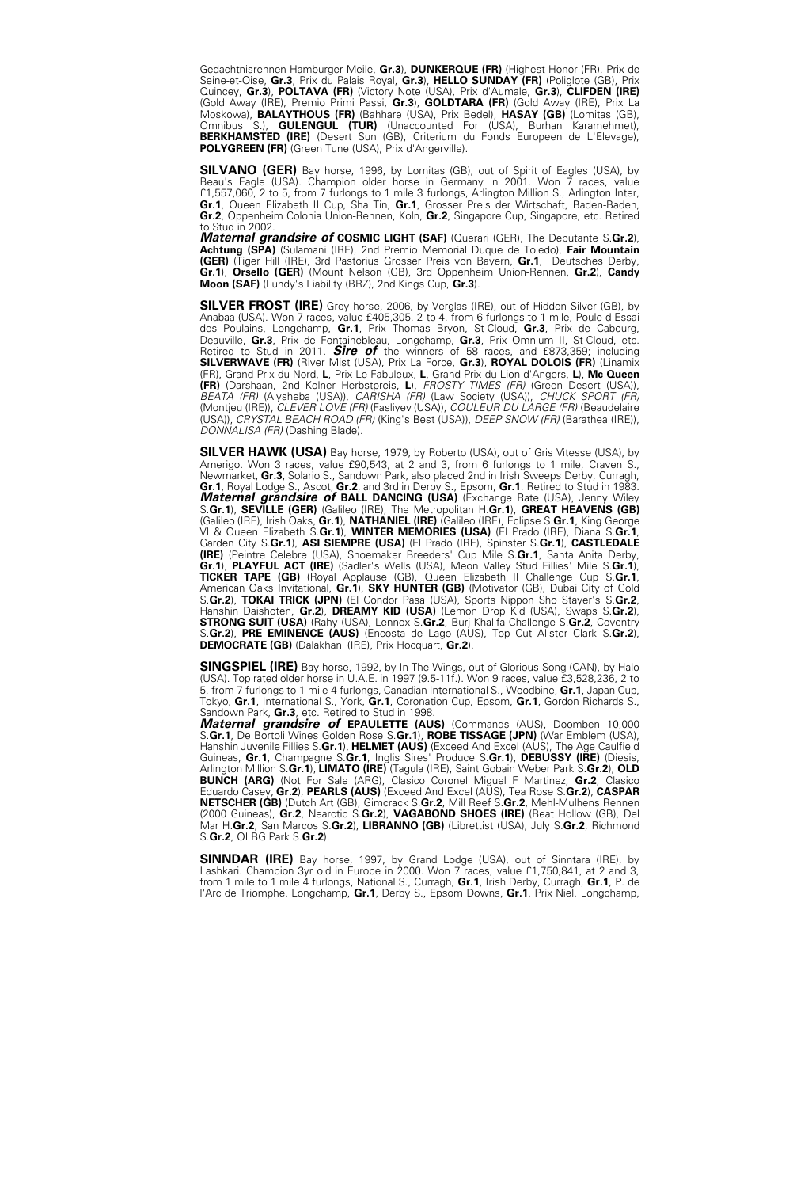Gedachtnisrennen Hamburger Meile, **Gr.3**), **DUNKERQUE (FR)** (Highest Honor (FR), Prix de Seine-et-Oise, **Gr.3**, Prix du Palais Royal, **Gr.3**), **HELLO SUNDAY (FR)** (Poliglote (GB), Prix Quincey, **Gr.3**), **POLTAVA (FR)** (Victory Note (USA), Prix d'Aumale, **Gr.3**), **CLIFDEN (IRE)** (Gold Away (IRE), Premio Primi Passi, **Gr.3**), **GOLDTARA (FR)** (Gold Away (IRE), Prix La Moskowa), **BALAYTHOUS (FR)** (Bahhare (USA), Prix Bedel), **HASAY (GB)** (Lomitas (GB), Omnibus S.), **GULENGUL (TUR)** (Unaccounted For (USA), Burhan Karamehmet), **BERKHAMSTED (IRE)** (Desert Sun (GB), Criterium du Fonds Europeen de L'Elevage), **POLYGREEN (FR)** (Green Tune (USA), Prix d'Angerville).

**SILVANO (GER)** Bay horse, 1996, by Lomitas (GB), out of Spirit of Eagles (USA), by Beau's Eagle (USA). Champion older horse in Germany in 2001. Won 7 races, value £1,557,060, 2 to 5, from 7 furlongs to 1 mile 3 furlongs, Arlington Million S., Arlington Inter, **Gr.1**, Queen Elizabeth II Cup, Sha Tin, **Gr.1**, Grosser Preis der Wirtschaft, Baden-Baden, **Gr.2**, Oppenheim Colonia Union-Rennen, Koln, **Gr.2**, Singapore Cup, Singapore, etc. Retired to Stud in 2002.
***Maternal grandsire of*** **COSMIC LIGHT (SAF)** (Querari (GER), The Debutante S.**Gr.2**), **Achtung (SPA)** (Sulamani (IRE), 2nd Premio Memorial Duque de Toledo), **Fair Mountain (GER)** (Tiger Hill (IRE), 3rd Pastorius Grosser Preis von Bayern, **Gr.1**, Deutsches Derby, **Gr.1**), **Orsello (GER)** (Mount Nelson (GB), 3rd Oppenheim Union-Rennen, **Gr.2**), **Candy Moon (SAF)** (Lundy's Liability (BRZ), 2nd Kings Cup, **Gr.3**).

**SILVER FROST (IRE)** Grey horse, 2006, by Verglas (IRE), out of Hidden Silver (GB), by Anabaa (USA). Won 7 races, value £405,305, 2 to 4, from 6 furlongs to 1 mile, Poule d'Essai des Poulains, Longchamp, **Gr.1**, Prix Thomas Bryon, St-Cloud, **Gr.3**, Prix de Cabourg, Deauville, **Gr.3**, Prix de Fontainebleau, Longchamp, **Gr.3**, Prix Omnium II, St-Cloud, etc. Retired to Stud in 2011. ***Sire of*** the winners of 58 races, and £873,359; including **SILVERWAVE (FR)** (River Mist (USA), Prix La Force, **Gr.3**), **ROYAL DOLOIS (FR)** (Linamix (FR), Grand Prix du Nord, **L**, Prix Le Fabuleux, **L**, Grand Prix du Lion d'Angers, **L**), **Mc Queen (FR)** (Darshaan, 2nd Kolner Herbstpreis, **L**), *FROSTY TIMES (FR)* (Green Desert (USA)), *BEATA (FR)* (Alysheba (USA)), *CARISHA (FR)* (Law Society (USA)), *CHUCK SPORT (FR)* (Montjeu (IRE)), *CLEVER LOVE (FR)* (Fasliyev (USA)), *COULEUR DU LARGE (FR)* (Beaudelaire (USA)), *CRYSTAL BEACH ROAD (FR)* (King's Best (USA)), *DEEP SNOW (FR)* (Barathea (IRE)), *DONNALISA (FR)* (Dashing Blade).

**SILVER HAWK (USA)** Bay horse, 1979, by Roberto (USA), out of Gris Vitesse (USA), by Amerigo. Won 3 races, value £90,543, at 2 and 3, from 6 furlongs to 1 mile, Craven S., Newmarket, **Gr.3**, Solario S., Sandown Park, also placed 2nd in Irish Sweeps Derby, Curragh, **Gr.1**, Royal Lodge S., Ascot, **Gr.2**, and 3rd in Derby S., Epsom, **Gr.1**. Retired to Stud in 1983.
***Maternal grandsire of*** **BALL DANCING (USA)** (Exchange Rate (USA), Jenny Wiley S.**Gr.1**), **SEVILLE (GER)** (Galileo (IRE), The Metropolitan H.**Gr.1**), **GREAT HEAVENS (GB)** (Galileo (IRE), Irish Oaks, **Gr.1**), **NATHANIEL (IRE)** (Galileo (IRE), Eclipse S.**Gr.1**, King George VI & Queen Elizabeth S.**Gr.1**), **WINTER MEMORIES (USA)** (El Prado (IRE), Diana S.**Gr.1**, Garden City S.**Gr.1**), **ASI SIEMPRE (USA)** (El Prado (IRE), Spinster S.**Gr.1**), **CASTLEDALE (IRE)** (Peintre Celebre (USA), Shoemaker Breeders' Cup Mile S.**Gr.1**, Santa Anita Derby, **Gr.1**), **PLAYFUL ACT (IRE)** (Sadler's Wells (USA), Meon Valley Stud Fillies' Mile S.**Gr.1**), **TICKER TAPE (GB)** (Royal Applause (GB), Queen Elizabeth II Challenge Cup S.**Gr.1**, American Oaks Invitational, **Gr.1**), **SKY HUNTER (GB)** (Motivator (GB), Dubai City of Gold S.**Gr.2**), **TOKAI TRICK (JPN)** (El Condor Pasa (USA), Sports Nippon Sho Stayer's S.**Gr.2**, Hanshin Daishoten, **Gr.2**), **DREAMY KID (USA)** (Lemon Drop Kid (USA), Swaps S.**Gr.2**), **STRONG SUIT (USA)** (Rahy (USA), Lennox S.**Gr.2**, Burj Khalifa Challenge S.**Gr.2**, Coventry S.**Gr.2**), **PRE EMINENCE (AUS)** (Encosta de Lago (AUS), Top Cut Alister Clark S.**Gr.2**), **DEMOCRATE (GB)** (Dalakhani (IRE), Prix Hocquart, **Gr.2**).

**SINGSPIEL (IRE)** Bay horse, 1992, by In The Wings, out of Glorious Song (CAN), by Halo (USA). Top rated older horse in U.A.E. in 1997 (9.5-11f.). Won 9 races, value £3,528,236, 2 to 5, from 7 furlongs to 1 mile 4 furlongs, Canadian International S., Woodbine, **Gr.1**, Japan Cup, Tokyo, **Gr.1**, International S., York, **Gr.1**, Coronation Cup, Epsom, **Gr.1**, Gordon Richards S., Sandown Park, **Gr.3**, etc. Retired to Stud in 1998.
***Maternal grandsire of*** **EPAULETTE (AUS)** (Commands (AUS), Doomben 10,000 S.**Gr.1**, De Bortoli Wines Golden Rose S.**Gr.1**), **ROBE TISSAGE (JPN)** (War Emblem (USA), Hanshin Juvenile Fillies S.**Gr.1**), **HELMET (AUS)** (Exceed And Excel (AUS), The Age Caulfield Guineas, **Gr.1**, Champagne S.**Gr.1**, Inglis Sires' Produce S.**Gr.1**), **DEBUSSY (IRE)** (Diesis, Arlington Million S.**Gr.1**), **LIMATO (IRE)** (Tagula (IRE), Saint Gobain Weber Park S.**Gr.2**), **OLD BUNCH (ARG)** (Not For Sale (ARG), Clasico Coronel Miguel F Martinez, **Gr.2**, Clasico Eduardo Casey, **Gr.2**), **PEARLS (AUS)** (Exceed And Excel (AUS), Tea Rose S.**Gr.2**), **CASPAR NETSCHER (GB)** (Dutch Art (GB), Gimcrack S.**Gr.2**, Mill Reef S.**Gr.2**, Mehl-Mulhens Rennen (2000 Guineas), **Gr.2**, Nearctic S.**Gr.2**), **VAGABOND SHOES (IRE)** (Beat Hollow (GB), Del Mar H.**Gr.2**, San Marcos S.**Gr.2**), **LIBRANNO (GB)** (Librettist (USA), July S.**Gr.2**, Richmond S.**Gr.2**, OLBG Park S.**Gr.2**).

**SINNDAR (IRE)** Bay horse, 1997, by Grand Lodge (USA), out of Sinntara (IRE), by Lashkari. Champion 3yr old in Europe in 2000. Won 7 races, value £1,750,841, at 2 and 3, from 1 mile to 1 mile 4 furlongs, National S., Curragh, **Gr.1**, Irish Derby, Curragh, **Gr.1**, P. de l'Arc de Triomphe, Longchamp, **Gr.1**, Derby S., Epsom Downs, **Gr.1**, Prix Niel, Longchamp,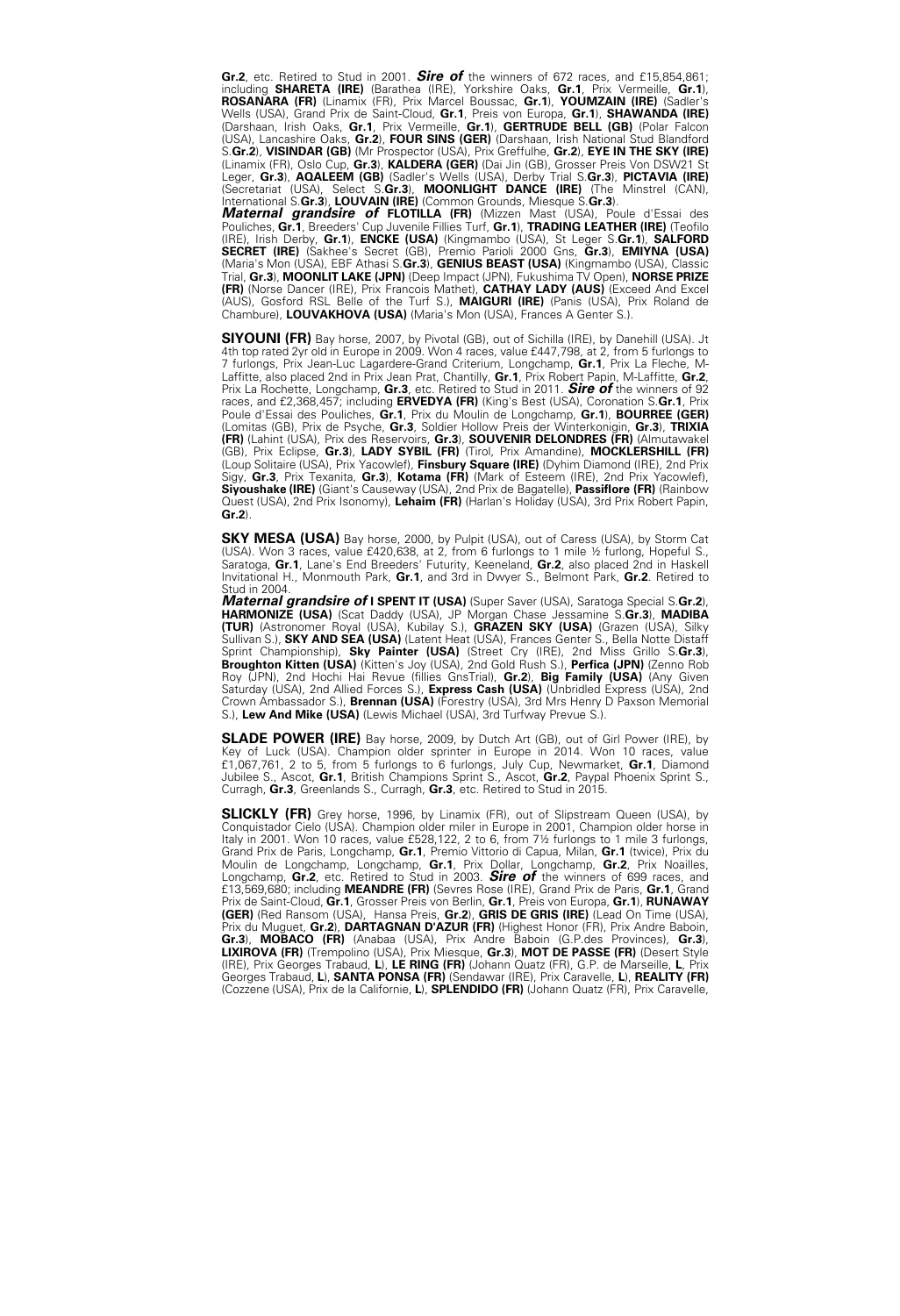**Gr.2**, etc. Retired to Stud in 2001. ***Sire of*** the winners of 672 races, and £15,854,861; including **SHARETA (IRE)** (Barathea (IRE), Yorkshire Oaks, **Gr.1**, Prix Vermeille, **Gr.1**), **ROSANARA (FR)** (Linamix (FR), Prix Marcel Boussac, **Gr.1**), **YOUMZAIN (IRE)** (Sadler's Wells (USA), Grand Prix de Saint-Cloud, **Gr.1**, Preis von Europa, **Gr.1**), **SHAWANDA (IRE)** (Darshaan, Irish Oaks, **Gr.1**, Prix Vermeille, **Gr.1**), **GERTRUDE BELL (GB)** (Polar Falcon (USA), Lancashire Oaks, **Gr.2**), **FOUR SINS (GER)** (Darshaan, Irish National Stud Blandford S.**Gr.2**), **VISINDAR (GB)** (Mr Prospector (USA), Prix Greffulhe, **Gr.2**), **EYE IN THE SKY (IRE)** (Linamix (FR), Oslo Cup, **Gr.3**), **KALDERA (GER)** (Dai Jin (GB), Grosser Preis Von DSW21 St Leger, **Gr.3**), **AQALEEM (GB)** (Sadler's Wells (USA), Derby Trial S.**Gr.3**), **PICTAVIA (IRE)** (Secretariat (USA), Select S.**Gr.3**), **MOONLIGHT DANCE (IRE)** (The Minstrel (CAN), International S.**Gr.3**), **LOUVAIN (IRE)** (Common Grounds, Miesque S.**Gr.3**).
***Maternal grandsire of*** **FLOTILLA (FR)** (Mizzen Mast (USA), Poule d'Essai des Pouliches, **Gr.1**, Breeders' Cup Juvenile Fillies Turf, **Gr.1**), **TRADING LEATHER (IRE)** (Teofilo (IRE), Irish Derby, **Gr.1**), **ENCKE (USA)** (Kingmambo (USA), St Leger S.**Gr.1**), **SALFORD SECRET (IRE)** (Sakhee's Secret (GB), Premio Parioli 2000 Gns, **Gr.3**), **EMIYNA (USA)** (Maria's Mon (USA), EBF Athasi S.**Gr.3**), **GENIUS BEAST (USA)** (Kingmambo (USA), Classic Trial, **Gr.3**), **MOONLIT LAKE (JPN)** (Deep Impact (JPN), Fukushima TV Open), **NORSE PRIZE (FR)** (Norse Dancer (IRE), Prix Francois Mathet), **CATHAY LADY (AUS)** (Exceed And Excel (AUS), Gosford RSL Belle of the Turf S.), **MAIGURI (IRE)** (Panis (USA), Prix Roland de Chambure), **LOUVAKHOVA (USA)** (Maria's Mon (USA), Frances A Genter S.).

**SIYOUNI (FR)** Bay horse, 2007, by Pivotal (GB), out of Sichilla (IRE), by Danehill (USA). Jt 4th top rated 2yr old in Europe in 2009. Won 4 races, value £447,798, at 2, from 5 furlongs to 7 furlongs, Prix Jean-Luc Lagardere-Grand Criterium, Longchamp, **Gr.1**, Prix La Fleche, M-Laffitte, also placed 2nd in Prix Jean Prat, Chantilly, **Gr.1**, Prix Robert Papin, M-Laffitte, **Gr.2**, Prix La Rochette, Longchamp, **Gr.3**, etc. Retired to Stud in 2011. ***Sire of*** the winners of 92 races, and £2,368,457; including **ERVEDYA (FR)** (King's Best (USA), Coronation S.**Gr.1**, Prix Poule d'Essai des Pouliches, **Gr.1**, Prix du Moulin de Longchamp, **Gr.1**), **BOURREE (GER)** (Lomitas (GB), Prix de Psyche, **Gr.3**, Soldier Hollow Preis der Winterkonigin, **Gr.3**), **TRIXIA (FR)** (Lahint (USA), Prix des Reservoirs, **Gr.3**), **SOUVENIR DELONDRES (FR)** (Almutawakel (GB), Prix Eclipse, **Gr.3**), **LADY SYBIL (FR)** (Tirol, Prix Amandine), **MOCKLERSHILL (FR)** (Loup Solitaire (USA), Prix Yacowlef), **Finsbury Square (IRE)** (Dyhim Diamond (IRE), 2nd Prix Sigy, **Gr.3**, Prix Texanita, **Gr.3**), **Kotama (FR)** (Mark of Esteem (IRE), 2nd Prix Yacowlef), **Siyoushake (IRE)** (Giant's Causeway (USA), 2nd Prix de Bagatelle), **Passiflore (FR)** (Rainbow Quest (USA), 2nd Prix Isonomy), **Lehaim (FR)** (Harlan's Holiday (USA), 3rd Prix Robert Papin, **Gr.2**).

**SKY MESA (USA)** Bay horse, 2000, by Pulpit (USA), out of Caress (USA), by Storm Cat (USA). Won 3 races, value £420,638, at 2, from 6 furlongs to 1 mile ½ furlong, Hopeful S., Saratoga, **Gr.1**, Lane's End Breeders' Futurity, Keeneland, **Gr.2**, also placed 2nd in Haskell Invitational H., Monmouth Park, **Gr.1**, and 3rd in Dwyer S., Belmont Park, **Gr.2**. Retired to Stud in 2004.
***Maternal grandsire of*** **I SPENT IT (USA)** (Super Saver (USA), Saratoga Special S.**Gr.2**), **HARMONIZE (USA)** (Scat Daddy (USA), JP Morgan Chase Jessamine S.**Gr.3**), **MADIBA (TUR)** (Astronomer Royal (USA), Kubilay S.), **GRAZEN SKY (USA)** (Grazen (USA), Silky Sullivan S.), **SKY AND SEA (USA)** (Latent Heat (USA), Frances Genter S., Bella Notte Distaff Sprint Championship), **Sky Painter (USA)** (Street Cry (IRE), 2nd Miss Grillo S.**Gr.3**), **Broughton Kitten (USA)** (Kitten's Joy (USA), 2nd Gold Rush S.), **Perfica (JPN)** (Zenno Rob Roy (JPN), 2nd Hochi Hai Revue (fillies GnsTrial), **Gr.2**), **Big Family (USA)** (Any Given Saturday (USA), 2nd Allied Forces S.), **Express Cash (USA)** (Unbridled Express (USA), 2nd Crown Ambassador S.), **Brennan (USA)** (Forestry (USA), 3rd Mrs Henry D Paxson Memorial S.), **Lew And Mike (USA)** (Lewis Michael (USA), 3rd Turfway Prevue S.).

**SLADE POWER (IRE)** Bay horse, 2009, by Dutch Art (GB), out of Girl Power (IRE), by Key of Luck (USA). Champion older sprinter in Europe in 2014. Won 10 races, value £1,067,761, 2 to 5, from 5 furlongs to 6 furlongs, July Cup, Newmarket, **Gr.1**, Diamond Jubilee S., Ascot, **Gr.1**, British Champions Sprint S., Ascot, **Gr.2**, Paypal Phoenix Sprint S., Curragh, **Gr.3**, Greenlands S., Curragh, **Gr.3**, etc. Retired to Stud in 2015.

**SLICKLY (FR)** Grey horse, 1996, by Linamix (FR), out of Slipstream Queen (USA), by Conquistador Cielo (USA). Champion older miler in Europe in 2001, Champion older horse in Italy in 2001. Won 10 races, value £528,122, 2 to 6, from 7½ furlongs to 1 mile 3 furlongs, Grand Prix de Paris, Longchamp, **Gr.1**, Premio Vittorio di Capua, Milan, **Gr.1** (twice), Prix du Moulin de Longchamp, Longchamp, **Gr.1**, Prix Dollar, Longchamp, **Gr.2**, Prix Noailles, Longchamp, **Gr.2**, etc. Retired to Stud in 2003. ***Sire of*** the winners of 699 races, and £13,569,680; including **MEANDRE (FR)** (Sevres Rose (IRE), Grand Prix de Paris, **Gr.1**, Grand Prix de Saint-Cloud, **Gr.1**, Grosser Preis von Berlin, **Gr.1**, Preis von Europa, **Gr.1**), **RUNAWAY (GER)** (Red Ransom (USA), Hansa Preis, **Gr.2**), **GRIS DE GRIS (IRE)** (Lead On Time (USA), Prix du Muguet, **Gr.2**), **DARTAGNAN D'AZUR (FR)** (Highest Honor (FR), Prix Andre Baboin, **Gr.3**), **MOBACO (FR)** (Anabaa (USA), Prix Andre Baboin (G.P.des Provinces), **Gr.3**), **LIXIROVA (FR)** (Trempolino (USA), Prix Miesque, **Gr.3**), **MOT DE PASSE (FR)** (Desert Style (IRE), Prix Georges Trabaud, **L**), **LE RING (FR)** (Johann Quatz (FR), G.P. de Marseille, **L**, Prix Georges Trabaud, **L**), **SANTA PONSA (FR)** (Sendawar (IRE), Prix Caravelle, **L**), **REALITY (FR)** (Cozzene (USA), Prix de la Californie, **L**), **SPLENDIDO (FR)** (Johann Quatz (FR), Prix Caravelle,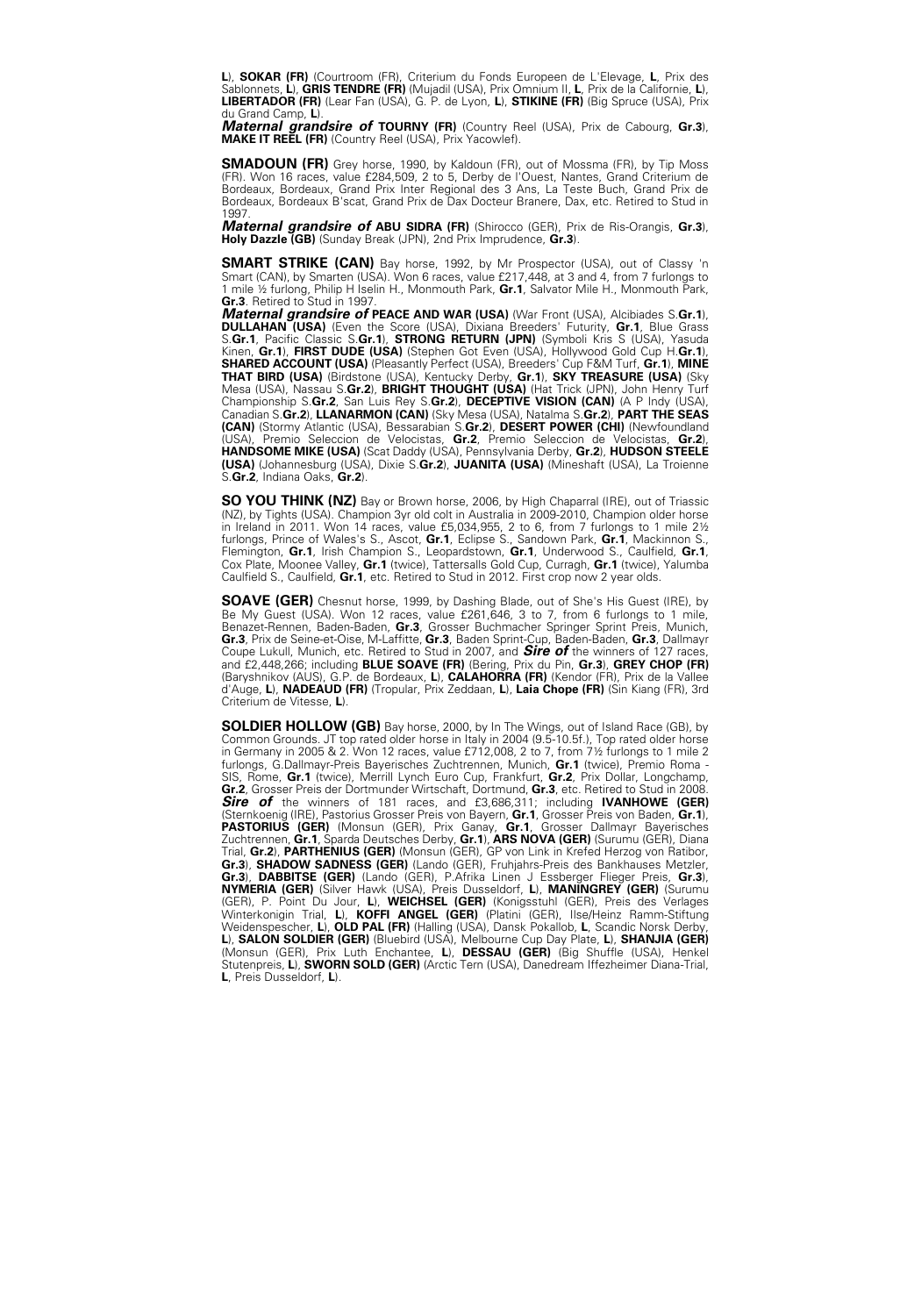**L**), **SOKAR (FR)** (Courtroom (FR), Criterium du Fonds Europeen de L'Elevage, **L**, Prix des Sablonnets, **L**), **GRIS TENDRE (FR)** (Mujadil (USA), Prix Omnium II, **L**, Prix de la Californie, **L**), **LIBERTADOR (FR)** (Lear Fan (USA), G. P. de Lyon, **L**), **STIKINE (FR)** (Big Spruce (USA), Prix du Grand Camp, **L**).

***Maternal grandsire of*** **TOURNY (FR)** (Country Reel (USA), Prix de Cabourg, **Gr.3**), **MAKE IT REEL (FR)** (Country Reel (USA), Prix Yacowlef).

**SMADOUN (FR)** Grey horse, 1990, by Kaldoun (FR), out of Mossma (FR), by Tip Moss (FR). Won 16 races, value £284,509, 2 to 5, Derby de l'Ouest, Nantes, Grand Criterium de Bordeaux, Bordeaux, Grand Prix Inter Regional des 3 Ans, La Teste Buch, Grand Prix de Bordeaux, Bordeaux B'scat, Grand Prix de Dax Docteur Branere, Dax, etc. Retired to Stud in 1997.

***Maternal grandsire of*** **ABU SIDRA (FR)** (Shirocco (GER), Prix de Ris-Orangis, **Gr.3**), **Holy Dazzle (GB)** (Sunday Break (JPN), 2nd Prix Imprudence, **Gr.3**).

**SMART STRIKE (CAN)** Bay horse, 1992, by Mr Prospector (USA), out of Classy 'n Smart (CAN), by Smarten (USA). Won 6 races, value £217,448, at 3 and 4, from 7 furlongs to 1 mile ½ furlong, Philip H Iselin H., Monmouth Park, **Gr.1**, Salvator Mile H., Monmouth Park, **Gr.3**. Retired to Stud in 1997.

***Maternal grandsire of*** **PEACE AND WAR (USA)** (War Front (USA), Alcibiades S.**Gr.1**), **DULLAHAN (USA)** (Even the Score (USA), Dixiana Breeders' Futurity, **Gr.1**, Blue Grass S.**Gr.1**, Pacific Classic S.**Gr.1**), **STRONG RETURN (JPN)** (Symboli Kris S (USA), Yasuda Kinen, **Gr.1**), **FIRST DUDE (USA)** (Stephen Got Even (USA), Hollywood Gold Cup H.**Gr.1**), **SHARED ACCOUNT (USA)** (Pleasantly Perfect (USA), Breeders' Cup F&M Turf, **Gr.1**), **MINE THAT BIRD (USA)** (Birdstone (USA), Kentucky Derby, **Gr.1**), **SKY TREASURE (USA)** (Sky Mesa (USA), Nassau S.**Gr.2**), **BRIGHT THOUGHT (USA)** (Hat Trick (JPN), John Henry Turf Championship S.**Gr.2**, San Luis Rey S.**Gr.2**), **DECEPTIVE VISION (CAN)** (A P Indy (USA), Canadian S.**Gr.2**), **LLANARMON (CAN)** (Sky Mesa (USA), Natalma S.**Gr.2**), **PART THE SEAS (CAN)** (Stormy Atlantic (USA), Bessarabian S.**Gr.2**), **DESERT POWER (CHI)** (Newfoundland (USA), Premio Seleccion de Velocistas, **Gr.2**, Premio Seleccion de Velocistas, **Gr.2**), **HANDSOME MIKE (USA)** (Scat Daddy (USA), Pennsylvania Derby, **Gr.2**), **HUDSON STEELE (USA)** (Johannesburg (USA), Dixie S.**Gr.2**), **JUANITA (USA)** (Mineshaft (USA), La Troienne S.**Gr.2**, Indiana Oaks, **Gr.2**).

**SO YOU THINK (NZ)** Bay or Brown horse, 2006, by High Chaparral (IRE), out of Triassic (NZ), by Tights (USA). Champion 3yr old colt in Australia in 2009-2010, Champion older horse in Ireland in 2011. Won 14 races, value £5,034,955, 2 to 6, from 7 furlongs to 1 mile 2½ furlongs, Prince of Wales's S., Ascot, **Gr.1**, Eclipse S., Sandown Park, **Gr.1**, Mackinnon S., Flemington, **Gr.1**, Irish Champion S., Leopardstown, **Gr.1**, Underwood S., Caulfield, **Gr.1**, Cox Plate, Moonee Valley, **Gr.1** (twice), Tattersalls Gold Cup, Curragh, **Gr.1** (twice), Yalumba Caulfield S., Caulfield, **Gr.1**, etc. Retired to Stud in 2012. First crop now 2 year olds.

**SOAVE (GER)** Chesnut horse, 1999, by Dashing Blade, out of She's His Guest (IRE), by Be My Guest (USA). Won 12 races, value £261,646, 3 to 7, from 6 furlongs to 1 mile, Benazet-Rennen, Baden-Baden, **Gr.3**, Grosser Buchmacher Springer Sprint Preis, Munich, **Gr.3**, Prix de Seine-et-Oise, M-Laffitte, **Gr.3**, Baden Sprint-Cup, Baden-Baden, **Gr.3**, Dallmayr Coupe Lukull, Munich, etc. Retired to Stud in 2007, and ***Sire of*** the winners of 127 races, and £2,448,266; including **BLUE SOAVE (FR)** (Bering, Prix du Pin, **Gr.3**), **GREY CHOP (FR)** (Baryshnikov (AUS), G.P. de Bordeaux, **L**), **CALAHORRA (FR)** (Kendor (FR), Prix de la Vallee d'Auge, **L**), **NADEAUD (FR)** (Tropular, Prix Zeddaan, **L**), **Laia Chope (FR)** (Sin Kiang (FR), 3rd Criterium de Vitesse, **L**).

**SOLDIER HOLLOW (GB)** Bay horse, 2000, by In The Wings, out of Island Race (GB), by Common Grounds. JT top rated older horse in Italy in 2004 (9.5-10.5f.), Top rated older horse in Germany in 2005 & 2. Won 12 races, value £712,008, 2 to 7, from 7½ furlongs to 1 mile 2 furlongs, G.Dallmayr-Preis Bayerisches Zuchtrennen, Munich, **Gr.1** (twice), Premio Roma - SIS, Rome, **Gr.1** (twice), Merrill Lynch Euro Cup, Frankfurt, **Gr.2**, Prix Dollar, Longchamp, **Gr.2**, Grosser Preis der Dortmunder Wirtschaft, Dortmund, **Gr.3**, etc. Retired to Stud in 2008. ***Sire of*** the winners of 181 races, and £3,686,311; including **IVANHOWE (GER)** (Sternkoenig (IRE), Pastorius Grosser Preis von Bayern, **Gr.1**, Grosser Preis von Baden, **Gr.1**), **PASTORIUS (GER)** (Monsun (GER), Prix Ganay, **Gr.1**, Grosser Dallmayr Bayerisches Zuchtrennen, **Gr.1**, Sparda Deutsches Derby, **Gr.1**), **ARS NOVA (GER)** (Surumu (GER), Diana Trial, **Gr.2**), **PARTHENIUS (GER)** (Monsun (GER), GP von Link in Krefed Herzog von Ratibor, **Gr.3**), **SHADOW SADNESS (GER)** (Lando (GER), Fruhjahrs-Preis des Bankhauses Metzler, **Gr.3**), **DABBITSE (GER)** (Lando (GER), P.Afrika Linen J Essberger Flieger Preis, **Gr.3**), **NYMERIA (GER)** (Silver Hawk (USA), Preis Dusseldorf, **L**), **MANINGREY (GER)** (Surumu (GER), P. Point Du Jour, **L**), **WEICHSEL (GER)** (Konigsstuhl (GER), Preis des Verlages Winterkonigin Trial, **L**), **KOFFI ANGEL (GER)** (Platini (GER), Ilse/Heinz Ramm-Stiftung Weidenspescher, **L**), **OLD PAL (FR)** (Halling (USA), Dansk Pokallob, **L**, Scandic Norsk Derby, **L**), **SALON SOLDIER (GER)** (Bluebird (USA), Melbourne Cup Day Plate, **L**), **SHANJIA (GER)** (Monsun (GER), Prix Luth Enchantee, **L**), **DESSAU (GER)** (Big Shuffle (USA), Henkel Stutenpreis, **L**), **SWORN SOLD (GER)** (Arctic Tern (USA), Danedream Iffezheimer Diana-Trial, **L**, Preis Dusseldorf, **L**).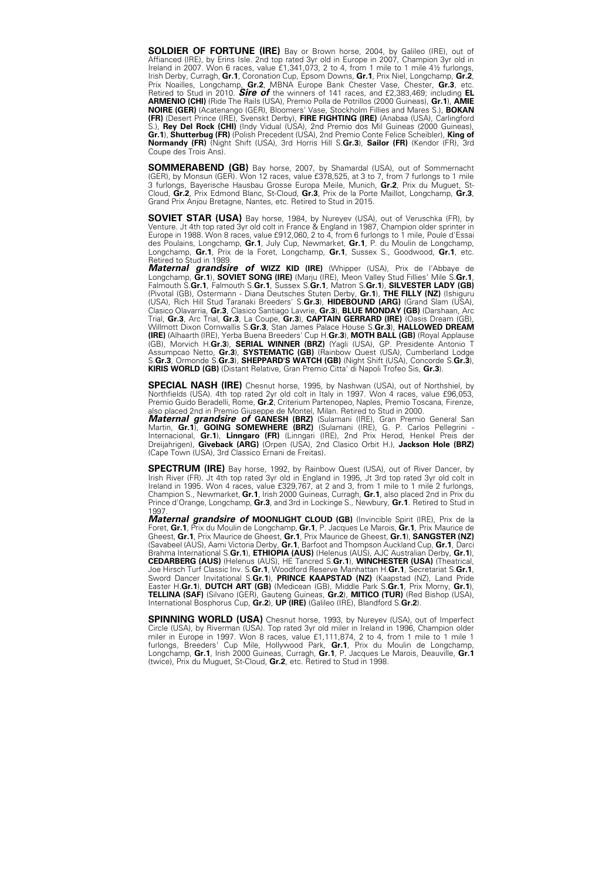**SOLDIER OF FORTUNE (IRE)** Bay or Brown horse, 2004, by Galileo (IRE), out of Affianced (IRE), by Erins Isle. 2nd top rated 3yr old in Europe in 2007, Champion 3yr old in Ireland in 2007. Won 6 races, value £1,341,073, 2 to 4, from 1 mile to 1 mile 4½ furlongs, Irish Derby, Curragh, **Gr.1**, Coronation Cup, Epsom Downs, **Gr.1**, Prix Niel, Longchamp, **Gr.2**, Prix Noailles, Longchamp, **Gr.2**, MBNA Europe Bank Chester Vase, Chester, **Gr.3**, etc. Retired to Stud in 2010. ***Sire of*** the winners of 141 races, and £2,383,469; including **EL ARMENIO (CHI)** (Ride The Rails (USA), Premio Polla de Potrillos (2000 Guineas), **Gr.1**), **AMIE NOIRE (GER)** (Acatenango (GER), Bloomers' Vase, Stockholm Fillies and Mares S.), **BOKAN (FR)** (Desert Prince (IRE), Svenskt Derby), **FIRE FIGHTING (IRE)** (Anabaa (USA), Carlingford S.), **Rey Del Rock (CHI)** (Indy Vidual (USA), 2nd Premio dos Mil Guineas (2000 Guineas), **Gr.1**), **Shutterbug (FR)** (Polish Precedent (USA), 2nd Premio Conte Felice Scheibler), **King of Normandy (FR)** (Night Shift (USA), 3rd Horris Hill S.**Gr.3**), **Sailor (FR)** (Kendor (FR), 3rd Coupe des Trois Ans).

**SOMMERABEND (GB)** Bay horse, 2007, by Shamardal (USA), out of Sommernacht (GER), by Monsun (GER). Won 12 races, value £378,525, at 3 to 7, from 7 furlongs to 1 mile 3 furlongs, Bayerische Hausbau Grosse Europa Meile, Munich, **Gr.2**, Prix du Muguet, St-Cloud, **Gr.2**, Prix Edmond Blanc, St-Cloud, **Gr.3**, Prix de la Porte Maillot, Longchamp, **Gr.3**, Grand Prix Anjou Bretagne, Nantes, etc. Retired to Stud in 2015.

**SOVIET STAR (USA)** Bay horse, 1984, by Nureyev (USA), out of Veruschka (FR), by Venture. Jt 4th top rated 3yr old colt in France & England in 1987, Champion older sprinter in Europe in 1988. Won 8 races, value £912,060, 2 to 4, from 6 furlongs to 1 mile, Poule d'Essai des Poulains, Longchamp, **Gr.1**, July Cup, Newmarket, **Gr.1**, P. du Moulin de Longchamp, Longchamp, **Gr.1**, Prix de la Foret, Longchamp, **Gr.1**, Sussex S., Goodwood, **Gr.1**, etc. Retired to Stud in 1989.
***Maternal grandsire of*** **WIZZ KID (IRE)** (Whipper (USA), Prix de l'Abbaye de Longchamp, **Gr.1**), **SOVIET SONG (IRE)** (Marju (IRE), Meon Valley Stud Fillies' Mile S.**Gr.1**, Falmouth S.**Gr.1**, Falmouth S.**Gr.1**, Sussex S.**Gr.1**, Matron S.**Gr.1**), **SILVESTER LADY (GB)** (Pivotal (GB), Ostermann - Diana Deutsches Stuten Derby, **Gr.1**), **THE FILLY (NZ)** (Ishiguru (USA), Rich Hill Stud Taranaki Breeders' S.**Gr.3**), **HIDEBOUND (ARG)** (Grand Slam (USA), Clasico Olavarria, **Gr.3**, Clasico Santiago Lawrie, **Gr.3**), **BLUE MONDAY (GB)** (Darshaan, Arc Trial, **Gr.3**, Arc Trial, **Gr.3**, La Coupe, **Gr.3**), **CAPTAIN GERRARD (IRE)** (Oasis Dream (GB), Willmott Dixon Cornwallis S.**Gr.3**, Stan James Palace House S.**Gr.3**), **HALLOWED DREAM (IRE)** (Alhaarth (IRE), Yerba Buena Breeders' Cup H.**Gr.3**), **MOTH BALL (GB)** (Royal Applause (GB), Morvich H.**Gr.3**), **SERIAL WINNER (BRZ)** (Yagli (USA), GP. Presidente Antonio T Assumpcao Netto, **Gr.3**), **SYSTEMATIC (GB)** (Rainbow Quest (USA), Cumberland Lodge S.**Gr.3**, Ormonde S.**Gr.3**), **SHEPPARD'S WATCH (GB)** (Night Shift (USA), Concorde S.**Gr.3**), **KIRIS WORLD (GB)** (Distant Relative, Gran Premio Citta' di Napoli Trofeo Sis, **Gr.3**).

**SPECIAL NASH (IRE)** Chesnut horse, 1995, by Nashwan (USA), out of Northshiel, by Northfields (USA). 4th top rated 2yr old colt in Italy in 1997. Won 4 races, value £96,053, Premio Guido Beradelli, Rome, **Gr.2**, Criterium Partenopeo, Naples, Premio Toscana, Firenze, also placed 2nd in Premio Giuseppe de Montel, Milan. Retired to Stud in 2000.
***Maternal grandsire of*** **GANESH (BRZ)** (Sulamani (IRE), Gran Premio General San Martin, **Gr.1**), **GOING SOMEWHERE (BRZ)** (Sulamani (IRE), G. P. Carlos Pellegrini - Internacional, **Gr.1**), **Linngaro (FR)** (Linngari (IRE), 2nd Prix Herod, Henkel Preis der Dreijahrigen), **Giveback (ARG)** (Orpen (USA), 2nd Clasico Orbit H.), **Jackson Hole (BRZ)** (Cape Town (USA), 3rd Classico Ernani de Freitas).

**SPECTRUM (IRE)** Bay horse, 1992, by Rainbow Quest (USA), out of River Dancer, by Irish River (FR). Jt 4th top rated 3yr old in England in 1995, Jt 3rd top rated 3yr old colt in Ireland in 1995. Won 4 races, value £329,767, at 2 and 3, from 1 mile to 1 mile 2 furlongs, Champion S., Newmarket, **Gr.1**, Irish 2000 Guineas, Curragh, **Gr.1**, also placed 2nd in Prix du Prince d'Orange, Longchamp, **Gr.3**, and 3rd in Lockinge S., Newbury, **Gr.1**. Retired to Stud in 1997.
***Maternal grandsire of*** **MOONLIGHT CLOUD (GB)** (Invincible Spirit (IRE), Prix de la Foret, **Gr.1**, Prix du Moulin de Longchamp, **Gr.1**, P. Jacques Le Marois, **Gr.1**, Prix Maurice de Gheest, **Gr.1**, Prix Maurice de Gheest, **Gr.1**, Prix Maurice de Gheest, **Gr.1**), **SANGSTER (NZ)** (Savabeel (AUS), Aami Victoria Derby, **Gr.1**, Barfoot and Thompson Auckland Cup, **Gr.1**, Darci Brahma International S.**Gr.1**), **ETHIOPIA (AUS)** (Helenus (AUS), AJC Australian Derby, **Gr.1**), **CEDARBERG (AUS)** (Helenus (AUS), HE Tancred S.**Gr.1**), **WINCHESTER (USA)** (Theatrical, Joe Hirsch Turf Classic Inv. S.**Gr.1**, Woodford Reserve Manhattan H.**Gr.1**, Secretariat S.**Gr.1**, Sword Dancer Invitational S.**Gr.1**), **PRINCE KAAPSTAD (NZ)** (Kaapstad (NZ), Land Pride Easter H.**Gr.1**), **DUTCH ART (GB)** (Medicean (GB), Middle Park S.**Gr.1**, Prix Morny, **Gr.1**), **TELLINA (SAF)** (Silvano (GER), Gauteng Guineas, **Gr.2**), **MITICO (TUR)** (Red Bishop (USA), International Bosphorus Cup, **Gr.2**), **UP (IRE)** (Galileo (IRE), Blandford S.**Gr.2**).

**SPINNING WORLD (USA)** Chesnut horse, 1993, by Nureyev (USA), out of Imperfect Circle (USA), by Riverman (USA). Top rated 3yr old miler in Ireland in 1996, Champion older miler in Europe in 1997. Won 8 races, value £1,111,874, 2 to 4, from 1 mile to 1 mile 1 furlongs, Breeders' Cup Mile, Hollywood Park, **Gr.1**, Prix du Moulin de Longchamp, Longchamp, **Gr.1**, Irish 2000 Guineas, Curragh, **Gr.1**, P. Jacques Le Marois, Deauville, **Gr.1** (twice), Prix du Muguet, St-Cloud, **Gr.2**, etc. Retired to Stud in 1998.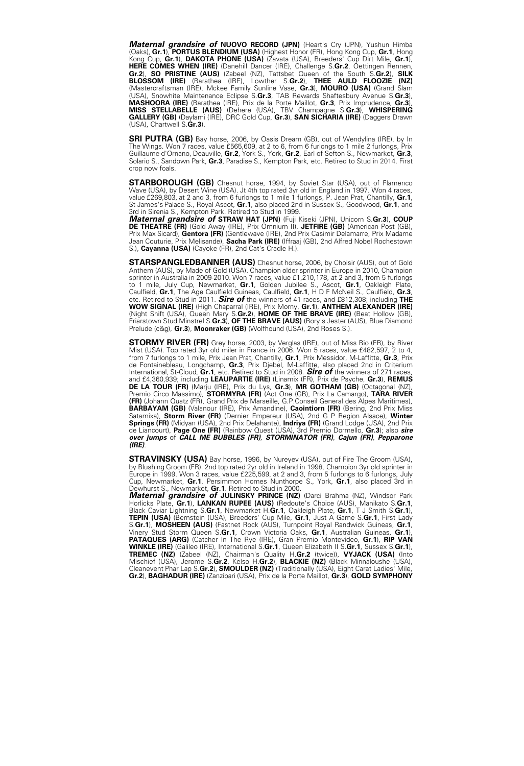***Maternal grandsire of*** **NUOVO RECORD (JPN)** (Heart's Cry (JPN), Yushun Himba (Oaks), **Gr.1**), **PORTUS BLENDIUM (USA)** (Highest Honor (FR), Hong Kong Cup, **Gr.1**, Hong Kong Cup, **Gr.1**), **DAKOTA PHONE (USA)** (Zavata (USA), Breeders' Cup Dirt Mile, **Gr.1**), **HERE COMES WHEN (IRE)** (Danehill Dancer (IRE), Challenge S.**Gr.2**, Oettingen Rennen, **Gr.2**), **SO PRISTINE (AUS)** (Zabeel (NZ), Tattsbet Queen of the South S.**Gr.2**), **SILK BLOSSOM (IRE)** (Barathea (IRE), Lowther S.**Gr.2**), **THEE AULD FLOOZIE (NZ)** (Mastercraftsman (IRE), Mckee Family Sunline Vase, **Gr.3**), **MOURO (USA)** (Grand Slam (USA), Snowhite Maintenance Eclipse S.**Gr.3**, TAB Rewards Shaftesbury Avenue S.**Gr.3**), **MASHOORA (IRE)** (Barathea (IRE), Prix de la Porte Maillot, **Gr.3**, Prix Imprudence, **Gr.3**), **MISS STELLABELLE (AUS)** (Dehere (USA), TBV Champagne S.**Gr.3**), **WHISPERING GALLERY (GB)** (Daylami (IRE), DRC Gold Cup, **Gr.3**), **SAN SICHARIA (IRE)** (Daggers Drawn (USA), Chartwell S.**Gr.3**).

**SRI PUTRA (GB)** Bay horse, 2006, by Oasis Dream (GB), out of Wendylina (IRE), by In The Wings. Won 7 races, value £565,609, at 2 to 6, from 6 furlongs to 1 mile 2 furlongs, Prix Guillaume d'Ornano, Deauville, **Gr.2**, York S., York, **Gr.2**, Earl of Sefton S., Newmarket, **Gr.3**, Solario S., Sandown Park, **Gr.3**, Paradise S., Kempton Park, etc. Retired to Stud in 2014. First crop now foals.

**STARBOROUGH (GB)** Chesnut horse, 1994, by Soviet Star (USA), out of Flamenco Wave (USA), by Desert Wine (USA). Jt 4th top rated 3yr old in England in 1997. Won 4 races, value £269,803, at 2 and 3, from 6 furlongs to 1 mile 1 furlongs, P. Jean Prat, Chantilly, **Gr.1**, St James's Palace S., Royal Ascot, **Gr.1**, also placed 2nd in Sussex S., Goodwood, **Gr.1**, and 3rd in Sirenia S., Kempton Park. Retired to Stud in 1999.
***Maternal grandsire of*** **STRAW HAT (JPN)** (Fuji Kiseki (JPN), Unicorn S.**Gr.3**), **COUP DE THEATRE (FR)** (Gold Away (IRE), Prix Omnium II), **JETFIRE (GB)** (American Post (GB), Prix Max Sicard), **Gentora (FR)** (Gentlewave (IRE), 2nd Prix Casimir Delamarre, Prix Madame Jean Couturie, Prix Melisande), **Sacha Park (IRE)** (Iffraaj (GB), 2nd Alfred Nobel Rochestown S.), **Cayanna (USA)** (Cayoke (FR), 2nd Cat's Cradle H.).

**STARSPANGLEDBANNER (AUS)** Chesnut horse, 2006, by Choisir (AUS), out of Gold Anthem (AUS), by Made of Gold (USA). Champion older sprinter in Europe in 2010, Champion sprinter in Australia in 2009-2010. Won 7 races, value £1,210,178, at 2 and 3, from 5 furlongs to 1 mile, July Cup, Newmarket, **Gr.1**, Golden Jubilee S., Ascot, **Gr.1**, Oakleigh Plate, Caulfield, **Gr.1**, The Age Caulfield Guineas, Caulfield, **Gr.1**, H D F McNeil S., Caulfield, **Gr.3**, etc. Retired to Stud in 2011. ***Sire of*** the winners of 41 races, and £812,308; including **THE WOW SIGNAL (IRE)** (High Chaparral (IRE), Prix Morny, **Gr.1**), **ANTHEM ALEXANDER (IRE)** (Night Shift (USA), Queen Mary S.**Gr.2**), **HOME OF THE BRAVE (IRE)** (Beat Hollow (GB), Friarstown Stud Minstrel S.**Gr.3**), **OF THE BRAVE (AUS)** (Rory's Jester (AUS), Blue Diamond Prelude (c&g), **Gr.3**), **Moonraker (GB)** (Wolfhound (USA), 2nd Roses S.).

**STORMY RIVER (FR)** Grey horse, 2003, by Verglas (IRE), out of Miss Bio (FR), by River Mist (USA). Top rated 3yr old miler in France in 2006. Won 5 races, value £482,597, 2 to 4, from 7 furlongs to 1 mile, Prix Jean Prat, Chantilly, **Gr.1**, Prix Messidor, M-Laffitte, **Gr.3**, Prix de Fontainebleau, Longchamp, **Gr.3**, Prix Djebel, M-Laffitte, also placed 2nd in Criterium International, St-Cloud, **Gr.1**, etc. Retired to Stud in 2008. ***Sire of*** the winners of 271 races, and £4,360,939; including **LEAUPARTIE (IRE)** (Linamix (FR), Prix de Psyche, **Gr.3**), **REMUS DE LA TOUR (FR)** (Marju (IRE), Prix du Lys, **Gr.3**), **MR GOTHAM (GB)** (Octagonal (NZ), Premio Circo Massimo), **STORMYRA (FR)** (Act One (GB), Prix La Camargo), **TARA RIVER (FR)** (Johann Quatz (FR), Grand Prix de Marseille, G.P.Conseil General des Alpes Maritimes), **BARBAYAM (GB)** (Valanour (IRE), Prix Amandine), **Caointiorn (FR)** (Bering, 2nd Prix Miss Satamixa), **Storm River (FR)** (Dernier Empereur (USA), 2nd G P Region Alsace), **Winter Springs (FR)** (Midyan (USA), 2nd Prix Delahante), **Indriya (FR)** (Grand Lodge (USA), 2nd Prix de Liancourt), **Page One (FR)** (Rainbow Quest (USA), 3rd Premio Dormello, **Gr.3**); also ***sire over jumps*** of ***CALL ME BUBBLES (FR), STORMINATOR (FR), Cajun (FR), Pepparone (IRE)***.

**STRAVINSKY (USA)** Bay horse, 1996, by Nureyev (USA), out of Fire The Groom (USA), by Blushing Groom (FR). 2nd top rated 2yr old in Ireland in 1998, Champion 3yr old sprinter in Europe in 1999. Won 3 races, value £225,599, at 2 and 3, from 5 furlongs to 6 furlongs, July Cup, Newmarket, **Gr.1**, Persimmon Homes Nunthorpe S., York, **Gr.1**, also placed 3rd in Dewhurst S., Newmarket, **Gr.1**. Retired to Stud in 2000.
***Maternal grandsire of*** **JULINSKY PRINCE (NZ)** (Darci Brahma (NZ), Windsor Park Horlicks Plate, **Gr.1**), **LANKAN RUPEE (AUS)** (Redoute's Choice (AUS), Manikato S.**Gr.1**, Black Caviar Lightning S.**Gr.1**, Newmarket H.**Gr.1**, Oakleigh Plate, **Gr.1**, T J Smith S.**Gr.1**), **TEPIN (USA)** (Bernstein (USA), Breeders' Cup Mile, **Gr.1**, Just A Game S.**Gr.1**, First Lady S.**Gr.1**), **MOSHEEN (AUS)** (Fastnet Rock (AUS), Turnpoint Royal Randwick Guineas, **Gr.1**, Vinery Stud Storm Queen S.**Gr.1**, Crown Victoria Oaks, **Gr.1**, Australian Guineas, **Gr.1**), **PATAQUES (ARG)** (Catcher In The Rye (IRE), Gran Premio Montevideo, **Gr.1**), **RIP VAN WINKLE (IRE)** (Galileo (IRE), International S.**Gr.1**, Queen Elizabeth II S.**Gr.1**, Sussex S.**Gr.1**), **TREMEC (NZ)** (Zabeel (NZ), Chairman's Quality H.**Gr.2** (twice)), **VYJACK (USA)** (Into Mischief (USA), Jerome S.**Gr.2**, Kelso H.**Gr.2**), **BLACKIE (NZ)** (Black Minnaloushe (USA), Cleanevent Phar Lap S.**Gr.2**), **SMOULDER (NZ)** (Traditionally (USA), Eight Carat Ladies' Mile, **Gr.2**), **BAGHADUR (IRE)** (Zanzibari (USA), Prix de la Porte Maillot, **Gr.3**), **GOLD SYMPHONY**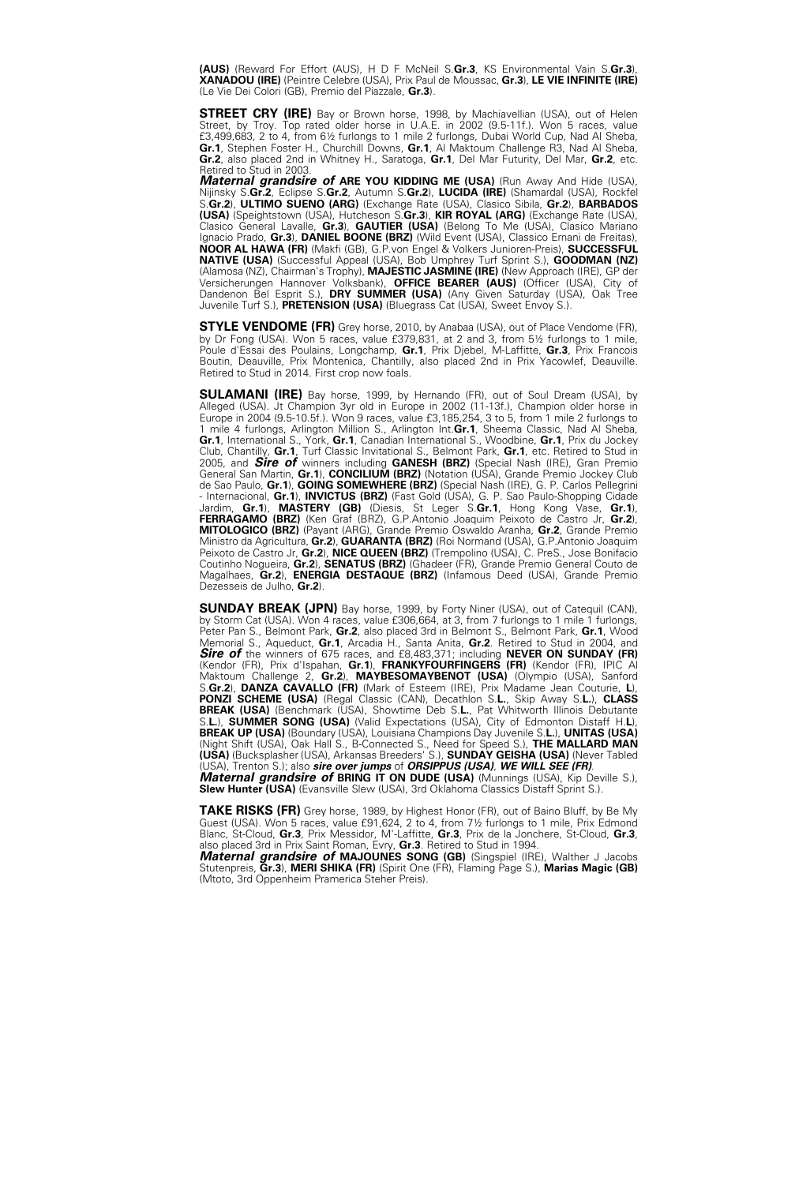**(AUS)** (Reward For Effort (AUS), H D F McNeil S.**Gr.3**, KS Environmental Vain S.**Gr.3**), **XANADOU (IRE)** (Peintre Celebre (USA), Prix Paul de Moussac, **Gr.3**), **LE VIE INFINITE (IRE)** (Le Vie Dei Colori (GB), Premio del Piazzale, **Gr.3**).

**STREET CRY (IRE)** Bay or Brown horse, 1998, by Machiavellian (USA), out of Helen Street, by Troy. Top rated older horse in U.A.E. in 2002 (9.5-11f.). Won 5 races, value £3,499,683, 2 to 4, from 6½ furlongs to 1 mile 2 furlongs, Dubai World Cup, Nad Al Sheba, **Gr.1**, Stephen Foster H., Churchill Downs, **Gr.1**, Al Maktoum Challenge R3, Nad Al Sheba, **Gr.2**, also placed 2nd in Whitney H., Saratoga, **Gr.1**, Del Mar Futurity, Del Mar, **Gr.2**, etc. Retired to Stud in 2003.
***Maternal grandsire of*** **ARE YOU KIDDING ME (USA)** (Run Away And Hide (USA), Nijinsky S.**Gr.2**, Eclipse S.**Gr.2**, Autumn S.**Gr.2**), **LUCIDA (IRE)** (Shamardal (USA), Rockfel S.**Gr.2**), **ULTIMO SUENO (ARG)** (Exchange Rate (USA), Clasico Sibila, **Gr.2**), **BARBADOS (USA)** (Speightstown (USA), Hutcheson S.**Gr.3**), **KIR ROYAL (ARG)** (Exchange Rate (USA), Clasico General Lavalle, **Gr.3**), **GAUTIER (USA)** (Belong To Me (USA), Clasico Mariano Ignacio Prado, **Gr.3**), **DANIEL BOONE (BRZ)** (Wild Event (USA), Classico Ernani de Freitas), **NOOR AL HAWA (FR)** (Makfi (GB), G.P.von Engel & Volkers Junioren-Preis), **SUCCESSFUL NATIVE (USA)** (Successful Appeal (USA), Bob Umphrey Turf Sprint S.), **GOODMAN (NZ)** (Alamosa (NZ), Chairman's Trophy), **MAJESTIC JASMINE (IRE)** (New Approach (IRE), GP der Versicherungen Hannover Volksbank), **OFFICE BEARER (AUS)** (Officer (USA), City of Dandenon Bel Esprit S.), **DRY SUMMER (USA)** (Any Given Saturday (USA), Oak Tree Juvenile Turf S.), **PRETENSION (USA)** (Bluegrass Cat (USA), Sweet Envoy S.).

**STYLE VENDOME (FR)** Grey horse, 2010, by Anabaa (USA), out of Place Vendome (FR), by Dr Fong (USA). Won 5 races, value £379,831, at 2 and 3, from 5½ furlongs to 1 mile, Poule d'Essai des Poulains, Longchamp, **Gr.1**, Prix Djebel, M-Laffitte, **Gr.3**, Prix Francois Boutin, Deauville, Prix Montenica, Chantilly, also placed 2nd in Prix Yacowlef, Deauville. Retired to Stud in 2014. First crop now foals.

**SULAMANI (IRE)** Bay horse, 1999, by Hernando (FR), out of Soul Dream (USA), by Alleged (USA). Jt Champion 3yr old in Europe in 2002 (11-13f.), Champion older horse in Europe in 2004 (9.5-10.5f.). Won 9 races, value £3,185,254, 3 to 5, from 1 mile 2 furlongs to 1 mile 4 furlongs, Arlington Million S., Arlington Int.**Gr.1**, Sheema Classic, Nad Al Sheba, **Gr.1**, International S., York, **Gr.1**, Canadian International S., Woodbine, **Gr.1**, Prix du Jockey Club, Chantilly, **Gr.1**, Turf Classic Invitational S., Belmont Park, **Gr.1**, etc. Retired to Stud in 2005, and ***Sire of*** winners including **GANESH (BRZ)** (Special Nash (IRE), Gran Premio General San Martin, **Gr.1**), **CONCILIUM (BRZ)** (Notation (USA), Grande Premio Jockey Club de Sao Paulo, **Gr.1**), **GOING SOMEWHERE (BRZ)** (Special Nash (IRE), G. P. Carlos Pellegrini - Internacional, **Gr.1**), **INVICTUS (BRZ)** (Fast Gold (USA), G. P. Sao Paulo-Shopping Cidade Jardim, **Gr.1**), **MASTERY (GB)** (Diesis, St Leger S.**Gr.1**, Hong Kong Vase, **Gr.1**), **FERRAGAMO (BRZ)** (Ken Graf (BRZ), G.P.Antonio Joaquim Peixoto de Castro Jr, **Gr.2**), **MITOLOGICO (BRZ)** (Payant (ARG), Grande Premio Oswaldo Aranha, **Gr.2**, Grande Premio Ministro da Agricultura, **Gr.2**), **GUARANTA (BRZ)** (Roi Normand (USA), G.P.Antonio Joaquim Peixoto de Castro Jr, **Gr.2**), **NICE QUEEN (BRZ)** (Trempolino (USA), C. PreS., Jose Bonifacio Coutinho Nogueira, **Gr.2**), **SENATUS (BRZ)** (Ghadeer (FR), Grande Premio General Couto de Magalhaes, **Gr.2**), **ENERGIA DESTAQUE (BRZ)** (Infamous Deed (USA), Grande Premio Dezesseis de Julho, **Gr.2**).

**SUNDAY BREAK (JPN)** Bay horse, 1999, by Forty Niner (USA), out of Catequil (CAN), by Storm Cat (USA). Won 4 races, value £306,664, at 3, from 7 furlongs to 1 mile 1 furlongs, Peter Pan S., Belmont Park, **Gr.2**, also placed 3rd in Belmont S., Belmont Park, **Gr.1**, Wood Memorial S., Aqueduct, **Gr.1**, Arcadia H., Santa Anita, **Gr.2**. Retired to Stud in 2004, and ***Sire of*** the winners of 675 races, and £8,483,371; including **NEVER ON SUNDAY (FR)** (Kendor (FR), Prix d'Ispahan, **Gr.1**), **FRANKYFOURFINGERS (FR)** (Kendor (FR), IPIC Al Maktoum Challenge 2, **Gr.2**), **MAYBESOMAYBENOT (USA)** (Olympio (USA), Sanford S.**Gr.2**), **DANZA CAVALLO (FR)** (Mark of Esteem (IRE), Prix Madame Jean Couturie, **L**), **PONZI SCHEME (USA)** (Regal Classic (CAN), Decathlon S.**L.**, Skip Away S.**L.**), **CLASS BREAK (USA)** (Benchmark (USA), Showtime Deb S.**L.**, Pat Whitworth Illinois Debutante S.**L.**), **SUMMER SONG (USA)** (Valid Expectations (USA), City of Edmonton Distaff H.**L**), **BREAK UP (USA)** (Boundary (USA), Louisiana Champions Day Juvenile S.**L.**), **UNITAS (USA)** (Night Shift (USA), Oak Hall S., B-Connected S., Need for Speed S.), **THE MALLARD MAN (USA)** (Bucksplasher (USA), Arkansas Breeders' S.), **SUNDAY GEISHA (USA)** (Never Tabled (USA), Trenton S.); also ***sire over jumps*** of ***ORSIPPUS (USA), WE WILL SEE (FR)***.
***Maternal grandsire of*** **BRING IT ON DUDE (USA)** (Munnings (USA), Kip Deville S.), **Slew Hunter (USA)** (Evansville Slew (USA), 3rd Oklahoma Classics Distaff Sprint S.).

**TAKE RISKS (FR)** Grey horse, 1989, by Highest Honor (FR), out of Baino Bluff, by Be My Guest (USA). Won 5 races, value £91,624, 2 to 4, from 7½ furlongs to 1 mile, Prix Edmond Blanc, St-Cloud, **Gr.3**, Prix Messidor, M'-Laffitte, **Gr.3**, Prix de la Jonchere, St-Cloud, **Gr.3**, also placed 3rd in Prix Saint Roman, Evry, **Gr.3**. Retired to Stud in 1994.
***Maternal grandsire of*** **MAJOUNES SONG (GB)** (Singspiel (IRE), Walther J Jacobs Stutenpreis, **Gr.3**), **MERI SHIKA (FR)** (Spirit One (FR), Flaming Page S.), **Marias Magic (GB)** (Mtoto, 3rd Oppenheim Pramerica Steher Preis).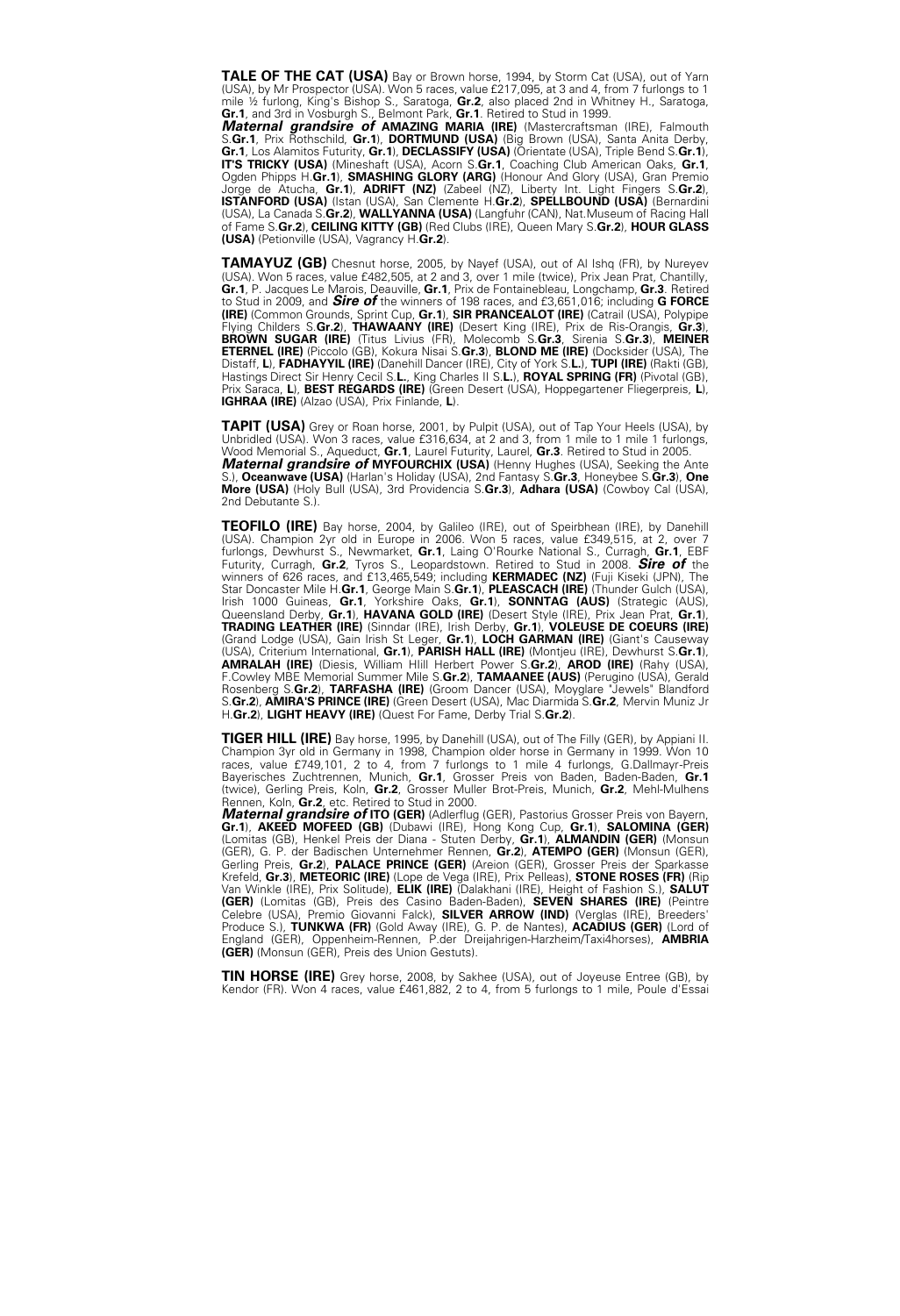**TALE OF THE CAT (USA)** Bay or Brown horse, 1994, by Storm Cat (USA), out of Yarn (USA), by Mr Prospector (USA). Won 5 races, value £217,095, at 3 and 4, from 7 furlongs to 1 mile ½ furlong, King's Bishop S., Saratoga, **Gr.2**, also placed 2nd in Whitney H., Saratoga, **Gr.1**, and 3rd in Vosburgh S., Belmont Park, **Gr.1**. Retired to Stud in 1999.
***Maternal grandsire of*** **AMAZING MARIA (IRE)** (Mastercraftsman (IRE), Falmouth S.**Gr.1**, Prix Rothschild, **Gr.1**), **DORTMUND (USA)** (Big Brown (USA), Santa Anita Derby, **Gr.1**, Los Alamitos Futurity, **Gr.1**), **DECLASSIFY (USA)** (Orientate (USA), Triple Bend S.**Gr.1**), **IT'S TRICKY (USA)** (Mineshaft (USA), Acorn S.**Gr.1**, Coaching Club American Oaks, **Gr.1**, Ogden Phipps H.**Gr.1**), **SMASHING GLORY (ARG)** (Honour And Glory (USA), Gran Premio Jorge de Atucha, **Gr.1**), **ADRIFT (NZ)** (Zabeel (NZ), Liberty Int. Light Fingers S.**Gr.2**), **ISTANFORD (USA)** (Istan (USA), San Clemente H.**Gr.2**), **SPELLBOUND (USA)** (Bernardini (USA), La Canada S.**Gr.2**), **WALLYANNA (USA)** (Langfuhr (CAN), Nat.Museum of Racing Hall of Fame S.**Gr.2**), **CEILING KITTY (GB)** (Red Clubs (IRE), Queen Mary S.**Gr.2**), **HOUR GLASS (USA)** (Petionville (USA), Vagrancy H.**Gr.2**).

**TAMAYUZ (GB)** Chesnut horse, 2005, by Nayef (USA), out of Al Ishq (FR), by Nureyev (USA). Won 5 races, value £482,505, at 2 and 3, over 1 mile (twice), Prix Jean Prat, Chantilly, **Gr.1**, P. Jacques Le Marois, Deauville, **Gr.1**, Prix de Fontainebleau, Longchamp, **Gr.3**. Retired to Stud in 2009, and ***Sire of*** the winners of 198 races, and £3,651,016; including **G FORCE (IRE)** (Common Grounds, Sprint Cup, **Gr.1**), **SIR PRANCEALOT (IRE)** (Catrail (USA), Polypipe Flying Childers S.**Gr.2**), **THAWAANY (IRE)** (Desert King (IRE), Prix de Ris-Orangis, **Gr.3**), **BROWN SUGAR (IRE)** (Titus Livius (FR), Molecomb S.**Gr.3**, Sirenia S.**Gr.3**), **MEINER ETERNEL (IRE)** (Piccolo (GB), Kokura Nisai S.**Gr.3**), **BLOND ME (IRE)** (Dockside (USA), The Distaff, **L**), **FADHAYYIL (IRE)** (Danehill Dancer (IRE), City of York S.**L.**), **TUPI (IRE)** (Rakti (GB), Hastings Direct Sir Henry Cecil S.**L.**, King Charles II S.**L.**), **ROYAL SPRING (FR)** (Pivotal (GB), Prix Saraca, **L**), **BEST REGARDS (IRE)** (Green Desert (USA), Hoppegartener Fliegerpreis, **L**), **IGHRAA (IRE)** (Alzao (USA), Prix Finlande, **L**).

**TAPIT (USA)** Grey or Roan horse, 2001, by Pulpit (USA), out of Tap Your Heels (USA), by Unbridled (USA). Won 3 races, value £316,634, at 2 and 3, from 1 mile to 1 mile 1 furlongs, Wood Memorial S., Aqueduct, **Gr.1**, Laurel Futurity, Laurel, **Gr.3**. Retired to Stud in 2005.
***Maternal grandsire of*** **MYFOURCHIX (USA)** (Henny Hughes (USA), Seeking the Ante S.), **Oceanwave (USA)** (Harlan's Holiday (USA), 2nd Fantasy S.**Gr.3**, Honeybee S.**Gr.3**), **One More (USA)** (Holy Bull (USA), 3rd Providencia S.**Gr.3**), **Adhara (USA)** (Cowboy Cal (USA), 2nd Debutante S.).

**TEOFILO (IRE)** Bay horse, 2004, by Galileo (IRE), out of Speirbhean (IRE), by Danehill (USA). Champion 2yr old in Europe in 2006. Won 5 races, value £349,515, at 2, over 7 furlongs, Dewhurst S., Newmarket, **Gr.1**, Laing O'Rourke National S., Curragh, **Gr.1**, EBF Futurity, Curragh, **Gr.2**, Tyros S., Leopardstown. Retired to Stud in 2008. ***Sire of*** the winners of 626 races, and £13,465,549; including **KERMADEC (NZ)** (Fuji Kiseki (JPN), The Star Doncaster Mile H.**Gr.1**, George Main S.**Gr.1**), **PLEASCACH (IRE)** (Thunder Gulch (USA), Irish 1000 Guineas, **Gr.1**, Yorkshire Oaks, **Gr.1**), **SONNTAG (AUS)** (Strategic (AUS), Queensland Derby, **Gr.1**), **HAVANA GOLD (IRE)** (Desert Style (IRE), Prix Jean Prat, **Gr.1**), **TRADING LEATHER (IRE)** (Sinndar (IRE), Irish Derby, **Gr.1**), **VOLEUSE DE COEURS (IRE)** (Grand Lodge (USA), Gain Irish St Leger, **Gr.1**), **LOCH GARMAN (IRE)** (Giant's Causeway (USA), Criterium International, **Gr.1**), **PARISH HALL (IRE)** (Montjeu (IRE), Dewhurst S.**Gr.1**), **AMRALAH (IRE)** (Diesis, William Hill Herbert Power S.**Gr.2**), **AROD (IRE)** (Rahy (USA), F.Cowley MBE Memorial Summer Mile S.**Gr.2**), **TAMAANEE (AUS)** (Perugino (USA), Gerald Rosenberg S.**Gr.2**), **TARFASHA (IRE)** (Groom Dancer (USA), Moyglare "Jewels" Blandford S.**Gr.2**), **AMIRA'S PRINCE (IRE)** (Green Desert (USA), Mac Diarmida S.**Gr.2**, Mervin Muniz Jr H.**Gr.2**), **LIGHT HEAVY (IRE)** (Quest For Fame, Derby Trial S.**Gr.2**).

**TIGER HILL (IRE)** Bay horse, 1995, by Danehill (USA), out of The Filly (GER), by Appiani II. Champion 3yr old in Germany in 1998, Champion older horse in Germany in 1999. Won 10 races, value £749,101, 2 to 4, from 7 furlongs to 1 mile 4 furlongs, G.Dallmayr-Preis Bayerisches Zuchtrennen, Munich, **Gr.1**, Grosser Preis von Baden, Baden-Baden, **Gr.1** (twice), Gerling Preis, Koln, **Gr.2**, Grosser Muller Brot-Preis, Munich, **Gr.2**, Mehl-Mulhens Rennen, Koln, **Gr.2**, etc. Retired to Stud in 2000.
***Maternal grandsire of*** **ITO (GER)** (Adlerflug (GER), Pastorius Grosser Preis von Bayern, **Gr.1**), **AKEED MOFEED (GB)** (Dubawi (IRE), Hong Kong Cup, **Gr.1**), **SALOMINA (GER)** (Lomitas (GB), Henkel Preis der Diana - Stuten Derby, **Gr.1**), **ALMANDIN (GER)** (Monsun (GER), G. P. der Badischen Unternehmer Rennen, **Gr.2**), **ATEMPO (GER)** (Monsun (GER), Gerling Preis, **Gr.2**), **PALACE PRINCE (GER)** (Areion (GER), Grosser Preis der Sparkasse Krefeld, **Gr.3**), **METEORIC (IRE)** (Lope de Vega (IRE), Prix Pelleas), **STONE ROSES (FR)** (Rip Van Winkle (IRE), Prix Solitude), **ELIK (IRE)** (Dalakhani (IRE), Height of Fashion S.), **SALUT (GER)** (Lomitas (GB), Preis des Casino Baden-Baden), **SEVEN SHARES (IRE)** (Peintre Celebre (USA), Premio Giovanni Falck), **SILVER ARROW (IND)** (Verglas (IRE), Breeders' Produce S.), **TUNKWA (FR)** (Gold Away (IRE), G. P. de Nantes), **ACADIUS (GER)** (Lord of England (GER), Oppenheim-Rennen, P.der Dreijahrigen-Harzheim/Taxi4horses), **AMBRIA (GER)** (Monsun (GER), Preis des Union Gestuts).

**TIN HORSE (IRE)** Grey horse, 2008, by Sakhee (USA), out of Joyeuse Entree (GB), by Kendor (FR). Won 4 races, value £461,882, 2 to 4, from 5 furlongs to 1 mile, Poule d'Essai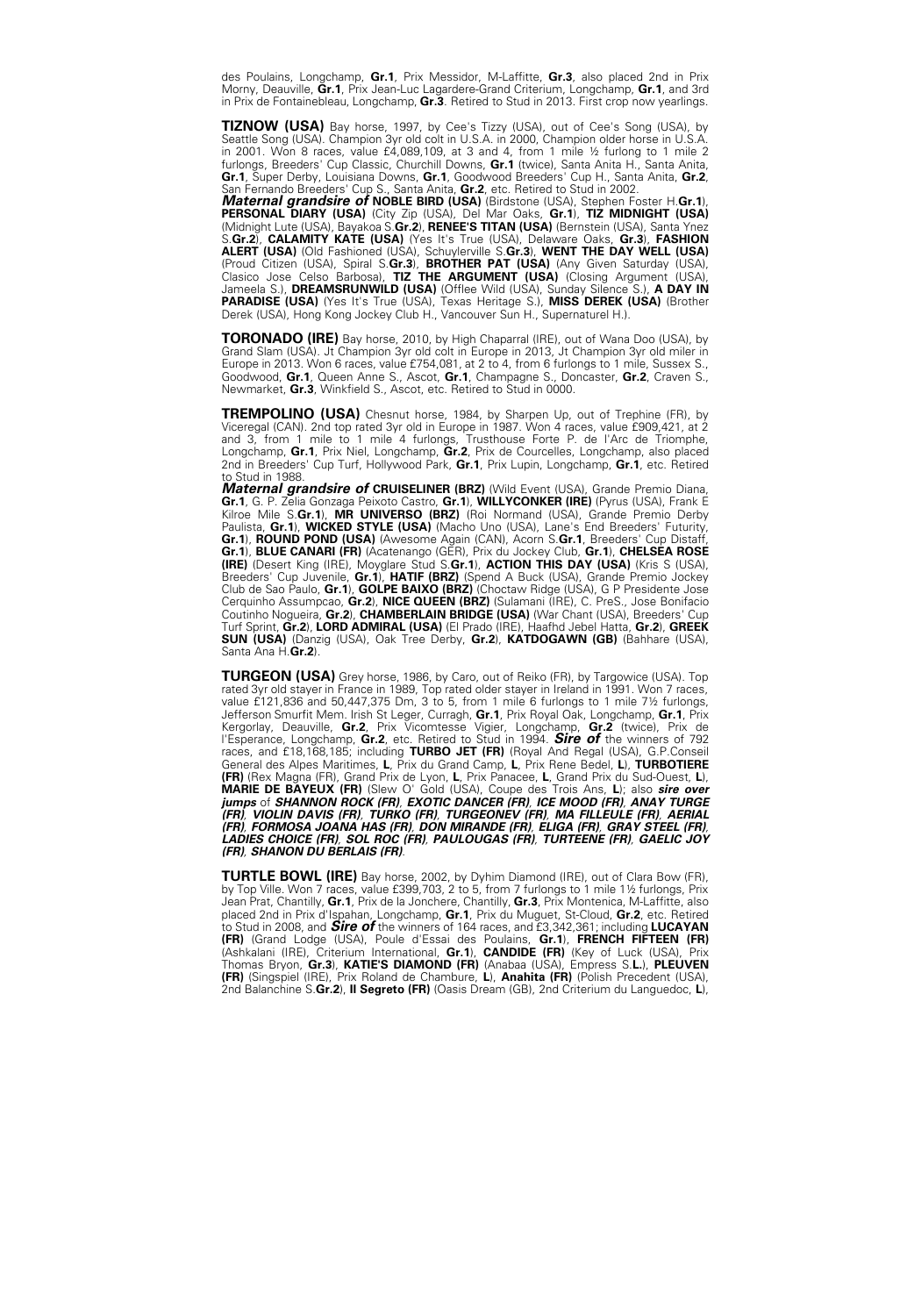des Poulains, Longchamp, **Gr.1**, Prix Messidor, M-Laffitte, **Gr.3**, also placed 2nd in Prix Morny, Deauville, **Gr.1**, Prix Jean-Luc Lagardere-Grand Criterium, Longchamp, **Gr.1**, and 3rd in Prix de Fontainebleau, Longchamp, **Gr.3**. Retired to Stud in 2013. First crop now yearlings.

**TIZNOW (USA)** Bay horse, 1997, by Cee's Tizzy (USA), out of Cee's Song (USA), by Seattle Song (USA). Champion 3yr old colt in U.S.A. in 2000, Champion older horse in U.S.A. in 2001. Won 8 races, value £4,089,109, at 3 and 4, from 1 mile ½ furlong to 1 mile 2 furlongs, Breeders' Cup Classic, Churchill Downs, **Gr.1** (twice), Santa Anita H., Santa Anita, **Gr.1**, Super Derby, Louisiana Downs, **Gr.1**, Goodwood Breeders' Cup H., Santa Anita, **Gr.2**, San Fernando Breeders' Cup S., Santa Anita, **Gr.2**, etc. Retired to Stud in 2002.
***Maternal grandsire of*** **NOBLE BIRD (USA)** (Birdstone (USA), Stephen Foster H.**Gr.1**), **PERSONAL DIARY (USA)** (City Zip (USA), Del Mar Oaks, **Gr.1**), **TIZ MIDNIGHT (USA)** (Midnight Lute (USA), Bayakoa S.**Gr.2**), **RENEE'S TITAN (USA)** (Bernstein (USA), Santa Ynez S.**Gr.2**), **CALAMITY KATE (USA)** (Yes It's True (USA), Delaware Oaks, **Gr.3**), **FASHION ALERT (USA)** (Old Fashioned (USA), Schuylerville S.**Gr.3**), **WENT THE DAY WELL (USA)** (Proud Citizen (USA), Spiral S.**Gr.3**), **BROTHER PAT (USA)** (Any Given Saturday (USA), Clasico Jose Celso Barbosa), **TIZ THE ARGUMENT (USA)** (Closing Argument (USA), Jameela S.), **DREAMSRUNWILD (USA)** (Offlee Wild (USA), Sunday Silence S.), **A DAY IN PARADISE (USA)** (Yes It's True (USA), Texas Heritage S.), **MISS DEREK (USA)** (Brother Derek (USA), Hong Kong Jockey Club H., Vancouver Sun H., Supernaturel H.).

**TORONADO (IRE)** Bay horse, 2010, by High Chaparral (IRE), out of Wana Doo (USA), by Grand Slam (USA). Jt Champion 3yr old colt in Europe in 2013, Jt Champion 3yr old miler in Europe in 2013. Won 6 races, value £754,081, at 2 to 4, from 6 furlongs to 1 mile, Sussex S., Goodwood, **Gr.1**, Queen Anne S., Ascot, **Gr.1**, Champagne S., Doncaster, **Gr.2**, Craven S., Newmarket, **Gr.3**, Winkfield S., Ascot, etc. Retired to Stud in 0000.

**TREMPOLINO (USA)** Chesnut horse, 1984, by Sharpen Up, out of Trephine (FR), by Viceregal (CAN). 2nd top rated 3yr old in Europe in 1987. Won 4 races, value £909,421, at 2 and 3, from 1 mile to 1 mile 4 furlongs, Trusthouse Forte P. de l'Arc de Triomphe, Longchamp, **Gr.1**, Prix Niel, Longchamp, **Gr.2**, Prix de Courcelles, Longchamp, also placed 2nd in Breeders' Cup Turf, Hollywood Park, **Gr.1**, Prix Lupin, Longchamp, **Gr.1**, etc. Retired to Stud in 1988.
***Maternal grandsire of*** **CRUISELINER (BRZ)** (Wild Event (USA), Grande Premio Diana, **Gr.1**, G. P. Zelia Gonzaga Peixoto Castro, **Gr.1**), **WILLYCONKER (IRE)** (Pyrus (USA), Frank E Kilroe Mile S.**Gr.1**), **MR UNIVERSO (BRZ)** (Roi Normand (USA), Grande Premio Derby Paulista, **Gr.1**), **WICKED STYLE (USA)** (Macho Uno (USA), Lane's End Breeders' Futurity, **Gr.1**), **ROUND POND (USA)** (Awesome Again (CAN), Acorn S.**Gr.1**, Breeders' Cup Distaff, **Gr.1**), **BLUE CANARI (FR)** (Acatenango (GER), Prix du Jockey Club, **Gr.1**), **CHELSEA ROSE (IRE)** (Desert King (IRE), Moyglare Stud S.**Gr.1**), **ACTION THIS DAY (USA)** (Kris S (USA), Breeders' Cup Juvenile, **Gr.1**), **HATIF (BRZ)** (Spend A Buck (USA), Grande Premio Jockey Club de Sao Paulo, **Gr.1**), **GOLPE BAIXO (BRZ)** (Choctaw Ridge (USA), G P Presidente Jose Cerquinho Assumpcao, **Gr.2**), **NICE QUEEN (BRZ)** (Sulamani (IRE), C. PreS., Jose Bonifacio Coutinho Nogueira, **Gr.2**), **CHAMBERLAIN BRIDGE (USA)** (War Chant (USA), Breeders' Cup Turf Sprint, **Gr.2**), **LORD ADMIRAL (USA)** (El Prado (IRE), Haafhd Jebel Hatta, **Gr.2**), **GREEK SUN (USA)** (Danzig (USA), Oak Tree Derby, **Gr.2**), **KATDOGAWN (GB)** (Bahhare (USA), Santa Ana H.**Gr.2**).

**TURGEON (USA)** Grey horse, 1986, by Caro, out of Reiko (FR), by Targowice (USA). Top rated 3yr old stayer in France in 1989, Top rated older stayer in Ireland in 1991. Won 7 races, value £121,836 and 50,447,375 Dm, 3 to 5, from 1 mile 6 furlongs to 1 mile 7½ furlongs, Jefferson Smurfit Mem. Irish St Leger, Curragh, **Gr.1**, Prix Royal Oak, Longchamp, **Gr.1**, Prix Kergorlay, Deauville, **Gr.2**, Prix Vicomtesse Vigier, Longchamp, **Gr.2** (twice), Prix de l'Esperance, Longchamp, **Gr.2**, etc. Retired to Stud in 1994. ***Sire of*** the winners of 792 races, and £18,168,185; including **TURBO JET (FR)** (Royal And Regal (USA), G.P.Conseil General des Alpes Maritimes, **L**, Prix du Grand Camp, **L**, Prix Rene Bedel, **L**), **TURBOTIERE (FR)** (Rex Magna (FR), Grand Prix de Lyon, **L**, Prix Panacee, **L**, Grand Prix du Sud-Ouest, **L**), **MARIE DE BAYEUX (FR)** (Slew O' Gold (USA), Coupe des Trois Ans, **L**); also ***sire over jumps*** of ***SHANNON ROCK (FR), EXOTIC DANCER (FR), ICE MOOD (FR), ANAY TURGE (FR), VIOLIN DAVIS (FR), TURKO (FR), TURGEONEV (FR), MA FILLEULE (FR), AERIAL (FR), FORMOSA JOANA HAS (FR), DON MIRANDE (FR), ELIGA (FR), GRAY STEEL (FR), LADIES CHOICE (FR), SOL ROC (FR), PAULOUGAS (FR), TURTEENE (FR), GAELIC JOY (FR), SHANON DU BERLAIS (FR)***.

**TURTLE BOWL (IRE)** Bay horse, 2002, by Dyhim Diamond (IRE), out of Clara Bow (FR), by Top Ville. Won 7 races, value £399,703, 2 to 5, from 7 furlongs to 1 mile 1½ furlongs, Prix Jean Prat, Chantilly, **Gr.1**, Prix de la Jonchere, Chantilly, **Gr.3**, Prix Montenica, M-Laffitte, also placed 2nd in Prix d'Ispahan, Longchamp, **Gr.1**, Prix du Muguet, St-Cloud, **Gr.2**, etc. Retired to Stud in 2008, and ***Sire of*** the winners of 164 races, and £3,342,361; including **LUCAYAN (FR)** (Grand Lodge (USA), Poule d'Essai des Poulains, **Gr.1**), **FRENCH FIFTEEN (FR)** (Ashkalani (IRE), Criterium International, **Gr.1**), **CANDIDE (FR)** (Key of Luck (USA), Prix Thomas Bryon, **Gr.3**), **KATIE'S DIAMOND (FR)** (Anabaa (USA), Empress S.**L.**), **PLEUVEN (FR)** (Singspiel (IRE), Prix Roland de Chambure, **L**), **Anahita (FR)** (Polish Precedent (USA), 2nd Balanchine S.**Gr.2**), **Il Segreto (FR)** (Oasis Dream (GB), 2nd Criterium du Languedoc, **L**),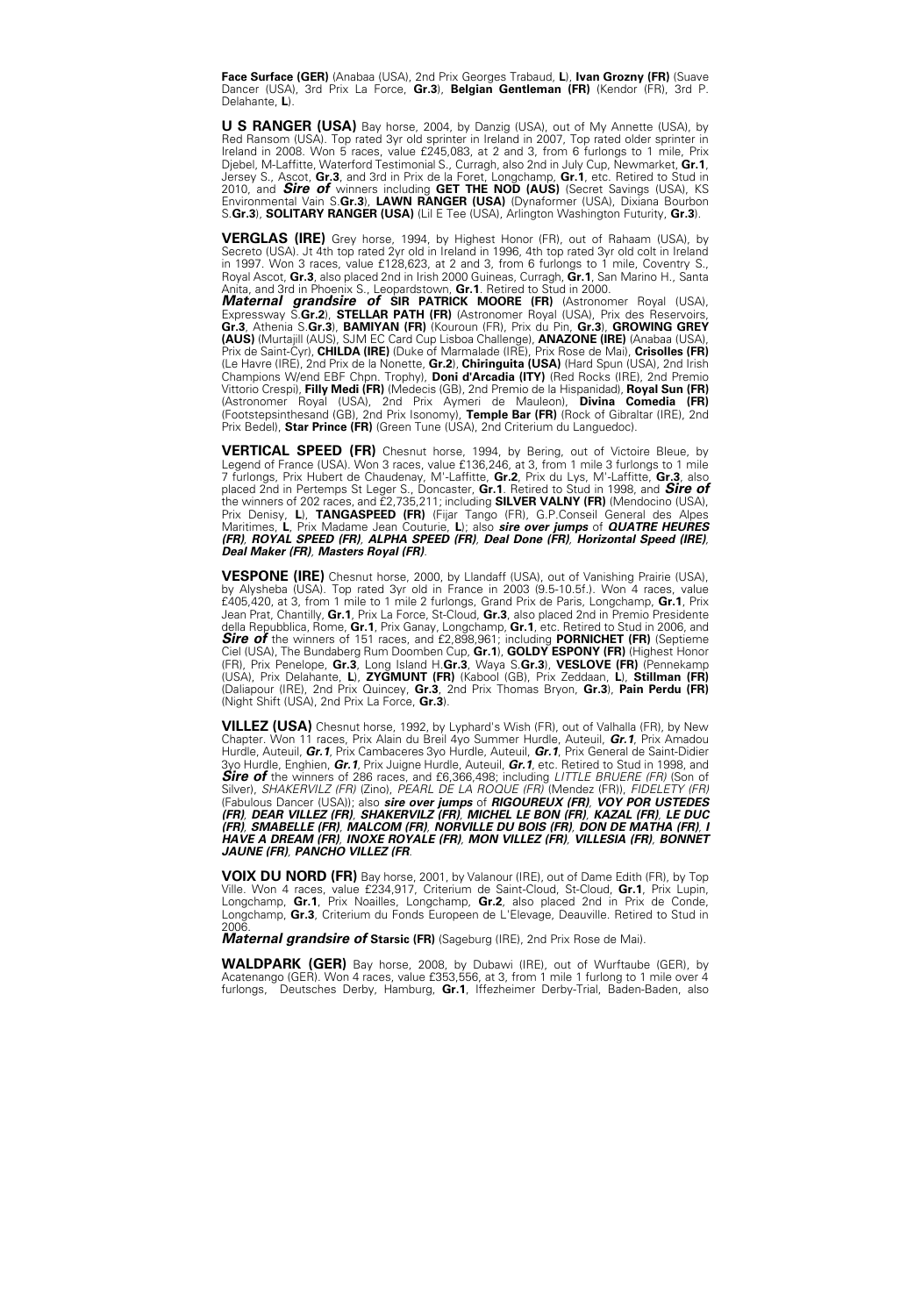**Face Surface (GER)** (Anabaa (USA), 2nd Prix Georges Trabaud, **L**), **Ivan Grozny (FR)** (Suave Dancer (USA), 3rd Prix La Force, **Gr.3**), **Belgian Gentleman (FR)** (Kendor (FR), 3rd P. Delahante, **L**).

**U S RANGER (USA)** Bay horse, 2004, by Danzig (USA), out of My Annette (USA), by Red Ransom (USA). Top rated 3yr old sprinter in Ireland in 2007, Top rated older sprinter in Ireland in 2008. Won 5 races, value £245,083, at 2 and 3, from 6 furlongs to 1 mile, Prix Djebel, M-Laffitte, Waterford Testimonial S., Curragh, also 2nd in July Cup, Newmarket, **Gr.1**, Jersey S., Ascot, **Gr.3**, and 3rd in Prix de la Foret, Longchamp, **Gr.1**, etc. Retired to Stud in 2010, and ***Sire of*** winners including **GET THE NOD (AUS)** (Secret Savings (USA), KS Environmental Vain S.**Gr.3**), **LAWN RANGER (USA)** (Dynaformer (USA), Dixiana Bourbon S.**Gr.3**), **SOLITARY RANGER (USA)** (Lil E Tee (USA), Arlington Washington Futurity, **Gr.3**).

**VERGLAS (IRE)** Grey horse, 1994, by Highest Honor (FR), out of Rahaam (USA), by Secreto (USA). Jt 4th top rated 2yr old in Ireland in 1996, 4th top rated 3yr old colt in Ireland in 1997. Won 3 races, value £128,623, at 2 and 3, from 6 furlongs to 1 mile, Coventry S., Royal Ascot, **Gr.3**, also placed 2nd in Irish 2000 Guineas, Curragh, **Gr.1**, San Marino H., Santa Anita, and 3rd in Phoenix S., Leopardstown, **Gr.1**. Retired to Stud in 2000.
***Maternal grandsire of*** **SIR PATRICK MOORE (FR)** (Astronomer Royal (USA), Expressway S.**Gr.2**), **STELLAR PATH (FR)** (Astronomer Royal (USA), Prix des Reservoirs, **Gr.3**, Athenia S.**Gr.3**), **BAMIYAN (FR)** (Kouroun (FR), Prix du Pin, **Gr.3**), **GROWING GREY (AUS)** (Murtajill (AUS), SJM EC Card Cup Lisboa Challenge), **ANAZONE (IRE)** (Anabaa (USA), Prix de Saint-Cyr), **CHILDA (IRE)** (Duke of Marmalade (IRE), Prix Rose de Mai), **Crisolles (FR)** (Le Havre (IRE), 2nd Prix de la Nonette, **Gr.2**), **Chiringuita (USA)** (Hard Spun (USA), 2nd Irish Champions W/end EBF Chpn. Trophy), **Doni d'Arcadia (ITY)** (Red Rocks (IRE), 2nd Premio Vittorio Crespi), **Filly Medi (FR)** (Medecis (GB), 2nd Premio de la Hispanidad), **Royal Sun (FR)** (Astronomer Royal (USA), 2nd Prix Aymeri de Mauleon), **Divina Comedia (FR)** (Footstepsinthesand (GB), 2nd Prix Isonomy), **Temple Bar (FR)** (Rock of Gibraltar (IRE), 2nd Prix Bedel), **Star Prince (FR)** (Green Tune (USA), 2nd Criterium du Languedoc).

**VERTICAL SPEED (FR)** Chesnut horse, 1994, by Bering, out of Victoire Bleue, by Legend of France (USA). Won 3 races, value £136,246, at 3, from 1 mile 3 furlongs to 1 mile 7 furlongs, Prix Hubert de Chaudenay, M'-Laffitte, **Gr.2**, Prix du Lys, M'-Laffitte, **Gr.3**, also placed 2nd in Pertemps St Leger S., Doncaster, **Gr.1**. Retired to Stud in 1998, and ***Sire of*** the winners of 202 races, and £2,735,211; including **SILVER VALNY (FR)** (Mendocino (USA), Prix Denisy, **L**), **TANGASPEED (FR)** (Fijar Tango (FR), G.P.Conseil General des Alpes Maritimes, **L**, Prix Madame Jean Couturie, **L**); also ***sire over jumps*** of ***QUATRE HEURES (FR), ROYAL SPEED (FR), ALPHA SPEED (FR), Deal Done (FR), Horizontal Speed (IRE), Deal Maker (FR), Masters Royal (FR)***.

**VESPONE (IRE)** Chesnut horse, 2000, by Llandaff (USA), out of Vanishing Prairie (USA), by Alysheba (USA). Top rated 3yr old in France in 2003 (9.5-10.5f.). Won 4 races, value £405,420, at 3, from 1 mile to 1 mile 2 furlongs, Grand Prix de Paris, Longchamp, **Gr.1**, Prix Jean Prat, Chantilly, **Gr.1**, Prix La Force, St-Cloud, **Gr.3**, also placed 2nd in Premio Presidente della Repubblica, Rome, **Gr.1**, Prix Ganay, Longchamp, **Gr.1**, etc. Retired to Stud in 2006, and ***Sire of*** the winners of 151 races, and £2,898,961; including **PORNICHET (FR)** (Septieme Ciel (USA), The Bundaberg Rum Doomben Cup, **Gr.1**), **GOLDY ESPONY (FR)** (Highest Honor (FR), Prix Penelope, **Gr.3**, Long Island H.**Gr.3**, Waya S.**Gr.3**), **VESLOVE (FR)** (Pennekamp (USA), Prix Delahante, **L**), **ZYGMUNT (FR)** (Kabool (GB), Prix Zeddaan, **L**), **Stillman (FR)** (Daliapour (IRE), 2nd Prix Quincey, **Gr.3**, 2nd Prix Thomas Bryon, **Gr.3**), **Pain Perdu (FR)** (Night Shift (USA), 2nd Prix La Force, **Gr.3**).

**VILLEZ (USA)** Chesnut horse, 1992, by Lyphard's Wish (FR), out of Valhalla (FR), by New Chapter. Won 11 races, Prix Alain du Breil 4yo Summer Hurdle, Auteuil, ***Gr.1***, Prix Amadou Hurdle, Auteuil, ***Gr.1***, Prix Cambaceres 3yo Hurdle, Auteuil, ***Gr.1***, Prix General de Saint-Didier 3yo Hurdle, Enghien, ***Gr.1***, Prix Juigne Hurdle, Auteuil, ***Gr.1***, etc. Retired to Stud in 1998, and ***Sire of*** the winners of 286 races, and £6,366,498; including *LITTLE BRUERE (FR)* (Son of Silver), *SHAKERVILZ (FR)* (Zino), *PEARL DE LA ROQUE (FR)* (Mendez (FR)), *FIDELETY (FR)* (Fabulous Dancer (USA)); also ***sire over jumps*** of ***RIGOUREUX (FR), VOY POR USTEDES (FR), DEAR VILLEZ (FR), SHAKERVILZ (FR), MICHEL LE BON (FR), KAZAL (FR), LE DUC (FR), SMABELLE (FR), MALCOM (FR), NORVILLE DU BOIS (FR), DON DE MATHA (FR), I HAVE A DREAM (FR), INOXE ROYALE (FR), MON VILLEZ (FR), VILLESIA (FR), BONNET JAUNE (FR), PANCHO VILLEZ (FR***.

**VOIX DU NORD (FR)** Bay horse, 2001, by Valanour (IRE), out of Dame Edith (FR), by Top Ville. Won 4 races, value £234,917, Criterium de Saint-Cloud, St-Cloud, **Gr.1**, Prix Lupin, Longchamp, **Gr.1**, Prix Noailles, Longchamp, **Gr.2**, also placed 2nd in Prix de Conde, Longchamp, **Gr.3**, Criterium du Fonds Europeen de L'Elevage, Deauville. Retired to Stud in 2006.
***Maternal grandsire of*** **Starsic (FR)** (Sageburg (IRE), 2nd Prix Rose de Mai).

**WALDPARK (GER)** Bay horse, 2008, by Dubawi (IRE), out of Wurftaube (GER), by Acatenango (GER). Won 4 races, value £353,556, at 3, from 1 mile 1 furlong to 1 mile over 4 furlongs, Deutsches Derby, Hamburg, **Gr.1**, Iffezheimer Derby-Trial, Baden-Baden, also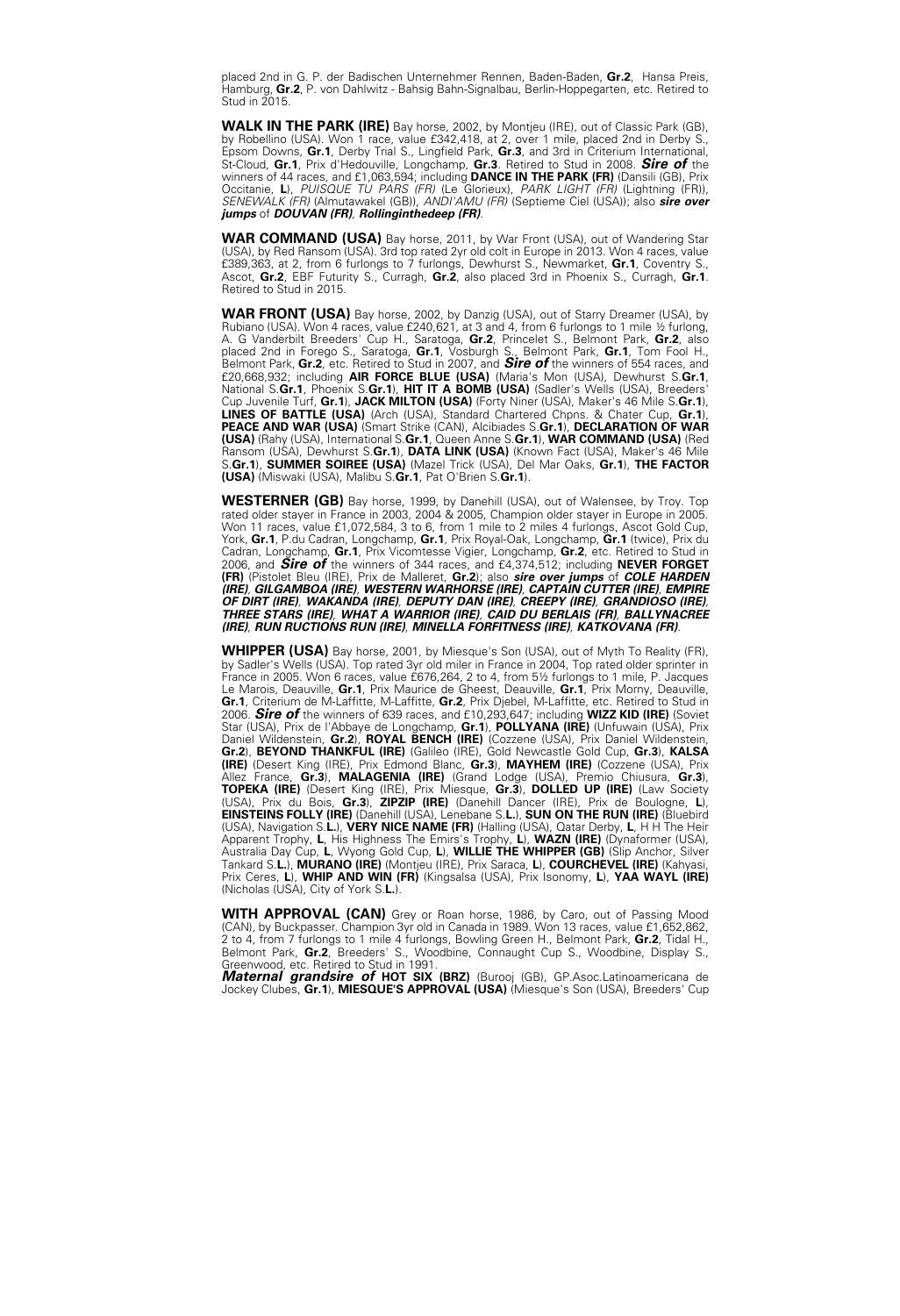placed 2nd in G. P. der Badischen Unternehmer Rennen, Baden-Baden, **Gr.2**, Hansa Preis, Hamburg, **Gr.2**, P. von Dahlwitz - Bahsig Bahn-Signalbau, Berlin-Hoppegarten, etc. Retired to Stud in 2015.

**WALK IN THE PARK (IRE)** Bay horse, 2002, by Montjeu (IRE), out of Classic Park (GB), by Robellino (USA). Won 1 race, value £342,418, at 2, over 1 mile, placed 2nd in Derby S., Epsom Downs, **Gr.1**, Derby Trial S., Lingfield Park, **Gr.3**, and 3rd in Criterium International, St-Cloud, **Gr.1**, Prix d'Hedouville, Longchamp, **Gr.3**. Retired to Stud in 2008. ***Sire of*** the winners of 44 races, and £1,063,594; including **DANCE IN THE PARK (FR)** (Dansili (GB), Prix Occitanie, **L**), *PUISQUE TU PARS (FR)* (Le Glorieux), *PARK LIGHT (FR)* (Lightning (FR)), *SENEWALK (FR)* (Almutawakel (GB)), *ANDI'AMU (FR)* (Septieme Ciel (USA)); also ***sire over jumps*** of ***DOUVAN (FR)***, ***Rollinginthedeep (FR)***.

**WAR COMMAND (USA)** Bay horse, 2011, by War Front (USA), out of Wandering Star (USA), by Red Ransom (USA). 3rd top rated 2yr old colt in Europe in 2013. Won 4 races, value £389,363, at 2, from 6 furlongs to 7 furlongs, Dewhurst S., Newmarket, **Gr.1**, Coventry S., Ascot, **Gr.2**, EBF Futurity S., Curragh, **Gr.2**, also placed 3rd in Phoenix S., Curragh, **Gr.1**. Retired to Stud in 2015.

**WAR FRONT (USA)** Bay horse, 2002, by Danzig (USA), out of Starry Dreamer (USA), by Rubiano (USA). Won 4 races, value £240,621, at 3 and 4, from 6 furlongs to 1 mile ½ furlong, A. G Vanderbilt Breeders' Cup H., Saratoga, **Gr.2**, Princelet S., Belmont Park, **Gr.2**, also placed 2nd in Forego S., Saratoga, **Gr.1**, Vosburgh S., Belmont Park, **Gr.1**, Tom Fool H., Belmont Park, **Gr.2**, etc. Retired to Stud in 2007, and ***Sire of*** the winners of 554 races, and £20,668,932; including **AIR FORCE BLUE (USA)** (Maria's Mon (USA), Dewhurst S.**Gr.1**, National S.**Gr.1**, Phoenix S.**Gr.1**), **HIT IT A BOMB (USA)** (Sadler's Wells (USA), Breeders' Cup Juvenile Turf, **Gr.1**), **JACK MILTON (USA)** (Forty Niner (USA), Maker's 46 Mile S.**Gr.1**), **LINES OF BATTLE (USA)** (Arch (USA), Standard Chartered Chpns. & Chater Cup, **Gr.1**), **PEACE AND WAR (USA)** (Smart Strike (CAN), Alcibiades S.**Gr.1**), **DECLARATION OF WAR (USA)** (Rahy (USA), International S.**Gr.1**, Queen Anne S.**Gr.1**), **WAR COMMAND (USA)** (Red Ransom (USA), Dewhurst S.**Gr.1**), **DATA LINK (USA)** (Known Fact (USA), Maker's 46 Mile S.**Gr.1**), **SUMMER SOIREE (USA)** (Mazel Trick (USA), Del Mar Oaks, **Gr.1**), **THE FACTOR (USA)** (Miswaki (USA), Malibu S.**Gr.1**, Pat O'Brien S.**Gr.1**).

**WESTERNER (GB)** Bay horse, 1999, by Danehill (USA), out of Walensee, by Troy. Top rated older stayer in France in 2003, 2004 & 2005, Champion older stayer in Europe in 2005. Won 11 races, value £1,072,584, 3 to 6, from 1 mile to 2 miles 4 furlongs, Ascot Gold Cup, York, **Gr.1**, P.du Cadran, Longchamp, **Gr.1**, Prix Royal-Oak, Longchamp, **Gr.1** (twice), Prix du Cadran, Longchamp, **Gr.1**, Prix Vicomtesse Vigier, Longchamp, **Gr.2**, etc. Retired to Stud in 2006, and ***Sire of*** the winners of 344 races, and £4,374,512; including **NEVER FORGET (FR)** (Pistolet Bleu (IRE), Prix de Malleret, **Gr.2**); also ***sire over jumps*** of ***COLE HARDEN (IRE)***, ***GILGAMBOA (IRE)***, ***WESTERN WARHORSE (IRE)***, ***CAPTAIN CUTTER (IRE)***, ***EMPIRE OF DIRT (IRE)***, ***WAKANDA (IRE)***, ***DEPUTY DAN (IRE)***, ***CREEPY (IRE)***, ***GRANDIOSO (IRE)***, ***THREE STARS (IRE)***, ***WHAT A WARRIOR (IRE)***, ***CAID DU BERLAIS (FR)***, ***BALLYNACREE (IRE)***, ***RUN RUCTIONS RUN (IRE)***, ***MINELLA FORFITNESS (IRE)***, ***KATKOVANA (FR)***.

**WHIPPER (USA)** Bay horse, 2001, by Miesque's Son (USA), out of Myth To Reality (FR), by Sadler's Wells (USA). Top rated 3yr old miler in France in 2004, Top rated older sprinter in France in 2005. Won 6 races, value £676,264, 2 to 4, from 5½ furlongs to 1 mile, P. Jacques Le Marois, Deauville, **Gr.1**, Prix Maurice de Gheest, Deauville, **Gr.1**, Prix Morny, Deauville, **Gr.1**, Criterium de M-Laffitte, M-Laffitte, **Gr.2**, Prix Djebel, M-Laffitte, etc. Retired to Stud in 2006. ***Sire of*** the winners of 639 races, and £10,293,647; including **WIZZ KID (IRE)** (Soviet Star (USA), Prix de l'Abbaye de Longchamp, **Gr.1**), **POLLYANA (IRE)** (Unfuwain (USA), Prix Daniel Wildenstein, **Gr.2**), **ROYAL BENCH (IRE)** (Cozzene (USA), Prix Daniel Wildenstein, **Gr.2**), **BEYOND THANKFUL (IRE)** (Galileo (IRE), Gold Newcastle Gold Cup, **Gr.3**), **KALSA (IRE)** (Desert King (IRE), Prix Edmond Blanc, **Gr.3**), **MAYHEM (IRE)** (Cozzene (USA), Prix Allez France, **Gr.3**), **MALAGENIA (IRE)** (Grand Lodge (USA), Premio Chiusura, **Gr.3**), **TOPEKA (IRE)** (Desert King (IRE), Prix Miesque, **Gr.3**), **DOLLED UP (IRE)** (Law Society (USA), Prix du Bois, **Gr.3**), **ZIPZIP (IRE)** (Danehill Dancer (IRE), Prix de Boulogne, **L**), **EINSTEINS FOLLY (IRE)** (Danehill (USA), Lenebane S.**L.**), **SUN ON THE RUN (IRE)** (Bluebird (USA), Navigation S.**L.**), **VERY NICE NAME (FR)** (Halling (USA), Qatar Derby, **L**, H H The Heir Apparent Trophy, **L**, His Highness The Emirs's Trophy, **L**), **WAZN (IRE)** (Dynaformer (USA), Australia Day Cup, **L**, Wyong Gold Cup, **L**), **WILLIE THE WHIPPER (GB)** (Slip Anchor, Silver Tankard S.**L.**), **MURANO (IRE)** (Montjeu (IRE), Prix Saraca, **L**), **COURCHEVEL (IRE)** (Kahyasi, Prix Ceres, **L**), **WHIP AND WIN (FR)** (Kingsalsa (USA), Prix Isonomy, **L**), **YAA WAYL (IRE)** (Nicholas (USA), City of York S.**L.**).

**WITH APPROVAL (CAN)** Grey or Roan horse, 1986, by Caro, out of Passing Mood (CAN), by Buckpasser. Champion 3yr old in Canada in 1989. Won 13 races, value £1,652,862, 2 to 4, from 7 furlongs to 1 mile 4 furlongs, Bowling Green H., Belmont Park, **Gr.2**, Tidal H., Belmont Park, **Gr.2**, Breeders' S., Woodbine, Connaught Cup S., Woodbine, Display S., Greenwood, etc. Retired to Stud in 1991.
***Maternal grandsire of*** **HOT SIX (BRZ)** (Burooj (GB), GP.Asoc.Latinoamericana de Jockey Clubes, **Gr.1**), **MIESQUE'S APPROVAL (USA)** (Miesque's Son (USA), Breeders' Cup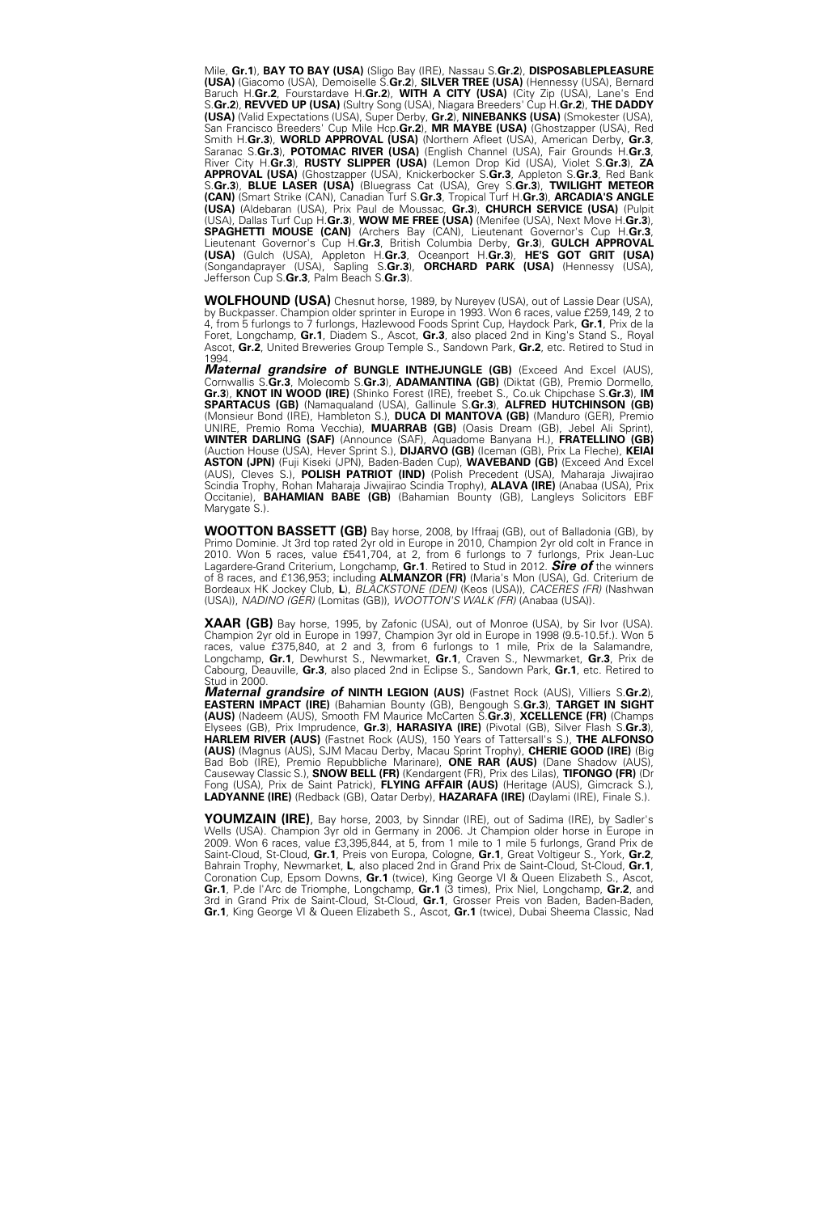Mile, **Gr.1**), **BAY TO BAY (USA)** (Sligo Bay (IRE), Nassau S.**Gr.2**), **DISPOSABLEPLEASURE (USA)** (Giacomo (USA), Demoiselle S.**Gr.2**), **SILVER TREE (USA)** (Hennessy (USA), Bernard Baruch H.**Gr.2**, Fourstardave H.**Gr.2**), **WITH A CITY (USA)** (City Zip (USA), Lane's End S.**Gr.2**), **REVVED UP (USA)** (Sultry Song (USA), Niagara Breeders' Cup H.**Gr.2**), **THE DADDY (USA)** (Valid Expectations (USA), Super Derby, **Gr.2**), **NINEBANKS (USA)** (Smokester (USA), San Francisco Breeders' Cup Mile Hcp.**Gr.2**), **MR MAYBE (USA)** (Ghostzapper (USA), Red Smith H.**Gr.3**), **WORLD APPROVAL (USA)** (Northern Afleet (USA), American Derby, **Gr.3**, Saranac S.**Gr.3**), **POTOMAC RIVER (USA)** (English Channel (USA), Fair Grounds H.**Gr.3**, River City H.**Gr.3**), **RUSTY SLIPPER (USA)** (Lemon Drop Kid (USA), Violet S.**Gr.3**), **ZA APPROVAL (USA)** (Ghostzapper (USA), Knickerbocker S.**Gr.3**, Appleton S.**Gr.3**, Red Bank S.**Gr.3**), **BLUE LASER (USA)** (Bluegrass Cat (USA), Grey S.**Gr.3**), **TWILIGHT METEOR (CAN)** (Smart Strike (CAN), Canadian Turf S.**Gr.3**, Tropical Turf H.**Gr.3**), **ARCADIA'S ANGLE (USA)** (Aldebaran (USA), Prix Paul de Moussac, **Gr.3**), **CHURCH SERVICE (USA)** (Pulpit (USA), Dallas Turf Cup H.**Gr.3**), **WOW ME FREE (USA)** (Menifee (USA), Next Move H.**Gr.3**), **SPAGHETTI MOUSE (CAN)** (Archers Bay (CAN), Lieutenant Governor's Cup H.**Gr.3**, Lieutenant Governor's Cup H.**Gr.3**, British Columbia Derby, **Gr.3**), **GULCH APPROVAL (USA)** (Gulch (USA), Appleton H.**Gr.3**, Oceanport H.**Gr.3**), **HE'S GOT GRIT (USA)** (Songandaprayer (USA), Sapling S.**Gr.3**), **ORCHARD PARK (USA)** (Hennessy (USA), Jefferson Cup S.**Gr.3**, Palm Beach S.**Gr.3**).

**WOLFHOUND (USA)** Chesnut horse, 1989, by Nureyev (USA), out of Lassie Dear (USA), by Buckpasser. Champion older sprinter in Europe in 1993. Won 6 races, value £259,149, 2 to 4, from 5 furlongs to 7 furlongs, Hazlewood Foods Sprint Cup, Haydock Park, **Gr.1**, Prix de la Foret, Longchamp, **Gr.1**, Diadem S., Ascot, **Gr.3**, also placed 2nd in King's Stand S., Royal Ascot, **Gr.2**, United Breweries Group Temple S., Sandown Park, **Gr.2**, etc. Retired to Stud in 1994.

***Maternal grandsire of*** **BUNGLE INTHEJUNGLE (GB)** (Exceed And Excel (AUS), Cornwallis S.**Gr.3**, Molecomb S.**Gr.3**), **ADAMANTINA (GB)** (Diktat (GB), Premio Dormello, **Gr.3**), **KNOT IN WOOD (IRE)** (Shinko Forest (IRE), freebet S., Co.uk Chipchase S.**Gr.3**), **IM SPARTACUS (GB)** (Namaqualand (USA), Gallinule S.**Gr.3**), **ALFRED HUTCHINSON (GB)** (Monsieur Bond (IRE), Hambleton S.), **DUCA DI MANTOVA (GB)** (Manduro (GER), Premio UNIRE, Premio Roma Vecchia), **MUARRAB (GB)** (Oasis Dream (GB), Jebel Ali Sprint), **WINTER DARLING (SAF)** (Announce (SAF), Aquadome Banyana H.), **FRATELLINO (GB)** (Auction House (USA), Hever Sprint S.), **DIJARVO (GB)** (Iceman (GB), Prix La Fleche), **KEIAI ASTON (JPN)** (Fuji Kiseki (JPN), Baden-Baden Cup), **WAVEBAND (GB)** (Exceed And Excel (AUS), Cleves S.), **POLISH PATRIOT (IND)** (Polish Precedent (USA), Maharaja Jiwajirao Scindia Trophy, Rohan Maharaja Jiwajirao Scindia Trophy), **ALAVA (IRE)** (Anabaa (USA), Prix Occitanie), **BAHAMIAN BABE (GB)** (Bahamian Bounty (GB), Langleys Solicitors EBF Marygate S.).

**WOOTTON BASSETT (GB)** Bay horse, 2008, by Iffraaj (GB), out of Balladonia (GB), by Primo Dominie. Jt 3rd top rated 2yr old in Europe in 2010, Champion 2yr old colt in France in 2010. Won 5 races, value £541,704, at 2, from 6 furlongs to 7 furlongs, Prix Jean-Luc Lagardere-Grand Criterium, Longchamp, **Gr.1**. Retired to Stud in 2012. ***Sire of*** the winners of 8 races, and £136,953; including **ALMANZOR (FR)** (Maria's Mon (USA), Gd. Criterium de Bordeaux HK Jockey Club, **L**), *BLACKSTONE (DEN)* (Keos (USA)), *CACERES (FR)* (Nashwan (USA)), *NADINO (GER)* (Lomitas (GB)), *WOOTTON'S WALK (FR)* (Anabaa (USA)).

**XAAR (GB)** Bay horse, 1995, by Zafonic (USA), out of Monroe (USA), by Sir Ivor (USA). Champion 2yr old in Europe in 1997, Champion 3yr old in Europe in 1998 (9.5-10.5f.). Won 5 races, value £375,840, at 2 and 3, from 6 furlongs to 1 mile, Prix de la Salamandre, Longchamp, **Gr.1**, Dewhurst S., Newmarket, **Gr.1**, Craven S., Newmarket, **Gr.3**, Prix de Cabourg, Deauville, **Gr.3**, also placed 2nd in Eclipse S., Sandown Park, **Gr.1**, etc. Retired to Stud in 2000.

***Maternal grandsire of*** **NINTH LEGION (AUS)** (Fastnet Rock (AUS), Villiers S.**Gr.2**), **EASTERN IMPACT (IRE)** (Bahamian Bounty (GB), Bengough S.**Gr.3**), **TARGET IN SIGHT (AUS)** (Nadeem (AUS), Smooth FM Maurice McCarten S.**Gr.3**), **XCELLENCE (FR)** (Champs Elysees (GB), Prix Imprudence, **Gr.3**), **HARASIYA (IRE)** (Pivotal (GB), Silver Flash S.**Gr.3**), **HARLEM RIVER (AUS)** (Fastnet Rock (AUS), 150 Years of Tattersall's S.), **THE ALFONSO (AUS)** (Magnus (AUS), SJM Macau Derby, Macau Sprint Trophy), **CHERIE GOOD (IRE)** (Big Bad Bob (IRE), Premio Repubbliche Marinare), **ONE RAR (AUS)** (Dane Shadow (AUS), Causeway Classic S.), **SNOW BELL (FR)** (Kendargent (FR), Prix des Lilas), **TIFONGO (FR)** (Dr Fong (USA), Prix de Saint Patrick), **FLYING AFFAIR (AUS)** (Heritage (AUS), Gimcrack S.), **LADYANNE (IRE)** (Redback (GB), Qatar Derby), **HAZARAFA (IRE)** (Daylami (IRE), Finale S.).

**YOUMZAIN (IRE)**, Bay horse, 2003, by Sinndar (IRE), out of Sadima (IRE), by Sadler's Wells (USA). Champion 3yr old in Germany in 2006. Jt Champion older horse in Europe in 2009. Won 6 races, value £3,395,844, at 5, from 1 mile to 1 mile 5 furlongs, Grand Prix de Saint-Cloud, St-Cloud, **Gr.1**, Preis von Europa, Cologne, **Gr.1**, Great Voltigeur S., York, **Gr.2**, Bahrain Trophy, Newmarket, **L**, also placed 2nd in Grand Prix de Saint-Cloud, St-Cloud, **Gr.1**, Coronation Cup, Epsom Downs, **Gr.1** (twice), King George VI & Queen Elizabeth S., Ascot, **Gr.1**, P.de l'Arc de Triomphe, Longchamp, **Gr.1** (3 times), Prix Niel, Longchamp, **Gr.2**, and 3rd in Grand Prix de Saint-Cloud, St-Cloud, **Gr.1**, Grosser Preis von Baden, Baden-Baden, **Gr.1**, King George VI & Queen Elizabeth S., Ascot, **Gr.1** (twice), Dubai Sheema Classic, Nad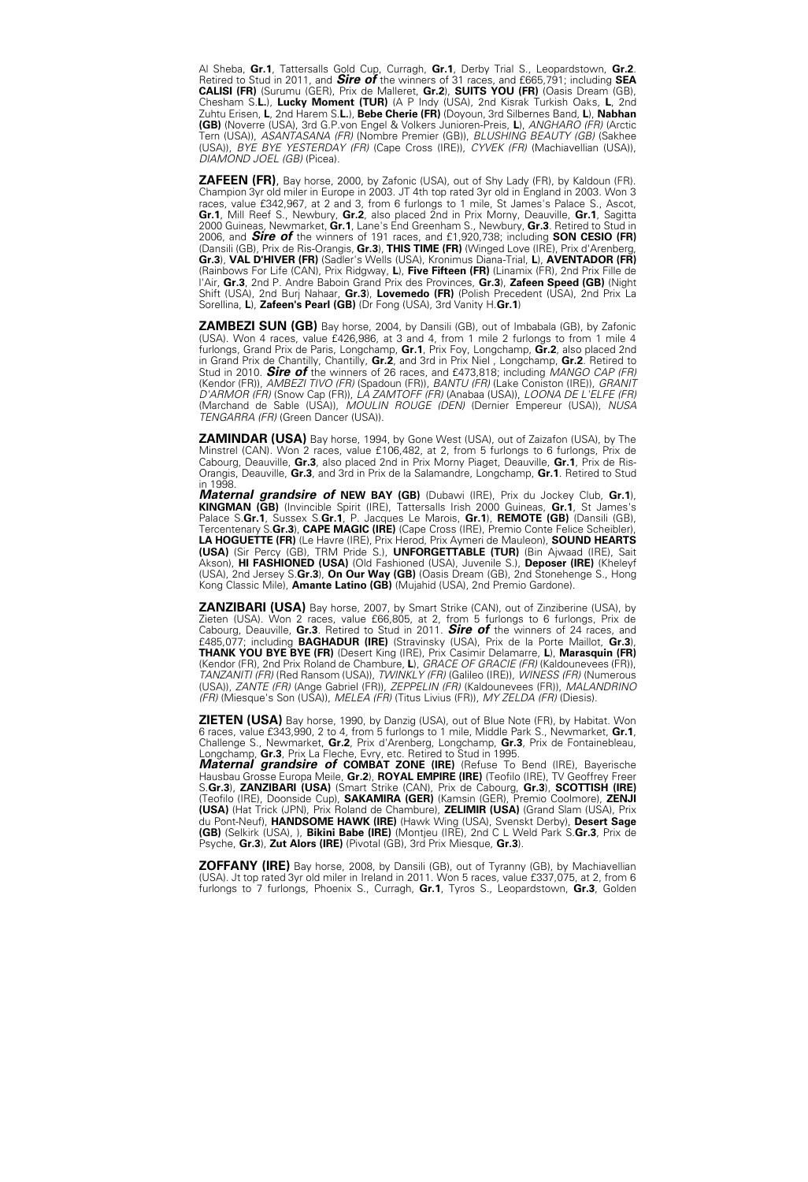Al Sheba, **Gr.1**, Tattersalls Gold Cup, Curragh, **Gr.1**, Derby Trial S., Leopardstown, **Gr.2**. Retired to Stud in 2011, and ***Sire of*** the winners of 31 races, and £665,791; including **SEA CALISI (FR)** (Surumu (GER), Prix de Malleret, **Gr.2**), **SUITS YOU (FR)** (Oasis Dream (GB), Chesham S.**L.**), **Lucky Moment (TUR)** (A P Indy (USA), 2nd Kisrak Turkish Oaks, **L**, 2nd Zuhtu Erisen, **L**, 2nd Harem S.**L.**), **Bebe Cherie (FR)** (Doyoun, 3rd Silbernes Band, **L**), **Nabhan (GB)** (Noverre (USA), 3rd G.P.von Engel & Volkers Junioren-Preis, **L**), *ANGHARO (FR)* (Arctic Tern (USA)), *ASANTASANA (FR)* (Nombre Premier (GB)), *BLUSHING BEAUTY (GB)* (Sakhee (USA)), *BYE BYE YESTERDAY (FR)* (Cape Cross (IRE)), *CYVEK (FR)* (Machiavellian (USA)), *DIAMOND JOEL (GB)* (Picea).

**ZAFEEN (FR)**, Bay horse, 2000, by Zafonic (USA), out of Shy Lady (FR), by Kaldoun (FR). Champion 3yr old miler in Europe in 2003. JT 4th top rated 3yr old in England in 2003. Won 3 races, value £342,967, at 2 and 3, from 6 furlongs to 1 mile, St James's Palace S., Ascot, **Gr.1**, Mill Reef S., Newbury, **Gr.2**, also placed 2nd in Prix Morny, Deauville, **Gr.1**, Sagitta 2000 Guineas, Newmarket, **Gr.1**, Lane's End Greenham S., Newbury, **Gr.3**. Retired to Stud in 2006, and ***Sire of*** the winners of 191 races, and £1,920,738; including **SON CESIO (FR)** (Dansili (GB), Prix de Ris-Orangis, **Gr.3**), **THIS TIME (FR)** (Winged Love (IRE), Prix d'Arenberg, **Gr.3**), **VAL D'HIVER (FR)** (Sadler's Wells (USA), Kronimus Diana-Trial, **L**), **AVENTADOR (FR)** (Rainbows For Life (CAN), Prix Ridgway, **L**), **Five Fifteen (FR)** (Linamix (FR), 2nd Prix Fille de l'Air, **Gr.3**, 2nd P. Andre Baboin Grand Prix des Provinces, **Gr.3**), **Zafeen Speed (GB)** (Night Shift (USA), 2nd Burj Nahaar, **Gr.3**), **Lovemedo (FR)** (Polish Precedent (USA), 2nd Prix La Sorellina, **L**), **Zafeen's Pearl (GB)** (Dr Fong (USA), 3rd Vanity H.**Gr.1**)

**ZAMBEZI SUN (GB)** Bay horse, 2004, by Dansili (GB), out of Imbabala (GB), by Zafonic (USA). Won 4 races, value £426,986, at 3 and 4, from 1 mile 2 furlongs to from 1 mile 4 furlongs, Grand Prix de Paris, Longchamp, **Gr.1**, Prix Foy, Longchamp, **Gr.2**, also placed 2nd in Grand Prix de Chantilly, Chantilly, **Gr.2**, and 3rd in Prix Niel , Longchamp, **Gr.2**. Retired to Stud in 2010. ***Sire of*** the winners of 26 races, and £473,818; including *MANGO CAP (FR)* (Kendor (FR)), *AMBEZI TIVO (FR)* (Spadoun (FR)), *BANTU (FR)* (Lake Coniston (IRE)), *GRANIT D'ARMOR (FR)* (Snow Cap (FR)), *LA ZAMTOFF (FR)* (Anabaa (USA)), *LOONA DE L'ELFE (FR)* (Marchand de Sable (USA)), *MOULIN ROUGE (DEN)* (Dernier Empereur (USA)), *NUSA TENGARRA (FR)* (Green Dancer (USA)).

**ZAMINDAR (USA)** Bay horse, 1994, by Gone West (USA), out of Zaizafon (USA), by The Minstrel (CAN). Won 2 races, value £106,482, at 2, from 5 furlongs to 6 furlongs, Prix de Cabourg, Deauville, **Gr.3**, also placed 2nd in Prix Morny Piaget, Deauville, **Gr.1**, Prix de Ris-Orangis, Deauville, **Gr.3**, and 3rd in Prix de la Salamandre, Longchamp, **Gr.1**. Retired to Stud in 1998.
***Maternal grandsire of*** **NEW BAY (GB)** (Dubawi (IRE), Prix du Jockey Club, **Gr.1**), **KINGMAN (GB)** (Invincible Spirit (IRE), Tattersalls Irish 2000 Guineas, **Gr.1**, St James's Palace S.**Gr.1**, Sussex S.**Gr.1**, P. Jacques Le Marois, **Gr.1**), **REMOTE (GB)** (Dansili (GB), Tercentenary S.**Gr.3**), **CAPE MAGIC (IRE)** (Cape Cross (IRE), Premio Conte Felice Scheibler), **LA HOGUETTE (FR)** (Le Havre (IRE), Prix Herod, Prix Aymeri de Mauleon), **SOUND HEARTS (USA)** (Sir Percy (GB), TRM Pride S.), **UNFORGETTABLE (TUR)** (Bin Ajwaad (IRE), Sait Akson), **HI FASHIONED (USA)** (Old Fashioned (USA), Juvenile S.), **Deposer (IRE)** (Kheleyf (USA), 2nd Jersey S.**Gr.3**), **On Our Way (GB)** (Oasis Dream (GB), 2nd Stonehenge S., Hong Kong Classic Mile), **Amante Latino (GB)** (Mujahid (USA), 2nd Premio Gardone).

**ZANZIBARI (USA)** Bay horse, 2007, by Smart Strike (CAN), out of Zinziberine (USA), by Zieten (USA). Won 2 races, value £66,805, at 2, from 5 furlongs to 6 furlongs, Prix de Cabourg, Deauville, **Gr.3**. Retired to Stud in 2011. ***Sire of*** the winners of 24 races, and £485,077; including **BAGHADUR (IRE)** (Stravinsky (USA), Prix de la Porte Maillot, **Gr.3**), **THANK YOU BYE BYE (FR)** (Desert King (IRE), Prix Casimir Delamarre, **L**), **Marasquin (FR)** (Kendor (FR), 2nd Prix Roland de Chambure, **L**), *GRACE OF GRACIE (FR)* (Kaldounevees (FR)), *TANZANITI (FR)* (Red Ransom (USA)), *TWINKLY (FR)* (Galileo (IRE)), *WINESS (FR)* (Numerous (USA)), *ZANTE (FR)* (Ange Gabriel (FR)), *ZEPPELIN (FR)* (Kaldounevees (FR)), *MALANDRINO (FR)* (Miesque's Son (USA)), *MELEA (FR)* (Titus Livius (FR)), *MY ZELDA (FR)* (Diesis).

**ZIETEN (USA)** Bay horse, 1990, by Danzig (USA), out of Blue Note (FR), by Habitat. Won 6 races, value £343,990, 2 to 4, from 5 furlongs to 1 mile, Middle Park S., Newmarket, **Gr.1**, Challenge S., Newmarket, **Gr.2**, Prix d'Arenberg, Longchamp, **Gr.3**, Prix de Fontainebleau, Longchamp, **Gr.3**, Prix La Fleche, Evry, etc. Retired to Stud in 1995.
***Maternal grandsire of*** **COMBAT ZONE (IRE)** (Refuse To Bend (IRE), Bayerische Hausbau Grosse Europa Meile, **Gr.2**), **ROYAL EMPIRE (IRE)** (Teofilo (IRE), TV Geoffrey Freer S.**Gr.3**), **ZANZIBARI (USA)** (Smart Strike (CAN), Prix de Cabourg, **Gr.3**), **SCOTTISH (IRE)** (Teofilo (IRE), Doonside Cup), **SAKAMIRA (GER)** (Kamsin (GER), Premio Coolmore), **ZENJI (USA)** (Hat Trick (JPN), Prix Roland de Chambure), **ZELIMIR (USA)** (Grand Slam (USA), Prix du Pont-Neuf), **HANDSOME HAWK (IRE)** (Hawk Wing (USA), Svenskt Derby), **Desert Sage (GB)** (Selkirk (USA), ), **Bikini Babe (IRE)** (Montjeu (IRE), 2nd C L Weld Park S.**Gr.3**, Prix de Psyche, **Gr.3**), **Zut Alors (IRE)** (Pivotal (GB), 3rd Prix Miesque, **Gr.3**).

**ZOFFANY (IRE)** Bay horse, 2008, by Dansili (GB), out of Tyranny (GB), by Machiavellian (USA). Jt top rated 3yr old miler in Ireland in 2011. Won 5 races, value £337,075, at 2, from 6 furlongs to 7 furlongs, Phoenix S., Curragh, **Gr.1**, Tyros S., Leopardstown, **Gr.3**, Golden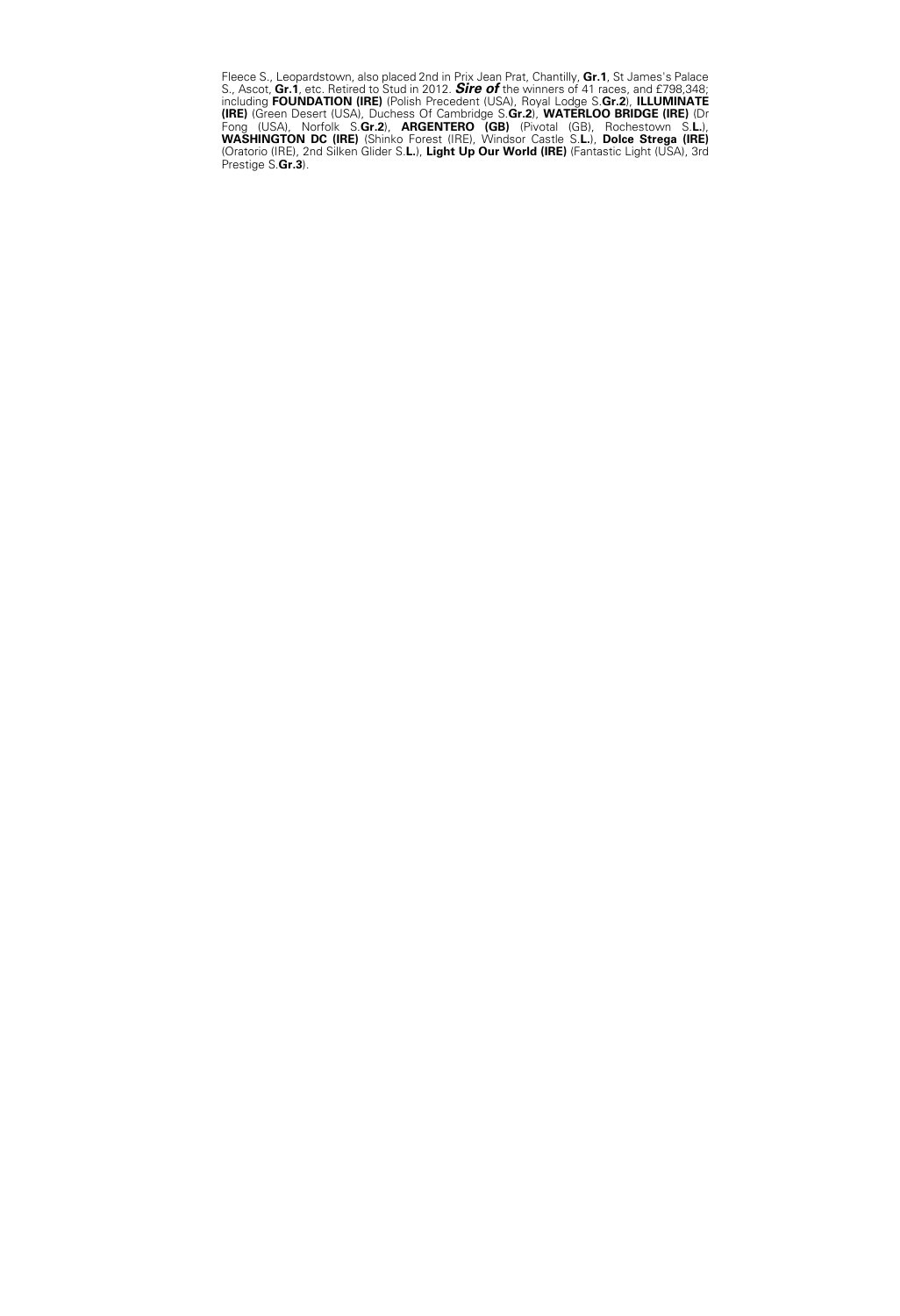Fleece S., Leopardstown, also placed 2nd in Prix Jean Prat, Chantilly, **Gr.1**, St James's Palace S., Ascot, **Gr.1**, etc. Retired to Stud in 2012. ***Sire of*** the winners of 41 races, and £798,348; including **FOUNDATION (IRE)** (Polish Precedent (USA), Royal Lodge S.**Gr.2**), **ILLUMINATE (IRE)** (Green Desert (USA), Duchess Of Cambridge S.**Gr.2**), **WATERLOO BRIDGE (IRE)** (Dr Fong (USA), Norfolk S.**Gr.2**), **ARGENTERO (GB)** (Pivotal (GB), Rochestown S.**L.**), **WASHINGTON DC (IRE)** (Shinko Forest (IRE), Windsor Castle S.**L.**), **Dolce Strega (IRE)** (Oratorio (IRE), 2nd Silken Glider S.**L.**), **Light Up Our World (IRE)** (Fantastic Light (USA), 3rd Prestige S.**Gr.3**).